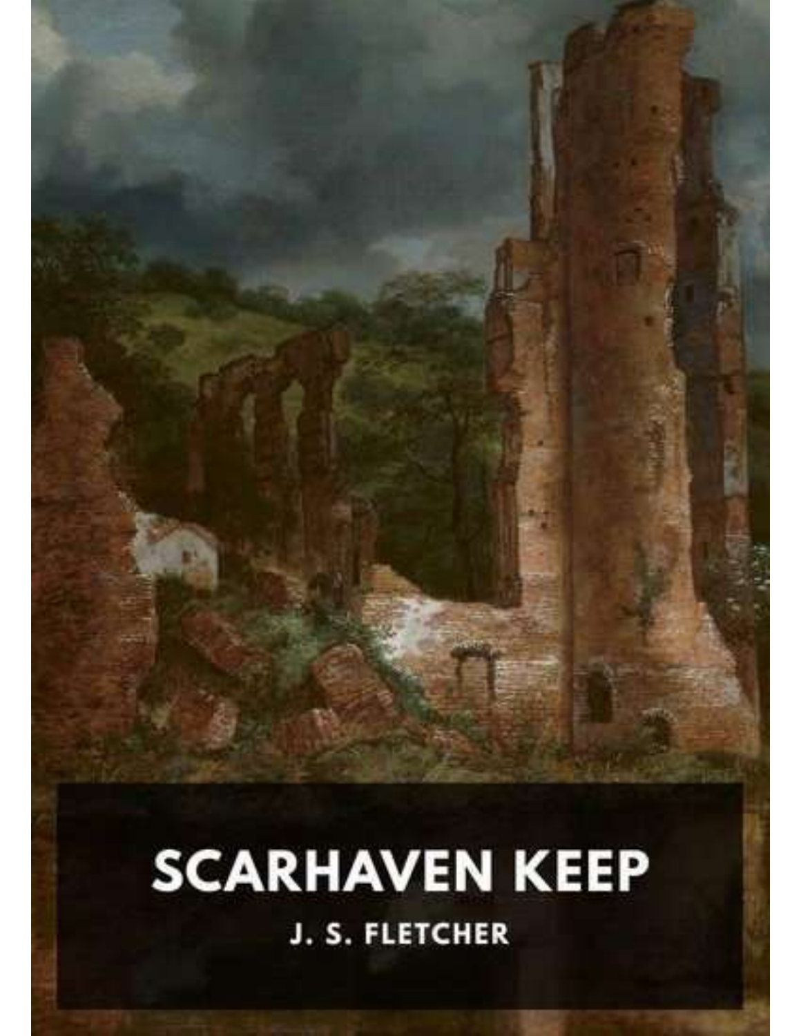# SCARHAVEN KEEP

J. S. FLETCHER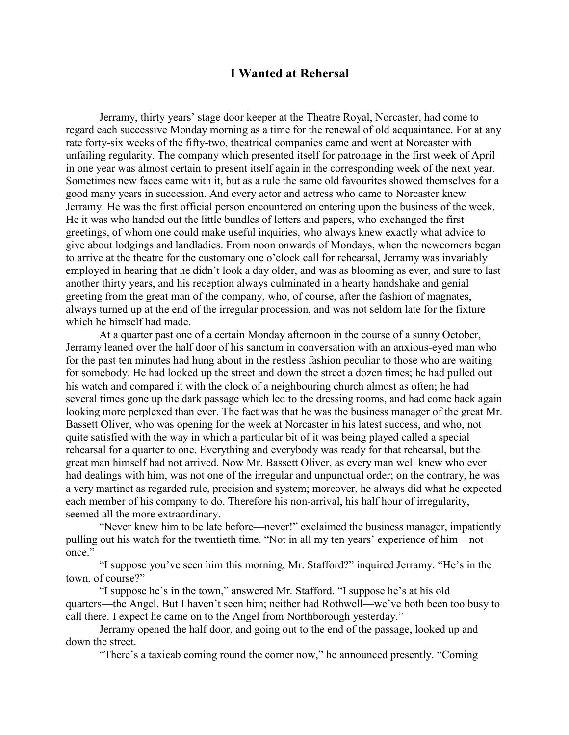## I Wanted at Rehersal

Jerramy, thirty years' stage door keeper at the Theatre Royal, Norcaster, had come to regard each successive Monday morning as a time for the renewal of old acquaintance. For at any rate forty-six weeks of the fifty-two, theatrical companies came and went at Norcaster with unfailing regularity. The company which presented itself for patronage in the first week of April in one year was almost certain to present itself again in the corresponding week of the next year. Sometimes new faces came with it, but as a rule the same old favourites showed themselves for a good many years in succession. And every actor and actress who came to Norcaster knew Jerramy. He was the first official person encountered on entering upon the business of the week. He it was who handed out the little bundles of letters and papers, who exchanged the first greetings, of whom one could make useful inquiries, who always knew exactly what advice to give about lodgings and landladies. From noon onwards of Mondays, when the newcomers began to arrive at the theatre for the customary one o'clock call for rehearsal, Jerramy was invariably employed in hearing that he didn't look a day older, and was as blooming as ever, and sure to last another thirty years, and his reception always culminated in a hearty handshake and genial greeting from the great man of the company, who, of course, after the fashion of magnates, always turned up at the end of the irregular procession, and was not seldom late for the fixture which he himself had made.

At a quarter past one of a certain Monday afternoon in the course of a sunny October, Jerramy leaned over the half door of his sanctum in conversation with an anxious-eyed man who for the past ten minutes had hung about in the restless fashion peculiar to those who are waiting for somebody. He had looked up the street and down the street a dozen times; he had pulled out his watch and compared it with the clock of a neighbouring church almost as often; he had several times gone up the dark passage which led to the dressing rooms, and had come back again looking more perplexed than ever. The fact was that he was the business manager of the great Mr. Bassett Oliver, who was opening for the week at Norcaster in his latest success, and who, not quite satisfied with the way in which a particular bit of it was being played called a special rehearsal for a quarter to one. Everything and everybody was ready for that rehearsal, but the great man himself had not arrived. Now Mr. Bassett Oliver, as every man well knew who ever had dealings with him, was not one of the irregular and unpunctual order; on the contrary, he was a very martinet as regarded rule, precision and system; moreover, he always did what he expected each member of his company to do. Therefore his non-arrival, his half hour of irregularity, seemed all the more extraordinary.

"Never knew him to be late before—never!" exclaimed the business manager, impatiently pulling out his watch for the twentieth time. "Not in all my ten years' experience of him—not once."

"I suppose you've seen him this morning, Mr. Stafford?" inquired Jerramy. "He's in the town, of course?"

"I suppose he's in the town," answered Mr. Stafford. "I suppose he's at his old quarters—the Angel. But I haven't seen him; neither had Rothwell—we've both been too busy to call there. I expect he came on to the Angel from Northborough yesterday."

Jerramy opened the half door, and going out to the end of the passage, looked up and down the street.

"There's a taxicab coming round the corner now," he announced presently. "Coming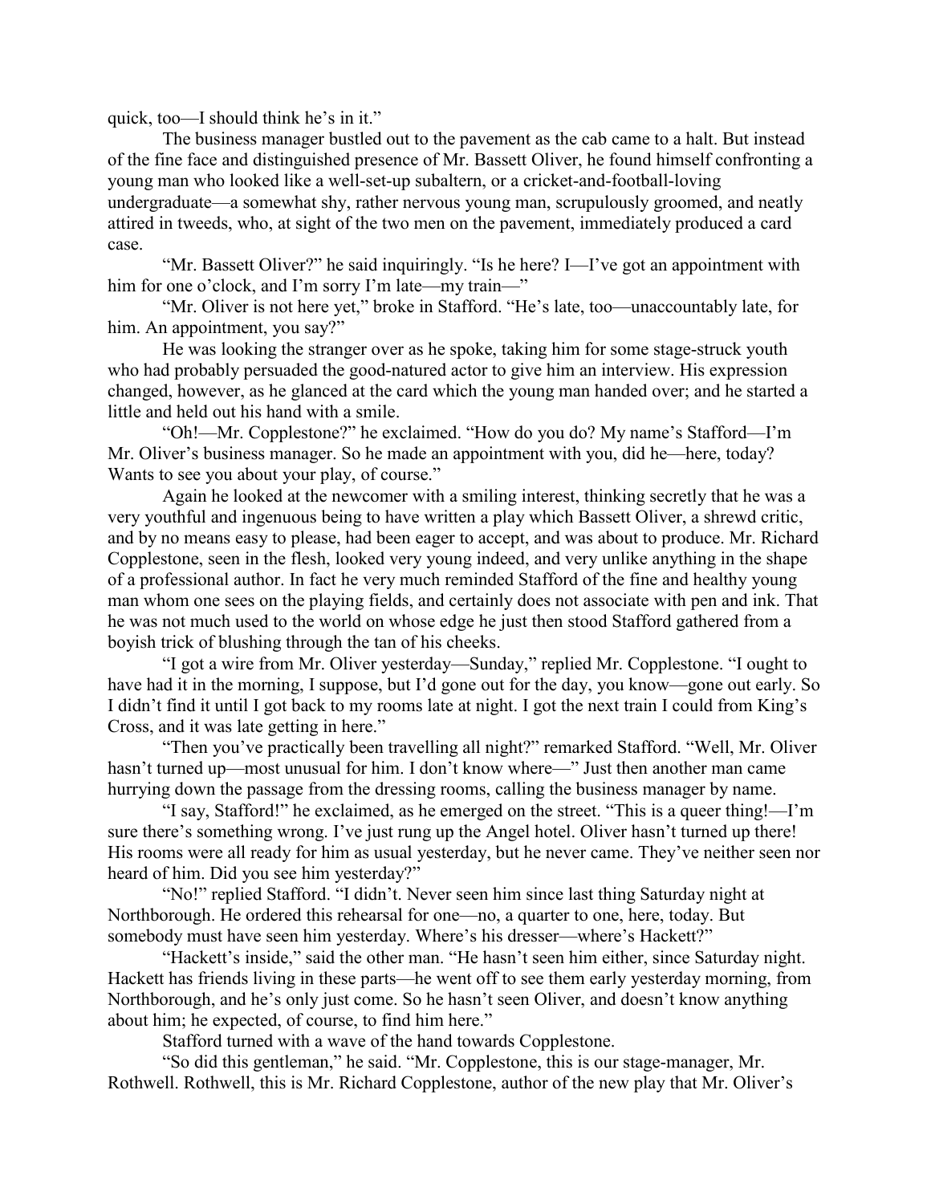quick, too—I should think he's in it."

The business manager bustled out to the pavement as the cab came to a halt. But instead of the fine face and distinguished presence of Mr. Bassett Oliver, he found himself confronting a young man who looked like a well-set-up subaltern, or a cricket-and-football-loving undergraduate—a somewhat shy, rather nervous young man, scrupulously groomed, and neatly attired in tweeds, who, at sight of the two men on the pavement, immediately produced a card case.

"Mr. Bassett Oliver?" he said inquiringly. "Is he here? I—I've got an appointment with him for one o'clock, and I'm sorry I'm late—my train—"

"Mr. Oliver is not here yet," broke in Stafford. "He's late, too—unaccountably late, for him. An appointment, you say?"

He was looking the stranger over as he spoke, taking him for some stage-struck youth who had probably persuaded the good-natured actor to give him an interview. His expression changed, however, as he glanced at the card which the young man handed over; and he started a little and held out his hand with a smile.

"Oh!—Mr. Copplestone?" he exclaimed. "How do you do? My name's Stafford—I'm Mr. Oliver's business manager. So he made an appointment with you, did he—here, today? Wants to see you about your play, of course."

Again he looked at the newcomer with a smiling interest, thinking secretly that he was a very youthful and ingenuous being to have written a play which Bassett Oliver, a shrewd critic, and by no means easy to please, had been eager to accept, and was about to produce. Mr. Richard Copplestone, seen in the flesh, looked very young indeed, and very unlike anything in the shape of a professional author. In fact he very much reminded Stafford of the fine and healthy young man whom one sees on the playing fields, and certainly does not associate with pen and ink. That he was not much used to the world on whose edge he just then stood Stafford gathered from a boyish trick of blushing through the tan of his cheeks.

"I got a wire from Mr. Oliver yesterday—Sunday," replied Mr. Copplestone. "I ought to have had it in the morning, I suppose, but I'd gone out for the day, you know—gone out early. So I didn't find it until I got back to my rooms late at night. I got the next train I could from King's Cross, and it was late getting in here."

"Then you've practically been travelling all night?" remarked Stafford. "Well, Mr. Oliver hasn't turned up—most unusual for him. I don't know where—" Just then another man came hurrying down the passage from the dressing rooms, calling the business manager by name.

"I say, Stafford!" he exclaimed, as he emerged on the street. "This is a queer thing!—I'm sure there's something wrong. I've just rung up the Angel hotel. Oliver hasn't turned up there! His rooms were all ready for him as usual yesterday, but he never came. They've neither seen nor heard of him. Did you see him yesterday?"

"No!" replied Stafford. "I didn't. Never seen him since last thing Saturday night at Northborough. He ordered this rehearsal for one—no, a quarter to one, here, today. But somebody must have seen him yesterday. Where's his dresser—where's Hackett?"

"Hackett's inside," said the other man. "He hasn't seen him either, since Saturday night. Hackett has friends living in these parts—he went off to see them early yesterday morning, from Northborough, and he's only just come. So he hasn't seen Oliver, and doesn't know anything about him; he expected, of course, to find him here."

Stafford turned with a wave of the hand towards Copplestone.

"So did this gentleman," he said. "Mr. Copplestone, this is our stage-manager, Mr. Rothwell. Rothwell, this is Mr. Richard Copplestone, author of the new play that Mr. Oliver's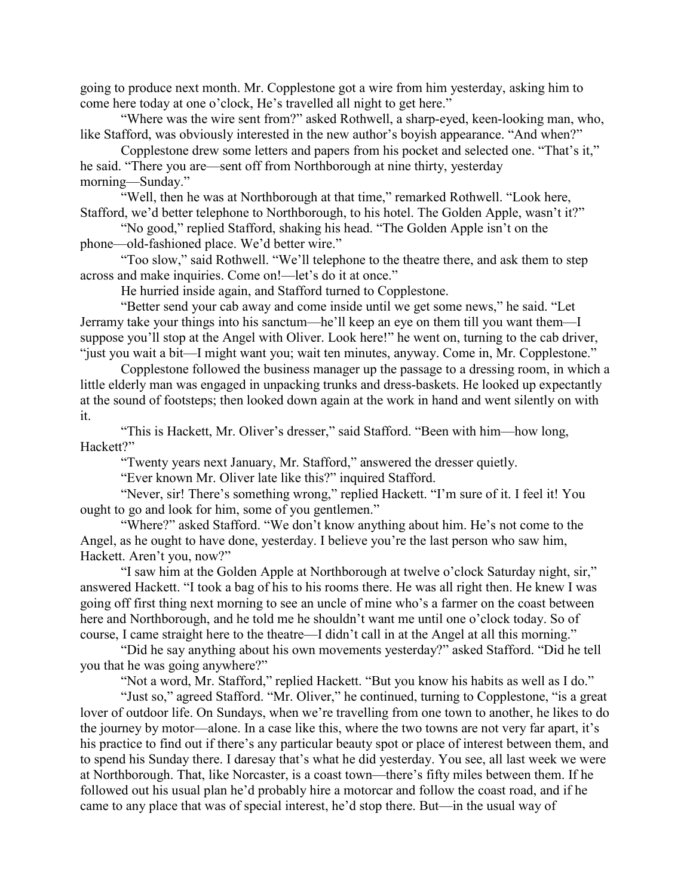going to produce next month. Mr. Copplestone got a wire from him yesterday, asking him to come here today at one o'clock, He's travelled all night to get here."

"Where was the wire sent from?" asked Rothwell, a sharp-eyed, keen-looking man, who, like Stafford, was obviously interested in the new author's boyish appearance. "And when?"

Copplestone drew some letters and papers from his pocket and selected one. "That's it," he said. "There you are—sent off from Northborough at nine thirty, yesterday morning—Sunday."

"Well, then he was at Northborough at that time," remarked Rothwell. "Look here, Stafford, we'd better telephone to Northborough, to his hotel. The Golden Apple, wasn't it?"

"No good," replied Stafford, shaking his head. "The Golden Apple isn't on the phone—old-fashioned place. We'd better wire."

"Too slow," said Rothwell. "We'll telephone to the theatre there, and ask them to step across and make inquiries. Come on!—let's do it at once."

He hurried inside again, and Stafford turned to Copplestone.

"Better send your cab away and come inside until we get some news," he said. "Let Jerramy take your things into his sanctum—he'll keep an eye on them till you want them—I suppose you'll stop at the Angel with Oliver. Look here!" he went on, turning to the cab driver, "just you wait a bit—I might want you; wait ten minutes, anyway. Come in, Mr. Copplestone."

Copplestone followed the business manager up the passage to a dressing room, in which a little elderly man was engaged in unpacking trunks and dress-baskets. He looked up expectantly at the sound of footsteps; then looked down again at the work in hand and went silently on with it.

"This is Hackett, Mr. Oliver's dresser," said Stafford. "Been with him—how long, Hackett?"

"Twenty years next January, Mr. Stafford," answered the dresser quietly.

"Ever known Mr. Oliver late like this?" inquired Stafford.

"Never, sir! There's something wrong," replied Hackett. "I'm sure of it. I feel it! You ought to go and look for him, some of you gentlemen."

"Where?" asked Stafford. "We don't know anything about him. He's not come to the Angel, as he ought to have done, yesterday. I believe you're the last person who saw him, Hackett. Aren't you, now?"

"I saw him at the Golden Apple at Northborough at twelve o'clock Saturday night, sir," answered Hackett. "I took a bag of his to his rooms there. He was all right then. He knew I was going off first thing next morning to see an uncle of mine who's a farmer on the coast between here and Northborough, and he told me he shouldn't want me until one o'clock today. So of course, I came straight here to the theatre—I didn't call in at the Angel at all this morning."

"Did he say anything about his own movements yesterday?" asked Stafford. "Did he tell you that he was going anywhere?"

"Not a word, Mr. Stafford," replied Hackett. "But you know his habits as well as I do."

"Just so," agreed Stafford. "Mr. Oliver," he continued, turning to Copplestone, "is a great lover of outdoor life. On Sundays, when we're travelling from one town to another, he likes to do the journey by motor—alone. In a case like this, where the two towns are not very far apart, it's his practice to find out if there's any particular beauty spot or place of interest between them, and to spend his Sunday there. I daresay that's what he did yesterday. You see, all last week we were at Northborough. That, like Norcaster, is a coast town—there's fifty miles between them. If he followed out his usual plan he'd probably hire a motorcar and follow the coast road, and if he came to any place that was of special interest, he'd stop there. But—in the usual way of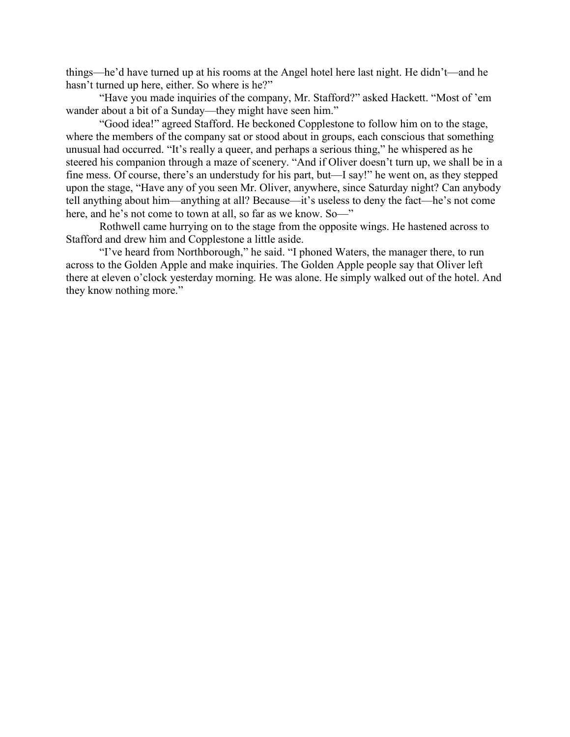things—he’d have turned up at his rooms at the Angel hotel here last night. He didn’t—and he hasn’t turned up here, either. So where is he?”

“Have you made inquiries of the company, Mr. Stafford?” asked Hackett. “Most of ’em wander about a bit of a Sunday—they might have seen him.”

“Good idea!” agreed Stafford. He beckoned Copplestone to follow him on to the stage, where the members of the company sat or stood about in groups, each conscious that something unusual had occurred. “It’s really a queer, and perhaps a serious thing,” he whispered as he steered his companion through a maze of scenery. “And if Oliver doesn’t turn up, we shall be in a fine mess. Of course, there’s an understudy for his part, but—I say!” he went on, as they stepped upon the stage, “Have any of you seen Mr. Oliver, anywhere, since Saturday night? Can anybody tell anything about him—anything at all? Because—it’s useless to deny the fact—he’s not come here, and he’s not come to town at all, so far as we know. So—”

Rothwell came hurrying on to the stage from the opposite wings. He hastened across to Stafford and drew him and Copplestone a little aside.

“I’ve heard from Northborough,” he said. “I phoned Waters, the manager there, to run across to the Golden Apple and make inquiries. The Golden Apple people say that Oliver left there at eleven o’clock yesterday morning. He was alone. He simply walked out of the hotel. And they know nothing more.”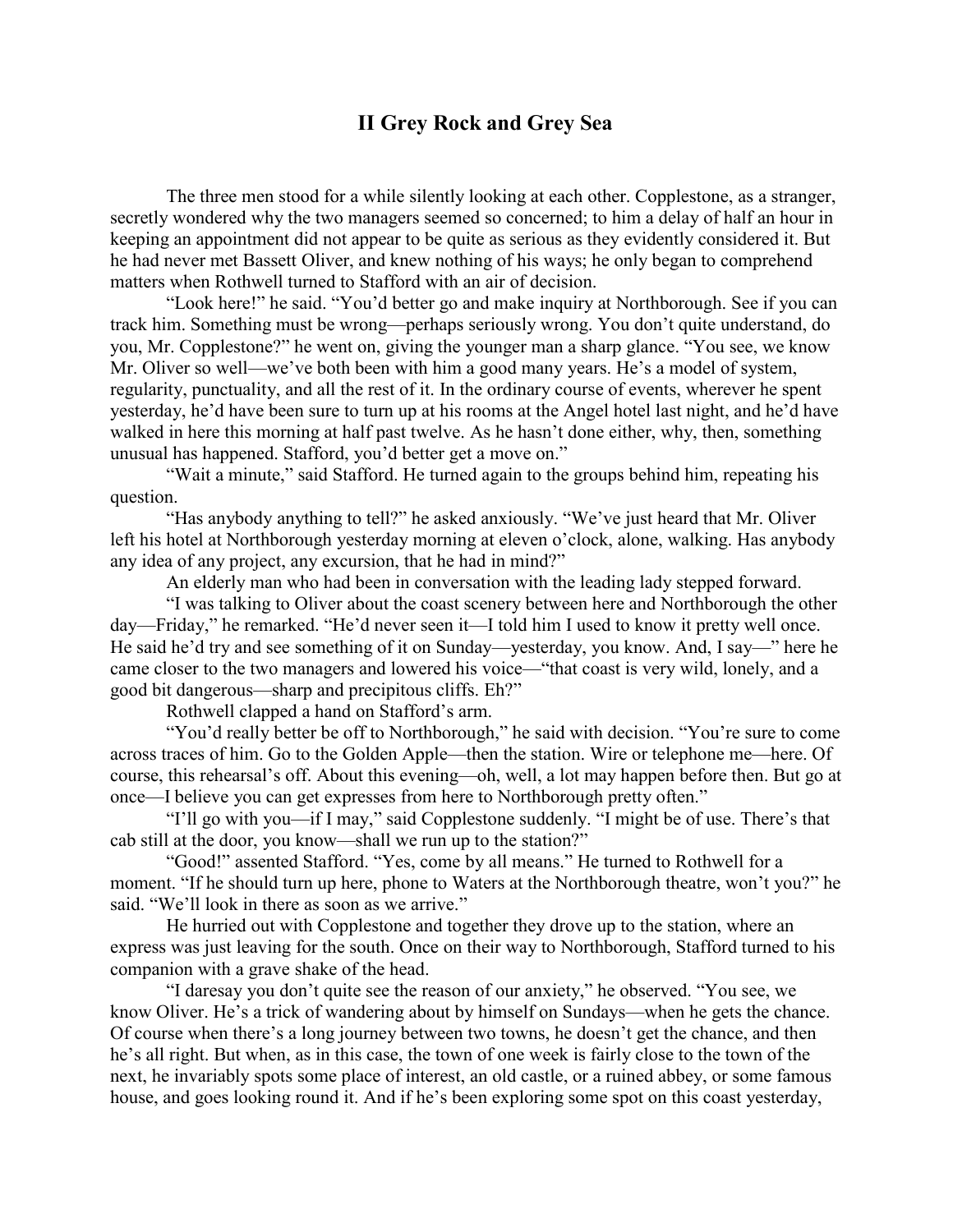## II Grey Rock and Grey Sea

The three men stood for a while silently looking at each other. Copplestone, as a stranger, secretly wondered why the two managers seemed so concerned; to him a delay of half an hour in keeping an appointment did not appear to be quite as serious as they evidently considered it. But he had never met Bassett Oliver, and knew nothing of his ways; he only began to comprehend matters when Rothwell turned to Stafford with an air of decision.

"Look here!" he said. "You'd better go and make inquiry at Northborough. See if you can track him. Something must be wrong—perhaps seriously wrong. You don't quite understand, do you, Mr. Copplestone?" he went on, giving the younger man a sharp glance. "You see, we know Mr. Oliver so well—we've both been with him a good many years. He's a model of system, regularity, punctuality, and all the rest of it. In the ordinary course of events, wherever he spent yesterday, he'd have been sure to turn up at his rooms at the Angel hotel last night, and he'd have walked in here this morning at half past twelve. As he hasn't done either, why, then, something unusual has happened. Stafford, you'd better get a move on."

"Wait a minute," said Stafford. He turned again to the groups behind him, repeating his question.

"Has anybody anything to tell?" he asked anxiously. "We've just heard that Mr. Oliver left his hotel at Northborough yesterday morning at eleven o'clock, alone, walking. Has anybody any idea of any project, any excursion, that he had in mind?"

An elderly man who had been in conversation with the leading lady stepped forward.

"I was talking to Oliver about the coast scenery between here and Northborough the other day—Friday," he remarked. "He'd never seen it—I told him I used to know it pretty well once. He said he'd try and see something of it on Sunday—yesterday, you know. And, I say—" here he came closer to the two managers and lowered his voice—"that coast is very wild, lonely, and a good bit dangerous—sharp and precipitous cliffs. Eh?"

Rothwell clapped a hand on Stafford's arm.

"You'd really better be off to Northborough," he said with decision. "You're sure to come across traces of him. Go to the Golden Apple—then the station. Wire or telephone me—here. Of course, this rehearsal's off. About this evening—oh, well, a lot may happen before then. But go at once—I believe you can get expresses from here to Northborough pretty often."

"I'll go with you—if I may," said Copplestone suddenly. "I might be of use. There's that cab still at the door, you know—shall we run up to the station?"

"Good!" assented Stafford. "Yes, come by all means." He turned to Rothwell for a moment. "If he should turn up here, phone to Waters at the Northborough theatre, won't you?" he said. "We'll look in there as soon as we arrive."

He hurried out with Copplestone and together they drove up to the station, where an express was just leaving for the south. Once on their way to Northborough, Stafford turned to his companion with a grave shake of the head.

"I daresay you don't quite see the reason of our anxiety," he observed. "You see, we know Oliver. He's a trick of wandering about by himself on Sundays—when he gets the chance. Of course when there's a long journey between two towns, he doesn't get the chance, and then he's all right. But when, as in this case, the town of one week is fairly close to the town of the next, he invariably spots some place of interest, an old castle, or a ruined abbey, or some famous house, and goes looking round it. And if he's been exploring some spot on this coast yesterday,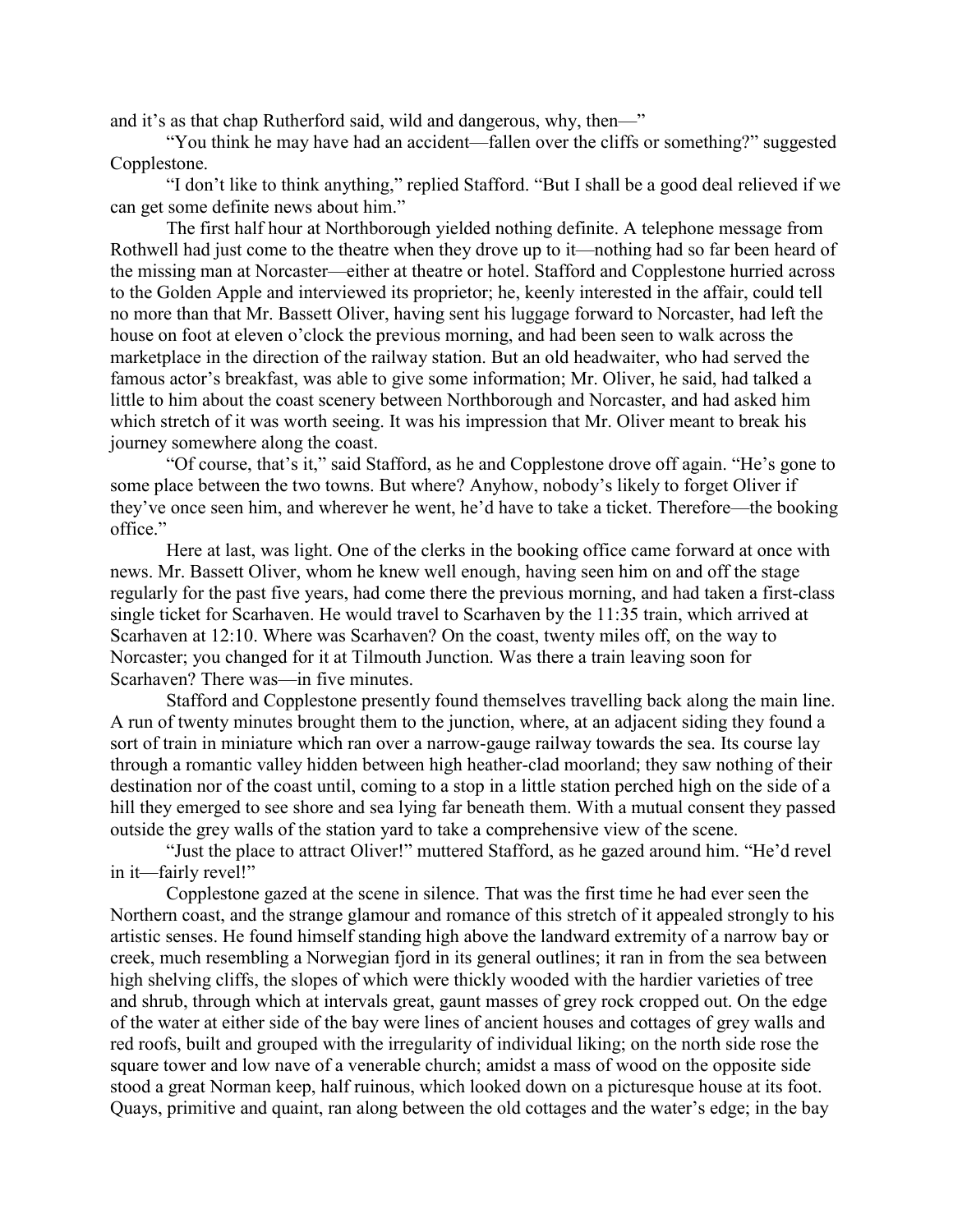and it's as that chap Rutherford said, wild and dangerous, why, then—"

"You think he may have had an accident—fallen over the cliffs or something?" suggested Copplestone.

"I don't like to think anything," replied Stafford. "But I shall be a good deal relieved if we can get some definite news about him."

The first half hour at Northborough yielded nothing definite. A telephone message from Rothwell had just come to the theatre when they drove up to it—nothing had so far been heard of the missing man at Norcaster—either at theatre or hotel. Stafford and Copplestone hurried across to the Golden Apple and interviewed its proprietor; he, keenly interested in the affair, could tell no more than that Mr. Bassett Oliver, having sent his luggage forward to Norcaster, had left the house on foot at eleven o'clock the previous morning, and had been seen to walk across the marketplace in the direction of the railway station. But an old headwaiter, who had served the famous actor's breakfast, was able to give some information; Mr. Oliver, he said, had talked a little to him about the coast scenery between Northborough and Norcaster, and had asked him which stretch of it was worth seeing. It was his impression that Mr. Oliver meant to break his journey somewhere along the coast.

"Of course, that's it," said Stafford, as he and Copplestone drove off again. "He's gone to some place between the two towns. But where? Anyhow, nobody's likely to forget Oliver if they've once seen him, and wherever he went, he'd have to take a ticket. Therefore—the booking office."

Here at last, was light. One of the clerks in the booking office came forward at once with news. Mr. Bassett Oliver, whom he knew well enough, having seen him on and off the stage regularly for the past five years, had come there the previous morning, and had taken a first-class single ticket for Scarhaven. He would travel to Scarhaven by the 11:35 train, which arrived at Scarhaven at 12:10. Where was Scarhaven? On the coast, twenty miles off, on the way to Norcaster; you changed for it at Tilmouth Junction. Was there a train leaving soon for Scarhaven? There was—in five minutes.

Stafford and Copplestone presently found themselves travelling back along the main line. A run of twenty minutes brought them to the junction, where, at an adjacent siding they found a sort of train in miniature which ran over a narrow-gauge railway towards the sea. Its course lay through a romantic valley hidden between high heather-clad moorland; they saw nothing of their destination nor of the coast until, coming to a stop in a little station perched high on the side of a hill they emerged to see shore and sea lying far beneath them. With a mutual consent they passed outside the grey walls of the station yard to take a comprehensive view of the scene.

"Just the place to attract Oliver!" muttered Stafford, as he gazed around him. "He'd revel in it—fairly revel!"

Copplestone gazed at the scene in silence. That was the first time he had ever seen the Northern coast, and the strange glamour and romance of this stretch of it appealed strongly to his artistic senses. He found himself standing high above the landward extremity of a narrow bay or creek, much resembling a Norwegian fjord in its general outlines; it ran in from the sea between high shelving cliffs, the slopes of which were thickly wooded with the hardier varieties of tree and shrub, through which at intervals great, gaunt masses of grey rock cropped out. On the edge of the water at either side of the bay were lines of ancient houses and cottages of grey walls and red roofs, built and grouped with the irregularity of individual liking; on the north side rose the square tower and low nave of a venerable church; amidst a mass of wood on the opposite side stood a great Norman keep, half ruinous, which looked down on a picturesque house at its foot. Quays, primitive and quaint, ran along between the old cottages and the water's edge; in the bay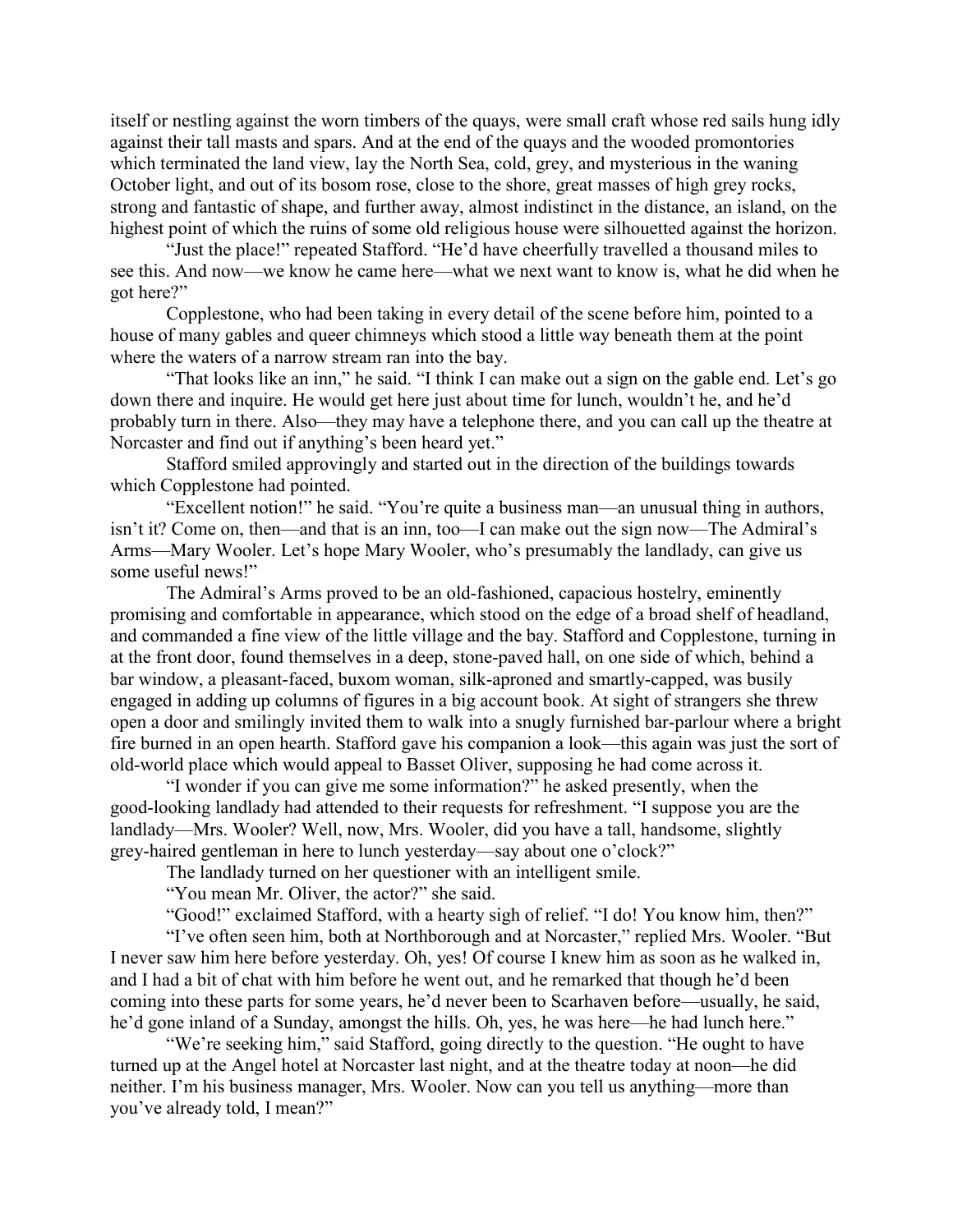itself or nestling against the worn timbers of the quays, were small craft whose red sails hung idly against their tall masts and spars. And at the end of the quays and the wooded promontories which terminated the land view, lay the North Sea, cold, grey, and mysterious in the waning October light, and out of its bosom rose, close to the shore, great masses of high grey rocks, strong and fantastic of shape, and further away, almost indistinct in the distance, an island, on the highest point of which the ruins of some old religious house were silhouetted against the horizon.

"Just the place!" repeated Stafford. "He'd have cheerfully travelled a thousand miles to see this. And now—we know he came here—what we next want to know is, what he did when he got here?"

Copplestone, who had been taking in every detail of the scene before him, pointed to a house of many gables and queer chimneys which stood a little way beneath them at the point where the waters of a narrow stream ran into the bay.

"That looks like an inn," he said. "I think I can make out a sign on the gable end. Let's go down there and inquire. He would get here just about time for lunch, wouldn't he, and he'd probably turn in there. Also—they may have a telephone there, and you can call up the theatre at Norcaster and find out if anything's been heard yet."

Stafford smiled approvingly and started out in the direction of the buildings towards which Copplestone had pointed.

"Excellent notion!" he said. "You're quite a business man—an unusual thing in authors, isn't it? Come on, then—and that is an inn, too—I can make out the sign now—The Admiral's Arms—Mary Wooler. Let's hope Mary Wooler, who's presumably the landlady, can give us some useful news!"

The Admiral's Arms proved to be an old-fashioned, capacious hostelry, eminently promising and comfortable in appearance, which stood on the edge of a broad shelf of headland, and commanded a fine view of the little village and the bay. Stafford and Copplestone, turning in at the front door, found themselves in a deep, stone-paved hall, on one side of which, behind a bar window, a pleasant-faced, buxom woman, silk-aproned and smartly-capped, was busily engaged in adding up columns of figures in a big account book. At sight of strangers she threw open a door and smilingly invited them to walk into a snugly furnished bar-parlour where a bright fire burned in an open hearth. Stafford gave his companion a look—this again was just the sort of old-world place which would appeal to Basset Oliver, supposing he had come across it.

"I wonder if you can give me some information?" he asked presently, when the good-looking landlady had attended to their requests for refreshment. "I suppose you are the landlady—Mrs. Wooler? Well, now, Mrs. Wooler, did you have a tall, handsome, slightly grey-haired gentleman in here to lunch yesterday—say about one o'clock?"

The landlady turned on her questioner with an intelligent smile.

"You mean Mr. Oliver, the actor?" she said.

"Good!" exclaimed Stafford, with a hearty sigh of relief. "I do! You know him, then?"

"I've often seen him, both at Northborough and at Norcaster," replied Mrs. Wooler. "But I never saw him here before yesterday. Oh, yes! Of course I knew him as soon as he walked in, and I had a bit of chat with him before he went out, and he remarked that though he'd been coming into these parts for some years, he'd never been to Scarhaven before—usually, he said, he'd gone inland of a Sunday, amongst the hills. Oh, yes, he was here—he had lunch here."

"We're seeking him," said Stafford, going directly to the question. "He ought to have turned up at the Angel hotel at Norcaster last night, and at the theatre today at noon—he did neither. I'm his business manager, Mrs. Wooler. Now can you tell us anything—more than you've already told, I mean?"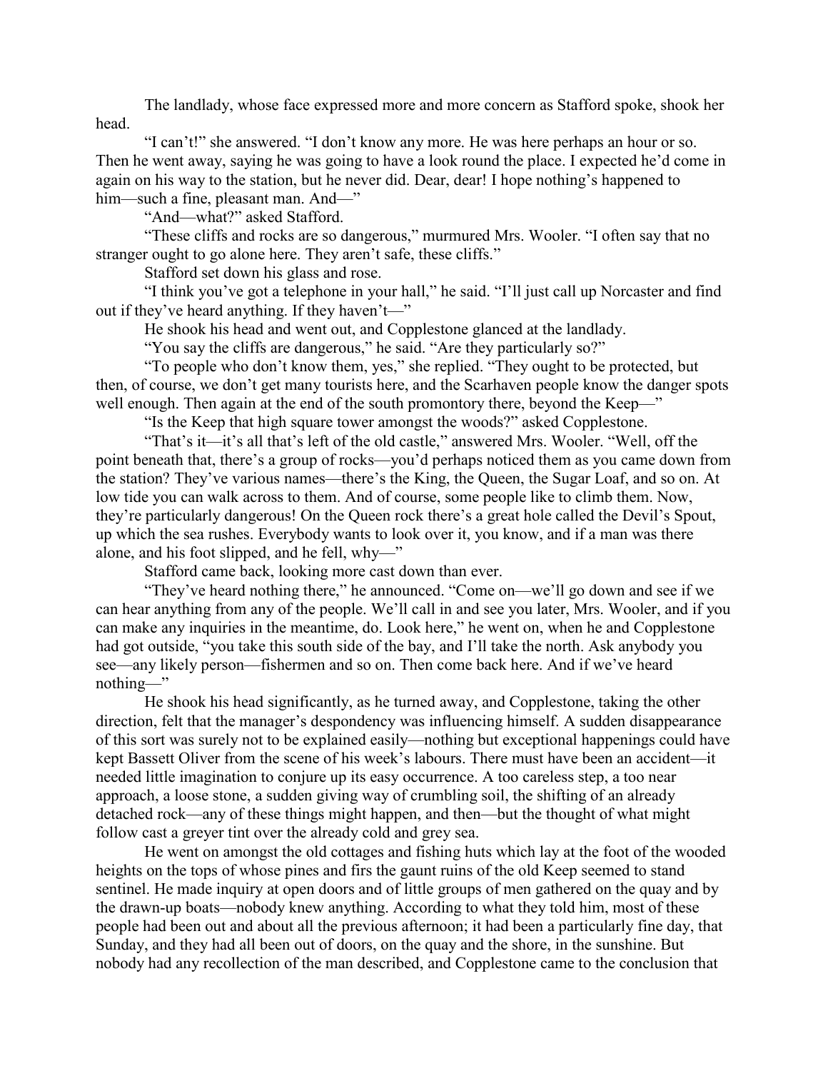The landlady, whose face expressed more and more concern as Stafford spoke, shook her head.

"I can't!" she answered. "I don't know any more. He was here perhaps an hour or so. Then he went away, saying he was going to have a look round the place. I expected he'd come in again on his way to the station, but he never did. Dear, dear! I hope nothing's happened to him—such a fine, pleasant man. And—"

"And—what?" asked Stafford.

"These cliffs and rocks are so dangerous," murmured Mrs. Wooler. "I often say that no stranger ought to go alone here. They aren't safe, these cliffs."

Stafford set down his glass and rose.

"I think you've got a telephone in your hall," he said. "I'll just call up Norcaster and find out if they've heard anything. If they haven't—"

He shook his head and went out, and Copplestone glanced at the landlady.

"You say the cliffs are dangerous," he said. "Are they particularly so?"

"To people who don't know them, yes," she replied. "They ought to be protected, but then, of course, we don't get many tourists here, and the Scarhaven people know the danger spots well enough. Then again at the end of the south promontory there, beyond the Keep—"

"Is the Keep that high square tower amongst the woods?" asked Copplestone.

"That's it—it's all that's left of the old castle," answered Mrs. Wooler. "Well, off the point beneath that, there's a group of rocks—you'd perhaps noticed them as you came down from the station? They've various names—there's the King, the Queen, the Sugar Loaf, and so on. At low tide you can walk across to them. And of course, some people like to climb them. Now, they're particularly dangerous! On the Queen rock there's a great hole called the Devil's Spout, up which the sea rushes. Everybody wants to look over it, you know, and if a man was there alone, and his foot slipped, and he fell, why—"

Stafford came back, looking more cast down than ever.

"They've heard nothing there," he announced. "Come on—we'll go down and see if we can hear anything from any of the people. We'll call in and see you later, Mrs. Wooler, and if you can make any inquiries in the meantime, do. Look here," he went on, when he and Copplestone had got outside, "you take this south side of the bay, and I'll take the north. Ask anybody you see—any likely person—fishermen and so on. Then come back here. And if we've heard nothing—"

He shook his head significantly, as he turned away, and Copplestone, taking the other direction, felt that the manager's despondency was influencing himself. A sudden disappearance of this sort was surely not to be explained easily—nothing but exceptional happenings could have kept Bassett Oliver from the scene of his week's labours. There must have been an accident—it needed little imagination to conjure up its easy occurrence. A too careless step, a too near approach, a loose stone, a sudden giving way of crumbling soil, the shifting of an already detached rock—any of these things might happen, and then—but the thought of what might follow cast a greyer tint over the already cold and grey sea.

He went on amongst the old cottages and fishing huts which lay at the foot of the wooded heights on the tops of whose pines and firs the gaunt ruins of the old Keep seemed to stand sentinel. He made inquiry at open doors and of little groups of men gathered on the quay and by the drawn-up boats—nobody knew anything. According to what they told him, most of these people had been out and about all the previous afternoon; it had been a particularly fine day, that Sunday, and they had all been out of doors, on the quay and the shore, in the sunshine. But nobody had any recollection of the man described, and Copplestone came to the conclusion that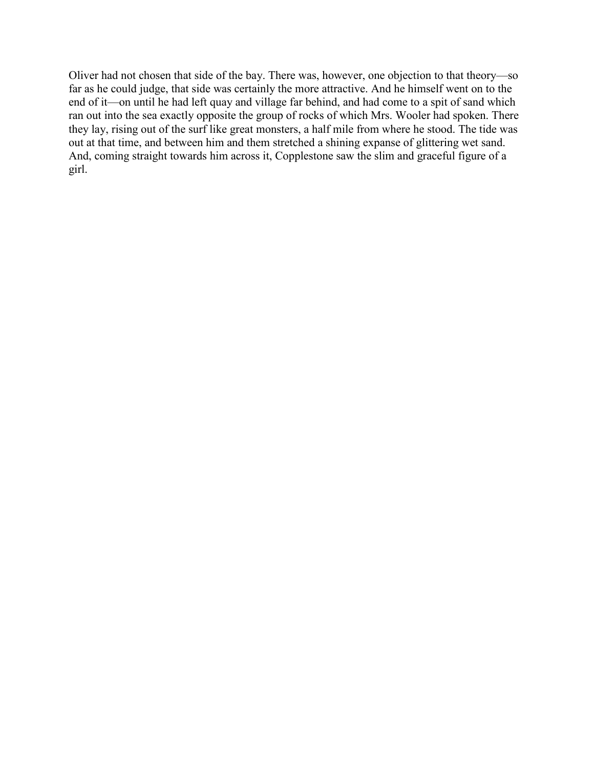Oliver had not chosen that side of the bay. There was, however, one objection to that theory—so far as he could judge, that side was certainly the more attractive. And he himself went on to the end of it—on until he had left quay and village far behind, and had come to a spit of sand which ran out into the sea exactly opposite the group of rocks of which Mrs. Wooler had spoken. There they lay, rising out of the surf like great monsters, a half mile from where he stood. The tide was out at that time, and between him and them stretched a shining expanse of glittering wet sand. And, coming straight towards him across it, Copplestone saw the slim and graceful figure of a girl.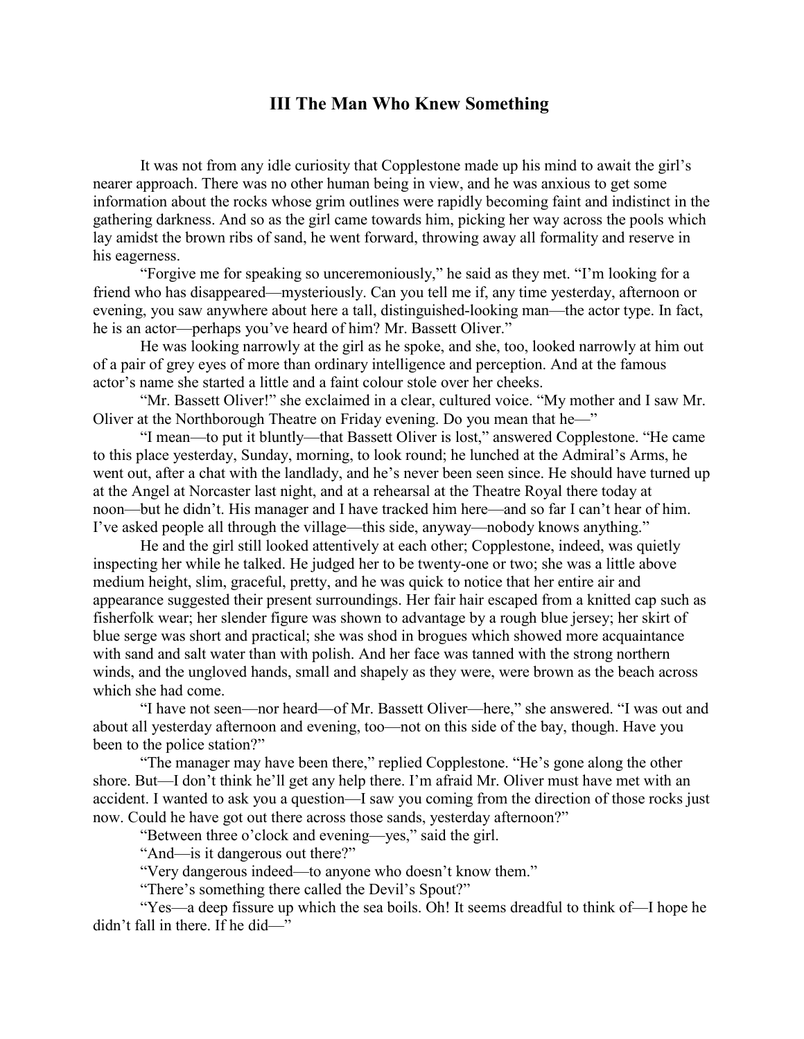## III The Man Who Knew Something

It was not from any idle curiosity that Copplestone made up his mind to await the girl's nearer approach. There was no other human being in view, and he was anxious to get some information about the rocks whose grim outlines were rapidly becoming faint and indistinct in the gathering darkness. And so as the girl came towards him, picking her way across the pools which lay amidst the brown ribs of sand, he went forward, throwing away all formality and reserve in his eagerness.

"Forgive me for speaking so unceremoniously," he said as they met. "I'm looking for a friend who has disappeared—mysteriously. Can you tell me if, any time yesterday, afternoon or evening, you saw anywhere about here a tall, distinguished-looking man—the actor type. In fact, he is an actor—perhaps you've heard of him? Mr. Bassett Oliver."

He was looking narrowly at the girl as he spoke, and she, too, looked narrowly at him out of a pair of grey eyes of more than ordinary intelligence and perception. And at the famous actor's name she started a little and a faint colour stole over her cheeks.

"Mr. Bassett Oliver!" she exclaimed in a clear, cultured voice. "My mother and I saw Mr. Oliver at the Northborough Theatre on Friday evening. Do you mean that he—"

"I mean—to put it bluntly—that Bassett Oliver is lost," answered Copplestone. "He came to this place yesterday, Sunday, morning, to look round; he lunched at the Admiral's Arms, he went out, after a chat with the landlady, and he's never been seen since. He should have turned up at the Angel at Norcaster last night, and at a rehearsal at the Theatre Royal there today at noon—but he didn't. His manager and I have tracked him here—and so far I can't hear of him. I've asked people all through the village—this side, anyway—nobody knows anything."

He and the girl still looked attentively at each other; Copplestone, indeed, was quietly inspecting her while he talked. He judged her to be twenty-one or two; she was a little above medium height, slim, graceful, pretty, and he was quick to notice that her entire air and appearance suggested their present surroundings. Her fair hair escaped from a knitted cap such as fisherfolk wear; her slender figure was shown to advantage by a rough blue jersey; her skirt of blue serge was short and practical; she was shod in brogues which showed more acquaintance with sand and salt water than with polish. And her face was tanned with the strong northern winds, and the ungloved hands, small and shapely as they were, were brown as the beach across which she had come.

"I have not seen—nor heard—of Mr. Bassett Oliver—here," she answered. "I was out and about all yesterday afternoon and evening, too—not on this side of the bay, though. Have you been to the police station?"

"The manager may have been there," replied Copplestone. "He's gone along the other shore. But—I don't think he'll get any help there. I'm afraid Mr. Oliver must have met with an accident. I wanted to ask you a question—I saw you coming from the direction of those rocks just now. Could he have got out there across those sands, yesterday afternoon?"

"Between three o'clock and evening—yes," said the girl.

"And—is it dangerous out there?"

"Very dangerous indeed—to anyone who doesn't know them."

"There's something there called the Devil's Spout?"

"Yes—a deep fissure up which the sea boils. Oh! It seems dreadful to think of—I hope he didn't fall in there. If he did—"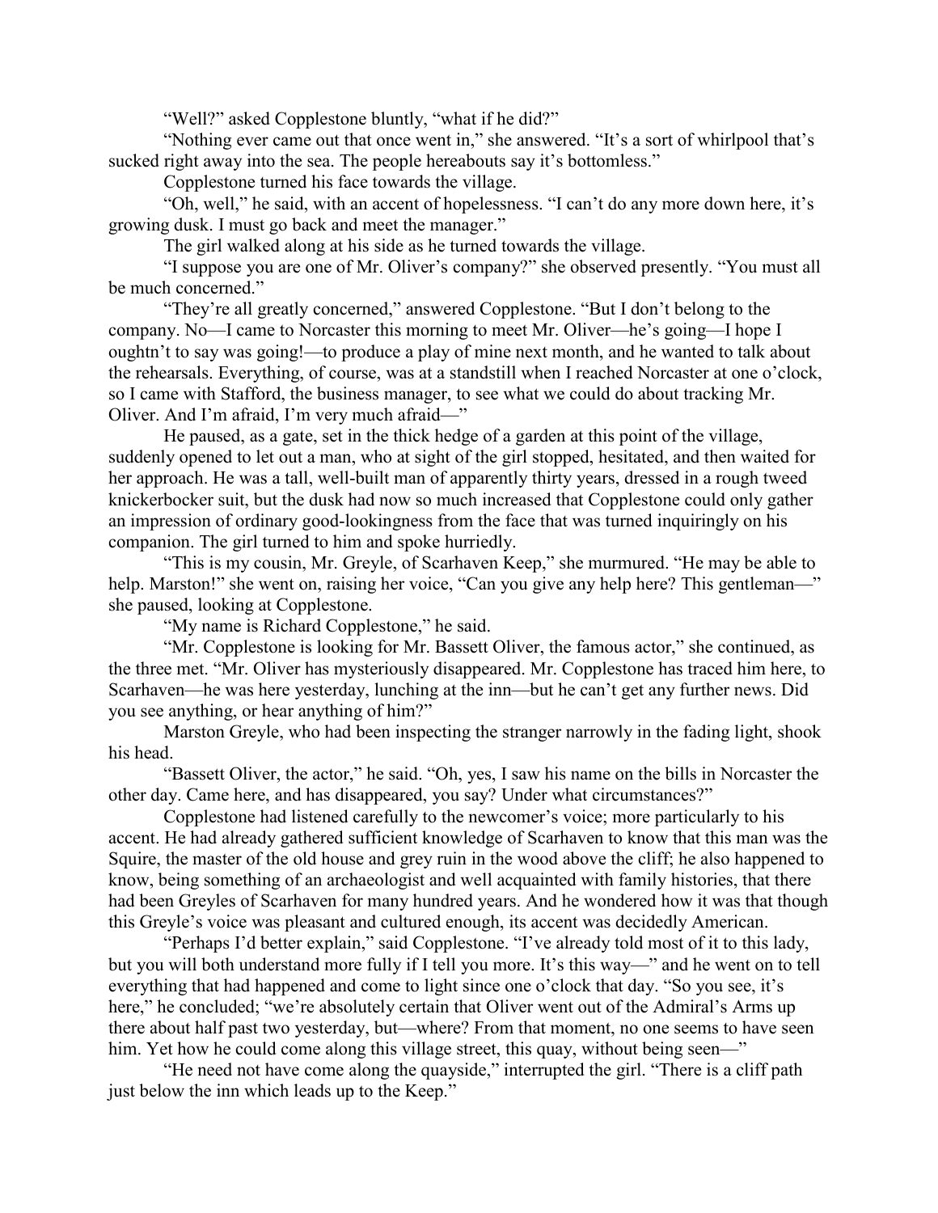"Well?" asked Copplestone bluntly, "what if he did?"

"Nothing ever came out that once went in," she answered. "It's a sort of whirlpool that's sucked right away into the sea. The people hereabouts say it's bottomless."

Copplestone turned his face towards the village.

"Oh, well," he said, with an accent of hopelessness. "I can't do any more down here, it's growing dusk. I must go back and meet the manager."

The girl walked along at his side as he turned towards the village.

"I suppose you are one of Mr. Oliver's company?" she observed presently. "You must all be much concerned."

"They're all greatly concerned," answered Copplestone. "But I don't belong to the company. No—I came to Norcaster this morning to meet Mr. Oliver—he's going—I hope I oughtn't to say was going!—to produce a play of mine next month, and he wanted to talk about the rehearsals. Everything, of course, was at a standstill when I reached Norcaster at one o'clock, so I came with Stafford, the business manager, to see what we could do about tracking Mr. Oliver. And I'm afraid, I'm very much afraid—"

He paused, as a gate, set in the thick hedge of a garden at this point of the village, suddenly opened to let out a man, who at sight of the girl stopped, hesitated, and then waited for her approach. He was a tall, well-built man of apparently thirty years, dressed in a rough tweed knickerbocker suit, but the dusk had now so much increased that Copplestone could only gather an impression of ordinary good-lookingness from the face that was turned inquiringly on his companion. The girl turned to him and spoke hurriedly.

"This is my cousin, Mr. Greyle, of Scarhaven Keep," she murmured. "He may be able to help. Marston!" she went on, raising her voice, "Can you give any help here? This gentleman—" she paused, looking at Copplestone.

"My name is Richard Copplestone," he said.

"Mr. Copplestone is looking for Mr. Bassett Oliver, the famous actor," she continued, as the three met. "Mr. Oliver has mysteriously disappeared. Mr. Copplestone has traced him here, to Scarhaven—he was here yesterday, lunching at the inn—but he can't get any further news. Did you see anything, or hear anything of him?"

Marston Greyle, who had been inspecting the stranger narrowly in the fading light, shook his head.

"Bassett Oliver, the actor," he said. "Oh, yes, I saw his name on the bills in Norcaster the other day. Came here, and has disappeared, you say? Under what circumstances?"

Copplestone had listened carefully to the newcomer's voice; more particularly to his accent. He had already gathered sufficient knowledge of Scarhaven to know that this man was the Squire, the master of the old house and grey ruin in the wood above the cliff; he also happened to know, being something of an archaeologist and well acquainted with family histories, that there had been Greyles of Scarhaven for many hundred years. And he wondered how it was that though this Greyle's voice was pleasant and cultured enough, its accent was decidedly American.

"Perhaps I'd better explain," said Copplestone. "I've already told most of it to this lady, but you will both understand more fully if I tell you more. It's this way—" and he went on to tell everything that had happened and come to light since one o'clock that day. "So you see, it's here," he concluded; "we're absolutely certain that Oliver went out of the Admiral's Arms up there about half past two yesterday, but—where? From that moment, no one seems to have seen him. Yet how he could come along this village street, this quay, without being seen—"

"He need not have come along the quayside," interrupted the girl. "There is a cliff path just below the inn which leads up to the Keep."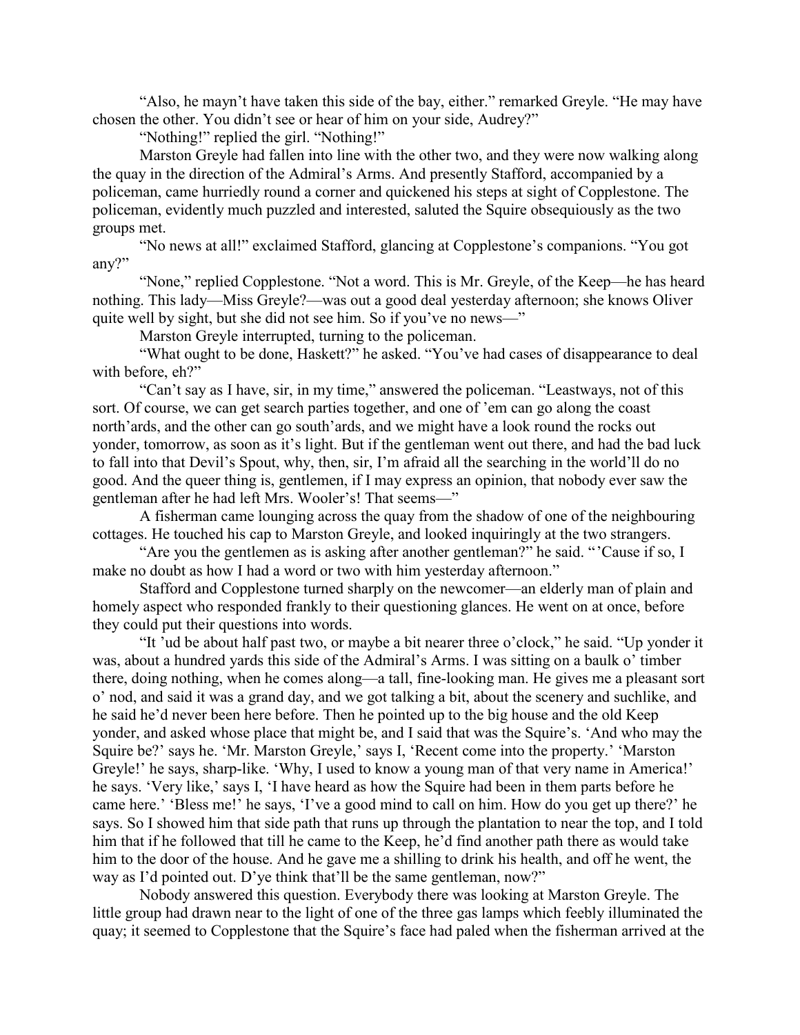"Also, he mayn't have taken this side of the bay, either." remarked Greyle. "He may have chosen the other. You didn't see or hear of him on your side, Audrey?"

"Nothing!" replied the girl. "Nothing!"

Marston Greyle had fallen into line with the other two, and they were now walking along the quay in the direction of the Admiral's Arms. And presently Stafford, accompanied by a policeman, came hurriedly round a corner and quickened his steps at sight of Copplestone. The policeman, evidently much puzzled and interested, saluted the Squire obsequiously as the two groups met.

"No news at all!" exclaimed Stafford, glancing at Copplestone's companions. "You got any?"

"None," replied Copplestone. "Not a word. This is Mr. Greyle, of the Keep—he has heard nothing. This lady—Miss Greyle?—was out a good deal yesterday afternoon; she knows Oliver quite well by sight, but she did not see him. So if you've no news—"

Marston Greyle interrupted, turning to the policeman.

"What ought to be done, Haskett?" he asked. "You've had cases of disappearance to deal with before, eh?"

"Can't say as I have, sir, in my time," answered the policeman. "Leastways, not of this sort. Of course, we can get search parties together, and one of 'em can go along the coast north'ards, and the other can go south'ards, and we might have a look round the rocks out yonder, tomorrow, as soon as it's light. But if the gentleman went out there, and had the bad luck to fall into that Devil's Spout, why, then, sir, I'm afraid all the searching in the world'll do no good. And the queer thing is, gentlemen, if I may express an opinion, that nobody ever saw the gentleman after he had left Mrs. Wooler's! That seems—"

A fisherman came lounging across the quay from the shadow of one of the neighbouring cottages. He touched his cap to Marston Greyle, and looked inquiringly at the two strangers.

"Are you the gentlemen as is asking after another gentleman?" he said. "'Cause if so, I make no doubt as how I had a word or two with him yesterday afternoon."

Stafford and Copplestone turned sharply on the newcomer—an elderly man of plain and homely aspect who responded frankly to their questioning glances. He went on at once, before they could put their questions into words.

"It 'ud be about half past two, or maybe a bit nearer three o'clock," he said. "Up yonder it was, about a hundred yards this side of the Admiral's Arms. I was sitting on a baulk o' timber there, doing nothing, when he comes along—a tall, fine-looking man. He gives me a pleasant sort o' nod, and said it was a grand day, and we got talking a bit, about the scenery and suchlike, and he said he'd never been here before. Then he pointed up to the big house and the old Keep yonder, and asked whose place that might be, and I said that was the Squire's. 'And who may the Squire be?' says he. 'Mr. Marston Greyle,' says I, 'Recent come into the property.' 'Marston Greyle!' he says, sharp-like. 'Why, I used to know a young man of that very name in America!' he says. 'Very like,' says I, 'I have heard as how the Squire had been in them parts before he came here.' 'Bless me!' he says, 'I've a good mind to call on him. How do you get up there?' he says. So I showed him that side path that runs up through the plantation to near the top, and I told him that if he followed that till he came to the Keep, he'd find another path there as would take him to the door of the house. And he gave me a shilling to drink his health, and off he went, the way as I'd pointed out. D'ye think that'll be the same gentleman, now?"

Nobody answered this question. Everybody there was looking at Marston Greyle. The little group had drawn near to the light of one of the three gas lamps which feebly illuminated the quay; it seemed to Copplestone that the Squire's face had paled when the fisherman arrived at the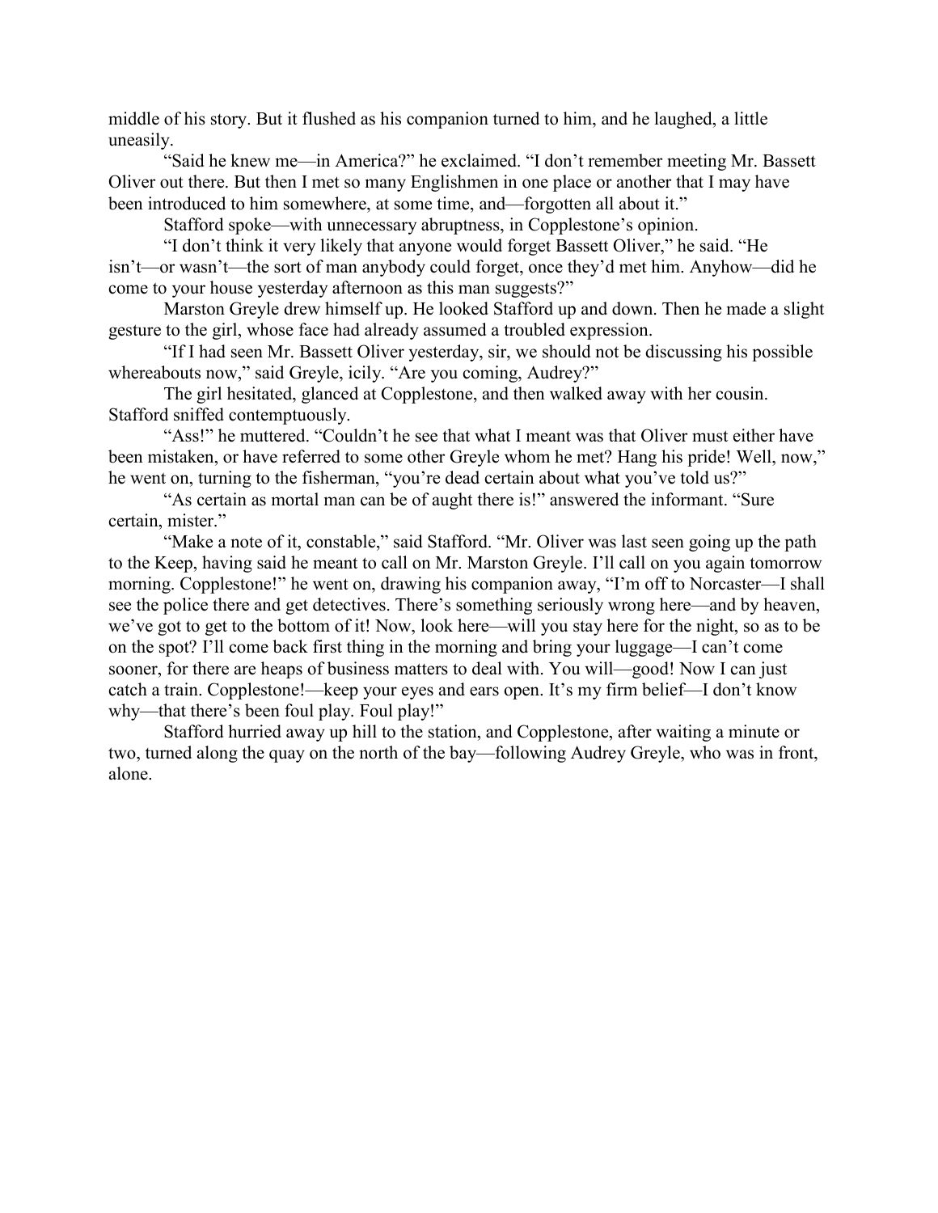middle of his story. But it flushed as his companion turned to him, and he laughed, a little uneasily.

"Said he knew me—in America?" he exclaimed. "I don't remember meeting Mr. Bassett Oliver out there. But then I met so many Englishmen in one place or another that I may have been introduced to him somewhere, at some time, and—forgotten all about it."

Stafford spoke—with unnecessary abruptness, in Copplestone's opinion.

"I don't think it very likely that anyone would forget Bassett Oliver," he said. "He isn't—or wasn't—the sort of man anybody could forget, once they'd met him. Anyhow—did he come to your house yesterday afternoon as this man suggests?"

Marston Greyle drew himself up. He looked Stafford up and down. Then he made a slight gesture to the girl, whose face had already assumed a troubled expression.

"If I had seen Mr. Bassett Oliver yesterday, sir, we should not be discussing his possible whereabouts now," said Greyle, icily. "Are you coming, Audrey?"

The girl hesitated, glanced at Copplestone, and then walked away with her cousin. Stafford sniffed contemptuously.

"Ass!" he muttered. "Couldn't he see that what I meant was that Oliver must either have been mistaken, or have referred to some other Greyle whom he met? Hang his pride! Well, now," he went on, turning to the fisherman, "you're dead certain about what you've told us?"

"As certain as mortal man can be of aught there is!" answered the informant. "Sure certain, mister."

"Make a note of it, constable," said Stafford. "Mr. Oliver was last seen going up the path to the Keep, having said he meant to call on Mr. Marston Greyle. I'll call on you again tomorrow morning. Copplestone!" he went on, drawing his companion away, "I'm off to Norcaster—I shall see the police there and get detectives. There's something seriously wrong here—and by heaven, we've got to get to the bottom of it! Now, look here—will you stay here for the night, so as to be on the spot? I'll come back first thing in the morning and bring your luggage—I can't come sooner, for there are heaps of business matters to deal with. You will—good! Now I can just catch a train. Copplestone!—keep your eyes and ears open. It's my firm belief—I don't know why—that there's been foul play. Foul play!"

Stafford hurried away up hill to the station, and Copplestone, after waiting a minute or two, turned along the quay on the north of the bay—following Audrey Greyle, who was in front, alone.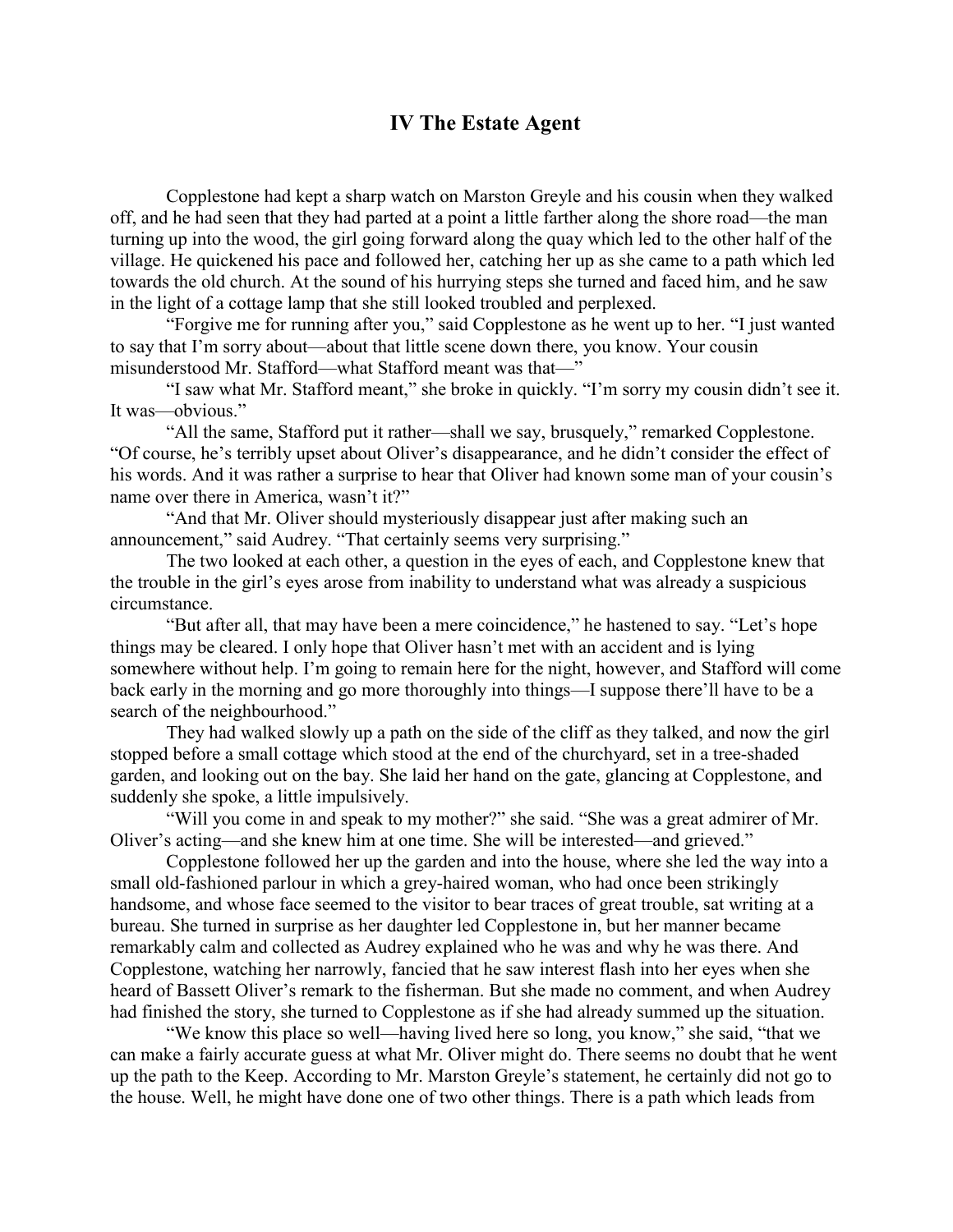# IV The Estate Agent

Copplestone had kept a sharp watch on Marston Greyle and his cousin when they walked off, and he had seen that they had parted at a point a little farther along the shore road—the man turning up into the wood, the girl going forward along the quay which led to the other half of the village. He quickened his pace and followed her, catching her up as she came to a path which led towards the old church. At the sound of his hurrying steps she turned and faced him, and he saw in the light of a cottage lamp that she still looked troubled and perplexed.

"Forgive me for running after you," said Copplestone as he went up to her. "I just wanted to say that I'm sorry about—about that little scene down there, you know. Your cousin misunderstood Mr. Stafford—what Stafford meant was that—"

"I saw what Mr. Stafford meant," she broke in quickly. "I'm sorry my cousin didn't see it. It was—obvious."

"All the same, Stafford put it rather—shall we say, brusquely," remarked Copplestone. "Of course, he's terribly upset about Oliver's disappearance, and he didn't consider the effect of his words. And it was rather a surprise to hear that Oliver had known some man of your cousin's name over there in America, wasn't it?"

"And that Mr. Oliver should mysteriously disappear just after making such an announcement," said Audrey. "That certainly seems very surprising."

The two looked at each other, a question in the eyes of each, and Copplestone knew that the trouble in the girl's eyes arose from inability to understand what was already a suspicious circumstance.

"But after all, that may have been a mere coincidence," he hastened to say. "Let's hope things may be cleared. I only hope that Oliver hasn't met with an accident and is lying somewhere without help. I'm going to remain here for the night, however, and Stafford will come back early in the morning and go more thoroughly into things—I suppose there'll have to be a search of the neighbourhood."

They had walked slowly up a path on the side of the cliff as they talked, and now the girl stopped before a small cottage which stood at the end of the churchyard, set in a tree-shaded garden, and looking out on the bay. She laid her hand on the gate, glancing at Copplestone, and suddenly she spoke, a little impulsively.

"Will you come in and speak to my mother?" she said. "She was a great admirer of Mr. Oliver's acting—and she knew him at one time. She will be interested—and grieved."

Copplestone followed her up the garden and into the house, where she led the way into a small old-fashioned parlour in which a grey-haired woman, who had once been strikingly handsome, and whose face seemed to the visitor to bear traces of great trouble, sat writing at a bureau. She turned in surprise as her daughter led Copplestone in, but her manner became remarkably calm and collected as Audrey explained who he was and why he was there. And Copplestone, watching her narrowly, fancied that he saw interest flash into her eyes when she heard of Bassett Oliver's remark to the fisherman. But she made no comment, and when Audrey had finished the story, she turned to Copplestone as if she had already summed up the situation.

"We know this place so well—having lived here so long, you know," she said, "that we can make a fairly accurate guess at what Mr. Oliver might do. There seems no doubt that he went up the path to the Keep. According to Mr. Marston Greyle's statement, he certainly did not go to the house. Well, he might have done one of two other things. There is a path which leads from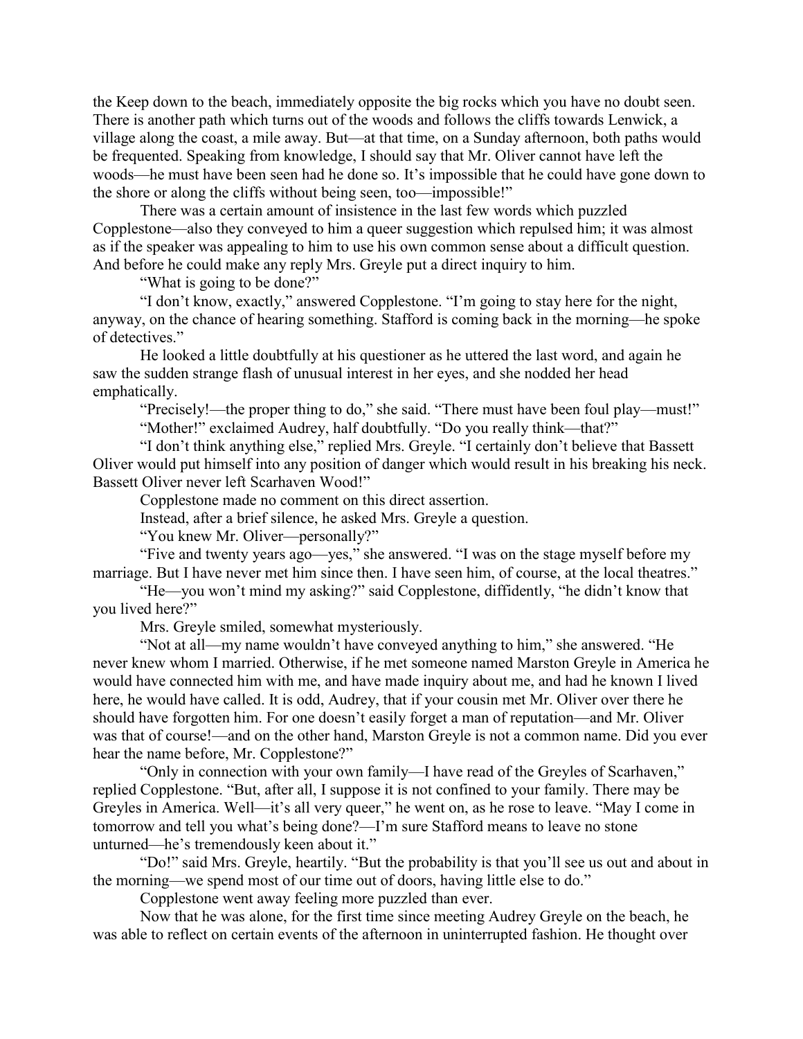the Keep down to the beach, immediately opposite the big rocks which you have no doubt seen. There is another path which turns out of the woods and follows the cliffs towards Lenwick, a village along the coast, a mile away. But—at that time, on a Sunday afternoon, both paths would be frequented. Speaking from knowledge, I should say that Mr. Oliver cannot have left the woods—he must have been seen had he done so. It's impossible that he could have gone down to the shore or along the cliffs without being seen, too—impossible!"

There was a certain amount of insistence in the last few words which puzzled Copplestone—also they conveyed to him a queer suggestion which repulsed him; it was almost as if the speaker was appealing to him to use his own common sense about a difficult question. And before he could make any reply Mrs. Greyle put a direct inquiry to him.

"What is going to be done?"

"I don't know, exactly," answered Copplestone. "I'm going to stay here for the night, anyway, on the chance of hearing something. Stafford is coming back in the morning—he spoke of detectives."

He looked a little doubtfully at his questioner as he uttered the last word, and again he saw the sudden strange flash of unusual interest in her eyes, and she nodded her head emphatically.

"Precisely!—the proper thing to do," she said. "There must have been foul play—must!"

"Mother!" exclaimed Audrey, half doubtfully. "Do you really think—that?"

"I don't think anything else," replied Mrs. Greyle. "I certainly don't believe that Bassett Oliver would put himself into any position of danger which would result in his breaking his neck. Bassett Oliver never left Scarhaven Wood!"

Copplestone made no comment on this direct assertion.

Instead, after a brief silence, he asked Mrs. Greyle a question.

"You knew Mr. Oliver—personally?"

"Five and twenty years ago—yes," she answered. "I was on the stage myself before my marriage. But I have never met him since then. I have seen him, of course, at the local theatres."

"He—you won't mind my asking?" said Copplestone, diffidently, "he didn't know that you lived here?"

Mrs. Greyle smiled, somewhat mysteriously.

"Not at all—my name wouldn't have conveyed anything to him," she answered. "He never knew whom I married. Otherwise, if he met someone named Marston Greyle in America he would have connected him with me, and have made inquiry about me, and had he known I lived here, he would have called. It is odd, Audrey, that if your cousin met Mr. Oliver over there he should have forgotten him. For one doesn't easily forget a man of reputation—and Mr. Oliver was that of course!—and on the other hand, Marston Greyle is not a common name. Did you ever hear the name before, Mr. Copplestone?"

"Only in connection with your own family—I have read of the Greyles of Scarhaven," replied Copplestone. "But, after all, I suppose it is not confined to your family. There may be Greyles in America. Well—it's all very queer," he went on, as he rose to leave. "May I come in tomorrow and tell you what's being done?—I'm sure Stafford means to leave no stone unturned—he's tremendously keen about it."

"Do!" said Mrs. Greyle, heartily. "But the probability is that you'll see us out and about in the morning—we spend most of our time out of doors, having little else to do."

Copplestone went away feeling more puzzled than ever.

Now that he was alone, for the first time since meeting Audrey Greyle on the beach, he was able to reflect on certain events of the afternoon in uninterrupted fashion. He thought over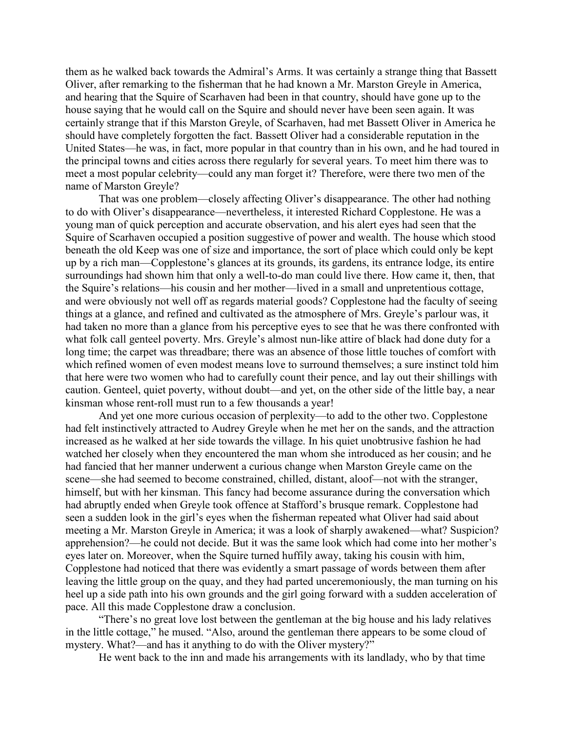them as he walked back towards the Admiral's Arms. It was certainly a strange thing that Bassett Oliver, after remarking to the fisherman that he had known a Mr. Marston Greyle in America, and hearing that the Squire of Scarhaven had been in that country, should have gone up to the house saying that he would call on the Squire and should never have been seen again. It was certainly strange that if this Marston Greyle, of Scarhaven, had met Bassett Oliver in America he should have completely forgotten the fact. Bassett Oliver had a considerable reputation in the United States—he was, in fact, more popular in that country than in his own, and he had toured in the principal towns and cities across there regularly for several years. To meet him there was to meet a most popular celebrity—could any man forget it? Therefore, were there two men of the name of Marston Greyle?

That was one problem—closely affecting Oliver's disappearance. The other had nothing to do with Oliver's disappearance—nevertheless, it interested Richard Copplestone. He was a young man of quick perception and accurate observation, and his alert eyes had seen that the Squire of Scarhaven occupied a position suggestive of power and wealth. The house which stood beneath the old Keep was one of size and importance, the sort of place which could only be kept up by a rich man—Copplestone's glances at its grounds, its gardens, its entrance lodge, its entire surroundings had shown him that only a well-to-do man could live there. How came it, then, that the Squire's relations—his cousin and her mother—lived in a small and unpretentious cottage, and were obviously not well off as regards material goods? Copplestone had the faculty of seeing things at a glance, and refined and cultivated as the atmosphere of Mrs. Greyle's parlour was, it had taken no more than a glance from his perceptive eyes to see that he was there confronted with what folk call genteel poverty. Mrs. Greyle's almost nun-like attire of black had done duty for a long time; the carpet was threadbare; there was an absence of those little touches of comfort with which refined women of even modest means love to surround themselves; a sure instinct told him that here were two women who had to carefully count their pence, and lay out their shillings with caution. Genteel, quiet poverty, without doubt—and yet, on the other side of the little bay, a near kinsman whose rent-roll must run to a few thousands a year!

And yet one more curious occasion of perplexity—to add to the other two. Copplestone had felt instinctively attracted to Audrey Greyle when he met her on the sands, and the attraction increased as he walked at her side towards the village. In his quiet unobtrusive fashion he had watched her closely when they encountered the man whom she introduced as her cousin; and he had fancied that her manner underwent a curious change when Marston Greyle came on the scene—she had seemed to become constrained, chilled, distant, aloof—not with the stranger, himself, but with her kinsman. This fancy had become assurance during the conversation which had abruptly ended when Greyle took offence at Stafford's brusque remark. Copplestone had seen a sudden look in the girl's eyes when the fisherman repeated what Oliver had said about meeting a Mr. Marston Greyle in America; it was a look of sharply awakened—what? Suspicion? apprehension?—he could not decide. But it was the same look which had come into her mother's eyes later on. Moreover, when the Squire turned huffily away, taking his cousin with him, Copplestone had noticed that there was evidently a smart passage of words between them after leaving the little group on the quay, and they had parted unceremoniously, the man turning on his heel up a side path into his own grounds and the girl going forward with a sudden acceleration of pace. All this made Copplestone draw a conclusion.

"There's no great love lost between the gentleman at the big house and his lady relatives in the little cottage," he mused. "Also, around the gentleman there appears to be some cloud of mystery. What?—and has it anything to do with the Oliver mystery?"

He went back to the inn and made his arrangements with its landlady, who by that time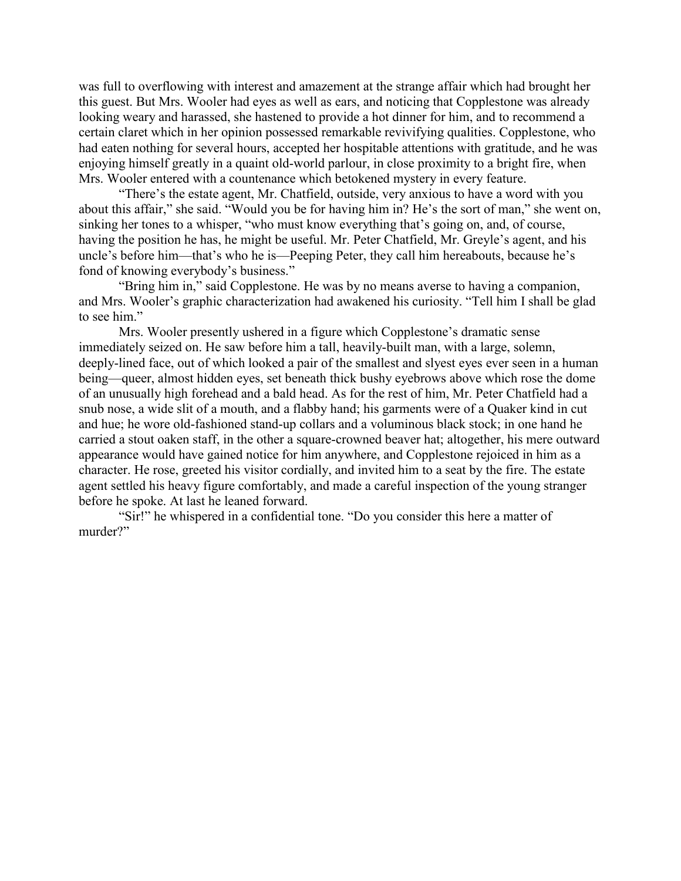was full to overflowing with interest and amazement at the strange affair which had brought her this guest. But Mrs. Wooler had eyes as well as ears, and noticing that Copplestone was already looking weary and harassed, she hastened to provide a hot dinner for him, and to recommend a certain claret which in her opinion possessed remarkable revivifying qualities. Copplestone, who had eaten nothing for several hours, accepted her hospitable attentions with gratitude, and he was enjoying himself greatly in a quaint old-world parlour, in close proximity to a bright fire, when Mrs. Wooler entered with a countenance which betokened mystery in every feature.

"There's the estate agent, Mr. Chatfield, outside, very anxious to have a word with you about this affair," she said. "Would you be for having him in? He's the sort of man," she went on, sinking her tones to a whisper, "who must know everything that's going on, and, of course, having the position he has, he might be useful. Mr. Peter Chatfield, Mr. Greyle's agent, and his uncle's before him—that's who he is—Peeping Peter, they call him hereabouts, because he's fond of knowing everybody's business."

"Bring him in," said Copplestone. He was by no means averse to having a companion, and Mrs. Wooler's graphic characterization had awakened his curiosity. "Tell him I shall be glad to see him."

Mrs. Wooler presently ushered in a figure which Copplestone's dramatic sense immediately seized on. He saw before him a tall, heavily-built man, with a large, solemn, deeply-lined face, out of which looked a pair of the smallest and slyest eyes ever seen in a human being—queer, almost hidden eyes, set beneath thick bushy eyebrows above which rose the dome of an unusually high forehead and a bald head. As for the rest of him, Mr. Peter Chatfield had a snub nose, a wide slit of a mouth, and a flabby hand; his garments were of a Quaker kind in cut and hue; he wore old-fashioned stand-up collars and a voluminous black stock; in one hand he carried a stout oaken staff, in the other a square-crowned beaver hat; altogether, his mere outward appearance would have gained notice for him anywhere, and Copplestone rejoiced in him as a character. He rose, greeted his visitor cordially, and invited him to a seat by the fire. The estate agent settled his heavy figure comfortably, and made a careful inspection of the young stranger before he spoke. At last he leaned forward.

"Sir!" he whispered in a confidential tone. "Do you consider this here a matter of murder?"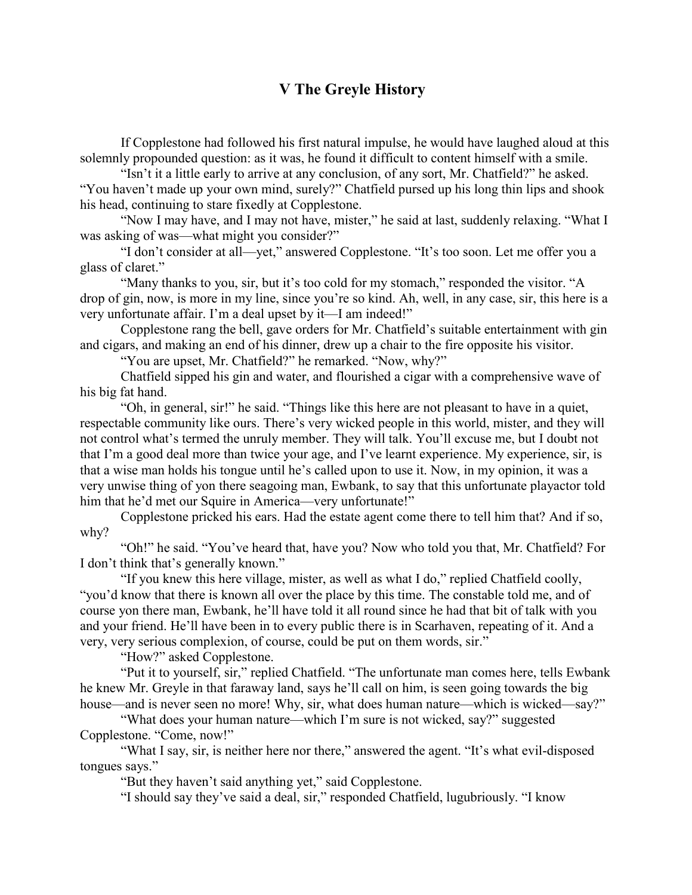# V The Greyle History

If Copplestone had followed his first natural impulse, he would have laughed aloud at this solemnly propounded question: as it was, he found it difficult to content himself with a smile.

"Isn't it a little early to arrive at any conclusion, of any sort, Mr. Chatfield?" he asked. "You haven't made up your own mind, surely?" Chatfield pursed up his long thin lips and shook his head, continuing to stare fixedly at Copplestone.

"Now I may have, and I may not have, mister," he said at last, suddenly relaxing. "What I was asking of was—what might you consider?"

"I don't consider at all—yet," answered Copplestone. "It's too soon. Let me offer you a glass of claret."

"Many thanks to you, sir, but it's too cold for my stomach," responded the visitor. "A drop of gin, now, is more in my line, since you're so kind. Ah, well, in any case, sir, this here is a very unfortunate affair. I'm a deal upset by it—I am indeed!"

Copplestone rang the bell, gave orders for Mr. Chatfield's suitable entertainment with gin and cigars, and making an end of his dinner, drew up a chair to the fire opposite his visitor.

"You are upset, Mr. Chatfield?" he remarked. "Now, why?"

Chatfield sipped his gin and water, and flourished a cigar with a comprehensive wave of his big fat hand.

"Oh, in general, sir!" he said. "Things like this here are not pleasant to have in a quiet, respectable community like ours. There's very wicked people in this world, mister, and they will not control what's termed the unruly member. They will talk. You'll excuse me, but I doubt not that I'm a good deal more than twice your age, and I've learnt experience. My experience, sir, is that a wise man holds his tongue until he's called upon to use it. Now, in my opinion, it was a very unwise thing of yon there seagoing man, Ewbank, to say that this unfortunate playactor told him that he'd met our Squire in America—very unfortunate!"

Copplestone pricked his ears. Had the estate agent come there to tell him that? And if so, why?

"Oh!" he said. "You've heard that, have you? Now who told you that, Mr. Chatfield? For I don't think that's generally known."

"If you knew this here village, mister, as well as what I do," replied Chatfield coolly, "you'd know that there is known all over the place by this time. The constable told me, and of course yon there man, Ewbank, he'll have told it all round since he had that bit of talk with you and your friend. He'll have been in to every public there is in Scarhaven, repeating of it. And a very, very serious complexion, of course, could be put on them words, sir."

"How?" asked Copplestone.

"Put it to yourself, sir," replied Chatfield. "The unfortunate man comes here, tells Ewbank he knew Mr. Greyle in that faraway land, says he'll call on him, is seen going towards the big house—and is never seen no more! Why, sir, what does human nature—which is wicked—say?"

"What does your human nature—which I'm sure is not wicked, say?" suggested Copplestone. "Come, now!"

"What I say, sir, is neither here nor there," answered the agent. "It's what evil-disposed tongues says."

"But they haven't said anything yet," said Copplestone.

"I should say they've said a deal, sir," responded Chatfield, lugubriously. "I know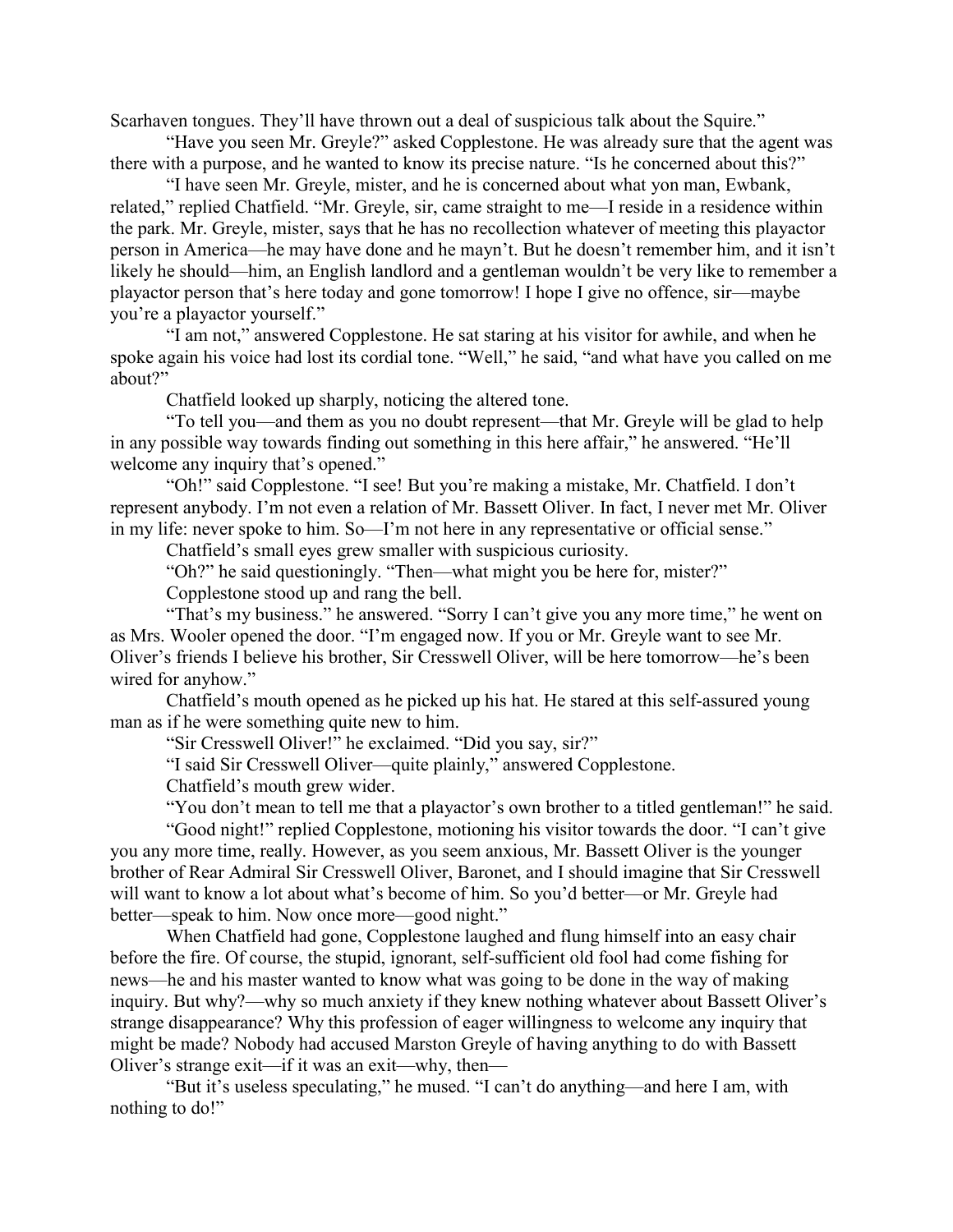Scarhaven tongues. They'll have thrown out a deal of suspicious talk about the Squire."

"Have you seen Mr. Greyle?" asked Copplestone. He was already sure that the agent was there with a purpose, and he wanted to know its precise nature. "Is he concerned about this?"

"I have seen Mr. Greyle, mister, and he is concerned about what yon man, Ewbank, related," replied Chatfield. "Mr. Greyle, sir, came straight to me—I reside in a residence within the park. Mr. Greyle, mister, says that he has no recollection whatever of meeting this playactor person in America—he may have done and he mayn't. But he doesn't remember him, and it isn't likely he should—him, an English landlord and a gentleman wouldn't be very like to remember a playactor person that's here today and gone tomorrow! I hope I give no offence, sir—maybe you're a playactor yourself."

"I am not," answered Copplestone. He sat staring at his visitor for awhile, and when he spoke again his voice had lost its cordial tone. "Well," he said, "and what have you called on me about?"

Chatfield looked up sharply, noticing the altered tone.

"To tell you—and them as you no doubt represent—that Mr. Greyle will be glad to help in any possible way towards finding out something in this here affair," he answered. "He'll welcome any inquiry that's opened."

"Oh!" said Copplestone. "I see! But you're making a mistake, Mr. Chatfield. I don't represent anybody. I'm not even a relation of Mr. Bassett Oliver. In fact, I never met Mr. Oliver in my life: never spoke to him. So—I'm not here in any representative or official sense."

Chatfield's small eyes grew smaller with suspicious curiosity.

"Oh?" he said questioningly. "Then—what might you be here for, mister?"

Copplestone stood up and rang the bell.

"That's my business." he answered. "Sorry I can't give you any more time," he went on as Mrs. Wooler opened the door. "I'm engaged now. If you or Mr. Greyle want to see Mr. Oliver's friends I believe his brother, Sir Cresswell Oliver, will be here tomorrow—he's been wired for anyhow."

Chatfield's mouth opened as he picked up his hat. He stared at this self-assured young man as if he were something quite new to him.

"Sir Cresswell Oliver!" he exclaimed. "Did you say, sir?"

"I said Sir Cresswell Oliver—quite plainly," answered Copplestone.

Chatfield's mouth grew wider.

"You don't mean to tell me that a playactor's own brother to a titled gentleman!" he said.

"Good night!" replied Copplestone, motioning his visitor towards the door. "I can't give you any more time, really. However, as you seem anxious, Mr. Bassett Oliver is the younger brother of Rear Admiral Sir Cresswell Oliver, Baronet, and I should imagine that Sir Cresswell will want to know a lot about what's become of him. So you'd better—or Mr. Greyle had better—speak to him. Now once more—good night."

When Chatfield had gone, Copplestone laughed and flung himself into an easy chair before the fire. Of course, the stupid, ignorant, self-sufficient old fool had come fishing for news—he and his master wanted to know what was going to be done in the way of making inquiry. But why?—why so much anxiety if they knew nothing whatever about Bassett Oliver's strange disappearance? Why this profession of eager willingness to welcome any inquiry that might be made? Nobody had accused Marston Greyle of having anything to do with Bassett Oliver's strange exit—if it was an exit—why, then—

"But it's useless speculating," he mused. "I can't do anything—and here I am, with nothing to do!"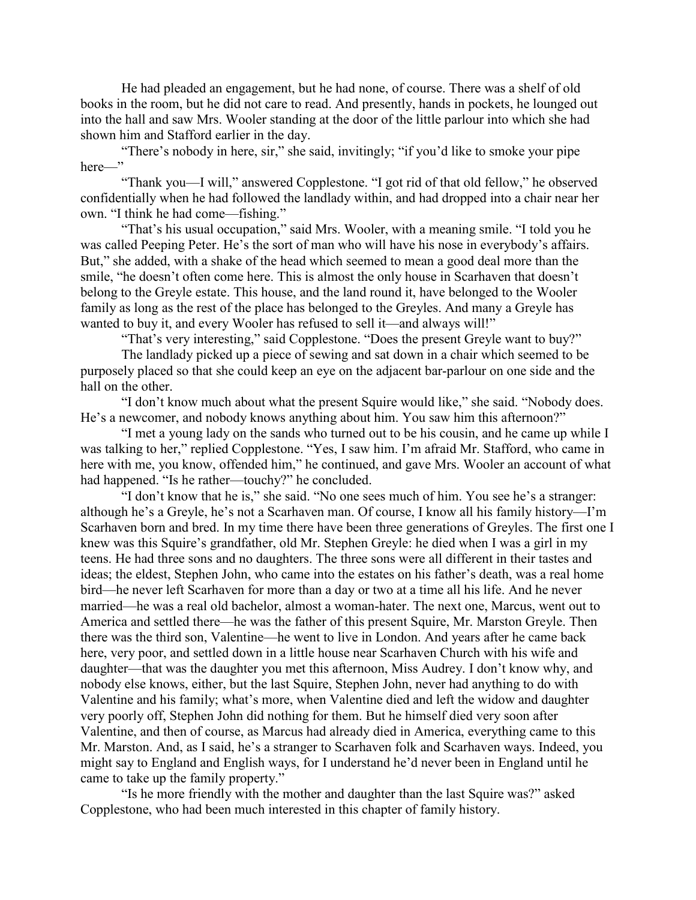He had pleaded an engagement, but he had none, of course. There was a shelf of old books in the room, but he did not care to read. And presently, hands in pockets, he lounged out into the hall and saw Mrs. Wooler standing at the door of the little parlour into which she had shown him and Stafford earlier in the day.

"There's nobody in here, sir," she said, invitingly; "if you'd like to smoke your pipe here—"

"Thank you—I will," answered Copplestone. "I got rid of that old fellow," he observed confidentially when he had followed the landlady within, and had dropped into a chair near her own. "I think he had come—fishing."

"That's his usual occupation," said Mrs. Wooler, with a meaning smile. "I told you he was called Peeping Peter. He's the sort of man who will have his nose in everybody's affairs. But," she added, with a shake of the head which seemed to mean a good deal more than the smile, "he doesn't often come here. This is almost the only house in Scarhaven that doesn't belong to the Greyle estate. This house, and the land round it, have belonged to the Wooler family as long as the rest of the place has belonged to the Greyles. And many a Greyle has wanted to buy it, and every Wooler has refused to sell it—and always will!"

"That's very interesting," said Copplestone. "Does the present Greyle want to buy?"

The landlady picked up a piece of sewing and sat down in a chair which seemed to be purposely placed so that she could keep an eye on the adjacent bar-parlour on one side and the hall on the other.

"I don't know much about what the present Squire would like," she said. "Nobody does. He's a newcomer, and nobody knows anything about him. You saw him this afternoon?"

"I met a young lady on the sands who turned out to be his cousin, and he came up while I was talking to her," replied Copplestone. "Yes, I saw him. I'm afraid Mr. Stafford, who came in here with me, you know, offended him," he continued, and gave Mrs. Wooler an account of what had happened. "Is he rather—touchy?" he concluded.

"I don't know that he is," she said. "No one sees much of him. You see he's a stranger: although he's a Greyle, he's not a Scarhaven man. Of course, I know all his family history—I'm Scarhaven born and bred. In my time there have been three generations of Greyles. The first one I knew was this Squire's grandfather, old Mr. Stephen Greyle: he died when I was a girl in my teens. He had three sons and no daughters. The three sons were all different in their tastes and ideas; the eldest, Stephen John, who came into the estates on his father's death, was a real home bird—he never left Scarhaven for more than a day or two at a time all his life. And he never married—he was a real old bachelor, almost a woman-hater. The next one, Marcus, went out to America and settled there—he was the father of this present Squire, Mr. Marston Greyle. Then there was the third son, Valentine—he went to live in London. And years after he came back here, very poor, and settled down in a little house near Scarhaven Church with his wife and daughter—that was the daughter you met this afternoon, Miss Audrey. I don't know why, and nobody else knows, either, but the last Squire, Stephen John, never had anything to do with Valentine and his family; what's more, when Valentine died and left the widow and daughter very poorly off, Stephen John did nothing for them. But he himself died very soon after Valentine, and then of course, as Marcus had already died in America, everything came to this Mr. Marston. And, as I said, he's a stranger to Scarhaven folk and Scarhaven ways. Indeed, you might say to England and English ways, for I understand he'd never been in England until he came to take up the family property."

"Is he more friendly with the mother and daughter than the last Squire was?" asked Copplestone, who had been much interested in this chapter of family history.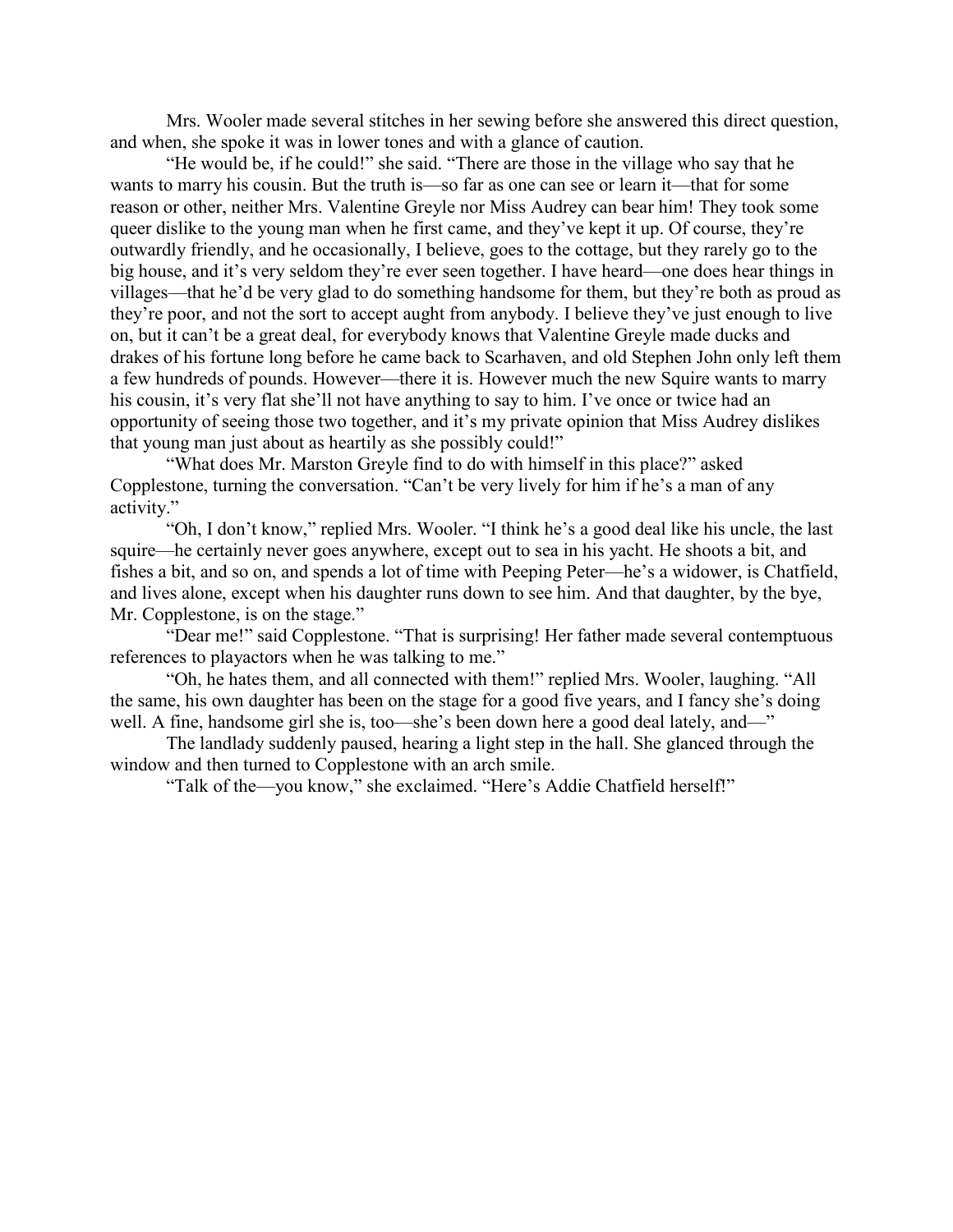Mrs. Wooler made several stitches in her sewing before she answered this direct question, and when, she spoke it was in lower tones and with a glance of caution.

"He would be, if he could!" she said. "There are those in the village who say that he wants to marry his cousin. But the truth is—so far as one can see or learn it—that for some reason or other, neither Mrs. Valentine Greyle nor Miss Audrey can bear him! They took some queer dislike to the young man when he first came, and they've kept it up. Of course, they're outwardly friendly, and he occasionally, I believe, goes to the cottage, but they rarely go to the big house, and it's very seldom they're ever seen together. I have heard—one does hear things in villages—that he'd be very glad to do something handsome for them, but they're both as proud as they're poor, and not the sort to accept aught from anybody. I believe they've just enough to live on, but it can't be a great deal, for everybody knows that Valentine Greyle made ducks and drakes of his fortune long before he came back to Scarhaven, and old Stephen John only left them a few hundreds of pounds. However—there it is. However much the new Squire wants to marry his cousin, it's very flat she'll not have anything to say to him. I've once or twice had an opportunity of seeing those two together, and it's my private opinion that Miss Audrey dislikes that young man just about as heartily as she possibly could!"

"What does Mr. Marston Greyle find to do with himself in this place?" asked Copplestone, turning the conversation. "Can't be very lively for him if he's a man of any activity."

"Oh, I don't know," replied Mrs. Wooler. "I think he's a good deal like his uncle, the last squire—he certainly never goes anywhere, except out to sea in his yacht. He shoots a bit, and fishes a bit, and so on, and spends a lot of time with Peeping Peter—he's a widower, is Chatfield, and lives alone, except when his daughter runs down to see him. And that daughter, by the bye, Mr. Copplestone, is on the stage."

"Dear me!" said Copplestone. "That is surprising! Her father made several contemptuous references to playactors when he was talking to me."

"Oh, he hates them, and all connected with them!" replied Mrs. Wooler, laughing. "All the same, his own daughter has been on the stage for a good five years, and I fancy she's doing well. A fine, handsome girl she is, too—she's been down here a good deal lately, and—"

The landlady suddenly paused, hearing a light step in the hall. She glanced through the window and then turned to Copplestone with an arch smile.

"Talk of the—you know," she exclaimed. "Here's Addie Chatfield herself!"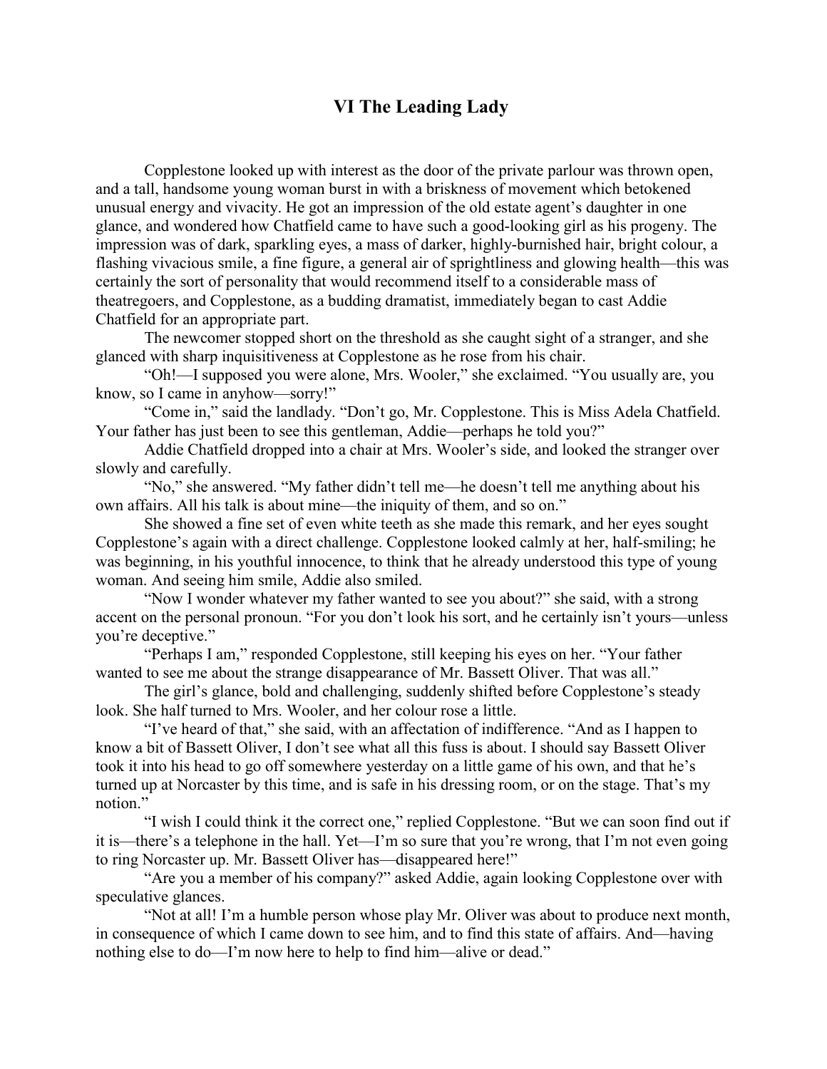## VI The Leading Lady

Copplestone looked up with interest as the door of the private parlour was thrown open, and a tall, handsome young woman burst in with a briskness of movement which betokened unusual energy and vivacity. He got an impression of the old estate agent's daughter in one glance, and wondered how Chatfield came to have such a good-looking girl as his progeny. The impression was of dark, sparkling eyes, a mass of darker, highly-burnished hair, bright colour, a flashing vivacious smile, a fine figure, a general air of sprightliness and glowing health—this was certainly the sort of personality that would recommend itself to a considerable mass of theatregoers, and Copplestone, as a budding dramatist, immediately began to cast Addie Chatfield for an appropriate part.

The newcomer stopped short on the threshold as she caught sight of a stranger, and she glanced with sharp inquisitiveness at Copplestone as he rose from his chair.

"Oh!—I supposed you were alone, Mrs. Wooler," she exclaimed. "You usually are, you know, so I came in anyhow—sorry!"

"Come in," said the landlady. "Don't go, Mr. Copplestone. This is Miss Adela Chatfield. Your father has just been to see this gentleman, Addie—perhaps he told you?"

Addie Chatfield dropped into a chair at Mrs. Wooler's side, and looked the stranger over slowly and carefully.

"No," she answered. "My father didn't tell me—he doesn't tell me anything about his own affairs. All his talk is about mine—the iniquity of them, and so on."

She showed a fine set of even white teeth as she made this remark, and her eyes sought Copplestone's again with a direct challenge. Copplestone looked calmly at her, half-smiling; he was beginning, in his youthful innocence, to think that he already understood this type of young woman. And seeing him smile, Addie also smiled.

"Now I wonder whatever my father wanted to see you about?" she said, with a strong accent on the personal pronoun. "For you don't look his sort, and he certainly isn't yours—unless you're deceptive."

"Perhaps I am," responded Copplestone, still keeping his eyes on her. "Your father wanted to see me about the strange disappearance of Mr. Bassett Oliver. That was all."

The girl's glance, bold and challenging, suddenly shifted before Copplestone's steady look. She half turned to Mrs. Wooler, and her colour rose a little.

"I've heard of that," she said, with an affectation of indifference. "And as I happen to know a bit of Bassett Oliver, I don't see what all this fuss is about. I should say Bassett Oliver took it into his head to go off somewhere yesterday on a little game of his own, and that he's turned up at Norcaster by this time, and is safe in his dressing room, or on the stage. That's my notion."

"I wish I could think it the correct one," replied Copplestone. "But we can soon find out if it is—there's a telephone in the hall. Yet—I'm so sure that you're wrong, that I'm not even going to ring Norcaster up. Mr. Bassett Oliver has—disappeared here!"

"Are you a member of his company?" asked Addie, again looking Copplestone over with speculative glances.

"Not at all! I'm a humble person whose play Mr. Oliver was about to produce next month, in consequence of which I came down to see him, and to find this state of affairs. And—having nothing else to do—I'm now here to help to find him—alive or dead."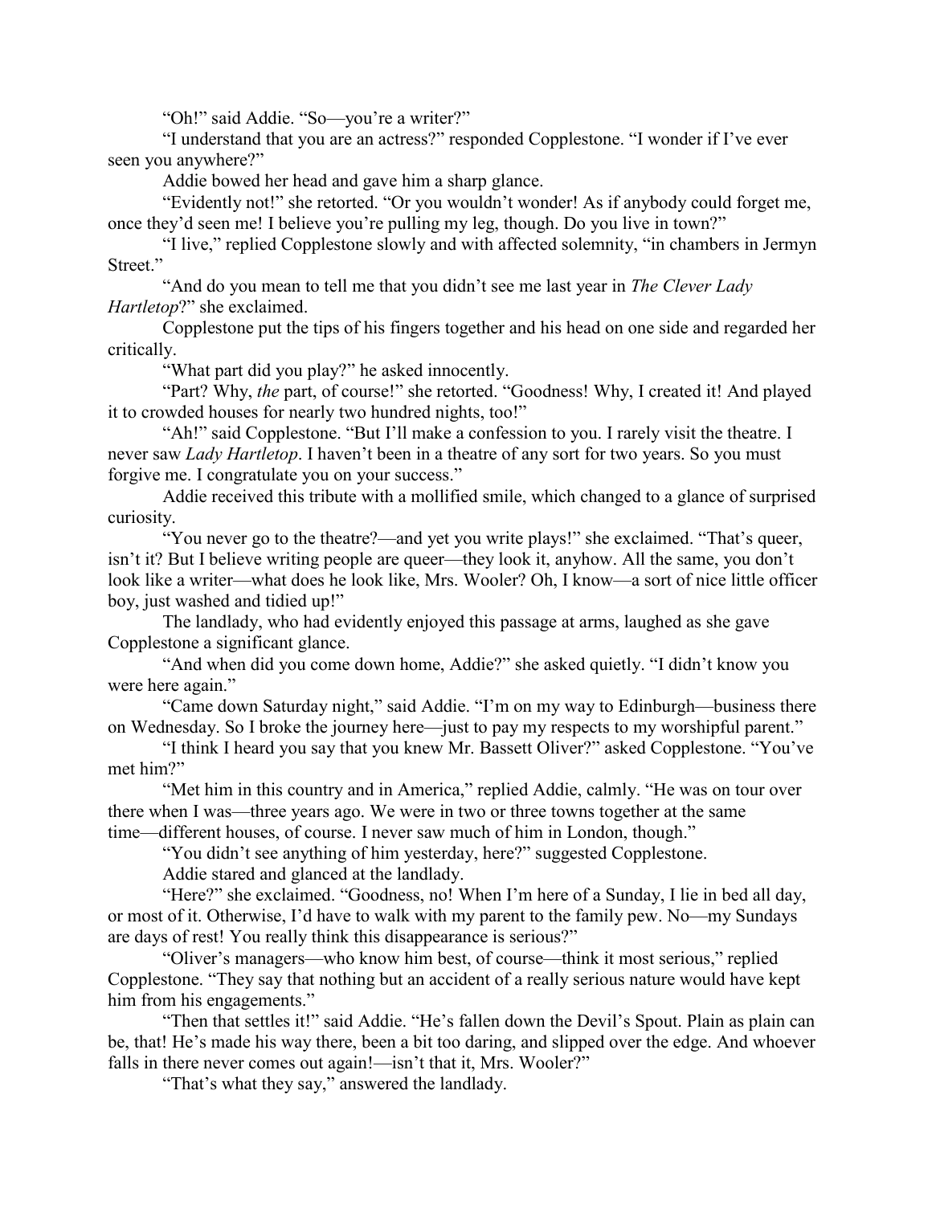"Oh!" said Addie. "So—you're a writer?"

"I understand that you are an actress?" responded Copplestone. "I wonder if I've ever seen you anywhere?"

Addie bowed her head and gave him a sharp glance.

"Evidently not!" she retorted. "Or you wouldn't wonder! As if anybody could forget me, once they'd seen me! I believe you're pulling my leg, though. Do you live in town?"

"I live," replied Copplestone slowly and with affected solemnity, "in chambers in Jermyn Street."

"And do you mean to tell me that you didn't see me last year in *The Clever Lady Hartletop*?" she exclaimed.

Copplestone put the tips of his fingers together and his head on one side and regarded her critically.

"What part did you play?" he asked innocently.

"Part? Why, *the* part, of course!" she retorted. "Goodness! Why, I created it! And played it to crowded houses for nearly two hundred nights, too!"

"Ah!" said Copplestone. "But I'll make a confession to you. I rarely visit the theatre. I never saw *Lady Hartletop*. I haven't been in a theatre of any sort for two years. So you must forgive me. I congratulate you on your success."

Addie received this tribute with a mollified smile, which changed to a glance of surprised curiosity.

"You never go to the theatre?—and yet you write plays!" she exclaimed. "That's queer, isn't it? But I believe writing people are queer—they look it, anyhow. All the same, you don't look like a writer—what does he look like, Mrs. Wooler? Oh, I know—a sort of nice little officer boy, just washed and tidied up!"

The landlady, who had evidently enjoyed this passage at arms, laughed as she gave Copplestone a significant glance.

"And when did you come down home, Addie?" she asked quietly. "I didn't know you were here again."

"Came down Saturday night," said Addie. "I'm on my way to Edinburgh—business there on Wednesday. So I broke the journey here—just to pay my respects to my worshipful parent."

"I think I heard you say that you knew Mr. Bassett Oliver?" asked Copplestone. "You've met him?"

"Met him in this country and in America," replied Addie, calmly. "He was on tour over there when I was—three years ago. We were in two or three towns together at the same time—different houses, of course. I never saw much of him in London, though."

"You didn't see anything of him yesterday, here?" suggested Copplestone.

Addie stared and glanced at the landlady.

"Here?" she exclaimed. "Goodness, no! When I'm here of a Sunday, I lie in bed all day, or most of it. Otherwise, I'd have to walk with my parent to the family pew. No—my Sundays are days of rest! You really think this disappearance is serious?"

"Oliver's managers—who know him best, of course—think it most serious," replied Copplestone. "They say that nothing but an accident of a really serious nature would have kept him from his engagements."

"Then that settles it!" said Addie. "He's fallen down the Devil's Spout. Plain as plain can be, that! He's made his way there, been a bit too daring, and slipped over the edge. And whoever falls in there never comes out again!—isn't that it, Mrs. Wooler?"

"That's what they say," answered the landlady.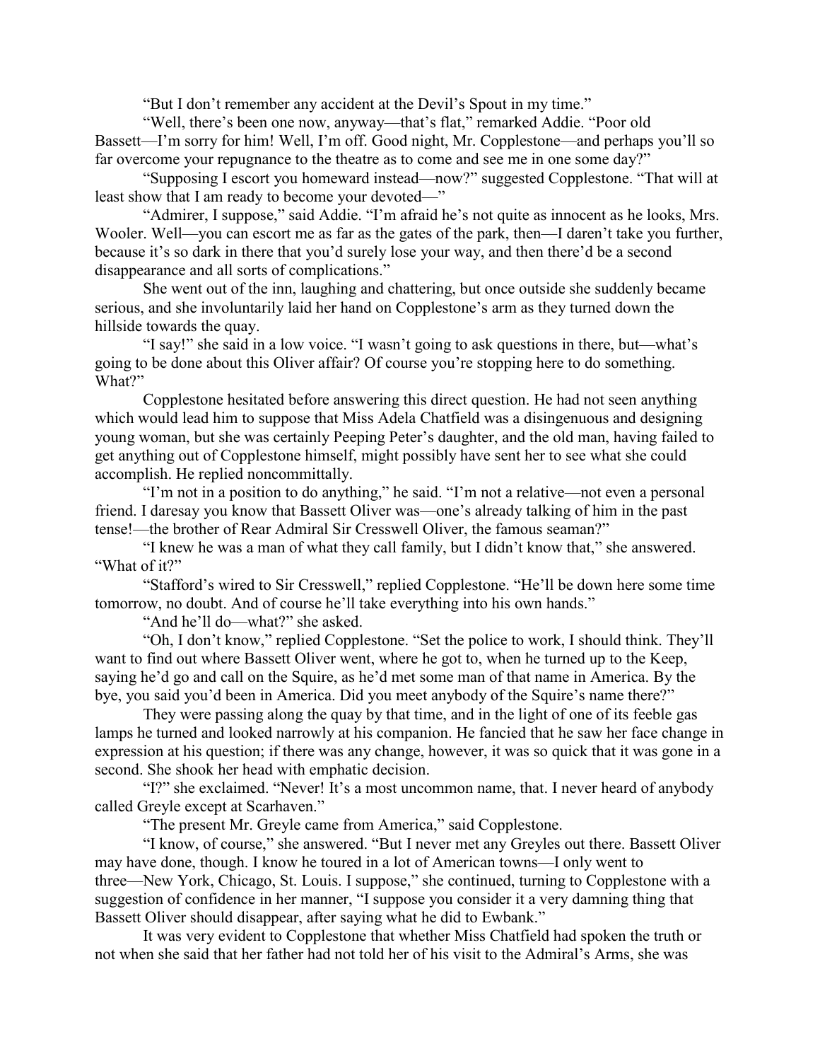"But I don't remember any accident at the Devil's Spout in my time."

"Well, there's been one now, anyway—that's flat," remarked Addie. "Poor old Bassett—I'm sorry for him! Well, I'm off. Good night, Mr. Copplestone—and perhaps you'll so far overcome your repugnance to the theatre as to come and see me in one some day?"

"Supposing I escort you homeward instead—now?" suggested Copplestone. "That will at least show that I am ready to become your devoted—"

"Admirer, I suppose," said Addie. "I'm afraid he's not quite as innocent as he looks, Mrs. Wooler. Well—you can escort me as far as the gates of the park, then—I daren't take you further, because it's so dark in there that you'd surely lose your way, and then there'd be a second disappearance and all sorts of complications."

She went out of the inn, laughing and chattering, but once outside she suddenly became serious, and she involuntarily laid her hand on Copplestone's arm as they turned down the hillside towards the quay.

"I say!" she said in a low voice. "I wasn't going to ask questions in there, but—what's going to be done about this Oliver affair? Of course you're stopping here to do something. What?"

Copplestone hesitated before answering this direct question. He had not seen anything which would lead him to suppose that Miss Adela Chatfield was a disingenuous and designing young woman, but she was certainly Peeping Peter's daughter, and the old man, having failed to get anything out of Copplestone himself, might possibly have sent her to see what she could accomplish. He replied noncommittally.

"I'm not in a position to do anything," he said. "I'm not a relative—not even a personal friend. I daresay you know that Bassett Oliver was—one's already talking of him in the past tense!—the brother of Rear Admiral Sir Cresswell Oliver, the famous seaman?"

"I knew he was a man of what they call family, but I didn't know that," she answered. "What of it?"

"Stafford's wired to Sir Cresswell," replied Copplestone. "He'll be down here some time tomorrow, no doubt. And of course he'll take everything into his own hands."

"And he'll do—what?" she asked.

"Oh, I don't know," replied Copplestone. "Set the police to work, I should think. They'll want to find out where Bassett Oliver went, where he got to, when he turned up to the Keep, saying he'd go and call on the Squire, as he'd met some man of that name in America. By the bye, you said you'd been in America. Did you meet anybody of the Squire's name there?"

They were passing along the quay by that time, and in the light of one of its feeble gas lamps he turned and looked narrowly at his companion. He fancied that he saw her face change in expression at his question; if there was any change, however, it was so quick that it was gone in a second. She shook her head with emphatic decision.

"I?" she exclaimed. "Never! It's a most uncommon name, that. I never heard of anybody called Greyle except at Scarhaven."

"The present Mr. Greyle came from America," said Copplestone.

"I know, of course," she answered. "But I never met any Greyles out there. Bassett Oliver may have done, though. I know he toured in a lot of American towns—I only went to three—New York, Chicago, St. Louis. I suppose," she continued, turning to Copplestone with a suggestion of confidence in her manner, "I suppose you consider it a very damning thing that Bassett Oliver should disappear, after saying what he did to Ewbank."

It was very evident to Copplestone that whether Miss Chatfield had spoken the truth or not when she said that her father had not told her of his visit to the Admiral's Arms, she was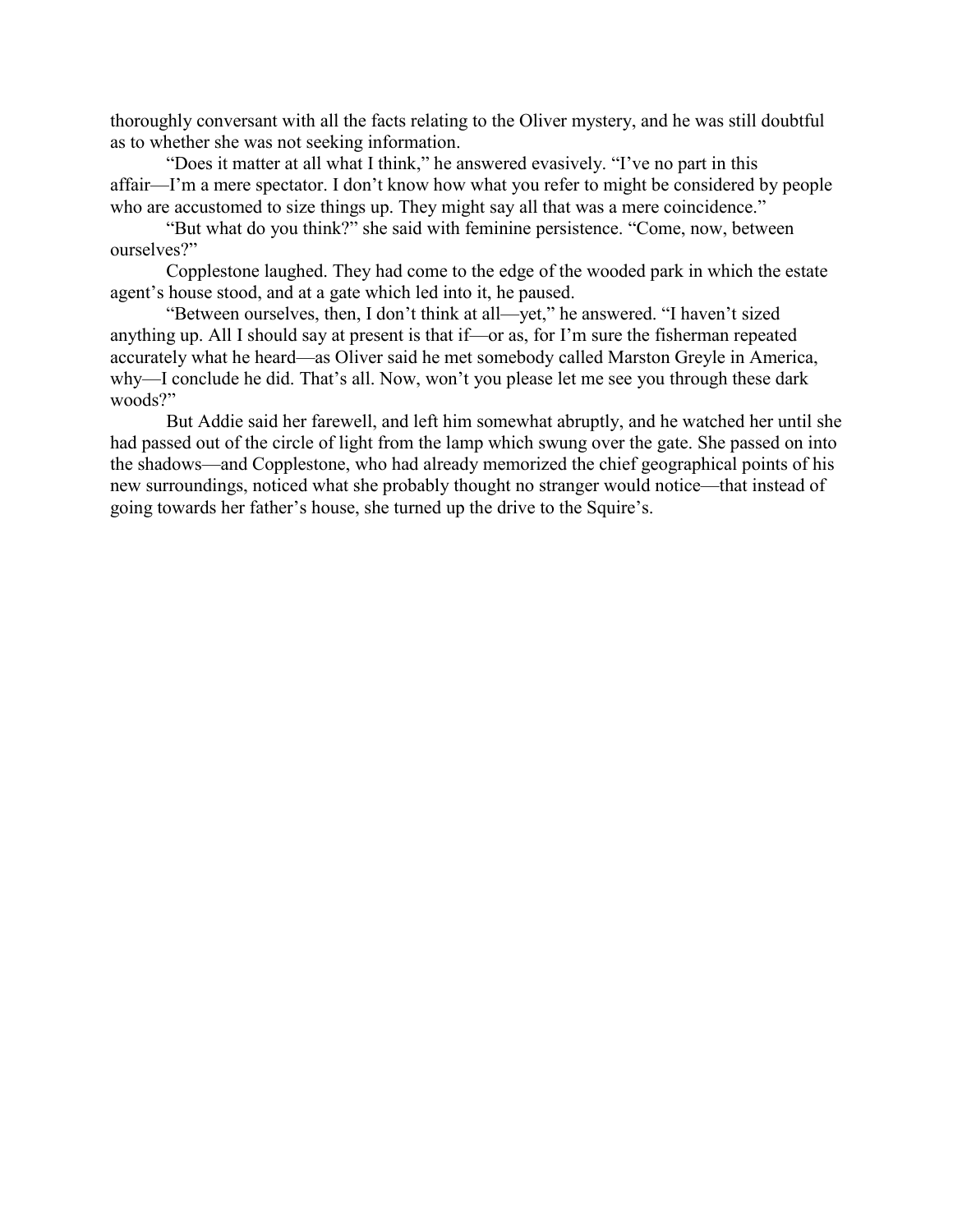thoroughly conversant with all the facts relating to the Oliver mystery, and he was still doubtful as to whether she was not seeking information.

"Does it matter at all what I think," he answered evasively. "I've no part in this affair—I'm a mere spectator. I don't know how what you refer to might be considered by people who are accustomed to size things up. They might say all that was a mere coincidence."

"But what do you think?" she said with feminine persistence. "Come, now, between ourselves?"

Copplestone laughed. They had come to the edge of the wooded park in which the estate agent's house stood, and at a gate which led into it, he paused.

"Between ourselves, then, I don't think at all—yet," he answered. "I haven't sized anything up. All I should say at present is that if—or as, for I'm sure the fisherman repeated accurately what he heard—as Oliver said he met somebody called Marston Greyle in America, why—I conclude he did. That's all. Now, won't you please let me see you through these dark woods?"

But Addie said her farewell, and left him somewhat abruptly, and he watched her until she had passed out of the circle of light from the lamp which swung over the gate. She passed on into the shadows—and Copplestone, who had already memorized the chief geographical points of his new surroundings, noticed what she probably thought no stranger would notice—that instead of going towards her father's house, she turned up the drive to the Squire's.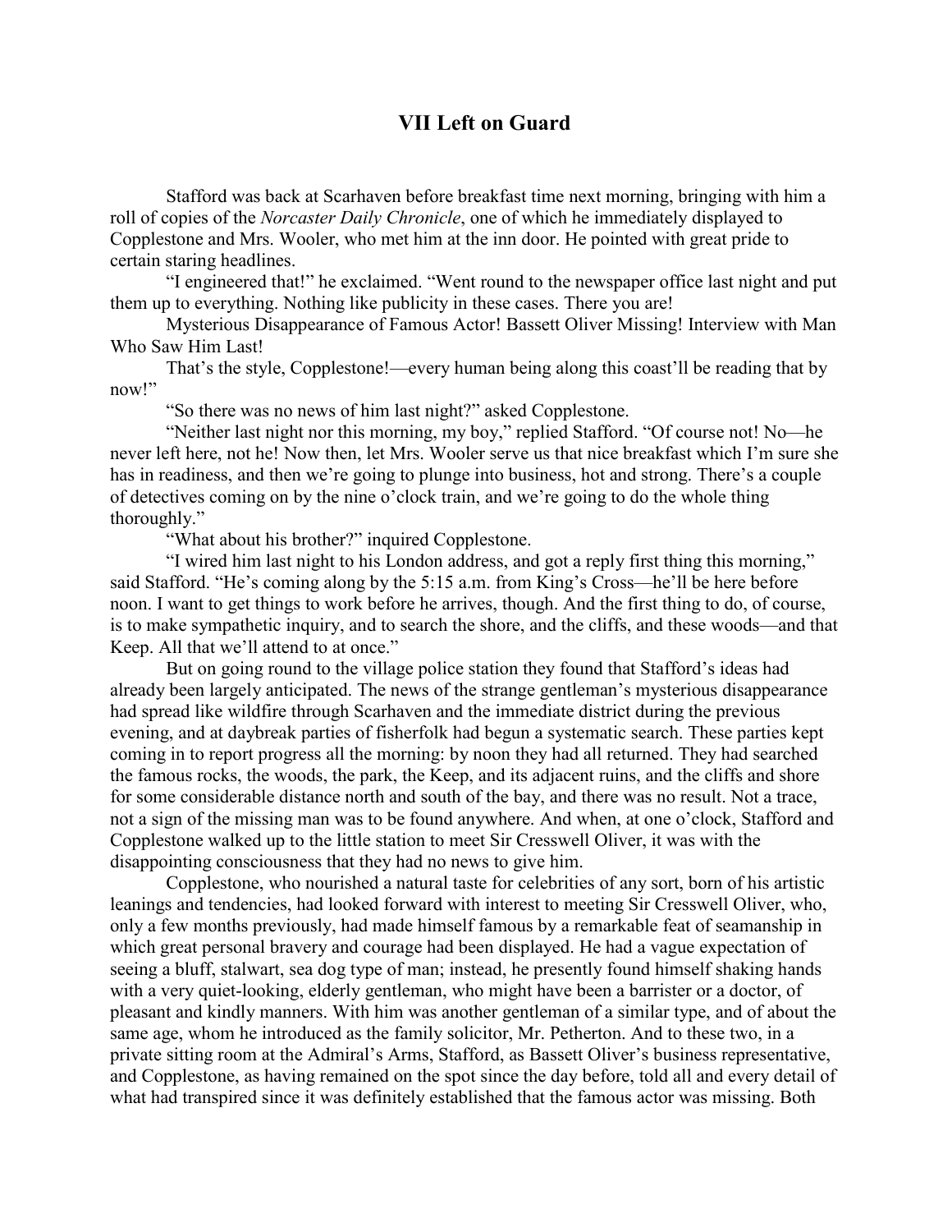## VII Left on Guard

Stafford was back at Scarhaven before breakfast time next morning, bringing with him a roll of copies of the *Norcaster Daily Chronicle*, one of which he immediately displayed to Copplestone and Mrs. Wooler, who met him at the inn door. He pointed with great pride to certain staring headlines.

"I engineered that!" he exclaimed. "Went round to the newspaper office last night and put them up to everything. Nothing like publicity in these cases. There you are!

Mysterious Disappearance of Famous Actor! Bassett Oliver Missing! Interview with Man Who Saw Him Last!

That's the style, Copplestone!—every human being along this coast'll be reading that by now!"

"So there was no news of him last night?" asked Copplestone.

"Neither last night nor this morning, my boy," replied Stafford. "Of course not! No—he never left here, not he! Now then, let Mrs. Wooler serve us that nice breakfast which I'm sure she has in readiness, and then we're going to plunge into business, hot and strong. There's a couple of detectives coming on by the nine o'clock train, and we're going to do the whole thing thoroughly."

"What about his brother?" inquired Copplestone.

"I wired him last night to his London address, and got a reply first thing this morning," said Stafford. "He's coming along by the 5:15 a.m. from King's Cross—he'll be here before noon. I want to get things to work before he arrives, though. And the first thing to do, of course, is to make sympathetic inquiry, and to search the shore, and the cliffs, and these woods—and that Keep. All that we'll attend to at once."

But on going round to the village police station they found that Stafford's ideas had already been largely anticipated. The news of the strange gentleman's mysterious disappearance had spread like wildfire through Scarhaven and the immediate district during the previous evening, and at daybreak parties of fisherfolk had begun a systematic search. These parties kept coming in to report progress all the morning: by noon they had all returned. They had searched the famous rocks, the woods, the park, the Keep, and its adjacent ruins, and the cliffs and shore for some considerable distance north and south of the bay, and there was no result. Not a trace, not a sign of the missing man was to be found anywhere. And when, at one o'clock, Stafford and Copplestone walked up to the little station to meet Sir Cresswell Oliver, it was with the disappointing consciousness that they had no news to give him.

Copplestone, who nourished a natural taste for celebrities of any sort, born of his artistic leanings and tendencies, had looked forward with interest to meeting Sir Cresswell Oliver, who, only a few months previously, had made himself famous by a remarkable feat of seamanship in which great personal bravery and courage had been displayed. He had a vague expectation of seeing a bluff, stalwart, sea dog type of man; instead, he presently found himself shaking hands with a very quiet-looking, elderly gentleman, who might have been a barrister or a doctor, of pleasant and kindly manners. With him was another gentleman of a similar type, and of about the same age, whom he introduced as the family solicitor, Mr. Petherton. And to these two, in a private sitting room at the Admiral's Arms, Stafford, as Bassett Oliver's business representative, and Copplestone, as having remained on the spot since the day before, told all and every detail of what had transpired since it was definitely established that the famous actor was missing. Both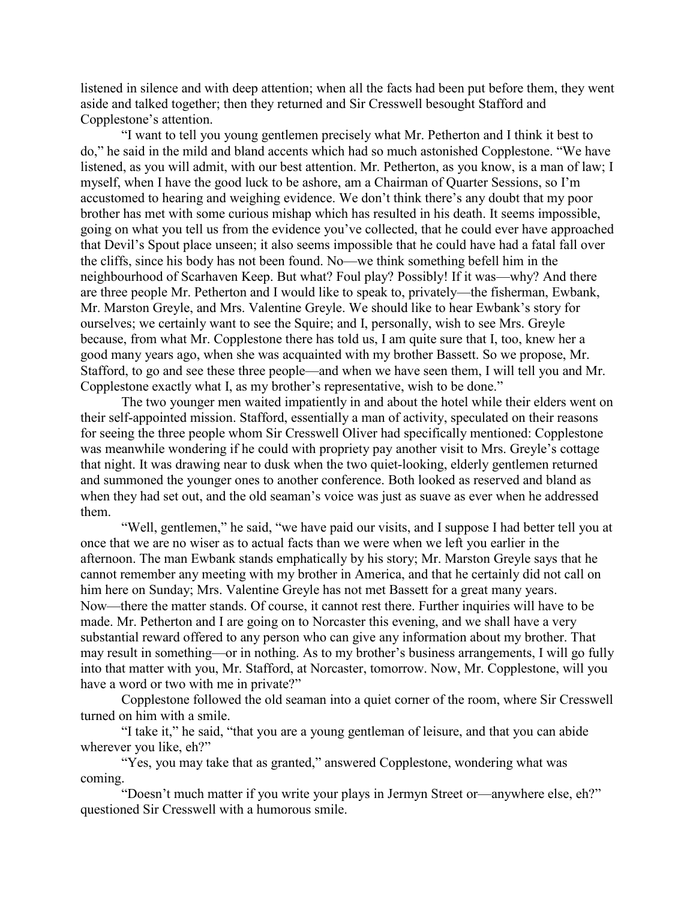listened in silence and with deep attention; when all the facts had been put before them, they went aside and talked together; then they returned and Sir Cresswell besought Stafford and Copplestone's attention.

"I want to tell you young gentlemen precisely what Mr. Petherton and I think it best to do," he said in the mild and bland accents which had so much astonished Copplestone. "We have listened, as you will admit, with our best attention. Mr. Petherton, as you know, is a man of law; I myself, when I have the good luck to be ashore, am a Chairman of Quarter Sessions, so I'm accustomed to hearing and weighing evidence. We don't think there's any doubt that my poor brother has met with some curious mishap which has resulted in his death. It seems impossible, going on what you tell us from the evidence you've collected, that he could ever have approached that Devil's Spout place unseen; it also seems impossible that he could have had a fatal fall over the cliffs, since his body has not been found. No—we think something befell him in the neighbourhood of Scarhaven Keep. But what? Foul play? Possibly! If it was—why? And there are three people Mr. Petherton and I would like to speak to, privately—the fisherman, Ewbank, Mr. Marston Greyle, and Mrs. Valentine Greyle. We should like to hear Ewbank's story for ourselves; we certainly want to see the Squire; and I, personally, wish to see Mrs. Greyle because, from what Mr. Copplestone there has told us, I am quite sure that I, too, knew her a good many years ago, when she was acquainted with my brother Bassett. So we propose, Mr. Stafford, to go and see these three people—and when we have seen them, I will tell you and Mr. Copplestone exactly what I, as my brother's representative, wish to be done."

The two younger men waited impatiently in and about the hotel while their elders went on their self-appointed mission. Stafford, essentially a man of activity, speculated on their reasons for seeing the three people whom Sir Cresswell Oliver had specifically mentioned: Copplestone was meanwhile wondering if he could with propriety pay another visit to Mrs. Greyle's cottage that night. It was drawing near to dusk when the two quiet-looking, elderly gentlemen returned and summoned the younger ones to another conference. Both looked as reserved and bland as when they had set out, and the old seaman's voice was just as suave as ever when he addressed them.

"Well, gentlemen," he said, "we have paid our visits, and I suppose I had better tell you at once that we are no wiser as to actual facts than we were when we left you earlier in the afternoon. The man Ewbank stands emphatically by his story; Mr. Marston Greyle says that he cannot remember any meeting with my brother in America, and that he certainly did not call on him here on Sunday; Mrs. Valentine Greyle has not met Bassett for a great many years. Now—there the matter stands. Of course, it cannot rest there. Further inquiries will have to be made. Mr. Petherton and I are going on to Norcaster this evening, and we shall have a very substantial reward offered to any person who can give any information about my brother. That may result in something—or in nothing. As to my brother's business arrangements, I will go fully into that matter with you, Mr. Stafford, at Norcaster, tomorrow. Now, Mr. Copplestone, will you have a word or two with me in private?"

Copplestone followed the old seaman into a quiet corner of the room, where Sir Cresswell turned on him with a smile.

"I take it," he said, "that you are a young gentleman of leisure, and that you can abide wherever you like, eh?"

"Yes, you may take that as granted," answered Copplestone, wondering what was coming.

"Doesn't much matter if you write your plays in Jermyn Street or—anywhere else, eh?" questioned Sir Cresswell with a humorous smile.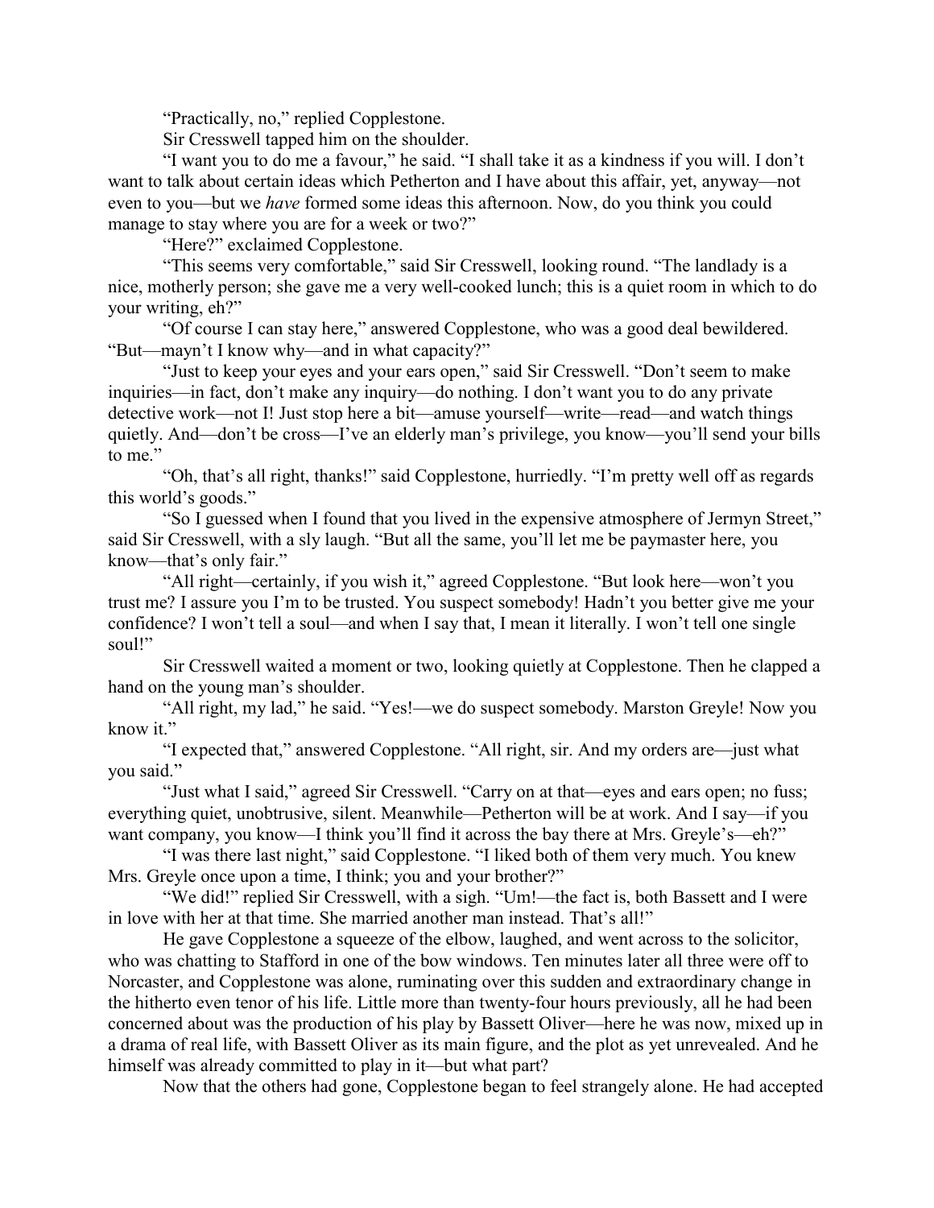"Practically, no," replied Copplestone.

Sir Cresswell tapped him on the shoulder.

"I want you to do me a favour," he said. "I shall take it as a kindness if you will. I don't want to talk about certain ideas which Petherton and I have about this affair, yet, anyway—not even to you—but we *have* formed some ideas this afternoon. Now, do you think you could manage to stay where you are for a week or two?"

"Here?" exclaimed Copplestone.

"This seems very comfortable," said Sir Cresswell, looking round. "The landlady is a nice, motherly person; she gave me a very well-cooked lunch; this is a quiet room in which to do your writing, eh?"

"Of course I can stay here," answered Copplestone, who was a good deal bewildered. "But—mayn't I know why—and in what capacity?"

"Just to keep your eyes and your ears open," said Sir Cresswell. "Don't seem to make inquiries—in fact, don't make any inquiry—do nothing. I don't want you to do any private detective work—not I! Just stop here a bit—amuse yourself—write—read—and watch things quietly. And—don't be cross—I've an elderly man's privilege, you know—you'll send your bills to me."

"Oh, that's all right, thanks!" said Copplestone, hurriedly. "I'm pretty well off as regards this world's goods."

"So I guessed when I found that you lived in the expensive atmosphere of Jermyn Street," said Sir Cresswell, with a sly laugh. "But all the same, you'll let me be paymaster here, you know—that's only fair."

"All right—certainly, if you wish it," agreed Copplestone. "But look here—won't you trust me? I assure you I'm to be trusted. You suspect somebody! Hadn't you better give me your confidence? I won't tell a soul—and when I say that, I mean it literally. I won't tell one single soul!"

Sir Cresswell waited a moment or two, looking quietly at Copplestone. Then he clapped a hand on the young man's shoulder.

"All right, my lad," he said. "Yes!—we do suspect somebody. Marston Greyle! Now you know it."

"I expected that," answered Copplestone. "All right, sir. And my orders are—just what you said."

"Just what I said," agreed Sir Cresswell. "Carry on at that—eyes and ears open; no fuss; everything quiet, unobtrusive, silent. Meanwhile—Petherton will be at work. And I say—if you want company, you know—I think you'll find it across the bay there at Mrs. Greyle's—eh?"

"I was there last night," said Copplestone. "I liked both of them very much. You knew Mrs. Greyle once upon a time, I think; you and your brother?"

"We did!" replied Sir Cresswell, with a sigh. "Um!—the fact is, both Bassett and I were in love with her at that time. She married another man instead. That's all!"

He gave Copplestone a squeeze of the elbow, laughed, and went across to the solicitor, who was chatting to Stafford in one of the bow windows. Ten minutes later all three were off to Norcaster, and Copplestone was alone, ruminating over this sudden and extraordinary change in the hitherto even tenor of his life. Little more than twenty-four hours previously, all he had been concerned about was the production of his play by Bassett Oliver—here he was now, mixed up in a drama of real life, with Bassett Oliver as its main figure, and the plot as yet unrevealed. And he himself was already committed to play in it—but what part?

Now that the others had gone, Copplestone began to feel strangely alone. He had accepted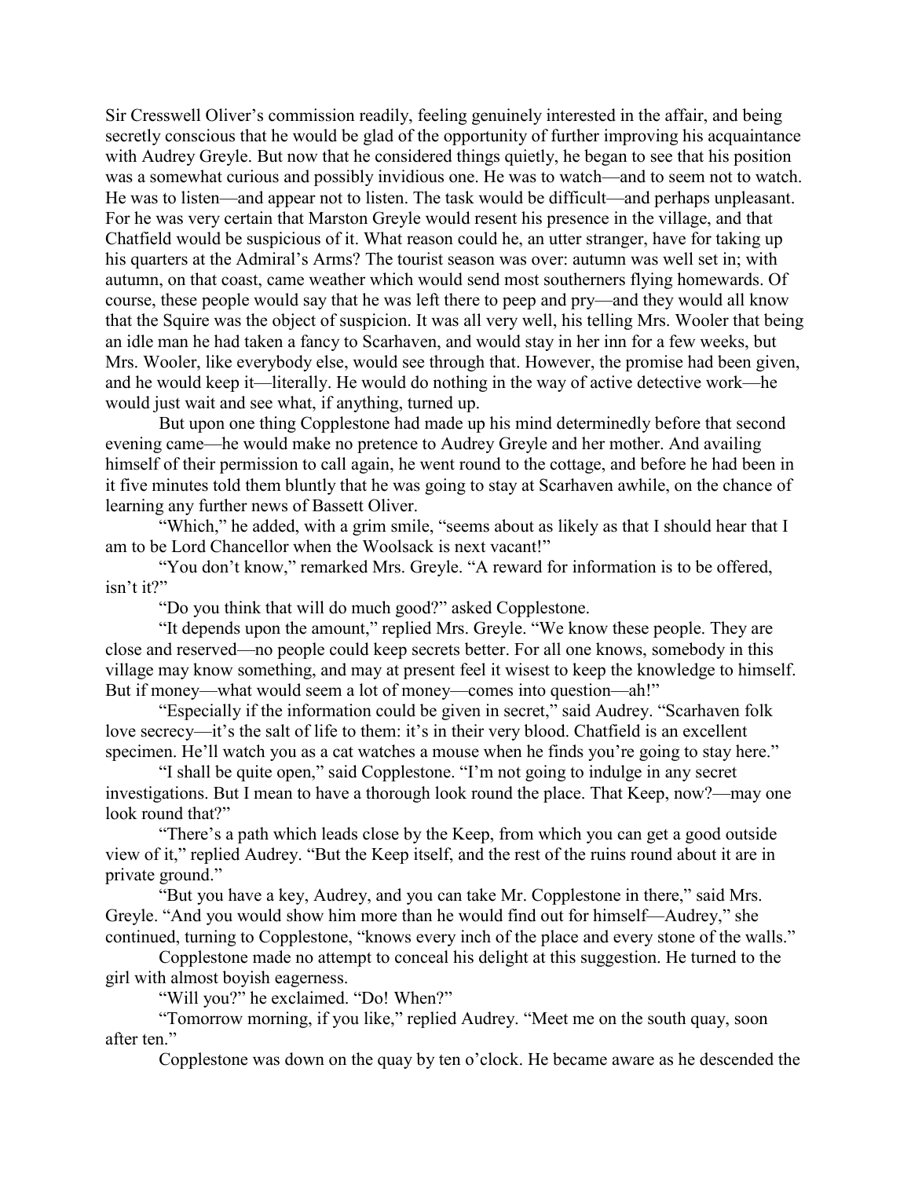Sir Cresswell Oliver's commission readily, feeling genuinely interested in the affair, and being secretly conscious that he would be glad of the opportunity of further improving his acquaintance with Audrey Greyle. But now that he considered things quietly, he began to see that his position was a somewhat curious and possibly invidious one. He was to watch—and to seem not to watch. He was to listen—and appear not to listen. The task would be difficult—and perhaps unpleasant. For he was very certain that Marston Greyle would resent his presence in the village, and that Chatfield would be suspicious of it. What reason could he, an utter stranger, have for taking up his quarters at the Admiral's Arms? The tourist season was over: autumn was well set in; with autumn, on that coast, came weather which would send most southerners flying homewards. Of course, these people would say that he was left there to peep and pry—and they would all know that the Squire was the object of suspicion. It was all very well, his telling Mrs. Wooler that being an idle man he had taken a fancy to Scarhaven, and would stay in her inn for a few weeks, but Mrs. Wooler, like everybody else, would see through that. However, the promise had been given, and he would keep it—literally. He would do nothing in the way of active detective work—he would just wait and see what, if anything, turned up.

But upon one thing Copplestone had made up his mind determinedly before that second evening came—he would make no pretence to Audrey Greyle and her mother. And availing himself of their permission to call again, he went round to the cottage, and before he had been in it five minutes told them bluntly that he was going to stay at Scarhaven awhile, on the chance of learning any further news of Bassett Oliver.

"Which," he added, with a grim smile, "seems about as likely as that I should hear that I am to be Lord Chancellor when the Woolsack is next vacant!"

"You don't know," remarked Mrs. Greyle. "A reward for information is to be offered, isn't it?"

"Do you think that will do much good?" asked Copplestone.

"It depends upon the amount," replied Mrs. Greyle. "We know these people. They are close and reserved—no people could keep secrets better. For all one knows, somebody in this village may know something, and may at present feel it wisest to keep the knowledge to himself. But if money—what would seem a lot of money—comes into question—ah!"

"Especially if the information could be given in secret," said Audrey. "Scarhaven folk love secrecy—it's the salt of life to them: it's in their very blood. Chatfield is an excellent specimen. He'll watch you as a cat watches a mouse when he finds you're going to stay here."

"I shall be quite open," said Copplestone. "I'm not going to indulge in any secret investigations. But I mean to have a thorough look round the place. That Keep, now?—may one look round that?"

"There's a path which leads close by the Keep, from which you can get a good outside view of it," replied Audrey. "But the Keep itself, and the rest of the ruins round about it are in private ground."

"But you have a key, Audrey, and you can take Mr. Copplestone in there," said Mrs. Greyle. "And you would show him more than he would find out for himself—Audrey," she continued, turning to Copplestone, "knows every inch of the place and every stone of the walls."

Copplestone made no attempt to conceal his delight at this suggestion. He turned to the girl with almost boyish eagerness.

"Will you?" he exclaimed. "Do! When?"

"Tomorrow morning, if you like," replied Audrey. "Meet me on the south quay, soon after ten."

Copplestone was down on the quay by ten o'clock. He became aware as he descended the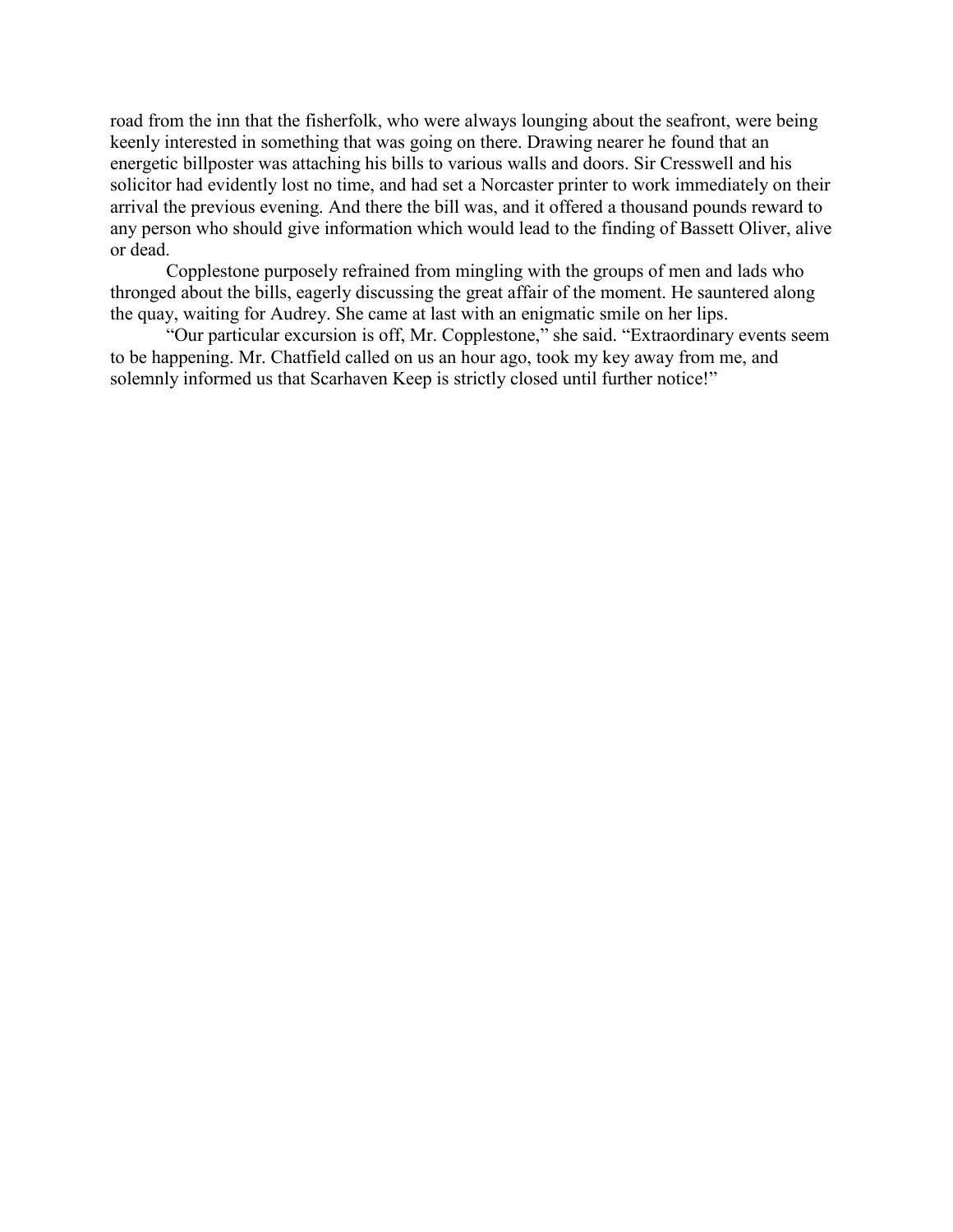road from the inn that the fisherfolk, who were always lounging about the seafront, were being keenly interested in something that was going on there. Drawing nearer he found that an energetic billposter was attaching his bills to various walls and doors. Sir Cresswell and his solicitor had evidently lost no time, and had set a Norcaster printer to work immediately on their arrival the previous evening. And there the bill was, and it offered a thousand pounds reward to any person who should give information which would lead to the finding of Bassett Oliver, alive or dead.

Copplestone purposely refrained from mingling with the groups of men and lads who thronged about the bills, eagerly discussing the great affair of the moment. He sauntered along the quay, waiting for Audrey. She came at last with an enigmatic smile on her lips.

"Our particular excursion is off, Mr. Copplestone," she said. "Extraordinary events seem to be happening. Mr. Chatfield called on us an hour ago, took my key away from me, and solemnly informed us that Scarhaven Keep is strictly closed until further notice!"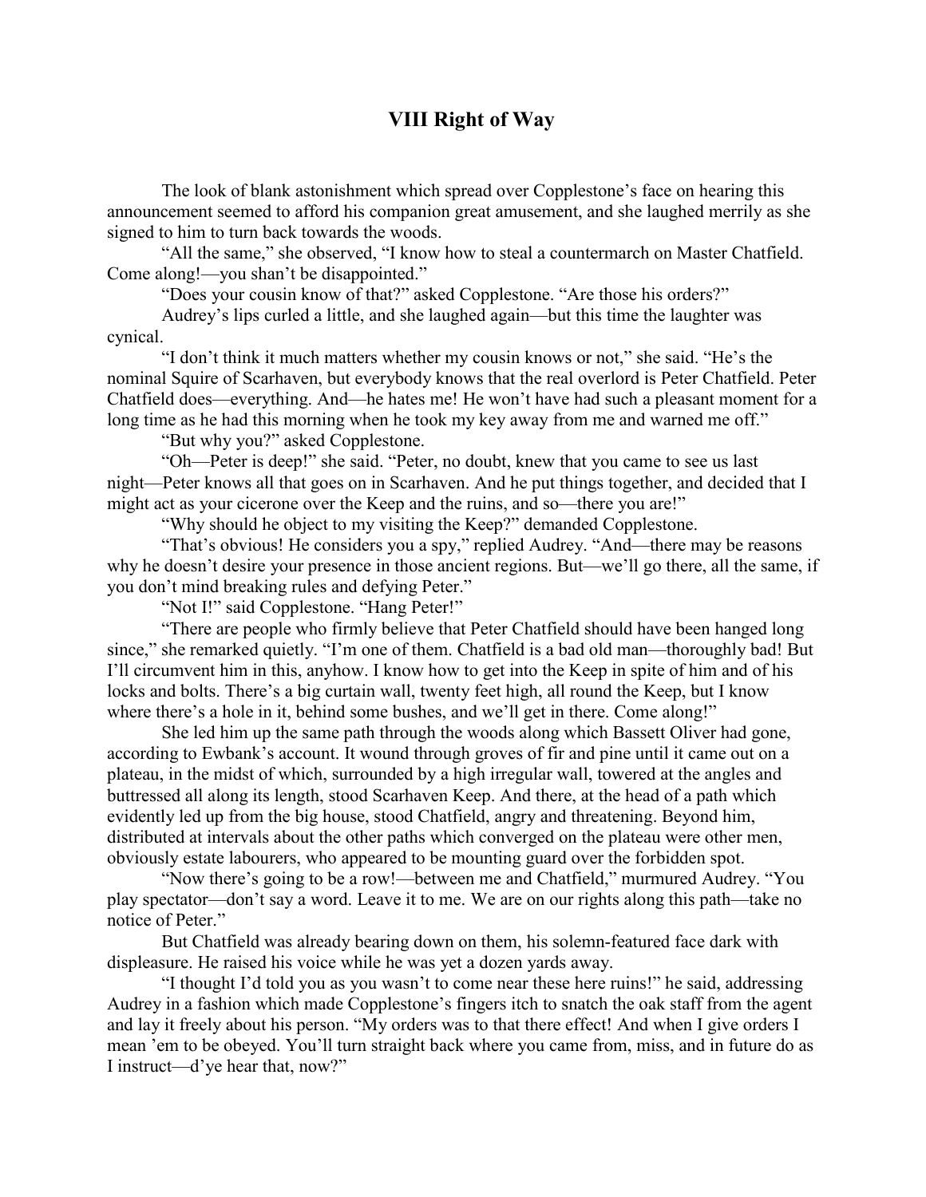## VIII Right of Way

The look of blank astonishment which spread over Copplestone's face on hearing this announcement seemed to afford his companion great amusement, and she laughed merrily as she signed to him to turn back towards the woods.

"All the same," she observed, "I know how to steal a countermarch on Master Chatfield. Come along!—you shan't be disappointed."

"Does your cousin know of that?" asked Copplestone. "Are those his orders?"

Audrey's lips curled a little, and she laughed again—but this time the laughter was cynical.

"I don't think it much matters whether my cousin knows or not," she said. "He's the nominal Squire of Scarhaven, but everybody knows that the real overlord is Peter Chatfield. Peter Chatfield does—everything. And—he hates me! He won't have had such a pleasant moment for a long time as he had this morning when he took my key away from me and warned me off."

"But why you?" asked Copplestone.

"Oh—Peter is deep!" she said. "Peter, no doubt, knew that you came to see us last night—Peter knows all that goes on in Scarhaven. And he put things together, and decided that I might act as your cicerone over the Keep and the ruins, and so—there you are!"

"Why should he object to my visiting the Keep?" demanded Copplestone.

"That's obvious! He considers you a spy," replied Audrey. "And—there may be reasons why he doesn't desire your presence in those ancient regions. But—we'll go there, all the same, if you don't mind breaking rules and defying Peter."

"Not I!" said Copplestone. "Hang Peter!"

"There are people who firmly believe that Peter Chatfield should have been hanged long since," she remarked quietly. "I'm one of them. Chatfield is a bad old man—thoroughly bad! But I'll circumvent him in this, anyhow. I know how to get into the Keep in spite of him and of his locks and bolts. There's a big curtain wall, twenty feet high, all round the Keep, but I know where there's a hole in it, behind some bushes, and we'll get in there. Come along!"

She led him up the same path through the woods along which Bassett Oliver had gone, according to Ewbank's account. It wound through groves of fir and pine until it came out on a plateau, in the midst of which, surrounded by a high irregular wall, towered at the angles and buttressed all along its length, stood Scarhaven Keep. And there, at the head of a path which evidently led up from the big house, stood Chatfield, angry and threatening. Beyond him, distributed at intervals about the other paths which converged on the plateau were other men, obviously estate labourers, who appeared to be mounting guard over the forbidden spot.

"Now there's going to be a row!—between me and Chatfield," murmured Audrey. "You play spectator—don't say a word. Leave it to me. We are on our rights along this path—take no notice of Peter."

But Chatfield was already bearing down on them, his solemn-featured face dark with displeasure. He raised his voice while he was yet a dozen yards away.

"I thought I'd told you as you wasn't to come near these here ruins!" he said, addressing Audrey in a fashion which made Copplestone's fingers itch to snatch the oak staff from the agent and lay it freely about his person. "My orders was to that there effect! And when I give orders I mean 'em to be obeyed. You'll turn straight back where you came from, miss, and in future do as I instruct—d'ye hear that, now?"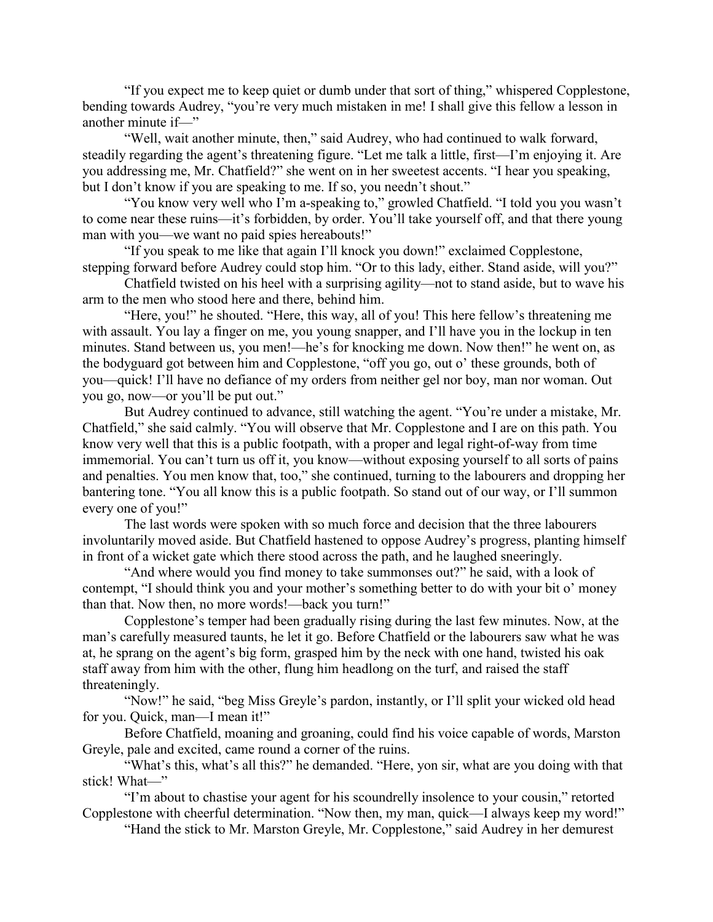"If you expect me to keep quiet or dumb under that sort of thing," whispered Copplestone, bending towards Audrey, "you're very much mistaken in me! I shall give this fellow a lesson in another minute if—"

"Well, wait another minute, then," said Audrey, who had continued to walk forward, steadily regarding the agent's threatening figure. "Let me talk a little, first—I'm enjoying it. Are you addressing me, Mr. Chatfield?" she went on in her sweetest accents. "I hear you speaking, but I don't know if you are speaking to me. If so, you needn't shout."

"You know very well who I'm a-speaking to," growled Chatfield. "I told you you wasn't to come near these ruins—it's forbidden, by order. You'll take yourself off, and that there young man with you—we want no paid spies hereabouts!"

"If you speak to me like that again I'll knock you down!" exclaimed Copplestone, stepping forward before Audrey could stop him. "Or to this lady, either. Stand aside, will you?"

Chatfield twisted on his heel with a surprising agility—not to stand aside, but to wave his arm to the men who stood here and there, behind him.

"Here, you!" he shouted. "Here, this way, all of you! This here fellow's threatening me with assault. You lay a finger on me, you young snapper, and I'll have you in the lockup in ten minutes. Stand between us, you men!—he's for knocking me down. Now then!" he went on, as the bodyguard got between him and Copplestone, "off you go, out o' these grounds, both of you—quick! I'll have no defiance of my orders from neither gel nor boy, man nor woman. Out you go, now—or you'll be put out."

But Audrey continued to advance, still watching the agent. "You're under a mistake, Mr. Chatfield," she said calmly. "You will observe that Mr. Copplestone and I are on this path. You know very well that this is a public footpath, with a proper and legal right-of-way from time immemorial. You can't turn us off it, you know—without exposing yourself to all sorts of pains and penalties. You men know that, too," she continued, turning to the labourers and dropping her bantering tone. "You all know this is a public footpath. So stand out of our way, or I'll summon every one of you!"

The last words were spoken with so much force and decision that the three labourers involuntarily moved aside. But Chatfield hastened to oppose Audrey's progress, planting himself in front of a wicket gate which there stood across the path, and he laughed sneeringly.

"And where would you find money to take summonses out?" he said, with a look of contempt, "I should think you and your mother's something better to do with your bit o' money than that. Now then, no more words!—back you turn!"

Copplestone's temper had been gradually rising during the last few minutes. Now, at the man's carefully measured taunts, he let it go. Before Chatfield or the labourers saw what he was at, he sprang on the agent's big form, grasped him by the neck with one hand, twisted his oak staff away from him with the other, flung him headlong on the turf, and raised the staff threateningly.

"Now!" he said, "beg Miss Greyle's pardon, instantly, or I'll split your wicked old head for you. Quick, man—I mean it!"

Before Chatfield, moaning and groaning, could find his voice capable of words, Marston Greyle, pale and excited, came round a corner of the ruins.

"What's this, what's all this?" he demanded. "Here, yon sir, what are you doing with that stick! What—"

"I'm about to chastise your agent for his scoundrelly insolence to your cousin," retorted Copplestone with cheerful determination. "Now then, my man, quick—I always keep my word!"

"Hand the stick to Mr. Marston Greyle, Mr. Copplestone," said Audrey in her demurest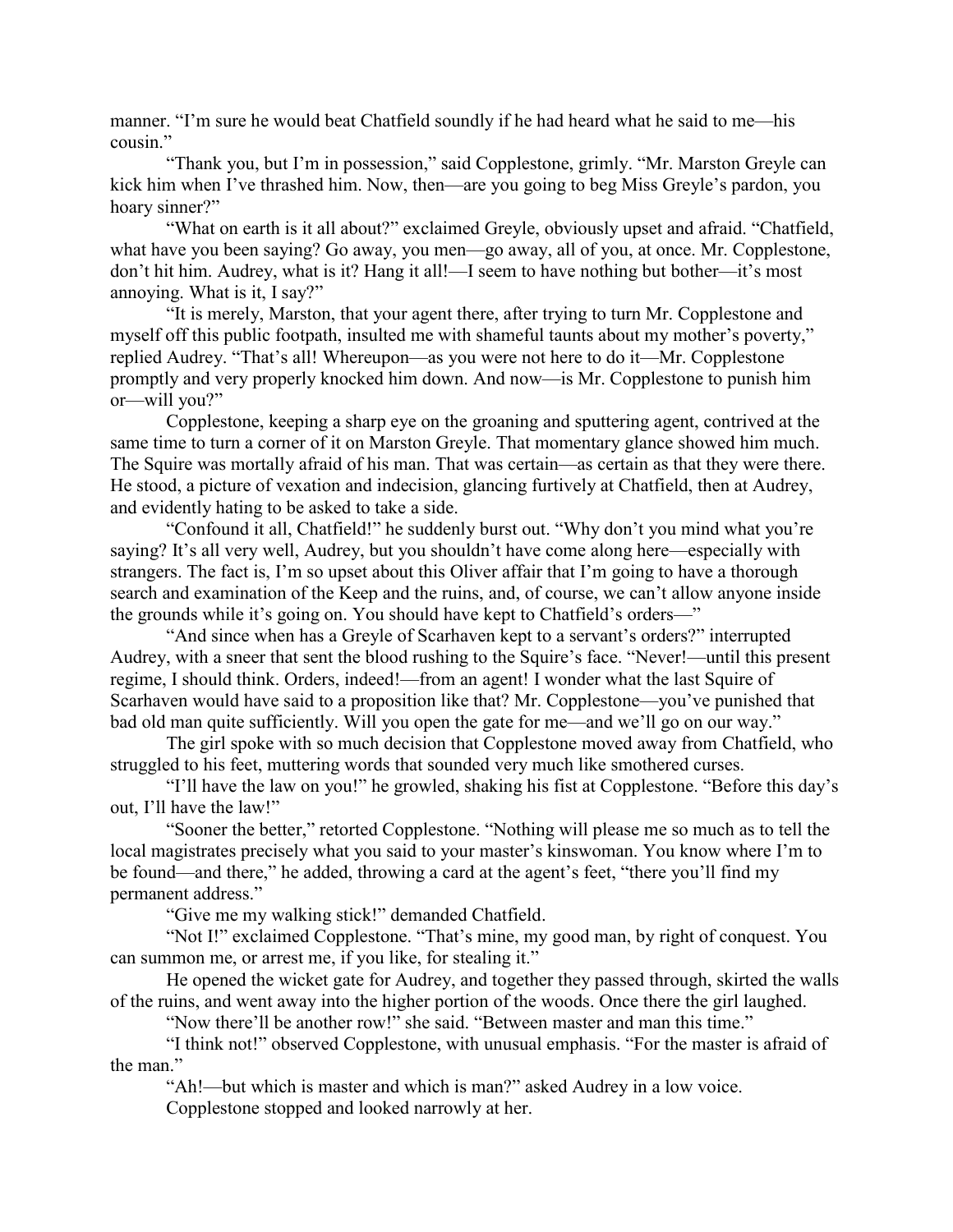manner. "I'm sure he would beat Chatfield soundly if he had heard what he said to me—his cousin."

"Thank you, but I'm in possession," said Copplestone, grimly. "Mr. Marston Greyle can kick him when I've thrashed him. Now, then—are you going to beg Miss Greyle's pardon, you hoary sinner?"

"What on earth is it all about?" exclaimed Greyle, obviously upset and afraid. "Chatfield, what have you been saying? Go away, you men—go away, all of you, at once. Mr. Copplestone, don't hit him. Audrey, what is it? Hang it all!—I seem to have nothing but bother—it's most annoying. What is it, I say?"

"It is merely, Marston, that your agent there, after trying to turn Mr. Copplestone and myself off this public footpath, insulted me with shameful taunts about my mother's poverty," replied Audrey. "That's all! Whereupon—as you were not here to do it—Mr. Copplestone promptly and very properly knocked him down. And now—is Mr. Copplestone to punish him or—will you?"

Copplestone, keeping a sharp eye on the groaning and sputtering agent, contrived at the same time to turn a corner of it on Marston Greyle. That momentary glance showed him much. The Squire was mortally afraid of his man. That was certain—as certain as that they were there. He stood, a picture of vexation and indecision, glancing furtively at Chatfield, then at Audrey, and evidently hating to be asked to take a side.

"Confound it all, Chatfield!" he suddenly burst out. "Why don't you mind what you're saying? It's all very well, Audrey, but you shouldn't have come along here—especially with strangers. The fact is, I'm so upset about this Oliver affair that I'm going to have a thorough search and examination of the Keep and the ruins, and, of course, we can't allow anyone inside the grounds while it's going on. You should have kept to Chatfield's orders—"

"And since when has a Greyle of Scarhaven kept to a servant's orders?" interrupted Audrey, with a sneer that sent the blood rushing to the Squire's face. "Never!—until this present regime, I should think. Orders, indeed!—from an agent! I wonder what the last Squire of Scarhaven would have said to a proposition like that? Mr. Copplestone—you've punished that bad old man quite sufficiently. Will you open the gate for me—and we'll go on our way."

The girl spoke with so much decision that Copplestone moved away from Chatfield, who struggled to his feet, muttering words that sounded very much like smothered curses.

"I'll have the law on you!" he growled, shaking his fist at Copplestone. "Before this day's out, I'll have the law!"

"Sooner the better," retorted Copplestone. "Nothing will please me so much as to tell the local magistrates precisely what you said to your master's kinswoman. You know where I'm to be found—and there," he added, throwing a card at the agent's feet, "there you'll find my permanent address."

"Give me my walking stick!" demanded Chatfield.

"Not I!" exclaimed Copplestone. "That's mine, my good man, by right of conquest. You can summon me, or arrest me, if you like, for stealing it."

He opened the wicket gate for Audrey, and together they passed through, skirted the walls of the ruins, and went away into the higher portion of the woods. Once there the girl laughed.

"Now there'll be another row!" she said. "Between master and man this time."

"I think not!" observed Copplestone, with unusual emphasis. "For the master is afraid of the man."

"Ah!—but which is master and which is man?" asked Audrey in a low voice.

Copplestone stopped and looked narrowly at her.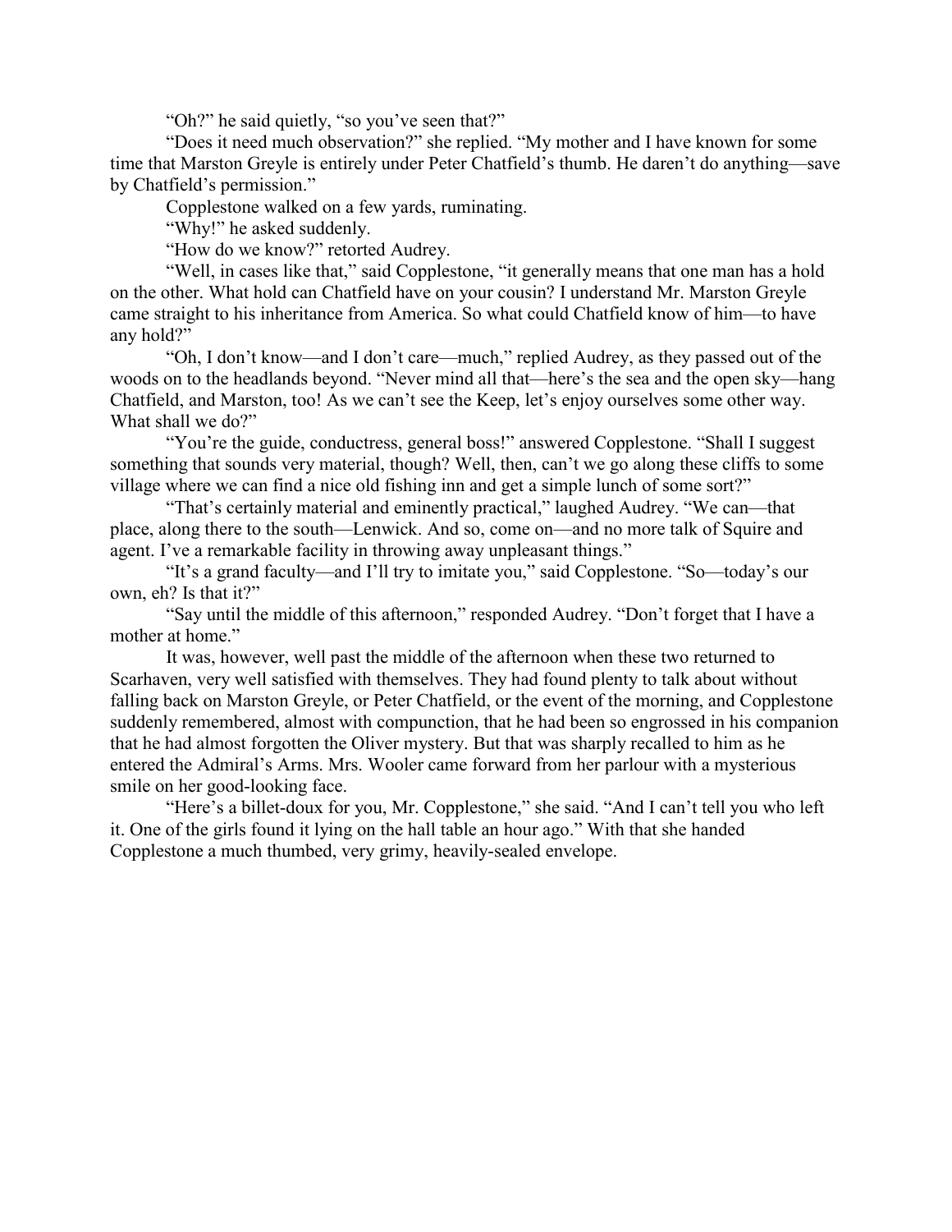"Oh?" he said quietly, "so you've seen that?"

"Does it need much observation?" she replied. "My mother and I have known for some time that Marston Greyle is entirely under Peter Chatfield's thumb. He daren't do anything—save by Chatfield's permission."

Copplestone walked on a few yards, ruminating.

"Why!" he asked suddenly.

"How do we know?" retorted Audrey.

"Well, in cases like that," said Copplestone, "it generally means that one man has a hold on the other. What hold can Chatfield have on your cousin? I understand Mr. Marston Greyle came straight to his inheritance from America. So what could Chatfield know of him—to have any hold?"

"Oh, I don't know—and I don't care—much," replied Audrey, as they passed out of the woods on to the headlands beyond. "Never mind all that—here's the sea and the open sky—hang Chatfield, and Marston, too! As we can't see the Keep, let's enjoy ourselves some other way. What shall we do?"

"You're the guide, conductress, general boss!" answered Copplestone. "Shall I suggest something that sounds very material, though? Well, then, can't we go along these cliffs to some village where we can find a nice old fishing inn and get a simple lunch of some sort?"

"That's certainly material and eminently practical," laughed Audrey. "We can—that place, along there to the south—Lenwick. And so, come on—and no more talk of Squire and agent. I've a remarkable facility in throwing away unpleasant things."

"It's a grand faculty—and I'll try to imitate you," said Copplestone. "So—today's our own, eh? Is that it?"

"Say until the middle of this afternoon," responded Audrey. "Don't forget that I have a mother at home."

It was, however, well past the middle of the afternoon when these two returned to Scarhaven, very well satisfied with themselves. They had found plenty to talk about without falling back on Marston Greyle, or Peter Chatfield, or the event of the morning, and Copplestone suddenly remembered, almost with compunction, that he had been so engrossed in his companion that he had almost forgotten the Oliver mystery. But that was sharply recalled to him as he entered the Admiral's Arms. Mrs. Wooler came forward from her parlour with a mysterious smile on her good-looking face.

"Here's a billet-doux for you, Mr. Copplestone," she said. "And I can't tell you who left it. One of the girls found it lying on the hall table an hour ago." With that she handed Copplestone a much thumbed, very grimy, heavily-sealed envelope.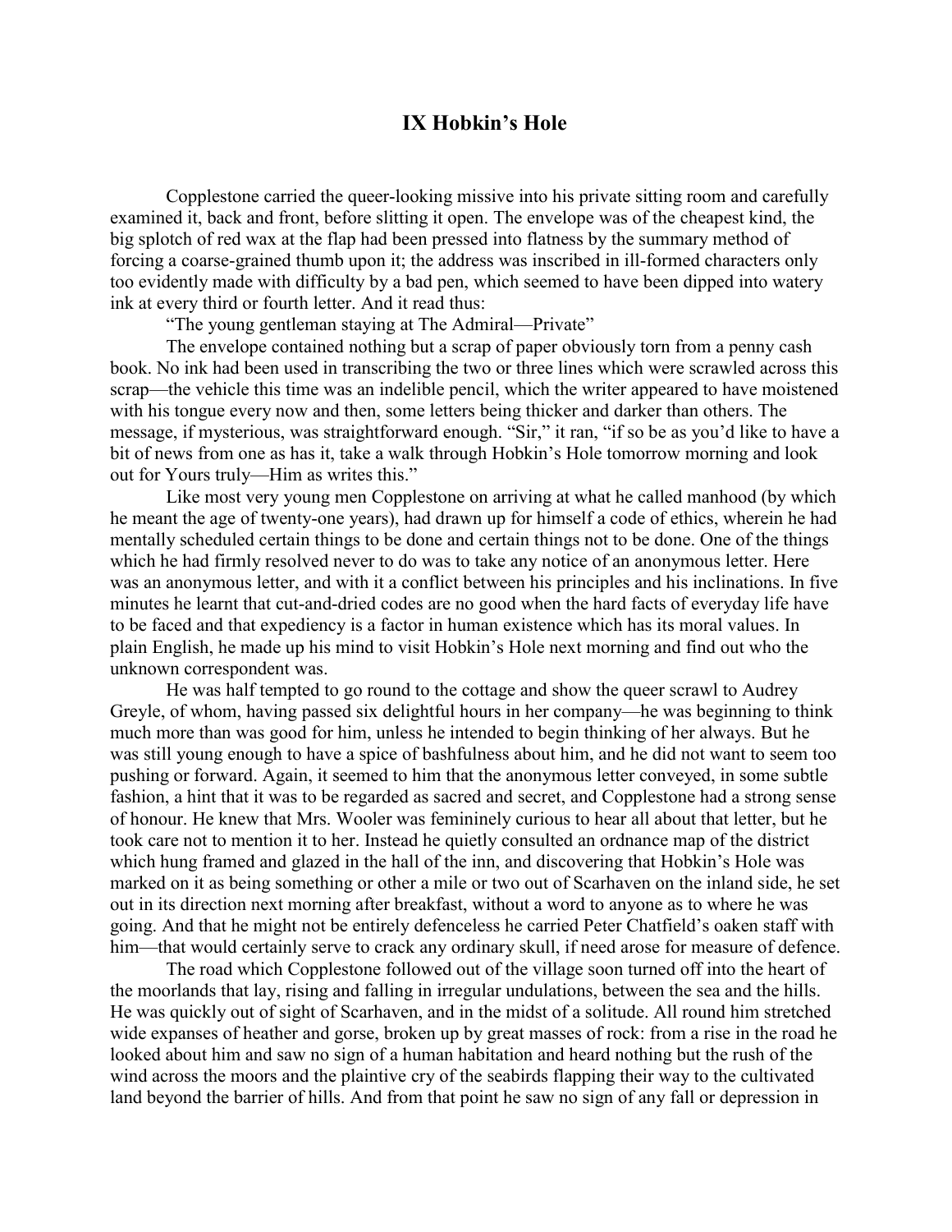## IX Hobkin's Hole

Copplestone carried the queer-looking missive into his private sitting room and carefully examined it, back and front, before slitting it open. The envelope was of the cheapest kind, the big splotch of red wax at the flap had been pressed into flatness by the summary method of forcing a coarse-grained thumb upon it; the address was inscribed in ill-formed characters only too evidently made with difficulty by a bad pen, which seemed to have been dipped into watery ink at every third or fourth letter. And it read thus:

"The young gentleman staying at The Admiral—Private"

The envelope contained nothing but a scrap of paper obviously torn from a penny cash book. No ink had been used in transcribing the two or three lines which were scrawled across this scrap—the vehicle this time was an indelible pencil, which the writer appeared to have moistened with his tongue every now and then, some letters being thicker and darker than others. The message, if mysterious, was straightforward enough. "Sir," it ran, "if so be as you'd like to have a bit of news from one as has it, take a walk through Hobkin's Hole tomorrow morning and look out for Yours truly—Him as writes this."

Like most very young men Copplestone on arriving at what he called manhood (by which he meant the age of twenty-one years), had drawn up for himself a code of ethics, wherein he had mentally scheduled certain things to be done and certain things not to be done. One of the things which he had firmly resolved never to do was to take any notice of an anonymous letter. Here was an anonymous letter, and with it a conflict between his principles and his inclinations. In five minutes he learnt that cut-and-dried codes are no good when the hard facts of everyday life have to be faced and that expediency is a factor in human existence which has its moral values. In plain English, he made up his mind to visit Hobkin's Hole next morning and find out who the unknown correspondent was.

He was half tempted to go round to the cottage and show the queer scrawl to Audrey Greyle, of whom, having passed six delightful hours in her company—he was beginning to think much more than was good for him, unless he intended to begin thinking of her always. But he was still young enough to have a spice of bashfulness about him, and he did not want to seem too pushing or forward. Again, it seemed to him that the anonymous letter conveyed, in some subtle fashion, a hint that it was to be regarded as sacred and secret, and Copplestone had a strong sense of honour. He knew that Mrs. Wooler was femininely curious to hear all about that letter, but he took care not to mention it to her. Instead he quietly consulted an ordnance map of the district which hung framed and glazed in the hall of the inn, and discovering that Hobkin's Hole was marked on it as being something or other a mile or two out of Scarhaven on the inland side, he set out in its direction next morning after breakfast, without a word to anyone as to where he was going. And that he might not be entirely defenceless he carried Peter Chatfield's oaken staff with him—that would certainly serve to crack any ordinary skull, if need arose for measure of defence.

The road which Copplestone followed out of the village soon turned off into the heart of the moorlands that lay, rising and falling in irregular undulations, between the sea and the hills. He was quickly out of sight of Scarhaven, and in the midst of a solitude. All round him stretched wide expanses of heather and gorse, broken up by great masses of rock: from a rise in the road he looked about him and saw no sign of a human habitation and heard nothing but the rush of the wind across the moors and the plaintive cry of the seabirds flapping their way to the cultivated land beyond the barrier of hills. And from that point he saw no sign of any fall or depression in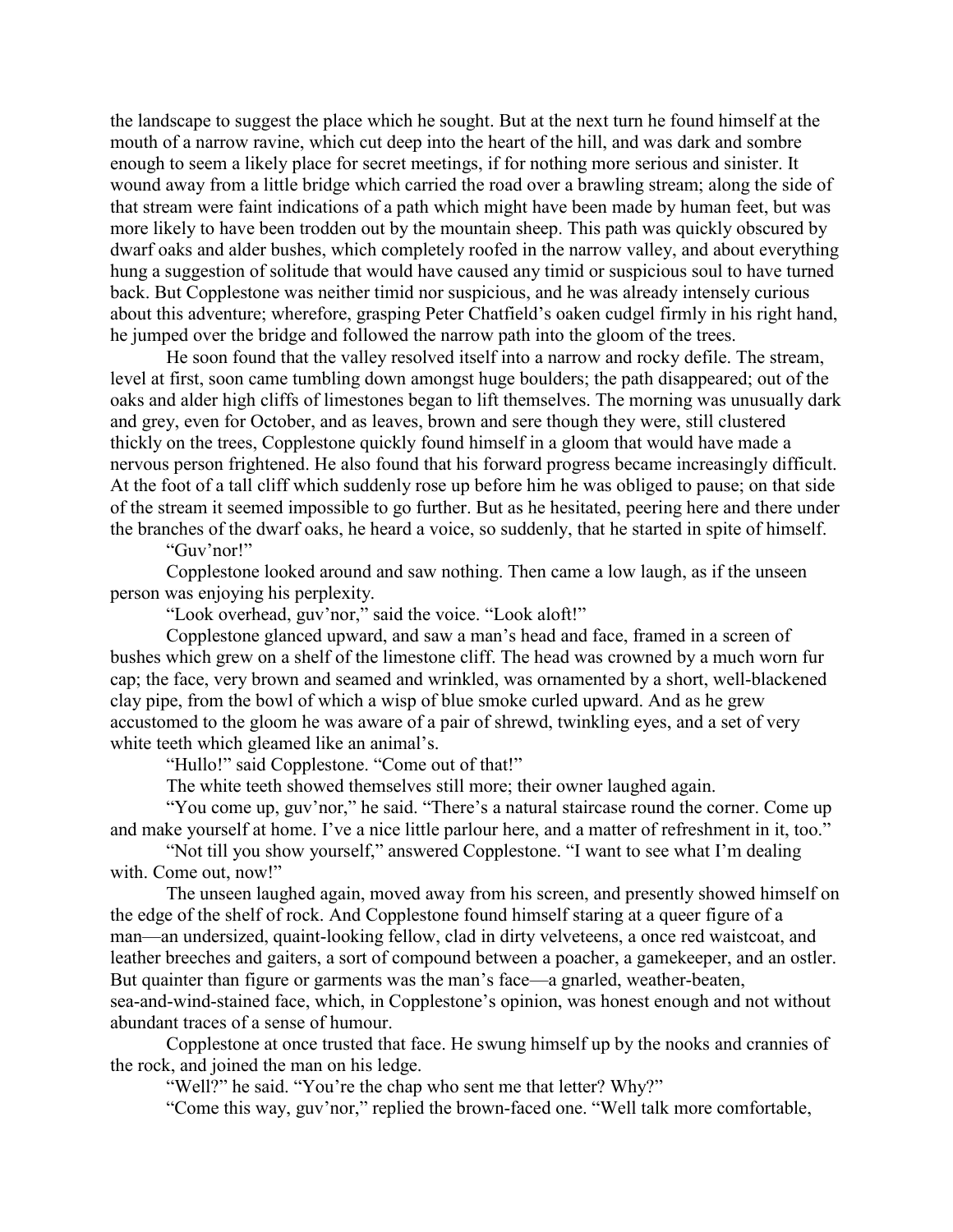the landscape to suggest the place which he sought. But at the next turn he found himself at the mouth of a narrow ravine, which cut deep into the heart of the hill, and was dark and sombre enough to seem a likely place for secret meetings, if for nothing more serious and sinister. It wound away from a little bridge which carried the road over a brawling stream; along the side of that stream were faint indications of a path which might have been made by human feet, but was more likely to have been trodden out by the mountain sheep. This path was quickly obscured by dwarf oaks and alder bushes, which completely roofed in the narrow valley, and about everything hung a suggestion of solitude that would have caused any timid or suspicious soul to have turned back. But Copplestone was neither timid nor suspicious, and he was already intensely curious about this adventure; wherefore, grasping Peter Chatfield's oaken cudgel firmly in his right hand, he jumped over the bridge and followed the narrow path into the gloom of the trees.

He soon found that the valley resolved itself into a narrow and rocky defile. The stream, level at first, soon came tumbling down amongst huge boulders; the path disappeared; out of the oaks and alder high cliffs of limestones began to lift themselves. The morning was unusually dark and grey, even for October, and as leaves, brown and sere though they were, still clustered thickly on the trees, Copplestone quickly found himself in a gloom that would have made a nervous person frightened. He also found that his forward progress became increasingly difficult. At the foot of a tall cliff which suddenly rose up before him he was obliged to pause; on that side of the stream it seemed impossible to go further. But as he hesitated, peering here and there under the branches of the dwarf oaks, he heard a voice, so suddenly, that he started in spite of himself.

"Guv'nor!"

Copplestone looked around and saw nothing. Then came a low laugh, as if the unseen person was enjoying his perplexity.

"Look overhead, guv'nor," said the voice. "Look aloft!"

Copplestone glanced upward, and saw a man's head and face, framed in a screen of bushes which grew on a shelf of the limestone cliff. The head was crowned by a much worn fur cap; the face, very brown and seamed and wrinkled, was ornamented by a short, well-blackened clay pipe, from the bowl of which a wisp of blue smoke curled upward. And as he grew accustomed to the gloom he was aware of a pair of shrewd, twinkling eyes, and a set of very white teeth which gleamed like an animal's.

"Hullo!" said Copplestone. "Come out of that!"

The white teeth showed themselves still more; their owner laughed again.

"You come up, guv'nor," he said. "There's a natural staircase round the corner. Come up and make yourself at home. I've a nice little parlour here, and a matter of refreshment in it, too."

"Not till you show yourself," answered Copplestone. "I want to see what I'm dealing with. Come out, now!"

The unseen laughed again, moved away from his screen, and presently showed himself on the edge of the shelf of rock. And Copplestone found himself staring at a queer figure of a man—an undersized, quaint-looking fellow, clad in dirty velveteens, a once red waistcoat, and leather breeches and gaiters, a sort of compound between a poacher, a gamekeeper, and an ostler. But quainter than figure or garments was the man's face—a gnarled, weather-beaten, sea-and-wind-stained face, which, in Copplestone's opinion, was honest enough and not without abundant traces of a sense of humour.

Copplestone at once trusted that face. He swung himself up by the nooks and crannies of the rock, and joined the man on his ledge.

"Well?" he said. "You're the chap who sent me that letter? Why?"

"Come this way, guv'nor," replied the brown-faced one. "Well talk more comfortable,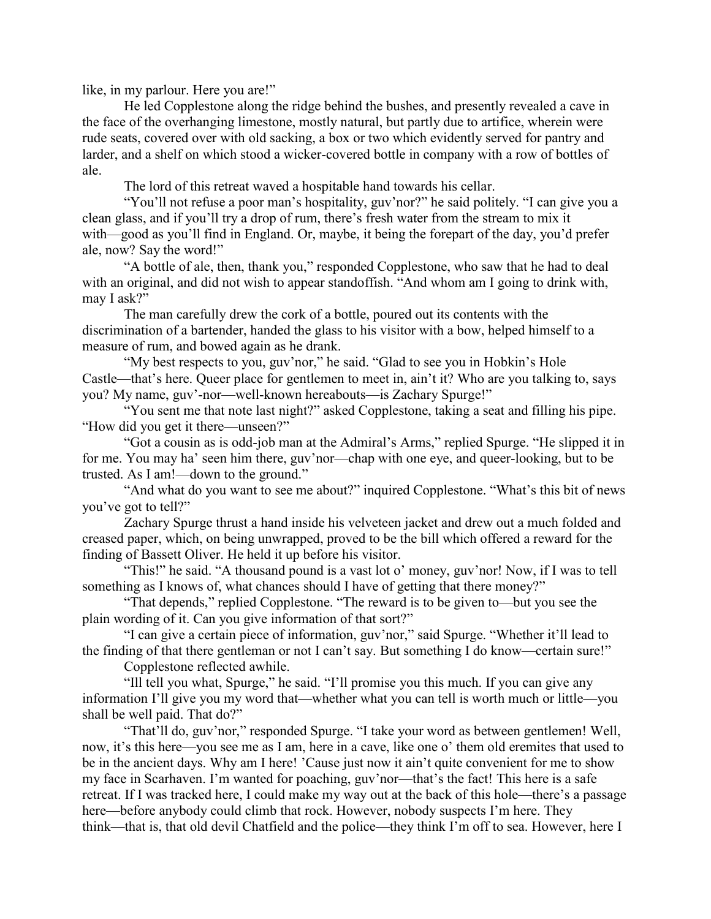like, in my parlour. Here you are!"

He led Copplestone along the ridge behind the bushes, and presently revealed a cave in the face of the overhanging limestone, mostly natural, but partly due to artifice, wherein were rude seats, covered over with old sacking, a box or two which evidently served for pantry and larder, and a shelf on which stood a wicker-covered bottle in company with a row of bottles of ale.

The lord of this retreat waved a hospitable hand towards his cellar.

"You'll not refuse a poor man's hospitality, guv'nor?" he said politely. "I can give you a clean glass, and if you'll try a drop of rum, there's fresh water from the stream to mix it with—good as you'll find in England. Or, maybe, it being the forepart of the day, you'd prefer ale, now? Say the word!"

"A bottle of ale, then, thank you," responded Copplestone, who saw that he had to deal with an original, and did not wish to appear standoffish. "And whom am I going to drink with, may I ask?"

The man carefully drew the cork of a bottle, poured out its contents with the discrimination of a bartender, handed the glass to his visitor with a bow, helped himself to a measure of rum, and bowed again as he drank.

"My best respects to you, guv'nor," he said. "Glad to see you in Hobkin's Hole Castle—that's here. Queer place for gentlemen to meet in, ain't it? Who are you talking to, says you? My name, guv'-nor—well-known hereabouts—is Zachary Spurge!"

"You sent me that note last night?" asked Copplestone, taking a seat and filling his pipe. "How did you get it there—unseen?"

"Got a cousin as is odd-job man at the Admiral's Arms," replied Spurge. "He slipped it in for me. You may ha' seen him there, guv'nor—chap with one eye, and queer-looking, but to be trusted. As I am!—down to the ground."

"And what do you want to see me about?" inquired Copplestone. "What's this bit of news you've got to tell?"

Zachary Spurge thrust a hand inside his velveteen jacket and drew out a much folded and creased paper, which, on being unwrapped, proved to be the bill which offered a reward for the finding of Bassett Oliver. He held it up before his visitor.

"This!" he said. "A thousand pound is a vast lot o' money, guv'nor! Now, if I was to tell something as I knows of, what chances should I have of getting that there money?"

"That depends," replied Copplestone. "The reward is to be given to—but you see the plain wording of it. Can you give information of that sort?"

"I can give a certain piece of information, guv'nor," said Spurge. "Whether it'll lead to the finding of that there gentleman or not I can't say. But something I do know—certain sure!"

Copplestone reflected awhile.

"Ill tell you what, Spurge," he said. "I'll promise you this much. If you can give any information I'll give you my word that—whether what you can tell is worth much or little—you shall be well paid. That do?"

"That'll do, guv'nor," responded Spurge. "I take your word as between gentlemen! Well, now, it's this here—you see me as I am, here in a cave, like one o' them old eremites that used to be in the ancient days. Why am I here! 'Cause just now it ain't quite convenient for me to show my face in Scarhaven. I'm wanted for poaching, guv'nor—that's the fact! This here is a safe retreat. If I was tracked here, I could make my way out at the back of this hole—there's a passage here—before anybody could climb that rock. However, nobody suspects I'm here. They think—that is, that old devil Chatfield and the police—they think I'm off to sea. However, here I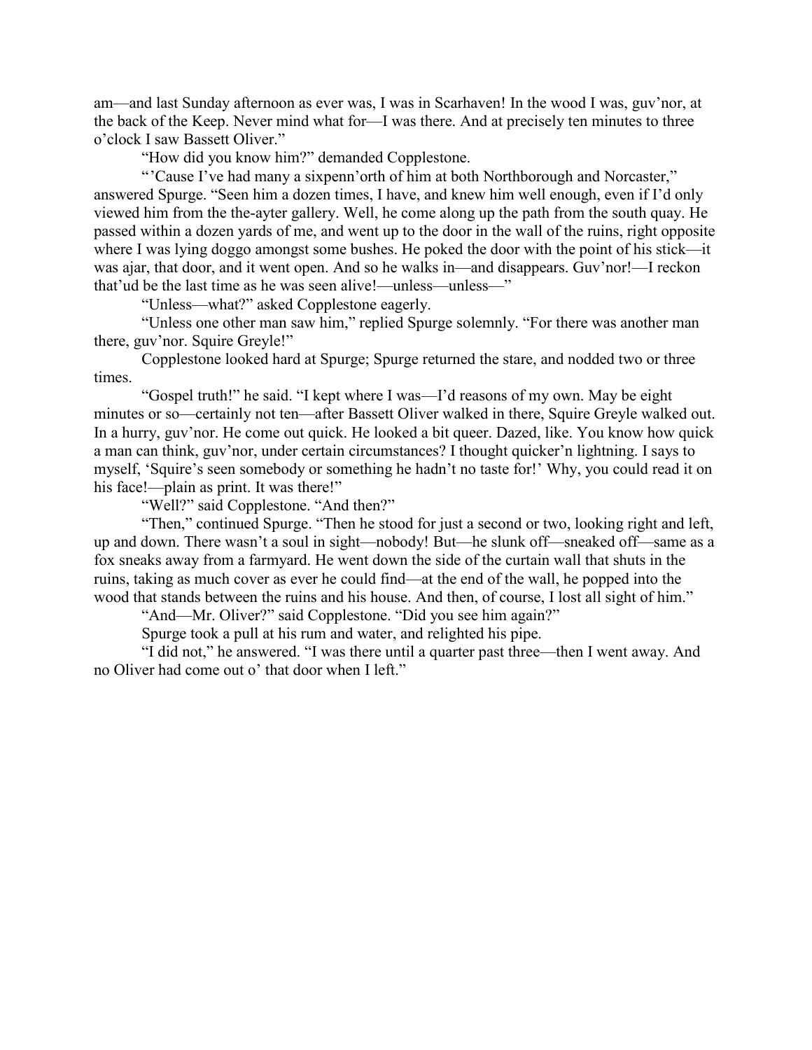am—and last Sunday afternoon as ever was, I was in Scarhaven! In the wood I was, guv'nor, at the back of the Keep. Never mind what for—I was there. And at precisely ten minutes to three o'clock I saw Bassett Oliver."

"How did you know him?" demanded Copplestone.

"'Cause I've had many a sixpenn'orth of him at both Northborough and Norcaster," answered Spurge. "Seen him a dozen times, I have, and knew him well enough, even if I'd only viewed him from the the-ayter gallery. Well, he come along up the path from the south quay. He passed within a dozen yards of me, and went up to the door in the wall of the ruins, right opposite where I was lying doggo amongst some bushes. He poked the door with the point of his stick—it was ajar, that door, and it went open. And so he walks in—and disappears. Guv'nor!—I reckon that'ud be the last time as he was seen alive!—unless—unless—"

"Unless—what?" asked Copplestone eagerly.

"Unless one other man saw him," replied Spurge solemnly. "For there was another man there, guv'nor. Squire Greyle!"

Copplestone looked hard at Spurge; Spurge returned the stare, and nodded two or three times.

"Gospel truth!" he said. "I kept where I was—I'd reasons of my own. May be eight minutes or so—certainly not ten—after Bassett Oliver walked in there, Squire Greyle walked out. In a hurry, guv'nor. He come out quick. He looked a bit queer. Dazed, like. You know how quick a man can think, guv'nor, under certain circumstances? I thought quicker'n lightning. I says to myself, 'Squire's seen somebody or something he hadn't no taste for!' Why, you could read it on his face!—plain as print. It was there!"

"Well?" said Copplestone. "And then?"

"Then," continued Spurge. "Then he stood for just a second or two, looking right and left, up and down. There wasn't a soul in sight—nobody! But—he slunk off—sneaked off—same as a fox sneaks away from a farmyard. He went down the side of the curtain wall that shuts in the ruins, taking as much cover as ever he could find—at the end of the wall, he popped into the wood that stands between the ruins and his house. And then, of course, I lost all sight of him."

"And—Mr. Oliver?" said Copplestone. "Did you see him again?"

Spurge took a pull at his rum and water, and relighted his pipe.

"I did not," he answered. "I was there until a quarter past three—then I went away. And no Oliver had come out o' that door when I left."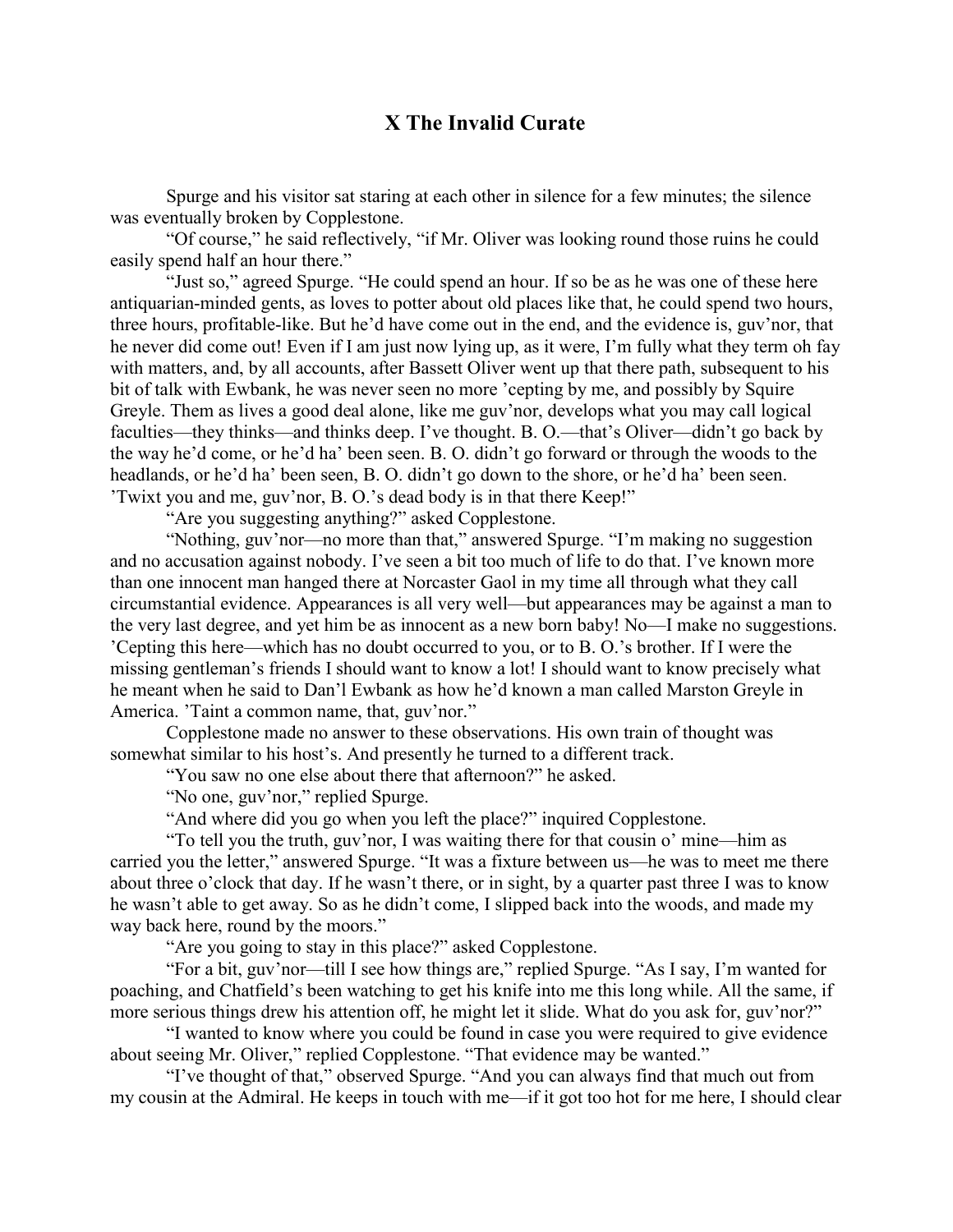## X The Invalid Curate

Spurge and his visitor sat staring at each other in silence for a few minutes; the silence was eventually broken by Copplestone.

"Of course," he said reflectively, "if Mr. Oliver was looking round those ruins he could easily spend half an hour there."

"Just so," agreed Spurge. "He could spend an hour. If so be as he was one of these here antiquarian-minded gents, as loves to potter about old places like that, he could spend two hours, three hours, profitable-like. But he'd have come out in the end, and the evidence is, guv'nor, that he never did come out! Even if I am just now lying up, as it were, I'm fully what they term oh fay with matters, and, by all accounts, after Bassett Oliver went up that there path, subsequent to his bit of talk with Ewbank, he was never seen no more 'cepting by me, and possibly by Squire Greyle. Them as lives a good deal alone, like me guv'nor, develops what you may call logical faculties—they thinks—and thinks deep. I've thought. B. O.—that's Oliver—didn't go back by the way he'd come, or he'd ha' been seen. B. O. didn't go forward or through the woods to the headlands, or he'd ha' been seen, B. O. didn't go down to the shore, or he'd ha' been seen. 'Twixt you and me, guv'nor, B. O.'s dead body is in that there Keep!"

"Are you suggesting anything?" asked Copplestone.

"Nothing, guv'nor—no more than that," answered Spurge. "I'm making no suggestion and no accusation against nobody. I've seen a bit too much of life to do that. I've known more than one innocent man hanged there at Norcaster Gaol in my time all through what they call circumstantial evidence. Appearances is all very well—but appearances may be against a man to the very last degree, and yet him be as innocent as a new born baby! No—I make no suggestions. 'Cepting this here—which has no doubt occurred to you, or to B. O.'s brother. If I were the missing gentleman's friends I should want to know a lot! I should want to know precisely what he meant when he said to Dan'l Ewbank as how he'd known a man called Marston Greyle in America. 'Taint a common name, that, guv'nor."

Copplestone made no answer to these observations. His own train of thought was somewhat similar to his host's. And presently he turned to a different track.

"You saw no one else about there that afternoon?" he asked.

"No one, guv'nor," replied Spurge.

"And where did you go when you left the place?" inquired Copplestone.

"To tell you the truth, guv'nor, I was waiting there for that cousin o' mine—him as carried you the letter," answered Spurge. "It was a fixture between us—he was to meet me there about three o'clock that day. If he wasn't there, or in sight, by a quarter past three I was to know he wasn't able to get away. So as he didn't come, I slipped back into the woods, and made my way back here, round by the moors."

"Are you going to stay in this place?" asked Copplestone.

"For a bit, guv'nor—till I see how things are," replied Spurge. "As I say, I'm wanted for poaching, and Chatfield's been watching to get his knife into me this long while. All the same, if more serious things drew his attention off, he might let it slide. What do you ask for, guv'nor?"

"I wanted to know where you could be found in case you were required to give evidence about seeing Mr. Oliver," replied Copplestone. "That evidence may be wanted."

"I've thought of that," observed Spurge. "And you can always find that much out from my cousin at the Admiral. He keeps in touch with me—if it got too hot for me here, I should clear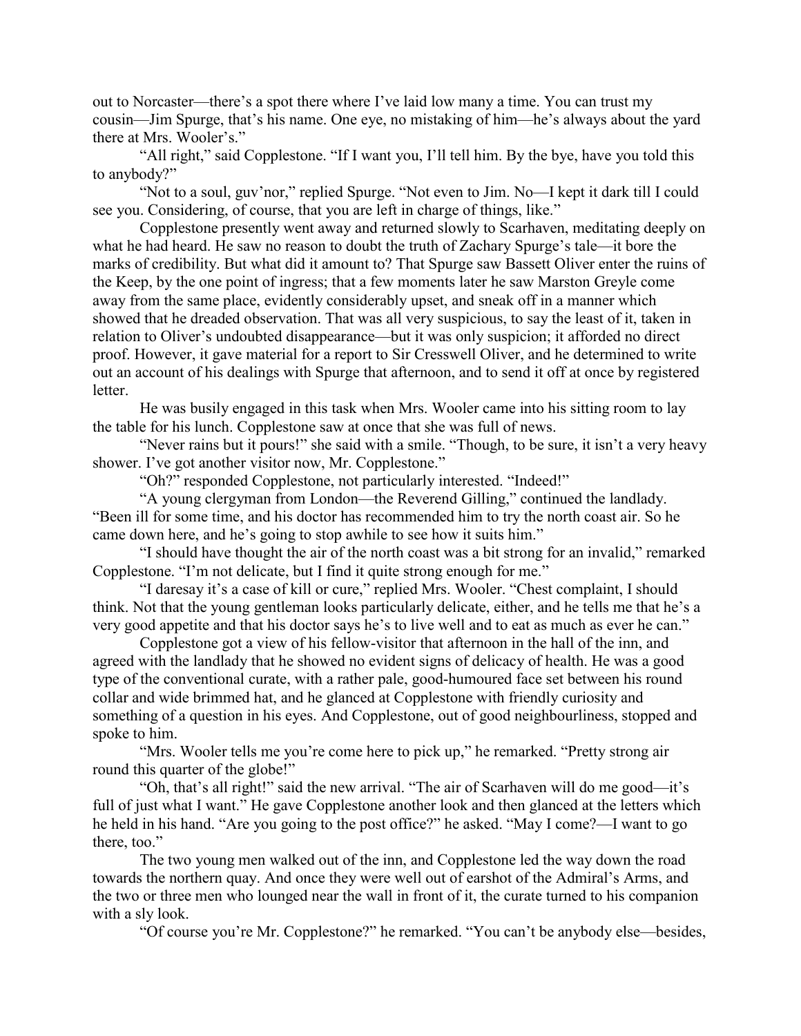out to Norcaster—there's a spot there where I've laid low many a time. You can trust my cousin—Jim Spurge, that's his name. One eye, no mistaking of him—he's always about the yard there at Mrs. Wooler's."

"All right," said Copplestone. "If I want you, I'll tell him. By the bye, have you told this to anybody?"

"Not to a soul, guv'nor," replied Spurge. "Not even to Jim. No—I kept it dark till I could see you. Considering, of course, that you are left in charge of things, like."

Copplestone presently went away and returned slowly to Scarhaven, meditating deeply on what he had heard. He saw no reason to doubt the truth of Zachary Spurge's tale—it bore the marks of credibility. But what did it amount to? That Spurge saw Bassett Oliver enter the ruins of the Keep, by the one point of ingress; that a few moments later he saw Marston Greyle come away from the same place, evidently considerably upset, and sneak off in a manner which showed that he dreaded observation. That was all very suspicious, to say the least of it, taken in relation to Oliver's undoubted disappearance—but it was only suspicion; it afforded no direct proof. However, it gave material for a report to Sir Cresswell Oliver, and he determined to write out an account of his dealings with Spurge that afternoon, and to send it off at once by registered letter.

He was busily engaged in this task when Mrs. Wooler came into his sitting room to lay the table for his lunch. Copplestone saw at once that she was full of news.

"Never rains but it pours!" she said with a smile. "Though, to be sure, it isn't a very heavy shower. I've got another visitor now, Mr. Copplestone."

"Oh?" responded Copplestone, not particularly interested. "Indeed!"

"A young clergyman from London—the Reverend Gilling," continued the landlady. "Been ill for some time, and his doctor has recommended him to try the north coast air. So he came down here, and he's going to stop awhile to see how it suits him."

"I should have thought the air of the north coast was a bit strong for an invalid," remarked Copplestone. "I'm not delicate, but I find it quite strong enough for me."

"I daresay it's a case of kill or cure," replied Mrs. Wooler. "Chest complaint, I should think. Not that the young gentleman looks particularly delicate, either, and he tells me that he's a very good appetite and that his doctor says he's to live well and to eat as much as ever he can."

Copplestone got a view of his fellow-visitor that afternoon in the hall of the inn, and agreed with the landlady that he showed no evident signs of delicacy of health. He was a good type of the conventional curate, with a rather pale, good-humoured face set between his round collar and wide brimmed hat, and he glanced at Copplestone with friendly curiosity and something of a question in his eyes. And Copplestone, out of good neighbourliness, stopped and spoke to him.

"Mrs. Wooler tells me you're come here to pick up," he remarked. "Pretty strong air round this quarter of the globe!"

"Oh, that's all right!" said the new arrival. "The air of Scarhaven will do me good—it's full of just what I want." He gave Copplestone another look and then glanced at the letters which he held in his hand. "Are you going to the post office?" he asked. "May I come?—I want to go there, too."

The two young men walked out of the inn, and Copplestone led the way down the road towards the northern quay. And once they were well out of earshot of the Admiral's Arms, and the two or three men who lounged near the wall in front of it, the curate turned to his companion with a sly look.

"Of course you're Mr. Copplestone?" he remarked. "You can't be anybody else—besides,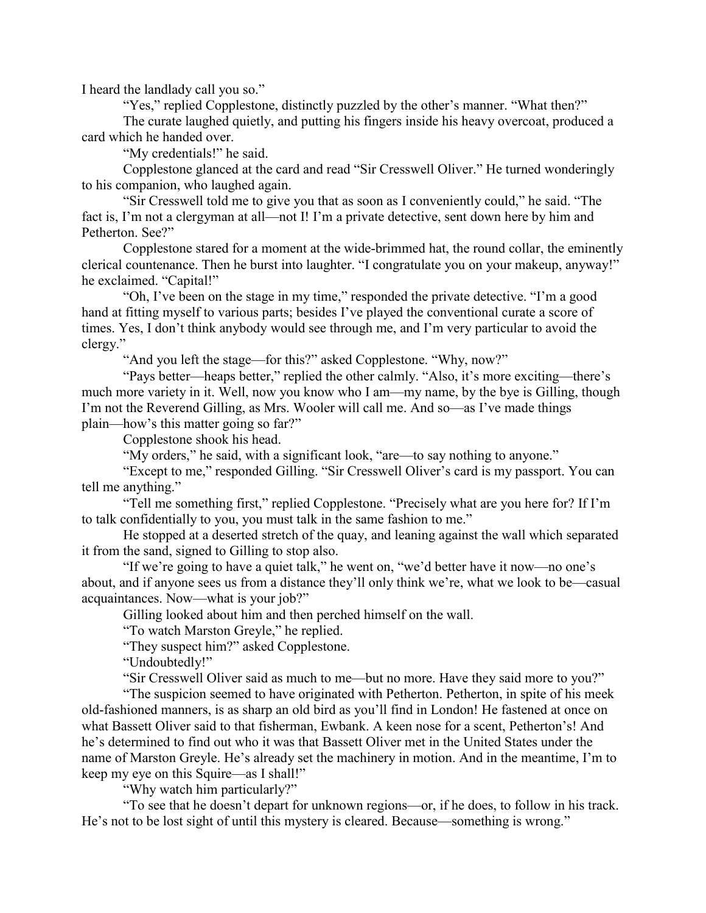I heard the landlady call you so."

"Yes," replied Copplestone, distinctly puzzled by the other's manner. "What then?"

The curate laughed quietly, and putting his fingers inside his heavy overcoat, produced a card which he handed over.

"My credentials!" he said.

Copplestone glanced at the card and read "Sir Cresswell Oliver." He turned wonderingly to his companion, who laughed again.

"Sir Cresswell told me to give you that as soon as I conveniently could," he said. "The fact is, I'm not a clergyman at all—not I! I'm a private detective, sent down here by him and Petherton. See?"

Copplestone stared for a moment at the wide-brimmed hat, the round collar, the eminently clerical countenance. Then he burst into laughter. "I congratulate you on your makeup, anyway!" he exclaimed. "Capital!"

"Oh, I've been on the stage in my time," responded the private detective. "I'm a good hand at fitting myself to various parts; besides I've played the conventional curate a score of times. Yes, I don't think anybody would see through me, and I'm very particular to avoid the clergy."

"And you left the stage—for this?" asked Copplestone. "Why, now?"

"Pays better—heaps better," replied the other calmly. "Also, it's more exciting—there's much more variety in it. Well, now you know who I am—my name, by the bye is Gilling, though I'm not the Reverend Gilling, as Mrs. Wooler will call me. And so—as I've made things plain—how's this matter going so far?"

Copplestone shook his head.

"My orders," he said, with a significant look, "are—to say nothing to anyone."

"Except to me," responded Gilling. "Sir Cresswell Oliver's card is my passport. You can tell me anything."

"Tell me something first," replied Copplestone. "Precisely what are you here for? If I'm to talk confidentially to you, you must talk in the same fashion to me."

He stopped at a deserted stretch of the quay, and leaning against the wall which separated it from the sand, signed to Gilling to stop also.

"If we're going to have a quiet talk," he went on, "we'd better have it now—no one's about, and if anyone sees us from a distance they'll only think we're, what we look to be—casual acquaintances. Now—what is your job?"

Gilling looked about him and then perched himself on the wall.

"To watch Marston Greyle," he replied.

"They suspect him?" asked Copplestone.

"Undoubtedly!"

"Sir Cresswell Oliver said as much to me—but no more. Have they said more to you?"

"The suspicion seemed to have originated with Petherton. Petherton, in spite of his meek old-fashioned manners, is as sharp an old bird as you'll find in London! He fastened at once on what Bassett Oliver said to that fisherman, Ewbank. A keen nose for a scent, Petherton's! And he's determined to find out who it was that Bassett Oliver met in the United States under the name of Marston Greyle. He's already set the machinery in motion. And in the meantime, I'm to keep my eye on this Squire—as I shall!"

"Why watch him particularly?"

"To see that he doesn't depart for unknown regions—or, if he does, to follow in his track. He's not to be lost sight of until this mystery is cleared. Because—something is wrong."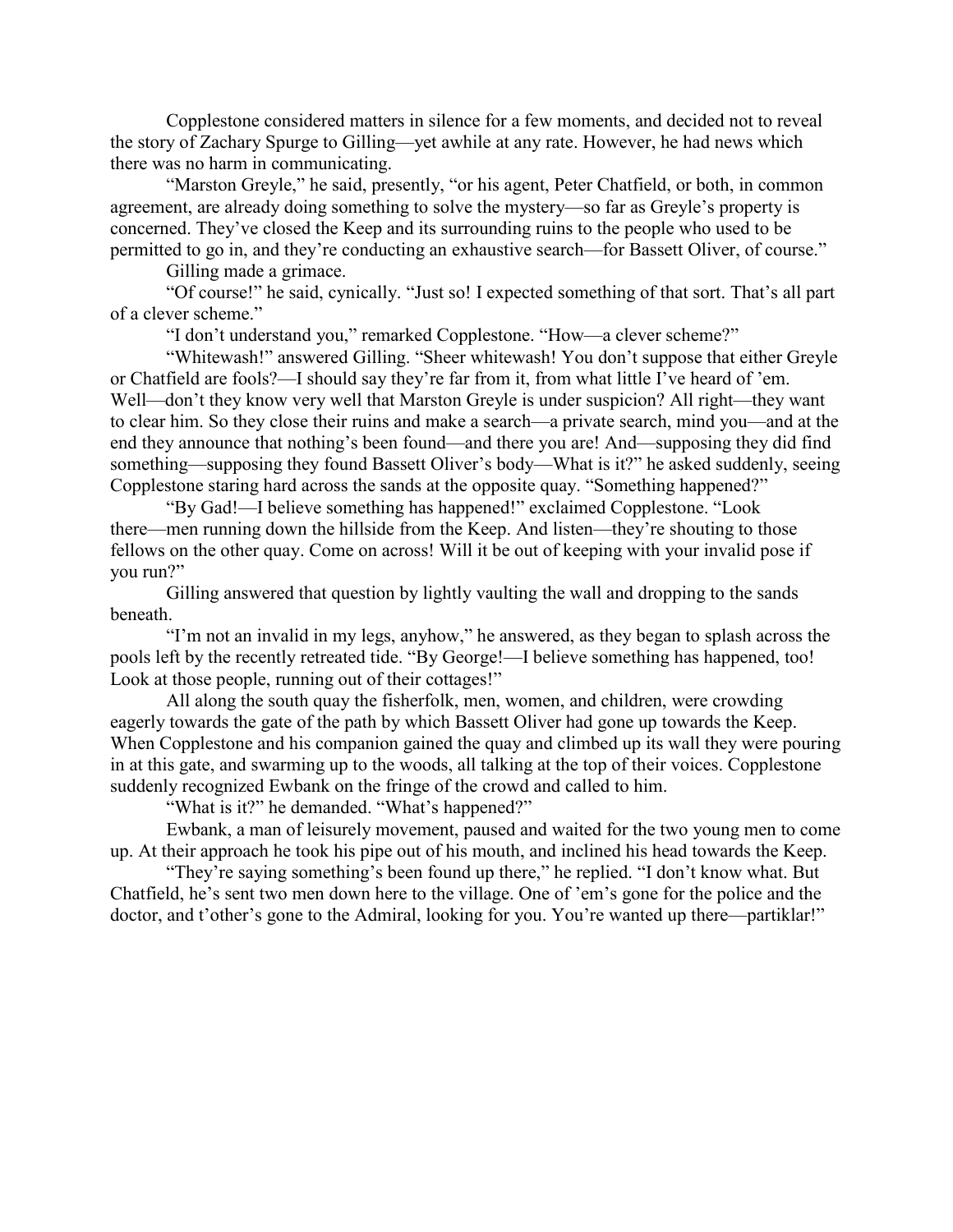Copplestone considered matters in silence for a few moments, and decided not to reveal the story of Zachary Spurge to Gilling—yet awhile at any rate. However, he had news which there was no harm in communicating.

"Marston Greyle," he said, presently, "or his agent, Peter Chatfield, or both, in common agreement, are already doing something to solve the mystery—so far as Greyle's property is concerned. They've closed the Keep and its surrounding ruins to the people who used to be permitted to go in, and they're conducting an exhaustive search—for Bassett Oliver, of course."

Gilling made a grimace.

"Of course!" he said, cynically. "Just so! I expected something of that sort. That's all part of a clever scheme."

"I don't understand you," remarked Copplestone. "How—a clever scheme?"

"Whitewash!" answered Gilling. "Sheer whitewash! You don't suppose that either Greyle or Chatfield are fools?—I should say they're far from it, from what little I've heard of 'em. Well—don't they know very well that Marston Greyle is under suspicion? All right—they want to clear him. So they close their ruins and make a search—a private search, mind you—and at the end they announce that nothing's been found—and there you are! And—supposing they did find something—supposing they found Bassett Oliver's body—What is it?" he asked suddenly, seeing Copplestone staring hard across the sands at the opposite quay. "Something happened?"

"By Gad!—I believe something has happened!" exclaimed Copplestone. "Look there—men running down the hillside from the Keep. And listen—they're shouting to those fellows on the other quay. Come on across! Will it be out of keeping with your invalid pose if you run?"

Gilling answered that question by lightly vaulting the wall and dropping to the sands beneath.

"I'm not an invalid in my legs, anyhow," he answered, as they began to splash across the pools left by the recently retreated tide. "By George!—I believe something has happened, too! Look at those people, running out of their cottages!"

All along the south quay the fisherfolk, men, women, and children, were crowding eagerly towards the gate of the path by which Bassett Oliver had gone up towards the Keep. When Copplestone and his companion gained the quay and climbed up its wall they were pouring in at this gate, and swarming up to the woods, all talking at the top of their voices. Copplestone suddenly recognized Ewbank on the fringe of the crowd and called to him.

"What is it?" he demanded. "What's happened?"

Ewbank, a man of leisurely movement, paused and waited for the two young men to come up. At their approach he took his pipe out of his mouth, and inclined his head towards the Keep.

"They're saying something's been found up there," he replied. "I don't know what. But Chatfield, he's sent two men down here to the village. One of 'em's gone for the police and the doctor, and t'other's gone to the Admiral, looking for you. You're wanted up there—partiklar!"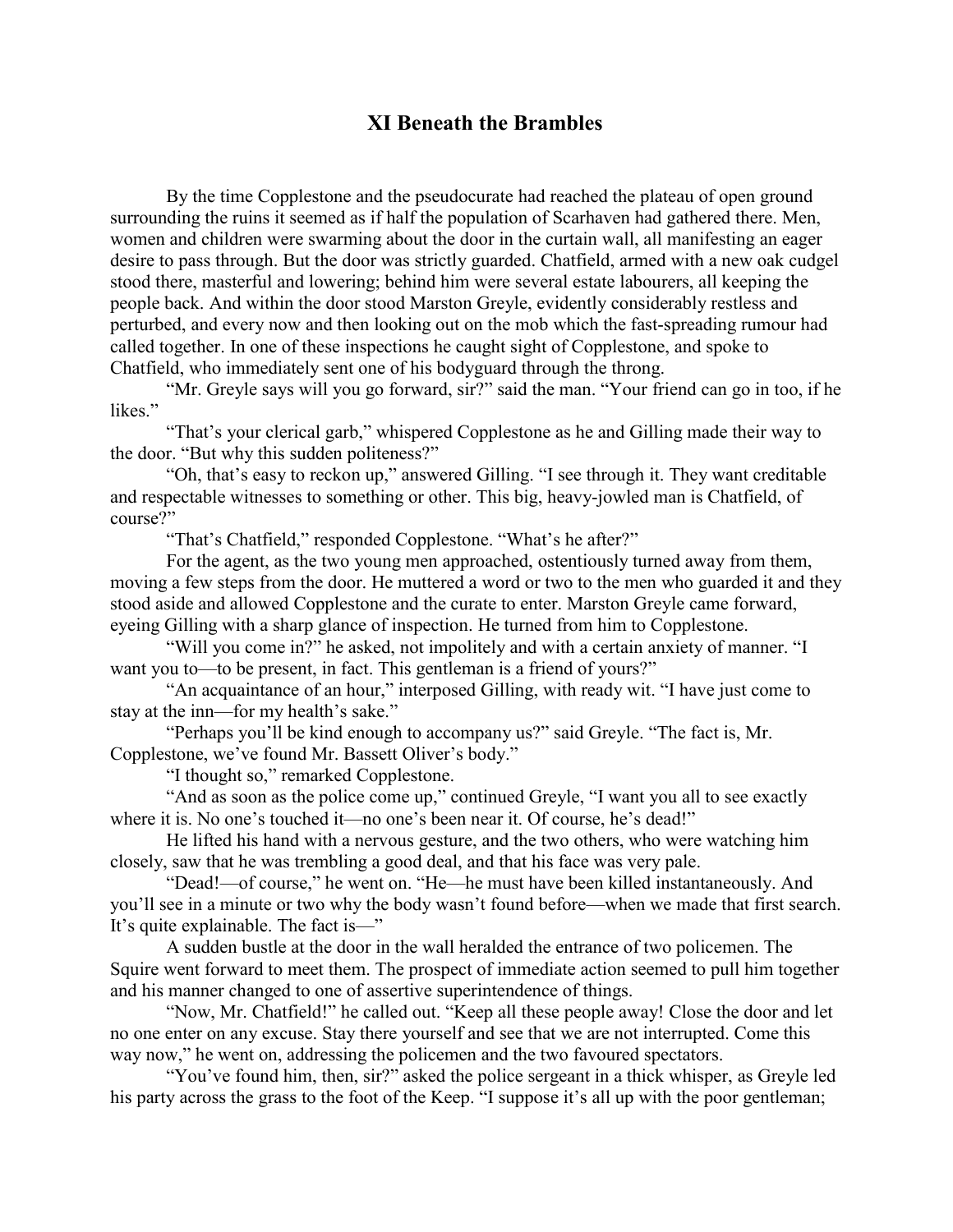## XI Beneath the Brambles

By the time Copplestone and the pseudocurate had reached the plateau of open ground surrounding the ruins it seemed as if half the population of Scarhaven had gathered there. Men, women and children were swarming about the door in the curtain wall, all manifesting an eager desire to pass through. But the door was strictly guarded. Chatfield, armed with a new oak cudgel stood there, masterful and lowering; behind him were several estate labourers, all keeping the people back. And within the door stood Marston Greyle, evidently considerably restless and perturbed, and every now and then looking out on the mob which the fast-spreading rumour had called together. In one of these inspections he caught sight of Copplestone, and spoke to Chatfield, who immediately sent one of his bodyguard through the throng.

"Mr. Greyle says will you go forward, sir?" said the man. "Your friend can go in too, if he likes."

"That's your clerical garb," whispered Copplestone as he and Gilling made their way to the door. "But why this sudden politeness?"

"Oh, that's easy to reckon up," answered Gilling. "I see through it. They want creditable and respectable witnesses to something or other. This big, heavy-jowled man is Chatfield, of course?"

"That's Chatfield," responded Copplestone. "What's he after?"

For the agent, as the two young men approached, ostentiously turned away from them, moving a few steps from the door. He muttered a word or two to the men who guarded it and they stood aside and allowed Copplestone and the curate to enter. Marston Greyle came forward, eyeing Gilling with a sharp glance of inspection. He turned from him to Copplestone.

"Will you come in?" he asked, not impolitely and with a certain anxiety of manner. "I want you to—to be present, in fact. This gentleman is a friend of yours?"

"An acquaintance of an hour," interposed Gilling, with ready wit. "I have just come to stay at the inn—for my health's sake."

"Perhaps you'll be kind enough to accompany us?" said Greyle. "The fact is, Mr. Copplestone, we've found Mr. Bassett Oliver's body."

"I thought so," remarked Copplestone.

"And as soon as the police come up," continued Greyle, "I want you all to see exactly where it is. No one's touched it—no one's been near it. Of course, he's dead!"

He lifted his hand with a nervous gesture, and the two others, who were watching him closely, saw that he was trembling a good deal, and that his face was very pale.

"Dead!—of course," he went on. "He—he must have been killed instantaneously. And you'll see in a minute or two why the body wasn't found before—when we made that first search. It's quite explainable. The fact is—"

A sudden bustle at the door in the wall heralded the entrance of two policemen. The Squire went forward to meet them. The prospect of immediate action seemed to pull him together and his manner changed to one of assertive superintendence of things.

"Now, Mr. Chatfield!" he called out. "Keep all these people away! Close the door and let no one enter on any excuse. Stay there yourself and see that we are not interrupted. Come this way now," he went on, addressing the policemen and the two favoured spectators.

"You've found him, then, sir?" asked the police sergeant in a thick whisper, as Greyle led his party across the grass to the foot of the Keep. "I suppose it's all up with the poor gentleman;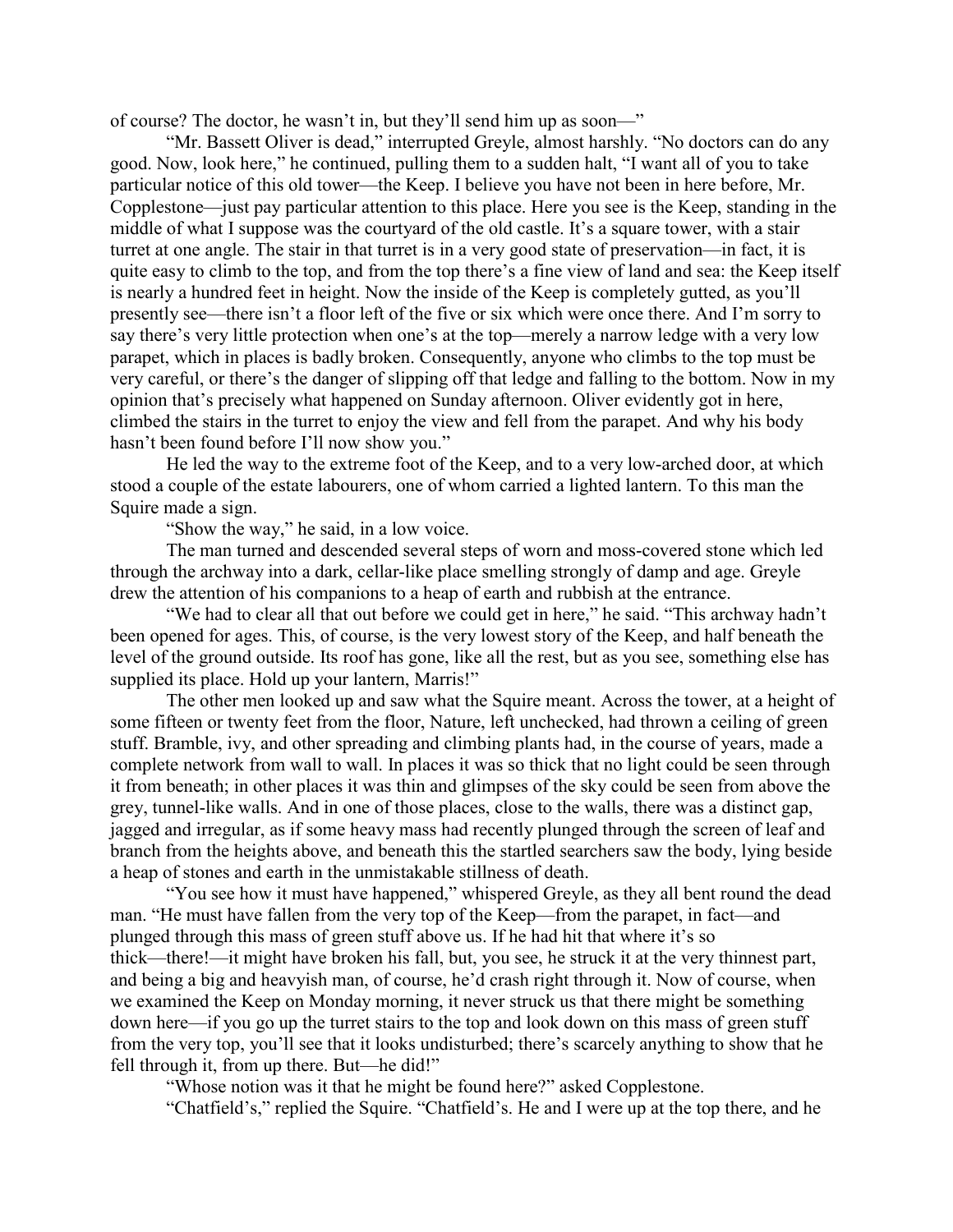of course? The doctor, he wasn't in, but they'll send him up as soon—"

"Mr. Bassett Oliver is dead," interrupted Greyle, almost harshly. "No doctors can do any good. Now, look here," he continued, pulling them to a sudden halt, "I want all of you to take particular notice of this old tower—the Keep. I believe you have not been in here before, Mr. Copplestone—just pay particular attention to this place. Here you see is the Keep, standing in the middle of what I suppose was the courtyard of the old castle. It's a square tower, with a stair turret at one angle. The stair in that turret is in a very good state of preservation—in fact, it is quite easy to climb to the top, and from the top there's a fine view of land and sea: the Keep itself is nearly a hundred feet in height. Now the inside of the Keep is completely gutted, as you'll presently see—there isn't a floor left of the five or six which were once there. And I'm sorry to say there's very little protection when one's at the top—merely a narrow ledge with a very low parapet, which in places is badly broken. Consequently, anyone who climbs to the top must be very careful, or there's the danger of slipping off that ledge and falling to the bottom. Now in my opinion that's precisely what happened on Sunday afternoon. Oliver evidently got in here, climbed the stairs in the turret to enjoy the view and fell from the parapet. And why his body hasn't been found before I'll now show you."

He led the way to the extreme foot of the Keep, and to a very low-arched door, at which stood a couple of the estate labourers, one of whom carried a lighted lantern. To this man the Squire made a sign.

"Show the way," he said, in a low voice.

The man turned and descended several steps of worn and moss-covered stone which led through the archway into a dark, cellar-like place smelling strongly of damp and age. Greyle drew the attention of his companions to a heap of earth and rubbish at the entrance.

"We had to clear all that out before we could get in here," he said. "This archway hadn't been opened for ages. This, of course, is the very lowest story of the Keep, and half beneath the level of the ground outside. Its roof has gone, like all the rest, but as you see, something else has supplied its place. Hold up your lantern, Marris!"

The other men looked up and saw what the Squire meant. Across the tower, at a height of some fifteen or twenty feet from the floor, Nature, left unchecked, had thrown a ceiling of green stuff. Bramble, ivy, and other spreading and climbing plants had, in the course of years, made a complete network from wall to wall. In places it was so thick that no light could be seen through it from beneath; in other places it was thin and glimpses of the sky could be seen from above the grey, tunnel-like walls. And in one of those places, close to the walls, there was a distinct gap, jagged and irregular, as if some heavy mass had recently plunged through the screen of leaf and branch from the heights above, and beneath this the startled searchers saw the body, lying beside a heap of stones and earth in the unmistakable stillness of death.

"You see how it must have happened," whispered Greyle, as they all bent round the dead man. "He must have fallen from the very top of the Keep—from the parapet, in fact—and plunged through this mass of green stuff above us. If he had hit that where it's so thick—there!—it might have broken his fall, but, you see, he struck it at the very thinnest part, and being a big and heavyish man, of course, he'd crash right through it. Now of course, when we examined the Keep on Monday morning, it never struck us that there might be something down here—if you go up the turret stairs to the top and look down on this mass of green stuff from the very top, you'll see that it looks undisturbed; there's scarcely anything to show that he fell through it, from up there. But—he did!"

"Whose notion was it that he might be found here?" asked Copplestone.

"Chatfield's," replied the Squire. "Chatfield's. He and I were up at the top there, and he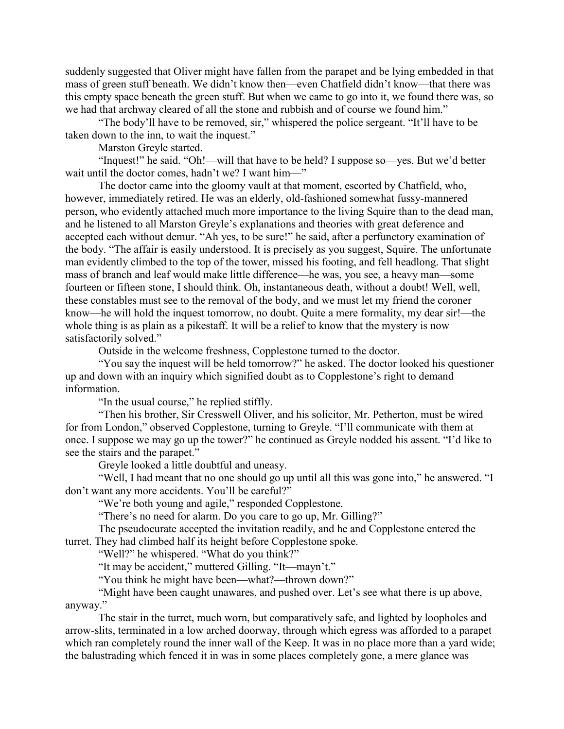suddenly suggested that Oliver might have fallen from the parapet and be lying embedded in that mass of green stuff beneath. We didn't know then—even Chatfield didn't know—that there was this empty space beneath the green stuff. But when we came to go into it, we found there was, so we had that archway cleared of all the stone and rubbish and of course we found him."

"The body'll have to be removed, sir," whispered the police sergeant. "It'll have to be taken down to the inn, to wait the inquest."

Marston Greyle started.

"Inquest!" he said. "Oh!—will that have to be held? I suppose so—yes. But we'd better wait until the doctor comes, hadn't we? I want him—"

The doctor came into the gloomy vault at that moment, escorted by Chatfield, who, however, immediately retired. He was an elderly, old-fashioned somewhat fussy-mannered person, who evidently attached much more importance to the living Squire than to the dead man, and he listened to all Marston Greyle's explanations and theories with great deference and accepted each without demur. "Ah yes, to be sure!" he said, after a perfunctory examination of the body. "The affair is easily understood. It is precisely as you suggest, Squire. The unfortunate man evidently climbed to the top of the tower, missed his footing, and fell headlong. That slight mass of branch and leaf would make little difference—he was, you see, a heavy man—some fourteen or fifteen stone, I should think. Oh, instantaneous death, without a doubt! Well, well, these constables must see to the removal of the body, and we must let my friend the coroner know—he will hold the inquest tomorrow, no doubt. Quite a mere formality, my dear sir!—the whole thing is as plain as a pikestaff. It will be a relief to know that the mystery is now satisfactorily solved."

Outside in the welcome freshness, Copplestone turned to the doctor.

"You say the inquest will be held tomorrow?" he asked. The doctor looked his questioner up and down with an inquiry which signified doubt as to Copplestone's right to demand information.

"In the usual course," he replied stiffly.

"Then his brother, Sir Cresswell Oliver, and his solicitor, Mr. Petherton, must be wired for from London," observed Copplestone, turning to Greyle. "I'll communicate with them at once. I suppose we may go up the tower?" he continued as Greyle nodded his assent. "I'd like to see the stairs and the parapet."

Greyle looked a little doubtful and uneasy.

"Well, I had meant that no one should go up until all this was gone into," he answered. "I don't want any more accidents. You'll be careful?"

"We're both young and agile," responded Copplestone.

"There's no need for alarm. Do you care to go up, Mr. Gilling?"

The pseudocurate accepted the invitation readily, and he and Copplestone entered the turret. They had climbed half its height before Copplestone spoke.

"Well?" he whispered. "What do you think?"

"It may be accident," muttered Gilling. "It—mayn't."

"You think he might have been—what?—thrown down?"

"Might have been caught unawares, and pushed over. Let's see what there is up above, anyway."

The stair in the turret, much worn, but comparatively safe, and lighted by loopholes and arrow-slits, terminated in a low arched doorway, through which egress was afforded to a parapet which ran completely round the inner wall of the Keep. It was in no place more than a yard wide; the balustrading which fenced it in was in some places completely gone, a mere glance was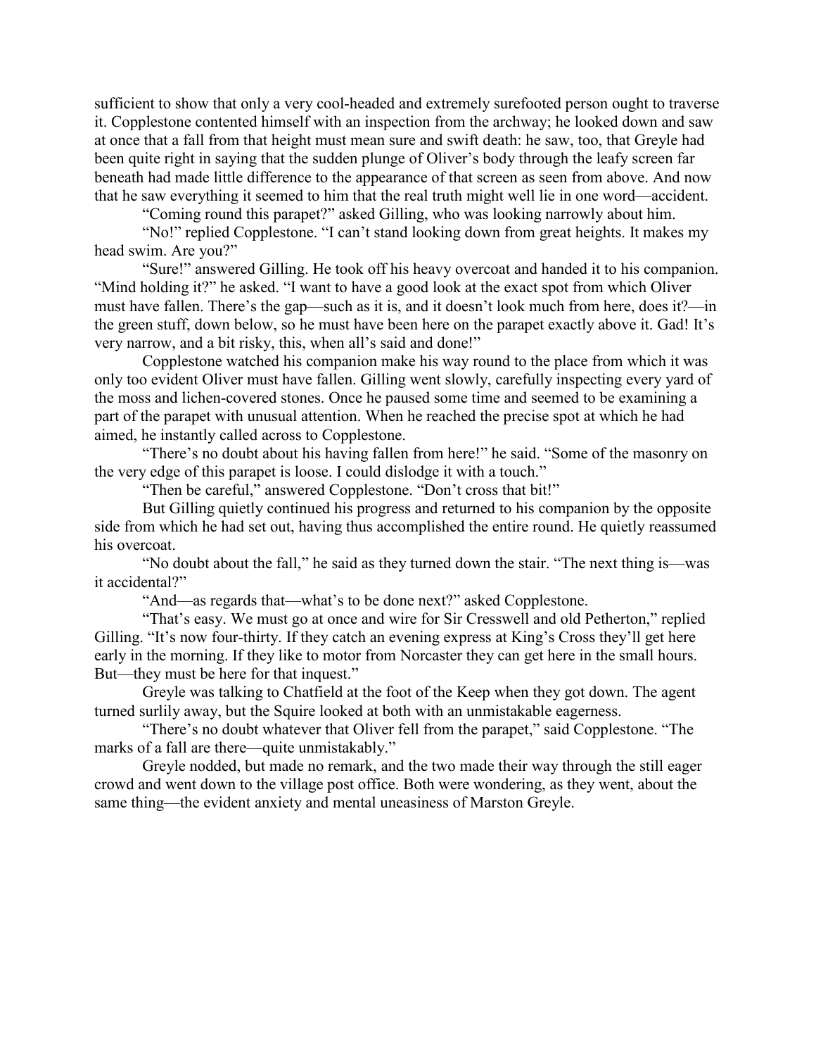sufficient to show that only a very cool-headed and extremely surefooted person ought to traverse it. Copplestone contented himself with an inspection from the archway; he looked down and saw at once that a fall from that height must mean sure and swift death: he saw, too, that Greyle had been quite right in saying that the sudden plunge of Oliver's body through the leafy screen far beneath had made little difference to the appearance of that screen as seen from above. And now that he saw everything it seemed to him that the real truth might well lie in one word—accident.

"Coming round this parapet?" asked Gilling, who was looking narrowly about him.

"No!" replied Copplestone. "I can't stand looking down from great heights. It makes my head swim. Are you?"

"Sure!" answered Gilling. He took off his heavy overcoat and handed it to his companion. "Mind holding it?" he asked. "I want to have a good look at the exact spot from which Oliver must have fallen. There's the gap—such as it is, and it doesn't look much from here, does it?—in the green stuff, down below, so he must have been here on the parapet exactly above it. Gad! It's very narrow, and a bit risky, this, when all's said and done!"

Copplestone watched his companion make his way round to the place from which it was only too evident Oliver must have fallen. Gilling went slowly, carefully inspecting every yard of the moss and lichen-covered stones. Once he paused some time and seemed to be examining a part of the parapet with unusual attention. When he reached the precise spot at which he had aimed, he instantly called across to Copplestone.

"There's no doubt about his having fallen from here!" he said. "Some of the masonry on the very edge of this parapet is loose. I could dislodge it with a touch."

"Then be careful," answered Copplestone. "Don't cross that bit!"

But Gilling quietly continued his progress and returned to his companion by the opposite side from which he had set out, having thus accomplished the entire round. He quietly reassumed his overcoat.

"No doubt about the fall," he said as they turned down the stair. "The next thing is—was it accidental?"

"And—as regards that—what's to be done next?" asked Copplestone.

"That's easy. We must go at once and wire for Sir Cresswell and old Petherton," replied Gilling. "It's now four-thirty. If they catch an evening express at King's Cross they'll get here early in the morning. If they like to motor from Norcaster they can get here in the small hours. But—they must be here for that inquest."

Greyle was talking to Chatfield at the foot of the Keep when they got down. The agent turned surlily away, but the Squire looked at both with an unmistakable eagerness.

"There's no doubt whatever that Oliver fell from the parapet," said Copplestone. "The marks of a fall are there—quite unmistakably."

Greyle nodded, but made no remark, and the two made their way through the still eager crowd and went down to the village post office. Both were wondering, as they went, about the same thing—the evident anxiety and mental uneasiness of Marston Greyle.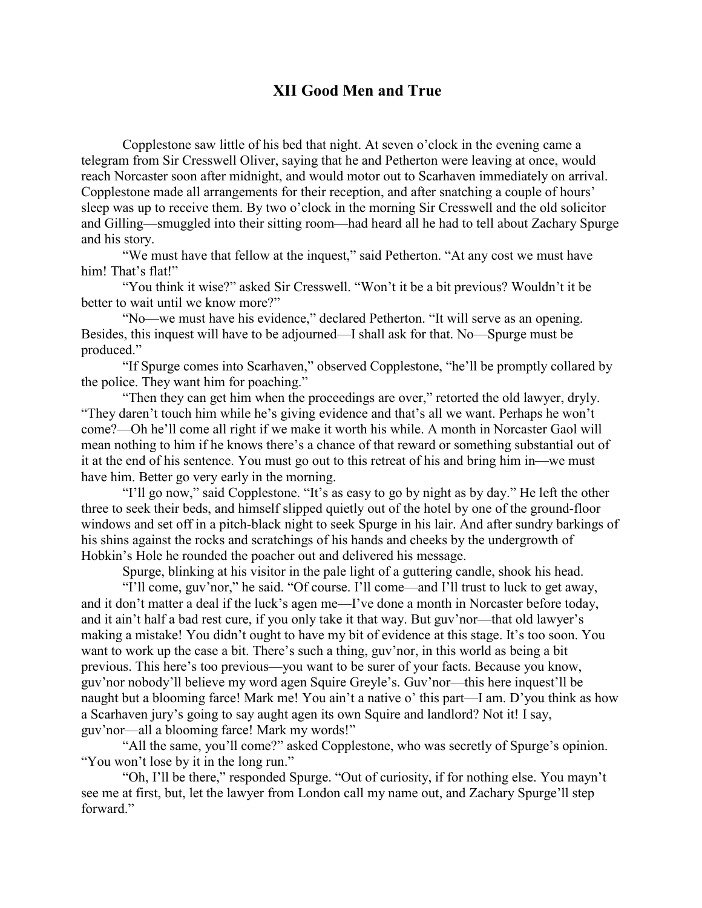## XII Good Men and True

Copplestone saw little of his bed that night. At seven o'clock in the evening came a telegram from Sir Cresswell Oliver, saying that he and Petherton were leaving at once, would reach Norcaster soon after midnight, and would motor out to Scarhaven immediately on arrival. Copplestone made all arrangements for their reception, and after snatching a couple of hours' sleep was up to receive them. By two o'clock in the morning Sir Cresswell and the old solicitor and Gilling—smuggled into their sitting room—had heard all he had to tell about Zachary Spurge and his story.

"We must have that fellow at the inquest," said Petherton. "At any cost we must have him! That's flat!"

"You think it wise?" asked Sir Cresswell. "Won't it be a bit previous? Wouldn't it be better to wait until we know more?"

"No—we must have his evidence," declared Petherton. "It will serve as an opening. Besides, this inquest will have to be adjourned—I shall ask for that. No—Spurge must be produced."

"If Spurge comes into Scarhaven," observed Copplestone, "he'll be promptly collared by the police. They want him for poaching."

"Then they can get him when the proceedings are over," retorted the old lawyer, dryly. "They daren't touch him while he's giving evidence and that's all we want. Perhaps he won't come?—Oh he'll come all right if we make it worth his while. A month in Norcaster Gaol will mean nothing to him if he knows there's a chance of that reward or something substantial out of it at the end of his sentence. You must go out to this retreat of his and bring him in—we must have him. Better go very early in the morning.

"I'll go now," said Copplestone. "It's as easy to go by night as by day." He left the other three to seek their beds, and himself slipped quietly out of the hotel by one of the ground-floor windows and set off in a pitch-black night to seek Spurge in his lair. And after sundry barkings of his shins against the rocks and scratchings of his hands and cheeks by the undergrowth of Hobkin's Hole he rounded the poacher out and delivered his message.

Spurge, blinking at his visitor in the pale light of a guttering candle, shook his head.

"I'll come, guv'nor," he said. "Of course. I'll come—and I'll trust to luck to get away, and it don't matter a deal if the luck's agen me—I've done a month in Norcaster before today, and it ain't half a bad rest cure, if you only take it that way. But guv'nor—that old lawyer's making a mistake! You didn't ought to have my bit of evidence at this stage. It's too soon. You want to work up the case a bit. There's such a thing, guv'nor, in this world as being a bit previous. This here's too previous—you want to be surer of your facts. Because you know, guv'nor nobody'll believe my word agen Squire Greyle's. Guv'nor—this here inquest'll be naught but a blooming farce! Mark me! You ain't a native o' this part—I am. D'you think as how a Scarhaven jury's going to say aught agen its own Squire and landlord? Not it! I say, guv'nor—all a blooming farce! Mark my words!"

"All the same, you'll come?" asked Copplestone, who was secretly of Spurge's opinion. "You won't lose by it in the long run."

"Oh, I'll be there," responded Spurge. "Out of curiosity, if for nothing else. You mayn't see me at first, but, let the lawyer from London call my name out, and Zachary Spurge'll step forward."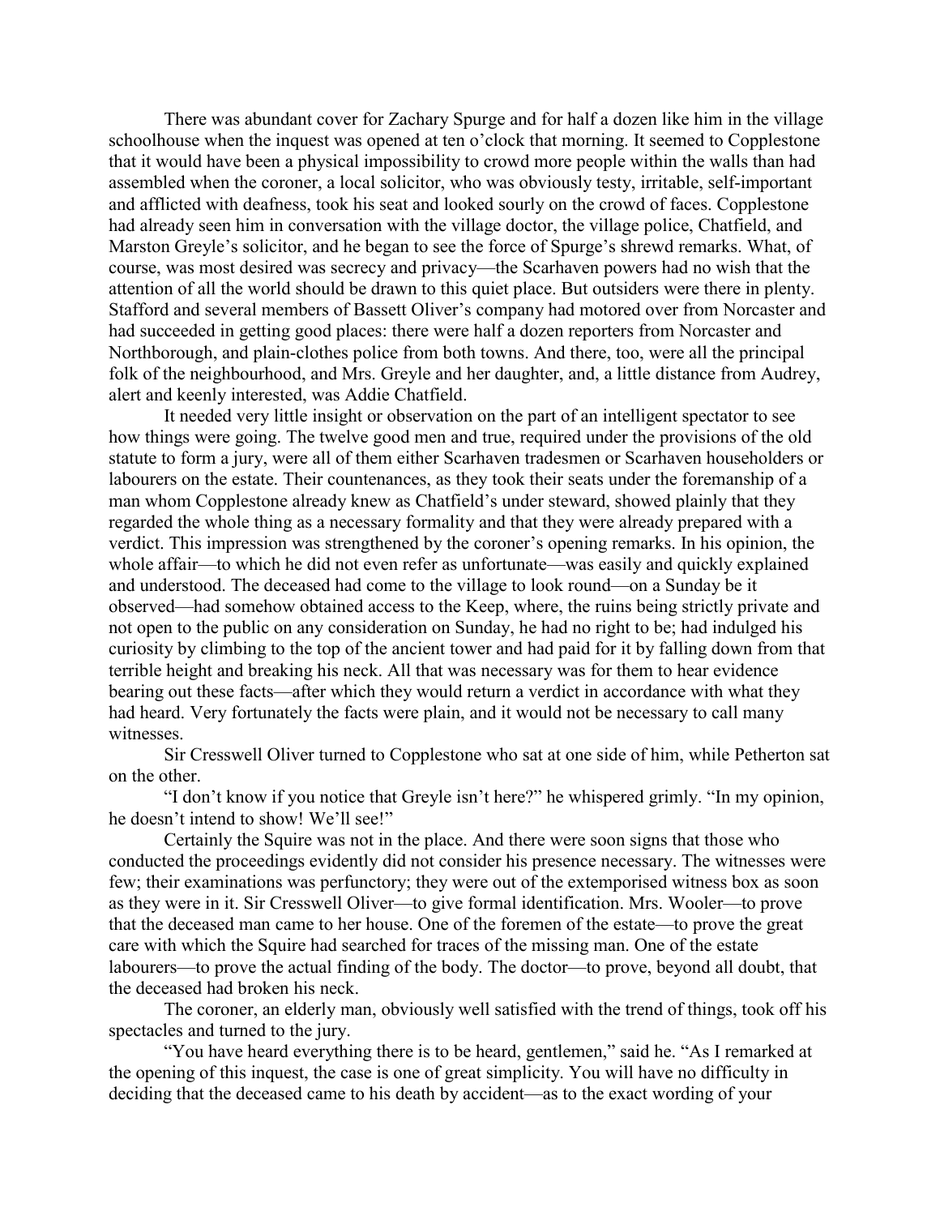There was abundant cover for Zachary Spurge and for half a dozen like him in the village schoolhouse when the inquest was opened at ten o'clock that morning. It seemed to Copplestone that it would have been a physical impossibility to crowd more people within the walls than had assembled when the coroner, a local solicitor, who was obviously testy, irritable, self-important and afflicted with deafness, took his seat and looked sourly on the crowd of faces. Copplestone had already seen him in conversation with the village doctor, the village police, Chatfield, and Marston Greyle's solicitor, and he began to see the force of Spurge's shrewd remarks. What, of course, was most desired was secrecy and privacy—the Scarhaven powers had no wish that the attention of all the world should be drawn to this quiet place. But outsiders were there in plenty. Stafford and several members of Bassett Oliver's company had motored over from Norcaster and had succeeded in getting good places: there were half a dozen reporters from Norcaster and Northborough, and plain-clothes police from both towns. And there, too, were all the principal folk of the neighbourhood, and Mrs. Greyle and her daughter, and, a little distance from Audrey, alert and keenly interested, was Addie Chatfield.

It needed very little insight or observation on the part of an intelligent spectator to see how things were going. The twelve good men and true, required under the provisions of the old statute to form a jury, were all of them either Scarhaven tradesmen or Scarhaven householders or labourers on the estate. Their countenances, as they took their seats under the foremanship of a man whom Copplestone already knew as Chatfield's under steward, showed plainly that they regarded the whole thing as a necessary formality and that they were already prepared with a verdict. This impression was strengthened by the coroner's opening remarks. In his opinion, the whole affair—to which he did not even refer as unfortunate—was easily and quickly explained and understood. The deceased had come to the village to look round—on a Sunday be it observed—had somehow obtained access to the Keep, where, the ruins being strictly private and not open to the public on any consideration on Sunday, he had no right to be; had indulged his curiosity by climbing to the top of the ancient tower and had paid for it by falling down from that terrible height and breaking his neck. All that was necessary was for them to hear evidence bearing out these facts—after which they would return a verdict in accordance with what they had heard. Very fortunately the facts were plain, and it would not be necessary to call many witnesses.

Sir Cresswell Oliver turned to Copplestone who sat at one side of him, while Petherton sat on the other.

"I don't know if you notice that Greyle isn't here?" he whispered grimly. "In my opinion, he doesn't intend to show! We'll see!"

Certainly the Squire was not in the place. And there were soon signs that those who conducted the proceedings evidently did not consider his presence necessary. The witnesses were few; their examinations was perfunctory; they were out of the extemporised witness box as soon as they were in it. Sir Cresswell Oliver—to give formal identification. Mrs. Wooler—to prove that the deceased man came to her house. One of the foremen of the estate—to prove the great care with which the Squire had searched for traces of the missing man. One of the estate labourers—to prove the actual finding of the body. The doctor—to prove, beyond all doubt, that the deceased had broken his neck.

The coroner, an elderly man, obviously well satisfied with the trend of things, took off his spectacles and turned to the jury.

"You have heard everything there is to be heard, gentlemen," said he. "As I remarked at the opening of this inquest, the case is one of great simplicity. You will have no difficulty in deciding that the deceased came to his death by accident—as to the exact wording of your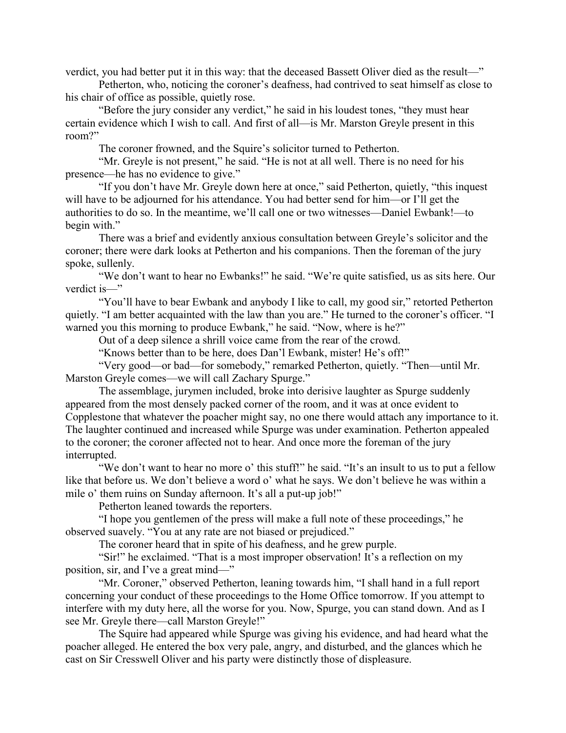verdict, you had better put it in this way: that the deceased Bassett Oliver died as the result—"

Petherton, who, noticing the coroner's deafness, had contrived to seat himself as close to his chair of office as possible, quietly rose.

"Before the jury consider any verdict," he said in his loudest tones, "they must hear certain evidence which I wish to call. And first of all—is Mr. Marston Greyle present in this room?"

The coroner frowned, and the Squire's solicitor turned to Petherton.

"Mr. Greyle is not present," he said. "He is not at all well. There is no need for his presence—he has no evidence to give."

"If you don't have Mr. Greyle down here at once," said Petherton, quietly, "this inquest will have to be adjourned for his attendance. You had better send for him—or I'll get the authorities to do so. In the meantime, we'll call one or two witnesses—Daniel Ewbank!—to begin with."

There was a brief and evidently anxious consultation between Greyle's solicitor and the coroner; there were dark looks at Petherton and his companions. Then the foreman of the jury spoke, sullenly.

"We don't want to hear no Ewbanks!" he said. "We're quite satisfied, us as sits here. Our verdict is—"

"You'll have to bear Ewbank and anybody I like to call, my good sir," retorted Petherton quietly. "I am better acquainted with the law than you are." He turned to the coroner's officer. "I warned you this morning to produce Ewbank," he said. "Now, where is he?"

Out of a deep silence a shrill voice came from the rear of the crowd.

"Knows better than to be here, does Dan'l Ewbank, mister! He's off!"

"Very good—or bad—for somebody," remarked Petherton, quietly. "Then—until Mr. Marston Greyle comes—we will call Zachary Spurge."

The assemblage, jurymen included, broke into derisive laughter as Spurge suddenly appeared from the most densely packed corner of the room, and it was at once evident to Copplestone that whatever the poacher might say, no one there would attach any importance to it. The laughter continued and increased while Spurge was under examination. Petherton appealed to the coroner; the coroner affected not to hear. And once more the foreman of the jury interrupted.

"We don't want to hear no more o' this stuff!" he said. "It's an insult to us to put a fellow like that before us. We don't believe a word o' what he says. We don't believe he was within a mile o' them ruins on Sunday afternoon. It's all a put-up job!"

Petherton leaned towards the reporters.

"I hope you gentlemen of the press will make a full note of these proceedings," he observed suavely. "You at any rate are not biased or prejudiced."

The coroner heard that in spite of his deafness, and he grew purple.

"Sir!" he exclaimed. "That is a most improper observation! It's a reflection on my position, sir, and I've a great mind—"

"Mr. Coroner," observed Petherton, leaning towards him, "I shall hand in a full report concerning your conduct of these proceedings to the Home Office tomorrow. If you attempt to interfere with my duty here, all the worse for you. Now, Spurge, you can stand down. And as I see Mr. Greyle there—call Marston Greyle!"

The Squire had appeared while Spurge was giving his evidence, and had heard what the poacher alleged. He entered the box very pale, angry, and disturbed, and the glances which he cast on Sir Cresswell Oliver and his party were distinctly those of displeasure.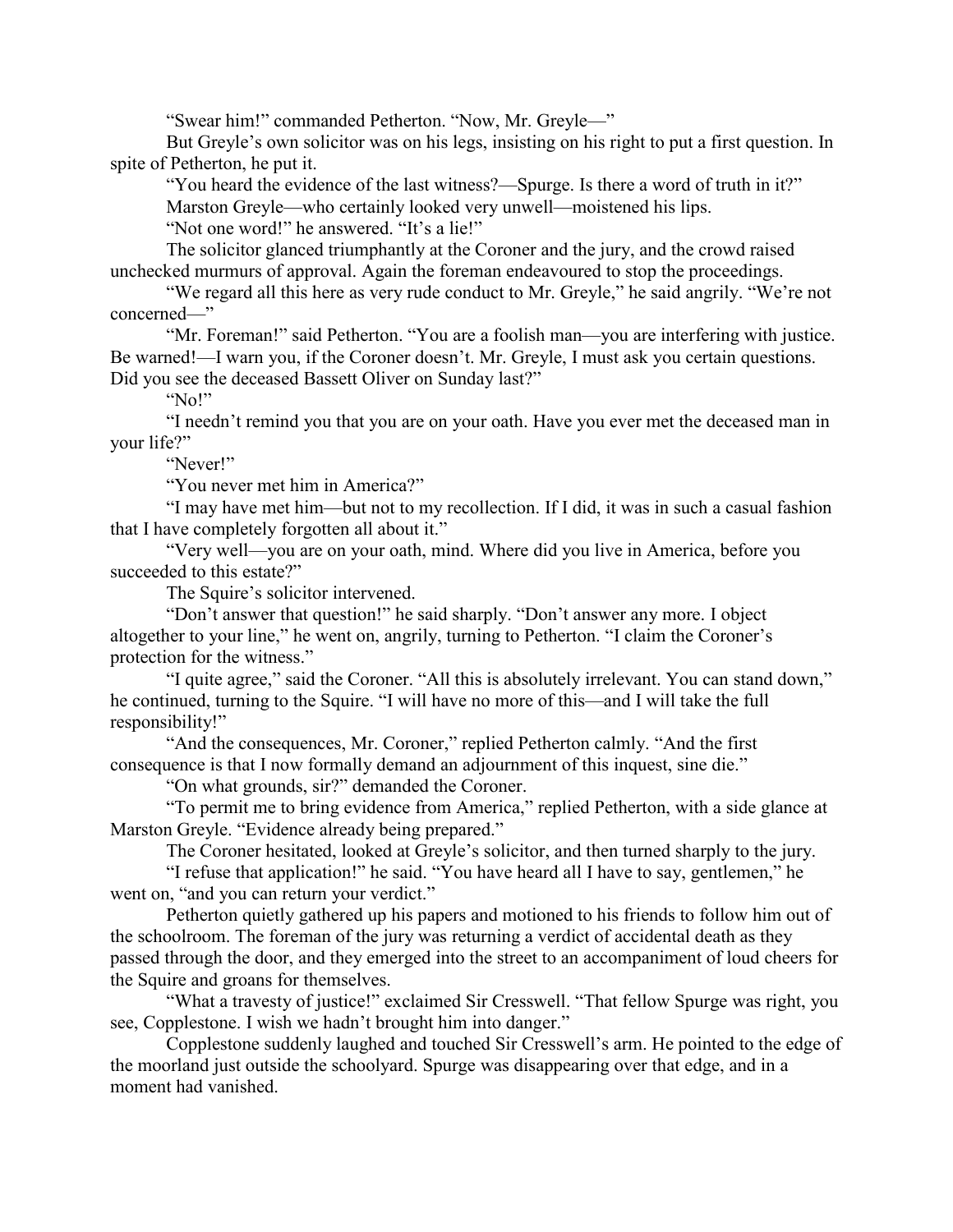"Swear him!" commanded Petherton. "Now, Mr. Greyle—"

But Greyle's own solicitor was on his legs, insisting on his right to put a first question. In spite of Petherton, he put it.

"You heard the evidence of the last witness?—Spurge. Is there a word of truth in it?"

Marston Greyle—who certainly looked very unwell—moistened his lips.

"Not one word!" he answered. "It's a lie!"

The solicitor glanced triumphantly at the Coroner and the jury, and the crowd raised unchecked murmurs of approval. Again the foreman endeavoured to stop the proceedings.

"We regard all this here as very rude conduct to Mr. Greyle," he said angrily. "We're not concerned—"

"Mr. Foreman!" said Petherton. "You are a foolish man—you are interfering with justice. Be warned!—I warn you, if the Coroner doesn't. Mr. Greyle, I must ask you certain questions. Did you see the deceased Bassett Oliver on Sunday last?"

"No!"

"I needn't remind you that you are on your oath. Have you ever met the deceased man in your life?"

"Never!"

"You never met him in America?"

"I may have met him—but not to my recollection. If I did, it was in such a casual fashion that I have completely forgotten all about it."

"Very well—you are on your oath, mind. Where did you live in America, before you succeeded to this estate?"

The Squire's solicitor intervened.

"Don't answer that question!" he said sharply. "Don't answer any more. I object altogether to your line," he went on, angrily, turning to Petherton. "I claim the Coroner's protection for the witness."

"I quite agree," said the Coroner. "All this is absolutely irrelevant. You can stand down," he continued, turning to the Squire. "I will have no more of this—and I will take the full responsibility!"

"And the consequences, Mr. Coroner," replied Petherton calmly. "And the first consequence is that I now formally demand an adjournment of this inquest, sine die."

"On what grounds, sir?" demanded the Coroner.

"To permit me to bring evidence from America," replied Petherton, with a side glance at Marston Greyle. "Evidence already being prepared."

The Coroner hesitated, looked at Greyle's solicitor, and then turned sharply to the jury.

"I refuse that application!" he said. "You have heard all I have to say, gentlemen," he went on, "and you can return your verdict."

Petherton quietly gathered up his papers and motioned to his friends to follow him out of the schoolroom. The foreman of the jury was returning a verdict of accidental death as they passed through the door, and they emerged into the street to an accompaniment of loud cheers for the Squire and groans for themselves.

"What a travesty of justice!" exclaimed Sir Cresswell. "That fellow Spurge was right, you see, Copplestone. I wish we hadn't brought him into danger."

Copplestone suddenly laughed and touched Sir Cresswell's arm. He pointed to the edge of the moorland just outside the schoolyard. Spurge was disappearing over that edge, and in a moment had vanished.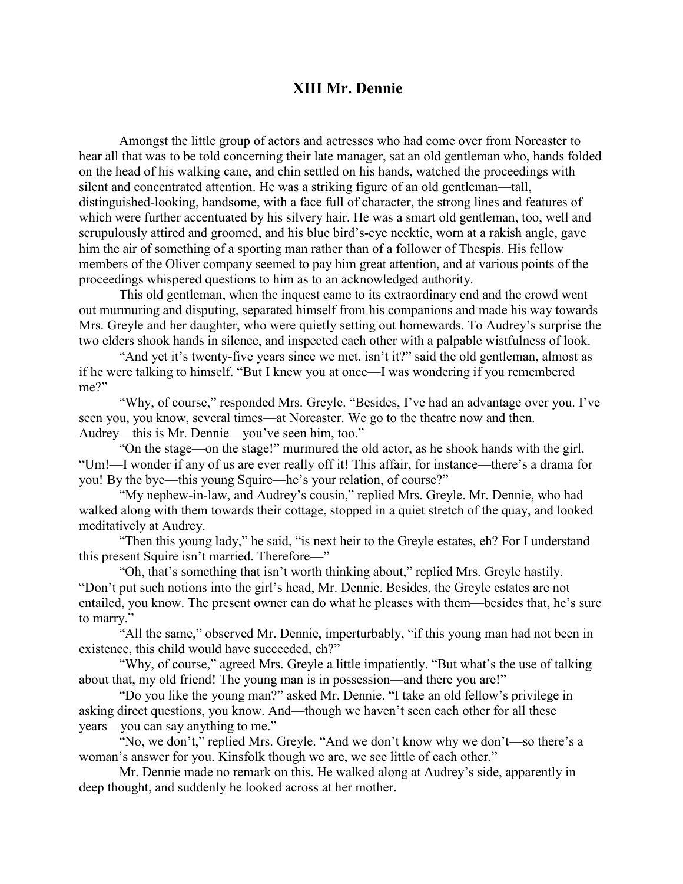# XIII Mr. Dennie

Amongst the little group of actors and actresses who had come over from Norcaster to hear all that was to be told concerning their late manager, sat an old gentleman who, hands folded on the head of his walking cane, and chin settled on his hands, watched the proceedings with silent and concentrated attention. He was a striking figure of an old gentleman—tall, distinguished-looking, handsome, with a face full of character, the strong lines and features of which were further accentuated by his silvery hair. He was a smart old gentleman, too, well and scrupulously attired and groomed, and his blue bird's-eye necktie, worn at a rakish angle, gave him the air of something of a sporting man rather than of a follower of Thespis. His fellow members of the Oliver company seemed to pay him great attention, and at various points of the proceedings whispered questions to him as to an acknowledged authority.

This old gentleman, when the inquest came to its extraordinary end and the crowd went out murmuring and disputing, separated himself from his companions and made his way towards Mrs. Greyle and her daughter, who were quietly setting out homewards. To Audrey's surprise the two elders shook hands in silence, and inspected each other with a palpable wistfulness of look.

"And yet it's twenty-five years since we met, isn't it?" said the old gentleman, almost as if he were talking to himself. "But I knew you at once—I was wondering if you remembered me?"

"Why, of course," responded Mrs. Greyle. "Besides, I've had an advantage over you. I've seen you, you know, several times—at Norcaster. We go to the theatre now and then. Audrey—this is Mr. Dennie—you've seen him, too."

"On the stage—on the stage!" murmured the old actor, as he shook hands with the girl. "Um!—I wonder if any of us are ever really off it! This affair, for instance—there's a drama for you! By the bye—this young Squire—he's your relation, of course?"

"My nephew-in-law, and Audrey's cousin," replied Mrs. Greyle. Mr. Dennie, who had walked along with them towards their cottage, stopped in a quiet stretch of the quay, and looked meditatively at Audrey.

"Then this young lady," he said, "is next heir to the Greyle estates, eh? For I understand this present Squire isn't married. Therefore—"

"Oh, that's something that isn't worth thinking about," replied Mrs. Greyle hastily. "Don't put such notions into the girl's head, Mr. Dennie. Besides, the Greyle estates are not entailed, you know. The present owner can do what he pleases with them—besides that, he's sure to marry."

"All the same," observed Mr. Dennie, imperturbably, "if this young man had not been in existence, this child would have succeeded, eh?"

"Why, of course," agreed Mrs. Greyle a little impatiently. "But what's the use of talking about that, my old friend! The young man is in possession—and there you are!"

"Do you like the young man?" asked Mr. Dennie. "I take an old fellow's privilege in asking direct questions, you know. And—though we haven't seen each other for all these years—you can say anything to me."

"No, we don't," replied Mrs. Greyle. "And we don't know why we don't—so there's a woman's answer for you. Kinsfolk though we are, we see little of each other."

Mr. Dennie made no remark on this. He walked along at Audrey's side, apparently in deep thought, and suddenly he looked across at her mother.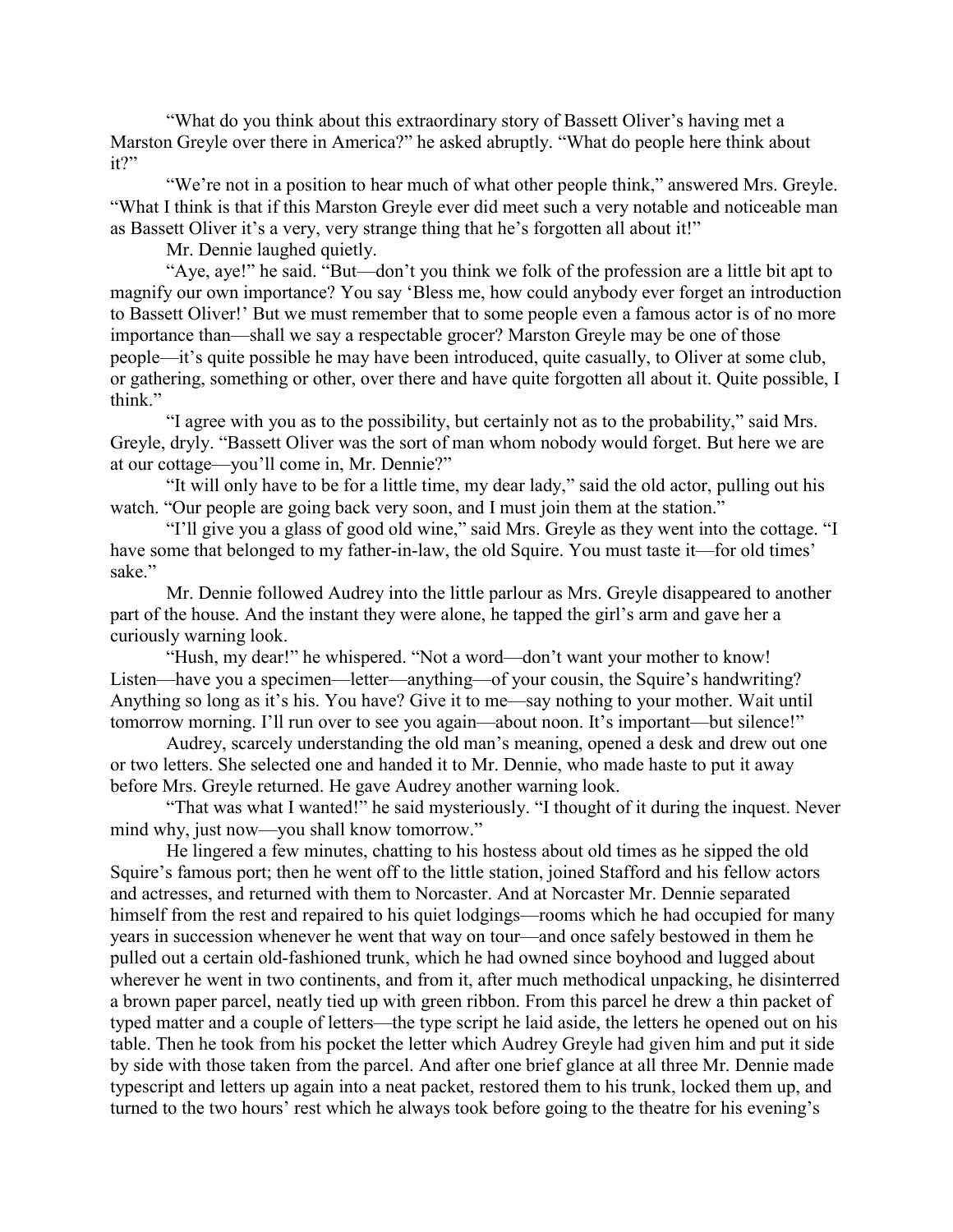"What do you think about this extraordinary story of Bassett Oliver's having met a Marston Greyle over there in America?" he asked abruptly. "What do people here think about it?"

"We're not in a position to hear much of what other people think," answered Mrs. Greyle. "What I think is that if this Marston Greyle ever did meet such a very notable and noticeable man as Bassett Oliver it's a very, very strange thing that he's forgotten all about it!"

Mr. Dennie laughed quietly.

"Aye, aye!" he said. "But—don't you think we folk of the profession are a little bit apt to magnify our own importance? You say 'Bless me, how could anybody ever forget an introduction to Bassett Oliver!' But we must remember that to some people even a famous actor is of no more importance than—shall we say a respectable grocer? Marston Greyle may be one of those people—it's quite possible he may have been introduced, quite casually, to Oliver at some club, or gathering, something or other, over there and have quite forgotten all about it. Quite possible, I think."

"I agree with you as to the possibility, but certainly not as to the probability," said Mrs. Greyle, dryly. "Bassett Oliver was the sort of man whom nobody would forget. But here we are at our cottage—you'll come in, Mr. Dennie?"

"It will only have to be for a little time, my dear lady," said the old actor, pulling out his watch. "Our people are going back very soon, and I must join them at the station."

"I'll give you a glass of good old wine," said Mrs. Greyle as they went into the cottage. "I have some that belonged to my father-in-law, the old Squire. You must taste it—for old times' sake."

Mr. Dennie followed Audrey into the little parlour as Mrs. Greyle disappeared to another part of the house. And the instant they were alone, he tapped the girl's arm and gave her a curiously warning look.

"Hush, my dear!" he whispered. "Not a word—don't want your mother to know! Listen—have you a specimen—letter—anything—of your cousin, the Squire's handwriting? Anything so long as it's his. You have? Give it to me—say nothing to your mother. Wait until tomorrow morning. I'll run over to see you again—about noon. It's important—but silence!"

Audrey, scarcely understanding the old man's meaning, opened a desk and drew out one or two letters. She selected one and handed it to Mr. Dennie, who made haste to put it away before Mrs. Greyle returned. He gave Audrey another warning look.

"That was what I wanted!" he said mysteriously. "I thought of it during the inquest. Never mind why, just now—you shall know tomorrow."

He lingered a few minutes, chatting to his hostess about old times as he sipped the old Squire's famous port; then he went off to the little station, joined Stafford and his fellow actors and actresses, and returned with them to Norcaster. And at Norcaster Mr. Dennie separated himself from the rest and repaired to his quiet lodgings—rooms which he had occupied for many years in succession whenever he went that way on tour—and once safely bestowed in them he pulled out a certain old-fashioned trunk, which he had owned since boyhood and lugged about wherever he went in two continents, and from it, after much methodical unpacking, he disinterred a brown paper parcel, neatly tied up with green ribbon. From this parcel he drew a thin packet of typed matter and a couple of letters—the type script he laid aside, the letters he opened out on his table. Then he took from his pocket the letter which Audrey Greyle had given him and put it side by side with those taken from the parcel. And after one brief glance at all three Mr. Dennie made typescript and letters up again into a neat packet, restored them to his trunk, locked them up, and turned to the two hours' rest which he always took before going to the theatre for his evening's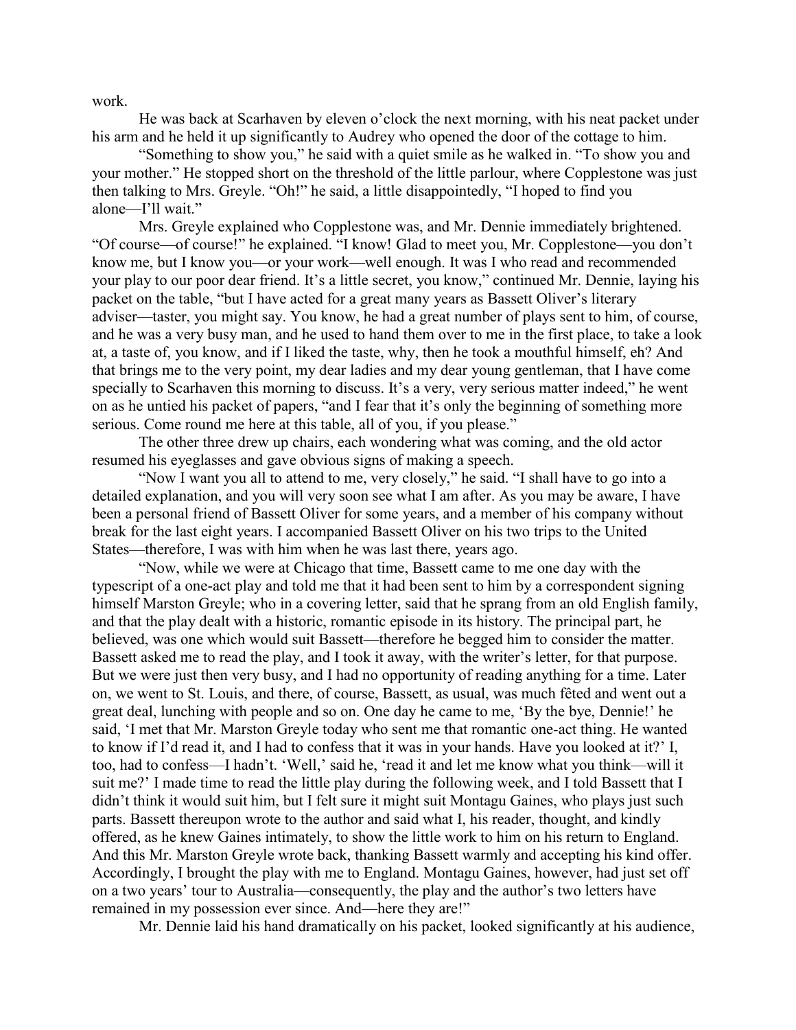work.

He was back at Scarhaven by eleven o'clock the next morning, with his neat packet under his arm and he held it up significantly to Audrey who opened the door of the cottage to him.

"Something to show you," he said with a quiet smile as he walked in. "To show you and your mother." He stopped short on the threshold of the little parlour, where Copplestone was just then talking to Mrs. Greyle. "Oh!" he said, a little disappointedly, "I hoped to find you alone—I'll wait."

Mrs. Greyle explained who Copplestone was, and Mr. Dennie immediately brightened. "Of course—of course!" he explained. "I know! Glad to meet you, Mr. Copplestone—you don't know me, but I know you—or your work—well enough. It was I who read and recommended your play to our poor dear friend. It's a little secret, you know," continued Mr. Dennie, laying his packet on the table, "but I have acted for a great many years as Bassett Oliver's literary adviser—taster, you might say. You know, he had a great number of plays sent to him, of course, and he was a very busy man, and he used to hand them over to me in the first place, to take a look at, a taste of, you know, and if I liked the taste, why, then he took a mouthful himself, eh? And that brings me to the very point, my dear ladies and my dear young gentleman, that I have come specially to Scarhaven this morning to discuss. It's a very, very serious matter indeed," he went on as he untied his packet of papers, "and I fear that it's only the beginning of something more serious. Come round me here at this table, all of you, if you please."

The other three drew up chairs, each wondering what was coming, and the old actor resumed his eyeglasses and gave obvious signs of making a speech.

"Now I want you all to attend to me, very closely," he said. "I shall have to go into a detailed explanation, and you will very soon see what I am after. As you may be aware, I have been a personal friend of Bassett Oliver for some years, and a member of his company without break for the last eight years. I accompanied Bassett Oliver on his two trips to the United States—therefore, I was with him when he was last there, years ago.

"Now, while we were at Chicago that time, Bassett came to me one day with the typescript of a one-act play and told me that it had been sent to him by a correspondent signing himself Marston Greyle; who in a covering letter, said that he sprang from an old English family, and that the play dealt with a historic, romantic episode in its history. The principal part, he believed, was one which would suit Bassett—therefore he begged him to consider the matter. Bassett asked me to read the play, and I took it away, with the writer's letter, for that purpose. But we were just then very busy, and I had no opportunity of reading anything for a time. Later on, we went to St. Louis, and there, of course, Bassett, as usual, was much fêted and went out a great deal, lunching with people and so on. One day he came to me, 'By the bye, Dennie!' he said, 'I met that Mr. Marston Greyle today who sent me that romantic one-act thing. He wanted to know if I'd read it, and I had to confess that it was in your hands. Have you looked at it?' I, too, had to confess—I hadn't. 'Well,' said he, 'read it and let me know what you think—will it suit me?' I made time to read the little play during the following week, and I told Bassett that I didn't think it would suit him, but I felt sure it might suit Montagu Gaines, who plays just such parts. Bassett thereupon wrote to the author and said what I, his reader, thought, and kindly offered, as he knew Gaines intimately, to show the little work to him on his return to England. And this Mr. Marston Greyle wrote back, thanking Bassett warmly and accepting his kind offer. Accordingly, I brought the play with me to England. Montagu Gaines, however, had just set off on a two years' tour to Australia—consequently, the play and the author's two letters have remained in my possession ever since. And—here they are!"

Mr. Dennie laid his hand dramatically on his packet, looked significantly at his audience,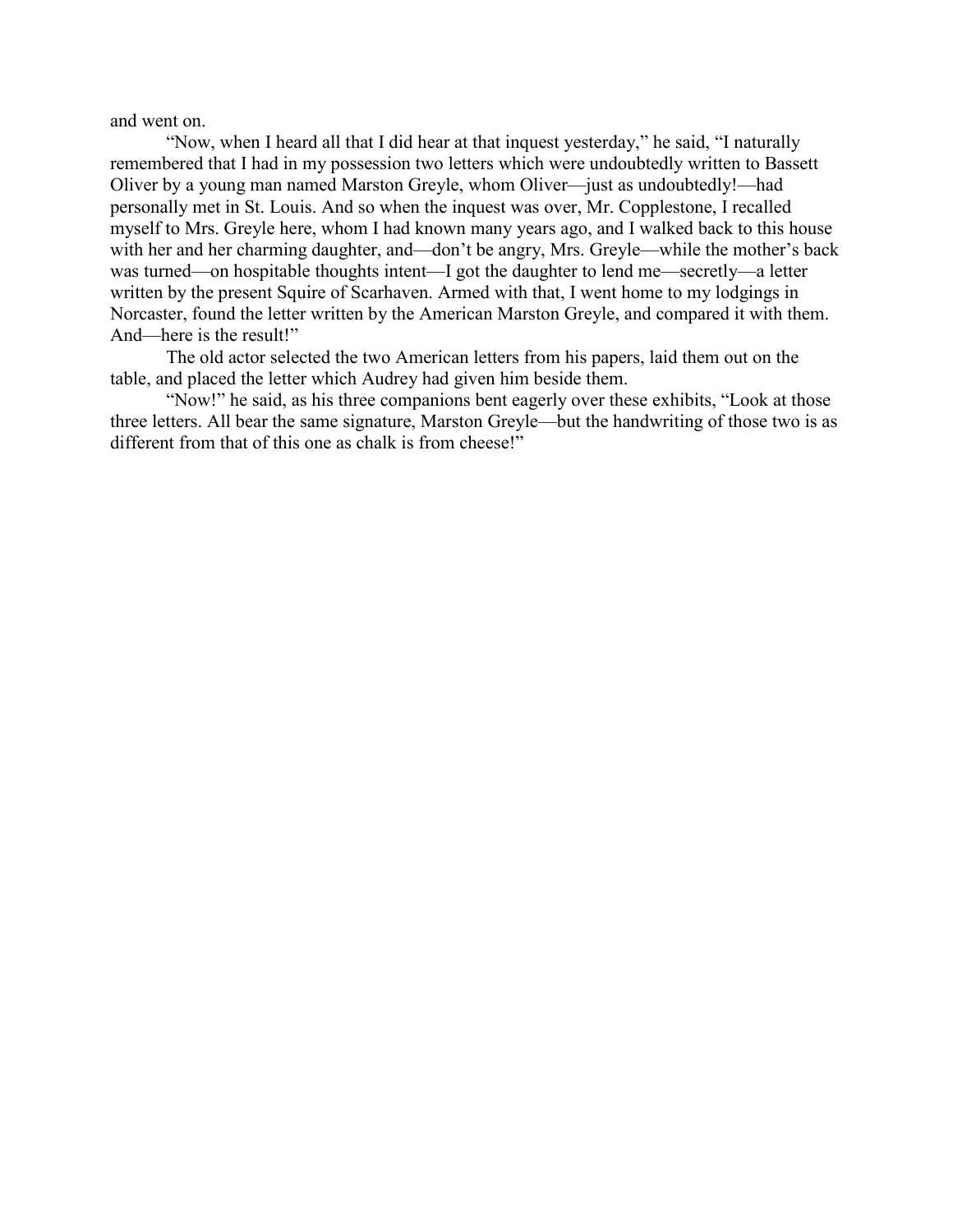and went on.

"Now, when I heard all that I did hear at that inquest yesterday," he said, "I naturally remembered that I had in my possession two letters which were undoubtedly written to Bassett Oliver by a young man named Marston Greyle, whom Oliver—just as undoubtedly!—had personally met in St. Louis. And so when the inquest was over, Mr. Copplestone, I recalled myself to Mrs. Greyle here, whom I had known many years ago, and I walked back to this house with her and her charming daughter, and—don't be angry, Mrs. Greyle—while the mother's back was turned—on hospitable thoughts intent—I got the daughter to lend me—secretly—a letter written by the present Squire of Scarhaven. Armed with that, I went home to my lodgings in Norcaster, found the letter written by the American Marston Greyle, and compared it with them. And—here is the result!"

The old actor selected the two American letters from his papers, laid them out on the table, and placed the letter which Audrey had given him beside them.

"Now!" he said, as his three companions bent eagerly over these exhibits, "Look at those three letters. All bear the same signature, Marston Greyle—but the handwriting of those two is as different from that of this one as chalk is from cheese!"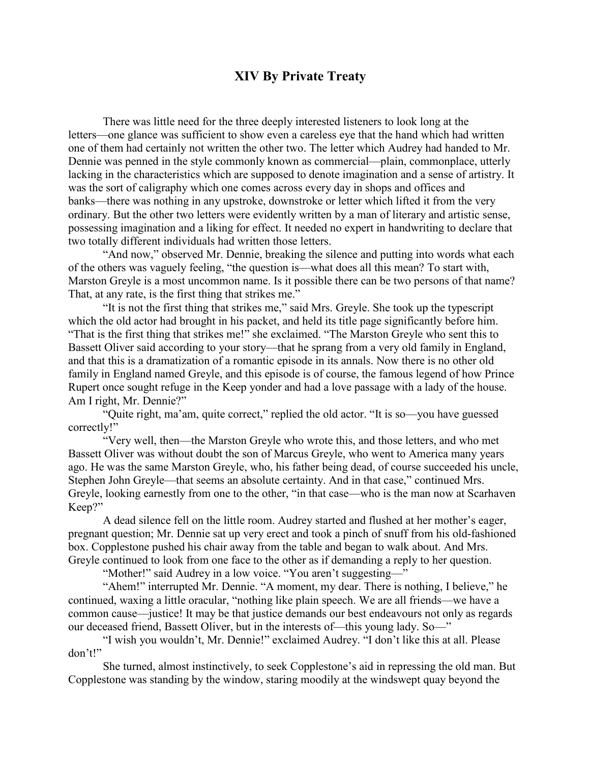# XIV By Private Treaty

There was little need for the three deeply interested listeners to look long at the letters—one glance was sufficient to show even a careless eye that the hand which had written one of them had certainly not written the other two. The letter which Audrey had handed to Mr. Dennie was penned in the style commonly known as commercial—plain, commonplace, utterly lacking in the characteristics which are supposed to denote imagination and a sense of artistry. It was the sort of caligraphy which one comes across every day in shops and offices and banks—there was nothing in any upstroke, downstroke or letter which lifted it from the very ordinary. But the other two letters were evidently written by a man of literary and artistic sense, possessing imagination and a liking for effect. It needed no expert in handwriting to declare that two totally different individuals had written those letters.

"And now," observed Mr. Dennie, breaking the silence and putting into words what each of the others was vaguely feeling, "the question is—what does all this mean? To start with, Marston Greyle is a most uncommon name. Is it possible there can be two persons of that name? That, at any rate, is the first thing that strikes me."

"It is not the first thing that strikes me," said Mrs. Greyle. She took up the typescript which the old actor had brought in his packet, and held its title page significantly before him. "That is the first thing that strikes me!" she exclaimed. "The Marston Greyle who sent this to Bassett Oliver said according to your story—that he sprang from a very old family in England, and that this is a dramatization of a romantic episode in its annals. Now there is no other old family in England named Greyle, and this episode is of course, the famous legend of how Prince Rupert once sought refuge in the Keep yonder and had a love passage with a lady of the house. Am I right, Mr. Dennie?"

"Quite right, ma'am, quite correct," replied the old actor. "It is so—you have guessed correctly!"

"Very well, then—the Marston Greyle who wrote this, and those letters, and who met Bassett Oliver was without doubt the son of Marcus Greyle, who went to America many years ago. He was the same Marston Greyle, who, his father being dead, of course succeeded his uncle, Stephen John Greyle—that seems an absolute certainty. And in that case," continued Mrs. Greyle, looking earnestly from one to the other, "in that case—who is the man now at Scarhaven Keep?"

A dead silence fell on the little room. Audrey started and flushed at her mother's eager, pregnant question; Mr. Dennie sat up very erect and took a pinch of snuff from his old-fashioned box. Copplestone pushed his chair away from the table and began to walk about. And Mrs. Greyle continued to look from one face to the other as if demanding a reply to her question.

"Mother!" said Audrey in a low voice. "You aren't suggesting—"

"Ahem!" interrupted Mr. Dennie. "A moment, my dear. There is nothing, I believe," he continued, waxing a little oracular, "nothing like plain speech. We are all friends—we have a common cause—justice! It may be that justice demands our best endeavours not only as regards our deceased friend, Bassett Oliver, but in the interests of—this young lady. So—"

"I wish you wouldn't, Mr. Dennie!" exclaimed Audrey. "I don't like this at all. Please don't!"

She turned, almost instinctively, to seek Copplestone's aid in repressing the old man. But Copplestone was standing by the window, staring moodily at the windswept quay beyond the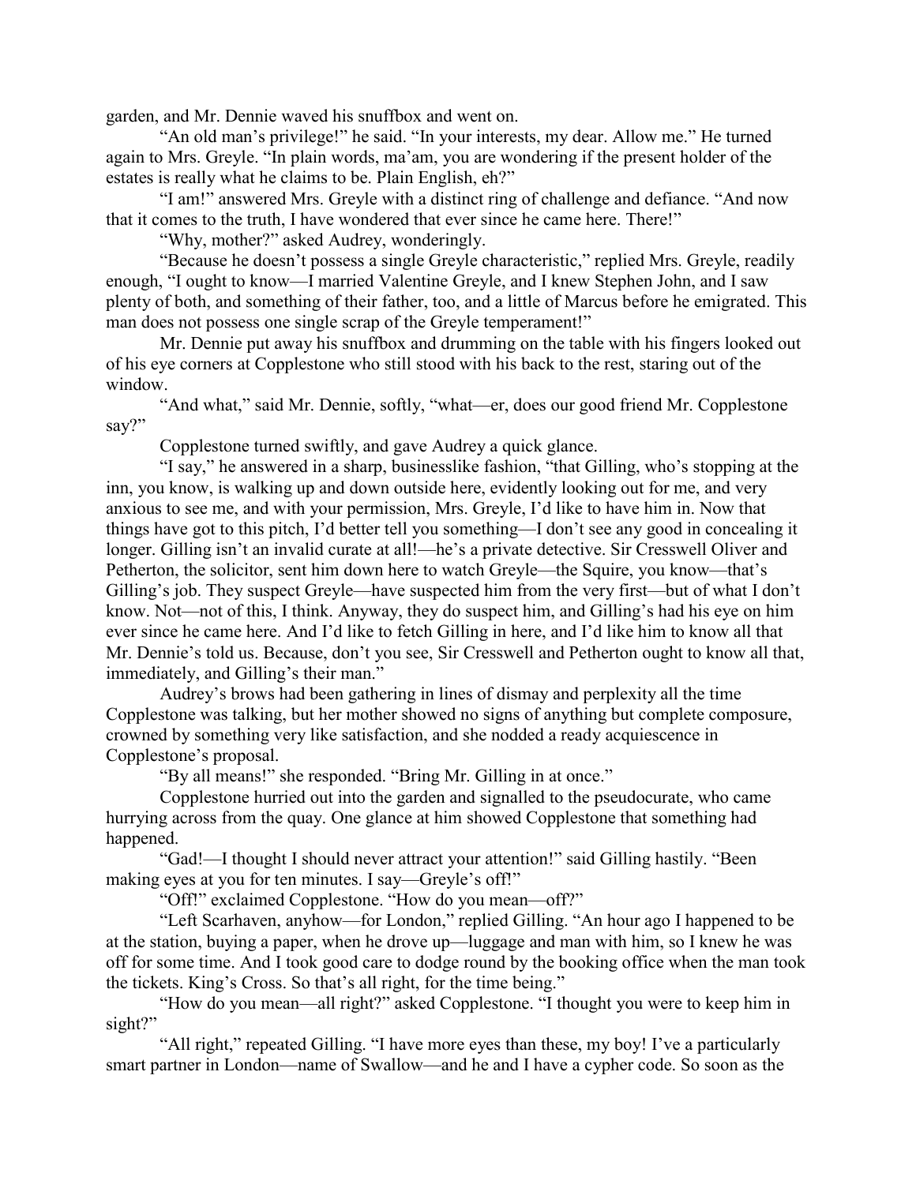garden, and Mr. Dennie waved his snuffbox and went on.

"An old man's privilege!" he said. "In your interests, my dear. Allow me." He turned again to Mrs. Greyle. "In plain words, ma'am, you are wondering if the present holder of the estates is really what he claims to be. Plain English, eh?"

"I am!" answered Mrs. Greyle with a distinct ring of challenge and defiance. "And now that it comes to the truth, I have wondered that ever since he came here. There!"

"Why, mother?" asked Audrey, wonderingly.

"Because he doesn't possess a single Greyle characteristic," replied Mrs. Greyle, readily enough, "I ought to know—I married Valentine Greyle, and I knew Stephen John, and I saw plenty of both, and something of their father, too, and a little of Marcus before he emigrated. This man does not possess one single scrap of the Greyle temperament!"

Mr. Dennie put away his snuffbox and drumming on the table with his fingers looked out of his eye corners at Copplestone who still stood with his back to the rest, staring out of the window.

"And what," said Mr. Dennie, softly, "what—er, does our good friend Mr. Copplestone say?"

Copplestone turned swiftly, and gave Audrey a quick glance.

"I say," he answered in a sharp, businesslike fashion, "that Gilling, who's stopping at the inn, you know, is walking up and down outside here, evidently looking out for me, and very anxious to see me, and with your permission, Mrs. Greyle, I'd like to have him in. Now that things have got to this pitch, I'd better tell you something—I don't see any good in concealing it longer. Gilling isn't an invalid curate at all!—he's a private detective. Sir Cresswell Oliver and Petherton, the solicitor, sent him down here to watch Greyle—the Squire, you know—that's Gilling's job. They suspect Greyle—have suspected him from the very first—but of what I don't know. Not—not of this, I think. Anyway, they do suspect him, and Gilling's had his eye on him ever since he came here. And I'd like to fetch Gilling in here, and I'd like him to know all that Mr. Dennie's told us. Because, don't you see, Sir Cresswell and Petherton ought to know all that, immediately, and Gilling's their man."

Audrey's brows had been gathering in lines of dismay and perplexity all the time Copplestone was talking, but her mother showed no signs of anything but complete composure, crowned by something very like satisfaction, and she nodded a ready acquiescence in Copplestone's proposal.

"By all means!" she responded. "Bring Mr. Gilling in at once."

Copplestone hurried out into the garden and signalled to the pseudocurate, who came hurrying across from the quay. One glance at him showed Copplestone that something had happened.

"Gad!—I thought I should never attract your attention!" said Gilling hastily. "Been making eyes at you for ten minutes. I say—Greyle's off!"

"Off!" exclaimed Copplestone. "How do you mean—off?"

"Left Scarhaven, anyhow—for London," replied Gilling. "An hour ago I happened to be at the station, buying a paper, when he drove up—luggage and man with him, so I knew he was off for some time. And I took good care to dodge round by the booking office when the man took the tickets. King's Cross. So that's all right, for the time being."

"How do you mean—all right?" asked Copplestone. "I thought you were to keep him in sight?"

"All right," repeated Gilling. "I have more eyes than these, my boy! I've a particularly smart partner in London—name of Swallow—and he and I have a cypher code. So soon as the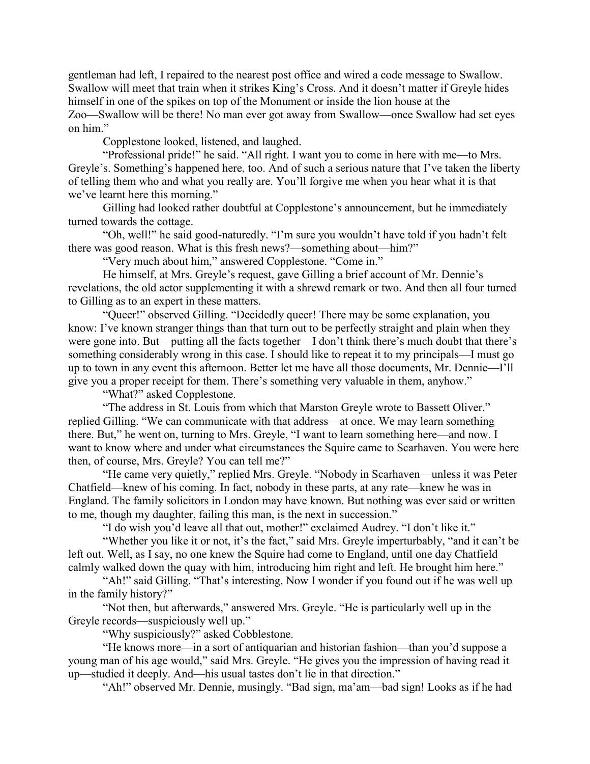gentleman had left, I repaired to the nearest post office and wired a code message to Swallow. Swallow will meet that train when it strikes King's Cross. And it doesn't matter if Greyle hides himself in one of the spikes on top of the Monument or inside the lion house at the Zoo—Swallow will be there! No man ever got away from Swallow—once Swallow had set eyes on him."

Copplestone looked, listened, and laughed.

"Professional pride!" he said. "All right. I want you to come in here with me—to Mrs. Greyle's. Something's happened here, too. And of such a serious nature that I've taken the liberty of telling them who and what you really are. You'll forgive me when you hear what it is that we've learnt here this morning."

Gilling had looked rather doubtful at Copplestone's announcement, but he immediately turned towards the cottage.

"Oh, well!" he said good-naturedly. "I'm sure you wouldn't have told if you hadn't felt there was good reason. What is this fresh news?—something about—him?"

"Very much about him," answered Copplestone. "Come in."

He himself, at Mrs. Greyle's request, gave Gilling a brief account of Mr. Dennie's revelations, the old actor supplementing it with a shrewd remark or two. And then all four turned to Gilling as to an expert in these matters.

"Queer!" observed Gilling. "Decidedly queer! There may be some explanation, you know: I've known stranger things than that turn out to be perfectly straight and plain when they were gone into. But—putting all the facts together—I don't think there's much doubt that there's something considerably wrong in this case. I should like to repeat it to my principals—I must go up to town in any event this afternoon. Better let me have all those documents, Mr. Dennie—I'll give you a proper receipt for them. There's something very valuable in them, anyhow."

"What?" asked Copplestone.

"The address in St. Louis from which that Marston Greyle wrote to Bassett Oliver." replied Gilling. "We can communicate with that address—at once. We may learn something there. But," he went on, turning to Mrs. Greyle, "I want to learn something here—and now. I want to know where and under what circumstances the Squire came to Scarhaven. You were here then, of course, Mrs. Greyle? You can tell me?"

"He came very quietly," replied Mrs. Greyle. "Nobody in Scarhaven—unless it was Peter Chatfield—knew of his coming. In fact, nobody in these parts, at any rate—knew he was in England. The family solicitors in London may have known. But nothing was ever said or written to me, though my daughter, failing this man, is the next in succession."

"I do wish you'd leave all that out, mother!" exclaimed Audrey. "I don't like it."

"Whether you like it or not, it's the fact," said Mrs. Greyle imperturbably, "and it can't be left out. Well, as I say, no one knew the Squire had come to England, until one day Chatfield calmly walked down the quay with him, introducing him right and left. He brought him here."

"Ah!" said Gilling. "That's interesting. Now I wonder if you found out if he was well up in the family history?"

"Not then, but afterwards," answered Mrs. Greyle. "He is particularly well up in the Greyle records—suspiciously well up."

"Why suspiciously?" asked Cobblestone.

"He knows more—in a sort of antiquarian and historian fashion—than you'd suppose a young man of his age would," said Mrs. Greyle. "He gives you the impression of having read it up—studied it deeply. And—his usual tastes don't lie in that direction."

"Ah!" observed Mr. Dennie, musingly. "Bad sign, ma'am—bad sign! Looks as if he had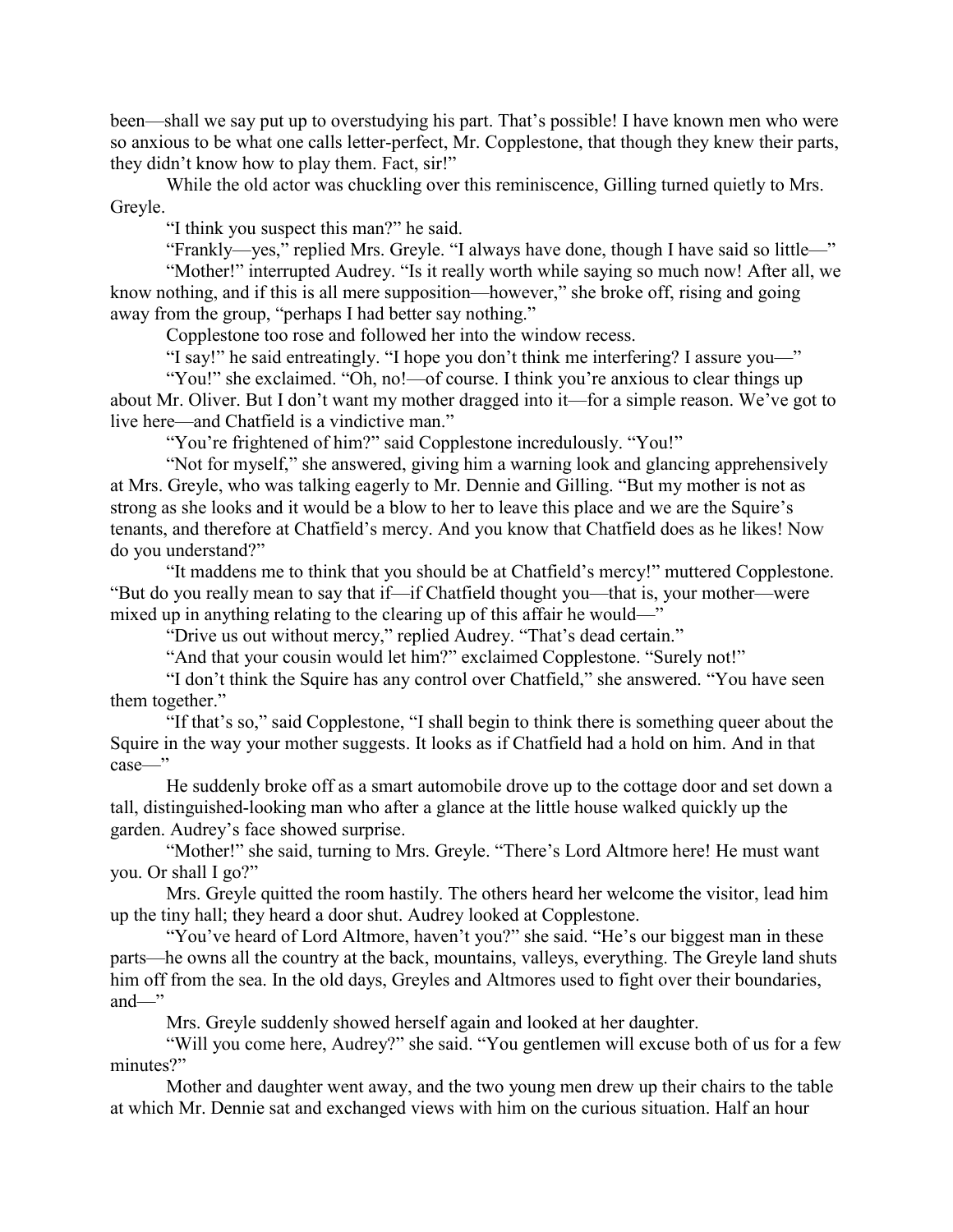been—shall we say put up to overstudying his part. That's possible! I have known men who were so anxious to be what one calls letter-perfect, Mr. Copplestone, that though they knew their parts, they didn't know how to play them. Fact, sir!"

While the old actor was chuckling over this reminiscence, Gilling turned quietly to Mrs. Greyle.

"I think you suspect this man?" he said.

"Frankly—yes," replied Mrs. Greyle. "I always have done, though I have said so little—"

"Mother!" interrupted Audrey. "Is it really worth while saying so much now! After all, we know nothing, and if this is all mere supposition—however," she broke off, rising and going away from the group, "perhaps I had better say nothing."

Copplestone too rose and followed her into the window recess.

"I say!" he said entreatingly. "I hope you don't think me interfering? I assure you—"

"You!" she exclaimed. "Oh, no!—of course. I think you're anxious to clear things up about Mr. Oliver. But I don't want my mother dragged into it—for a simple reason. We've got to live here—and Chatfield is a vindictive man."

"You're frightened of him?" said Copplestone incredulously. "You!"

"Not for myself," she answered, giving him a warning look and glancing apprehensively at Mrs. Greyle, who was talking eagerly to Mr. Dennie and Gilling. "But my mother is not as strong as she looks and it would be a blow to her to leave this place and we are the Squire's tenants, and therefore at Chatfield's mercy. And you know that Chatfield does as he likes! Now do you understand?"

"It maddens me to think that you should be at Chatfield's mercy!" muttered Copplestone. "But do you really mean to say that if—if Chatfield thought you—that is, your mother—were mixed up in anything relating to the clearing up of this affair he would—"

"Drive us out without mercy," replied Audrey. "That's dead certain."

"And that your cousin would let him?" exclaimed Copplestone. "Surely not!"

"I don't think the Squire has any control over Chatfield," she answered. "You have seen them together."

"If that's so," said Copplestone, "I shall begin to think there is something queer about the Squire in the way your mother suggests. It looks as if Chatfield had a hold on him. And in that case—"

He suddenly broke off as a smart automobile drove up to the cottage door and set down a tall, distinguished-looking man who after a glance at the little house walked quickly up the garden. Audrey's face showed surprise.

"Mother!" she said, turning to Mrs. Greyle. "There's Lord Altmore here! He must want you. Or shall I go?"

Mrs. Greyle quitted the room hastily. The others heard her welcome the visitor, lead him up the tiny hall; they heard a door shut. Audrey looked at Copplestone.

"You've heard of Lord Altmore, haven't you?" she said. "He's our biggest man in these parts—he owns all the country at the back, mountains, valleys, everything. The Greyle land shuts him off from the sea. In the old days, Greyles and Altmores used to fight over their boundaries, and—"

Mrs. Greyle suddenly showed herself again and looked at her daughter.

"Will you come here, Audrey?" she said. "You gentlemen will excuse both of us for a few minutes?"

Mother and daughter went away, and the two young men drew up their chairs to the table at which Mr. Dennie sat and exchanged views with him on the curious situation. Half an hour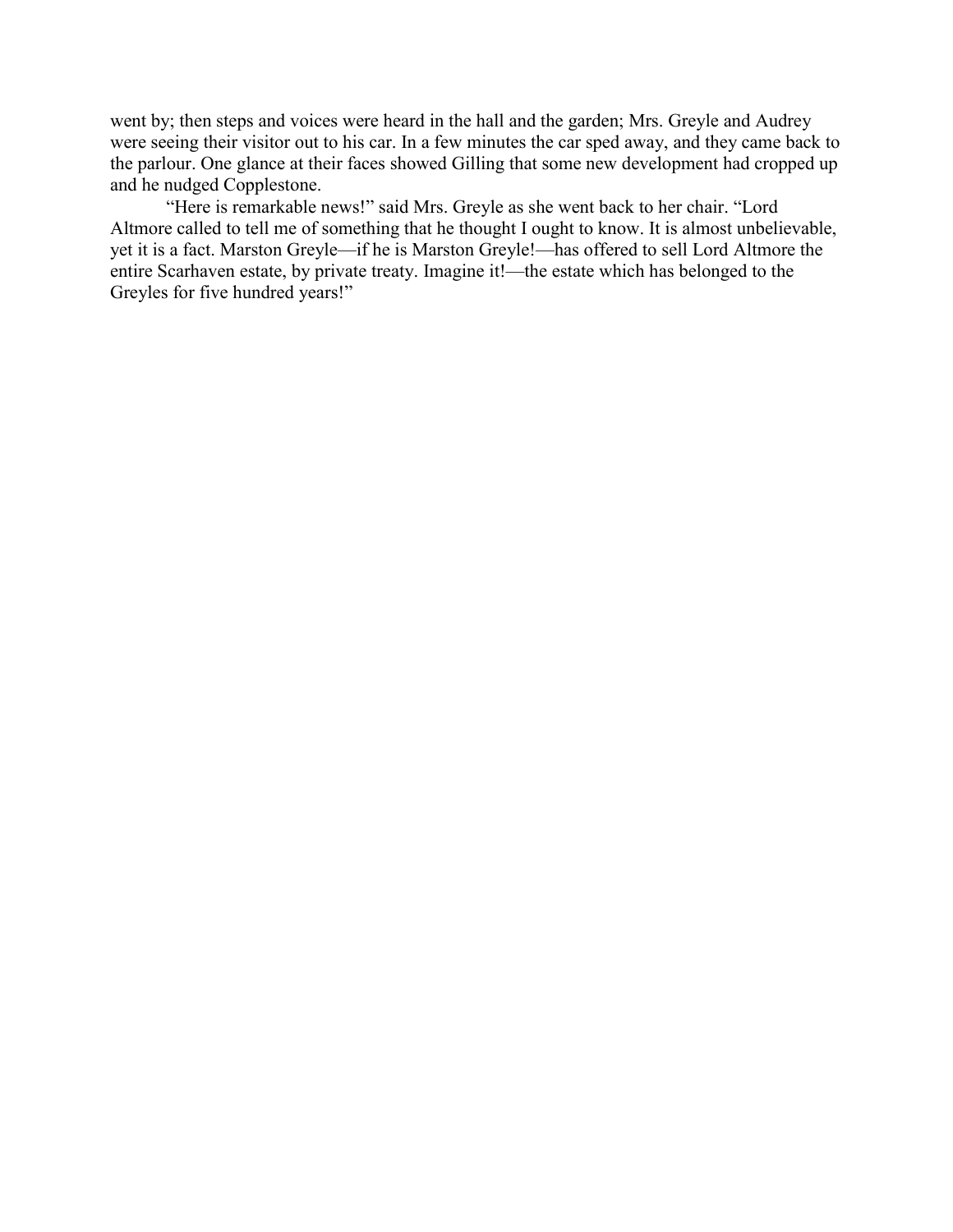went by; then steps and voices were heard in the hall and the garden; Mrs. Greyle and Audrey were seeing their visitor out to his car. In a few minutes the car sped away, and they came back to the parlour. One glance at their faces showed Gilling that some new development had cropped up and he nudged Copplestone.

“Here is remarkable news!” said Mrs. Greyle as she went back to her chair. “Lord Altmore called to tell me of something that he thought I ought to know. It is almost unbelievable, yet it is a fact. Marston Greyle—if he is Marston Greyle!—has offered to sell Lord Altmore the entire Scarhaven estate, by private treaty. Imagine it!—the estate which has belonged to the Greyles for five hundred years!”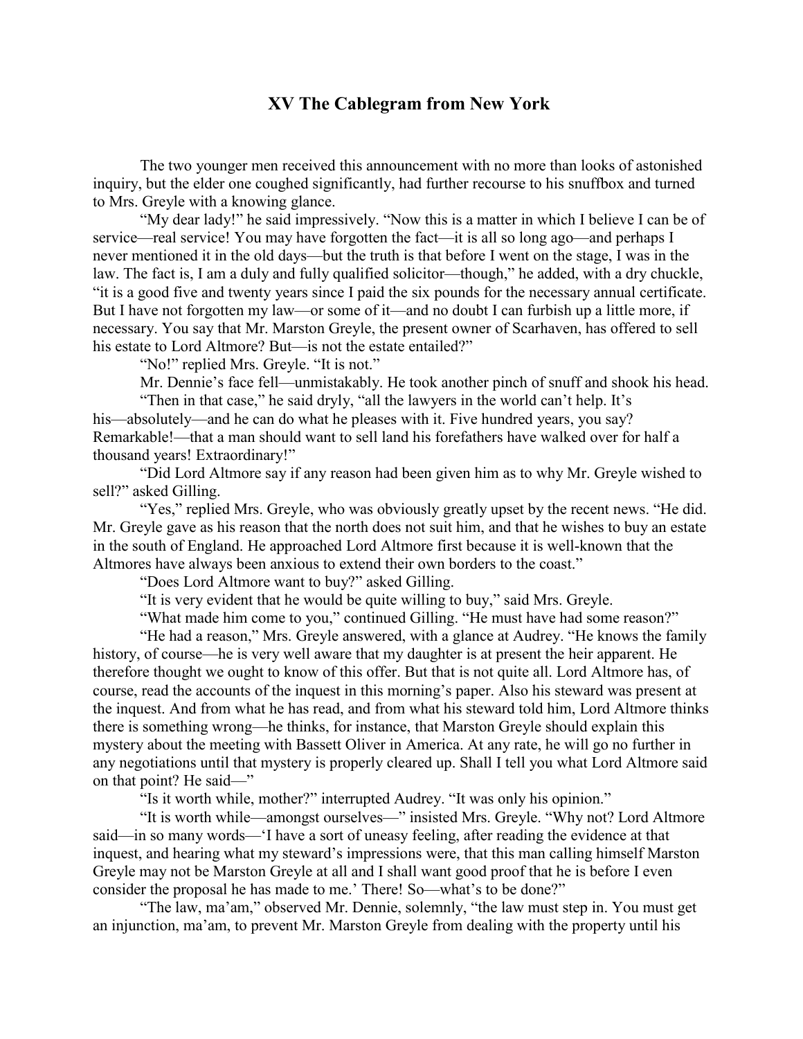## XV The Cablegram from New York

The two younger men received this announcement with no more than looks of astonished inquiry, but the elder one coughed significantly, had further recourse to his snuffbox and turned to Mrs. Greyle with a knowing glance.

"My dear lady!" he said impressively. "Now this is a matter in which I believe I can be of service—real service! You may have forgotten the fact—it is all so long ago—and perhaps I never mentioned it in the old days—but the truth is that before I went on the stage, I was in the law. The fact is, I am a duly and fully qualified solicitor—though," he added, with a dry chuckle, "it is a good five and twenty years since I paid the six pounds for the necessary annual certificate. But I have not forgotten my law—or some of it—and no doubt I can furbish up a little more, if necessary. You say that Mr. Marston Greyle, the present owner of Scarhaven, has offered to sell his estate to Lord Altmore? But—is not the estate entailed?"

"No!" replied Mrs. Greyle. "It is not."

Mr. Dennie's face fell—unmistakably. He took another pinch of snuff and shook his head.

"Then in that case," he said dryly, "all the lawyers in the world can't help. It's his—absolutely—and he can do what he pleases with it. Five hundred years, you say? Remarkable!—that a man should want to sell land his forefathers have walked over for half a thousand years! Extraordinary!"

"Did Lord Altmore say if any reason had been given him as to why Mr. Greyle wished to sell?" asked Gilling.

"Yes," replied Mrs. Greyle, who was obviously greatly upset by the recent news. "He did. Mr. Greyle gave as his reason that the north does not suit him, and that he wishes to buy an estate in the south of England. He approached Lord Altmore first because it is well-known that the Altmores have always been anxious to extend their own borders to the coast."

"Does Lord Altmore want to buy?" asked Gilling.

"It is very evident that he would be quite willing to buy," said Mrs. Greyle.

"What made him come to you," continued Gilling. "He must have had some reason?"

"He had a reason," Mrs. Greyle answered, with a glance at Audrey. "He knows the family history, of course—he is very well aware that my daughter is at present the heir apparent. He therefore thought we ought to know of this offer. But that is not quite all. Lord Altmore has, of course, read the accounts of the inquest in this morning's paper. Also his steward was present at the inquest. And from what he has read, and from what his steward told him, Lord Altmore thinks there is something wrong—he thinks, for instance, that Marston Greyle should explain this mystery about the meeting with Bassett Oliver in America. At any rate, he will go no further in any negotiations until that mystery is properly cleared up. Shall I tell you what Lord Altmore said on that point? He said—"

"Is it worth while, mother?" interrupted Audrey. "It was only his opinion."

"It is worth while—amongst ourselves—" insisted Mrs. Greyle. "Why not? Lord Altmore said—in so many words—'I have a sort of uneasy feeling, after reading the evidence at that inquest, and hearing what my steward's impressions were, that this man calling himself Marston Greyle may not be Marston Greyle at all and I shall want good proof that he is before I even consider the proposal he has made to me.' There! So—what's to be done?"

"The law, ma'am," observed Mr. Dennie, solemnly, "the law must step in. You must get an injunction, ma'am, to prevent Mr. Marston Greyle from dealing with the property until his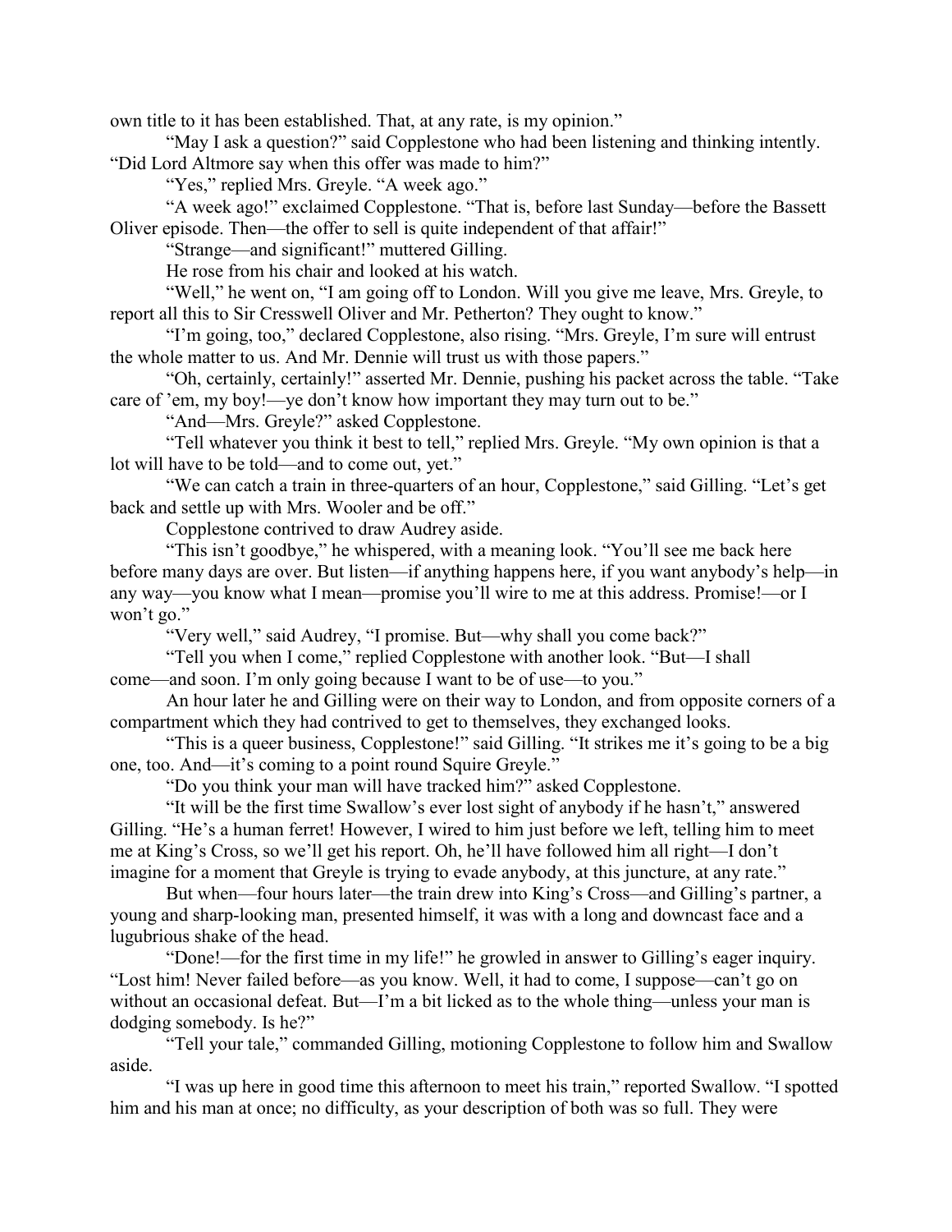own title to it has been established. That, at any rate, is my opinion."

"May I ask a question?" said Copplestone who had been listening and thinking intently. "Did Lord Altmore say when this offer was made to him?"

"Yes," replied Mrs. Greyle. "A week ago."

"A week ago!" exclaimed Copplestone. "That is, before last Sunday—before the Bassett Oliver episode. Then—the offer to sell is quite independent of that affair!"

"Strange—and significant!" muttered Gilling.

He rose from his chair and looked at his watch.

"Well," he went on, "I am going off to London. Will you give me leave, Mrs. Greyle, to report all this to Sir Cresswell Oliver and Mr. Petherton? They ought to know."

"I'm going, too," declared Copplestone, also rising. "Mrs. Greyle, I'm sure will entrust the whole matter to us. And Mr. Dennie will trust us with those papers."

"Oh, certainly, certainly!" asserted Mr. Dennie, pushing his packet across the table. "Take care of 'em, my boy!—ye don't know how important they may turn out to be."

"And—Mrs. Greyle?" asked Copplestone.

"Tell whatever you think it best to tell," replied Mrs. Greyle. "My own opinion is that a lot will have to be told—and to come out, yet."

"We can catch a train in three-quarters of an hour, Copplestone," said Gilling. "Let's get back and settle up with Mrs. Wooler and be off."

Copplestone contrived to draw Audrey aside.

"This isn't goodbye," he whispered, with a meaning look. "You'll see me back here before many days are over. But listen—if anything happens here, if you want anybody's help—in any way—you know what I mean—promise you'll wire to me at this address. Promise!—or I won't go."

"Very well," said Audrey, "I promise. But—why shall you come back?"

"Tell you when I come," replied Copplestone with another look. "But—I shall come—and soon. I'm only going because I want to be of use—to you."

An hour later he and Gilling were on their way to London, and from opposite corners of a compartment which they had contrived to get to themselves, they exchanged looks.

"This is a queer business, Copplestone!" said Gilling. "It strikes me it's going to be a big one, too. And—it's coming to a point round Squire Greyle."

"Do you think your man will have tracked him?" asked Copplestone.

"It will be the first time Swallow's ever lost sight of anybody if he hasn't," answered Gilling. "He's a human ferret! However, I wired to him just before we left, telling him to meet me at King's Cross, so we'll get his report. Oh, he'll have followed him all right—I don't imagine for a moment that Greyle is trying to evade anybody, at this juncture, at any rate."

But when—four hours later—the train drew into King's Cross—and Gilling's partner, a young and sharp-looking man, presented himself, it was with a long and downcast face and a lugubrious shake of the head.

"Done!—for the first time in my life!" he growled in answer to Gilling's eager inquiry. "Lost him! Never failed before—as you know. Well, it had to come, I suppose—can't go on without an occasional defeat. But—I'm a bit licked as to the whole thing—unless your man is dodging somebody. Is he?"

"Tell your tale," commanded Gilling, motioning Copplestone to follow him and Swallow aside.

"I was up here in good time this afternoon to meet his train," reported Swallow. "I spotted him and his man at once; no difficulty, as your description of both was so full. They were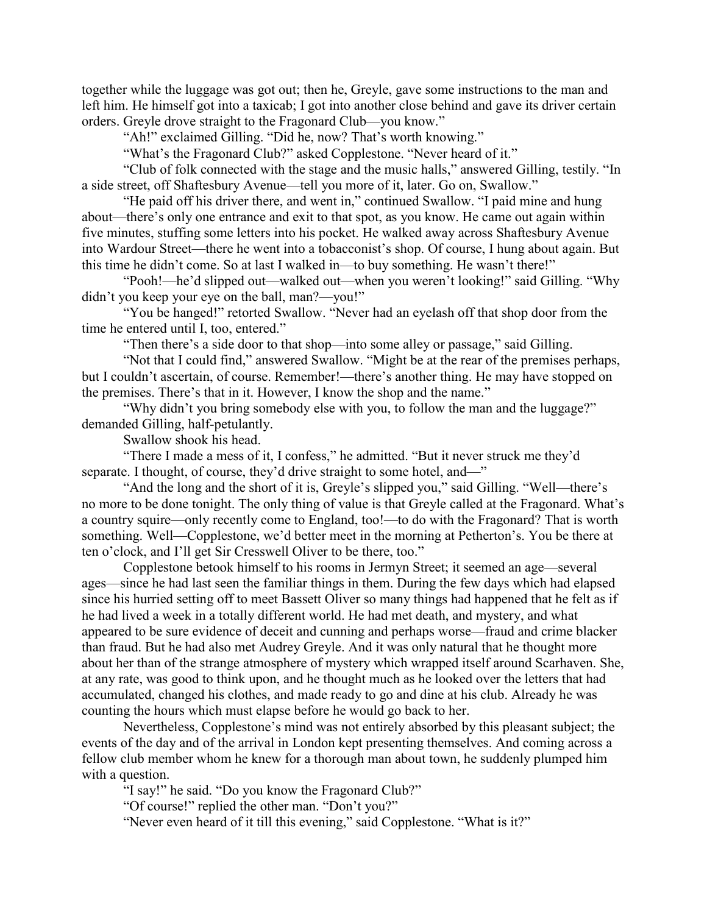together while the luggage was got out; then he, Greyle, gave some instructions to the man and left him. He himself got into a taxicab; I got into another close behind and gave its driver certain orders. Greyle drove straight to the Fragonard Club—you know."

"Ah!" exclaimed Gilling. "Did he, now? That's worth knowing."

"What's the Fragonard Club?" asked Copplestone. "Never heard of it."

"Club of folk connected with the stage and the music halls," answered Gilling, testily. "In a side street, off Shaftesbury Avenue—tell you more of it, later. Go on, Swallow."

"He paid off his driver there, and went in," continued Swallow. "I paid mine and hung about—there's only one entrance and exit to that spot, as you know. He came out again within five minutes, stuffing some letters into his pocket. He walked away across Shaftesbury Avenue into Wardour Street—there he went into a tobacconist's shop. Of course, I hung about again. But this time he didn't come. So at last I walked in—to buy something. He wasn't there!"

"Pooh!—he'd slipped out—walked out—when you weren't looking!" said Gilling. "Why didn't you keep your eye on the ball, man?—you!"

"You be hanged!" retorted Swallow. "Never had an eyelash off that shop door from the time he entered until I, too, entered."

"Then there's a side door to that shop—into some alley or passage," said Gilling.

"Not that I could find," answered Swallow. "Might be at the rear of the premises perhaps, but I couldn't ascertain, of course. Remember!—there's another thing. He may have stopped on the premises. There's that in it. However, I know the shop and the name."

"Why didn't you bring somebody else with you, to follow the man and the luggage?" demanded Gilling, half-petulantly.

Swallow shook his head.

"There I made a mess of it, I confess," he admitted. "But it never struck me they'd separate. I thought, of course, they'd drive straight to some hotel, and—"

"And the long and the short of it is, Greyle's slipped you," said Gilling. "Well—there's no more to be done tonight. The only thing of value is that Greyle called at the Fragonard. What's a country squire—only recently come to England, too!—to do with the Fragonard? That is worth something. Well—Copplestone, we'd better meet in the morning at Petherton's. You be there at ten o'clock, and I'll get Sir Cresswell Oliver to be there, too."

Copplestone betook himself to his rooms in Jermyn Street; it seemed an age—several ages—since he had last seen the familiar things in them. During the few days which had elapsed since his hurried setting off to meet Bassett Oliver so many things had happened that he felt as if he had lived a week in a totally different world. He had met death, and mystery, and what appeared to be sure evidence of deceit and cunning and perhaps worse—fraud and crime blacker than fraud. But he had also met Audrey Greyle. And it was only natural that he thought more about her than of the strange atmosphere of mystery which wrapped itself around Scarhaven. She, at any rate, was good to think upon, and he thought much as he looked over the letters that had accumulated, changed his clothes, and made ready to go and dine at his club. Already he was counting the hours which must elapse before he would go back to her.

Nevertheless, Copplestone's mind was not entirely absorbed by this pleasant subject; the events of the day and of the arrival in London kept presenting themselves. And coming across a fellow club member whom he knew for a thorough man about town, he suddenly plumped him with a question.

"I say!" he said. "Do you know the Fragonard Club?"

"Of course!" replied the other man. "Don't you?"

"Never even heard of it till this evening," said Copplestone. "What is it?"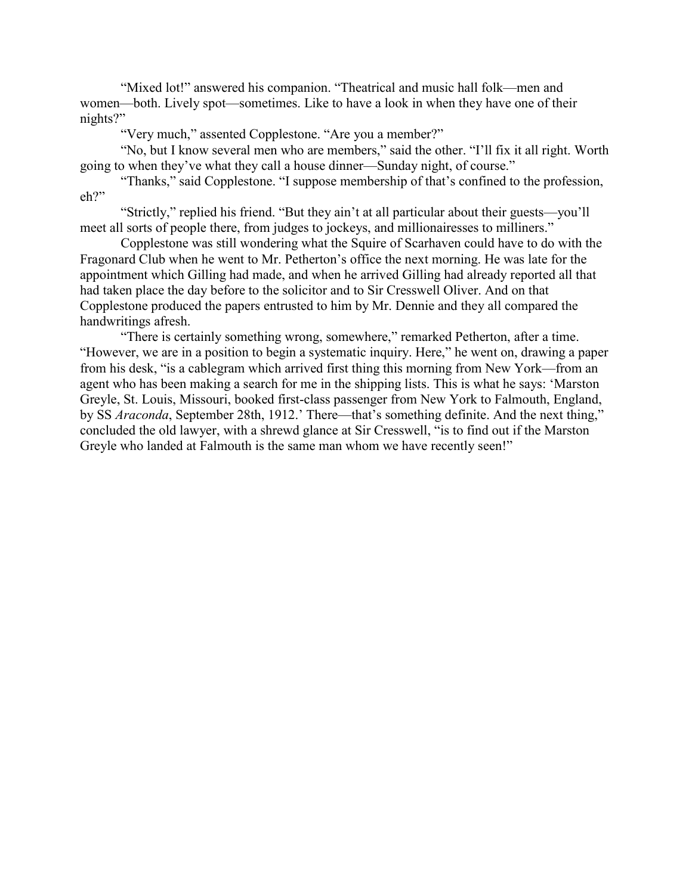"Mixed lot!" answered his companion. "Theatrical and music hall folk—men and women—both. Lively spot—sometimes. Like to have a look in when they have one of their nights?"

"Very much," assented Copplestone. "Are you a member?"

"No, but I know several men who are members," said the other. "I'll fix it all right. Worth going to when they've what they call a house dinner—Sunday night, of course."

"Thanks," said Copplestone. "I suppose membership of that's confined to the profession, eh?"

"Strictly," replied his friend. "But they ain't at all particular about their guests—you'll meet all sorts of people there, from judges to jockeys, and millionairesses to milliners."

Copplestone was still wondering what the Squire of Scarhaven could have to do with the Fragonard Club when he went to Mr. Petherton's office the next morning. He was late for the appointment which Gilling had made, and when he arrived Gilling had already reported all that had taken place the day before to the solicitor and to Sir Cresswell Oliver. And on that Copplestone produced the papers entrusted to him by Mr. Dennie and they all compared the handwritings afresh.

"There is certainly something wrong, somewhere," remarked Petherton, after a time. "However, we are in a position to begin a systematic inquiry. Here," he went on, drawing a paper from his desk, "is a cablegram which arrived first thing this morning from New York—from an agent who has been making a search for me in the shipping lists. This is what he says: 'Marston Greyle, St. Louis, Missouri, booked first-class passenger from New York to Falmouth, England, by SS *Araconda*, September 28th, 1912.' There—that's something definite. And the next thing," concluded the old lawyer, with a shrewd glance at Sir Cresswell, "is to find out if the Marston Greyle who landed at Falmouth is the same man whom we have recently seen!"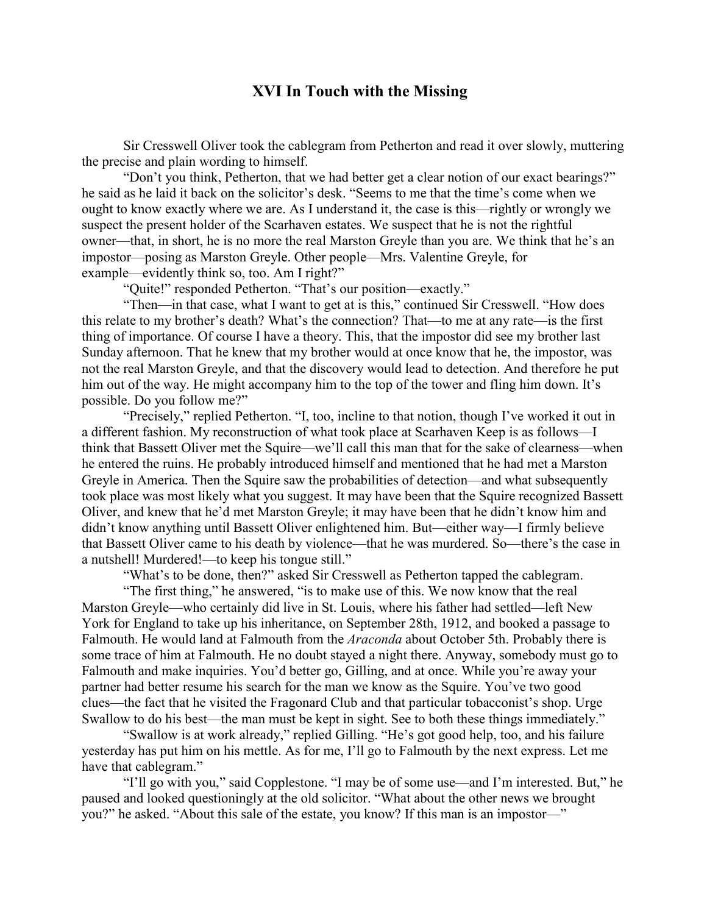## XVI In Touch with the Missing

Sir Cresswell Oliver took the cablegram from Petherton and read it over slowly, muttering the precise and plain wording to himself.

"Don't you think, Petherton, that we had better get a clear notion of our exact bearings?" he said as he laid it back on the solicitor's desk. "Seems to me that the time's come when we ought to know exactly where we are. As I understand it, the case is this—rightly or wrongly we suspect the present holder of the Scarhaven estates. We suspect that he is not the rightful owner—that, in short, he is no more the real Marston Greyle than you are. We think that he's an impostor—posing as Marston Greyle. Other people—Mrs. Valentine Greyle, for example—evidently think so, too. Am I right?"

"Quite!" responded Petherton. "That's our position—exactly."

"Then—in that case, what I want to get at is this," continued Sir Cresswell. "How does this relate to my brother's death? What's the connection? That—to me at any rate—is the first thing of importance. Of course I have a theory. This, that the impostor did see my brother last Sunday afternoon. That he knew that my brother would at once know that he, the impostor, was not the real Marston Greyle, and that the discovery would lead to detection. And therefore he put him out of the way. He might accompany him to the top of the tower and fling him down. It's possible. Do you follow me?"

"Precisely," replied Petherton. "I, too, incline to that notion, though I've worked it out in a different fashion. My reconstruction of what took place at Scarhaven Keep is as follows—I think that Bassett Oliver met the Squire—we'll call this man that for the sake of clearness—when he entered the ruins. He probably introduced himself and mentioned that he had met a Marston Greyle in America. Then the Squire saw the probabilities of detection—and what subsequently took place was most likely what you suggest. It may have been that the Squire recognized Bassett Oliver, and knew that he'd met Marston Greyle; it may have been that he didn't know him and didn't know anything until Bassett Oliver enlightened him. But—either way—I firmly believe that Bassett Oliver came to his death by violence—that he was murdered. So—there's the case in a nutshell! Murdered!—to keep his tongue still."

"What's to be done, then?" asked Sir Cresswell as Petherton tapped the cablegram.

"The first thing," he answered, "is to make use of this. We now know that the real Marston Greyle—who certainly did live in St. Louis, where his father had settled—left New York for England to take up his inheritance, on September 28th, 1912, and booked a passage to Falmouth. He would land at Falmouth from the *Araconda* about October 5th. Probably there is some trace of him at Falmouth. He no doubt stayed a night there. Anyway, somebody must go to Falmouth and make inquiries. You'd better go, Gilling, and at once. While you're away your partner had better resume his search for the man we know as the Squire. You've two good clues—the fact that he visited the Fragonard Club and that particular tobacconist's shop. Urge Swallow to do his best—the man must be kept in sight. See to both these things immediately."

"Swallow is at work already," replied Gilling. "He's got good help, too, and his failure yesterday has put him on his mettle. As for me, I'll go to Falmouth by the next express. Let me have that cablegram."

"I'll go with you," said Copplestone. "I may be of some use—and I'm interested. But," he paused and looked questioningly at the old solicitor. "What about the other news we brought you?" he asked. "About this sale of the estate, you know? If this man is an impostor—"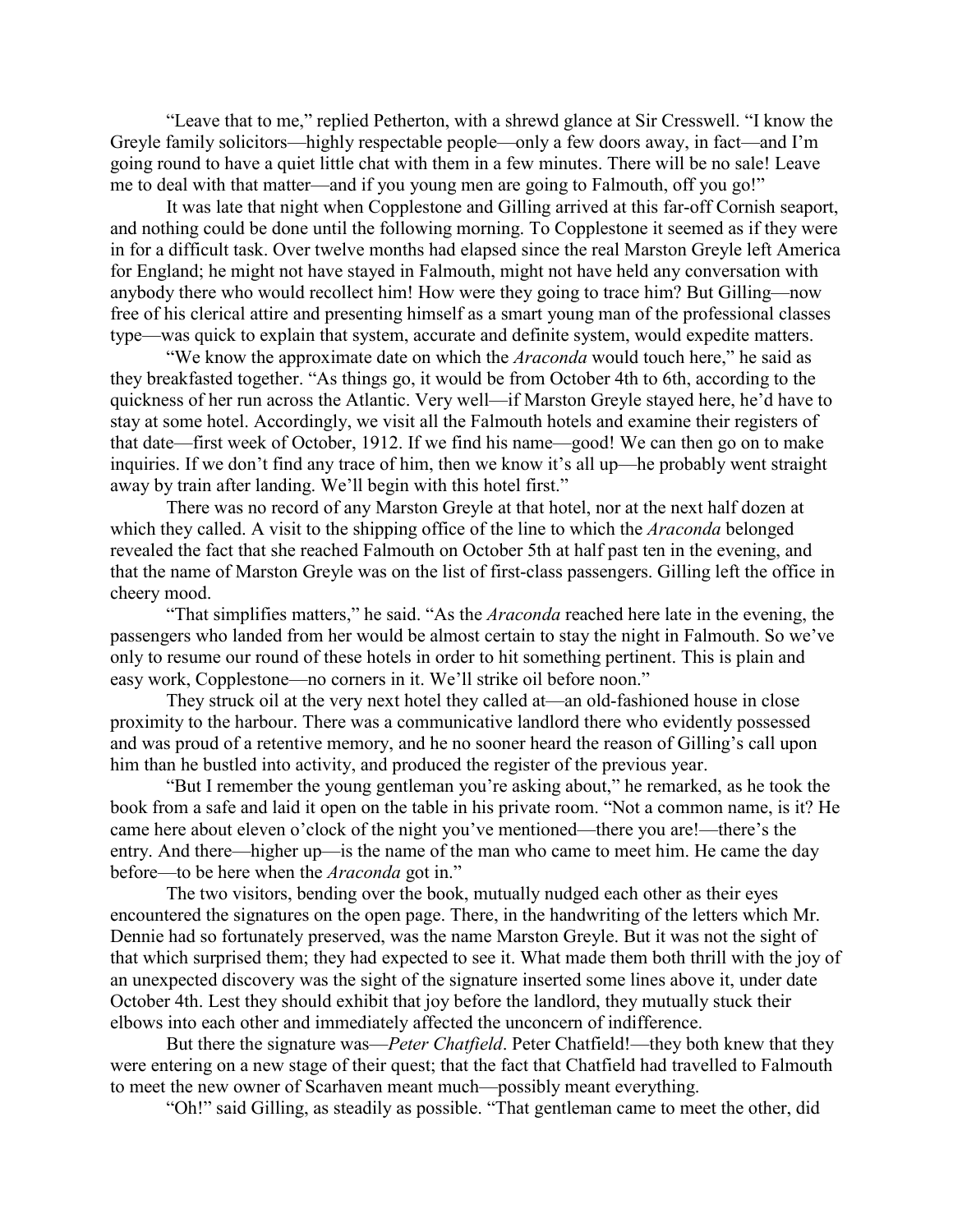"Leave that to me," replied Petherton, with a shrewd glance at Sir Cresswell. "I know the Greyle family solicitors—highly respectable people—only a few doors away, in fact—and I'm going round to have a quiet little chat with them in a few minutes. There will be no sale! Leave me to deal with that matter—and if you young men are going to Falmouth, off you go!"

It was late that night when Copplestone and Gilling arrived at this far-off Cornish seaport, and nothing could be done until the following morning. To Copplestone it seemed as if they were in for a difficult task. Over twelve months had elapsed since the real Marston Greyle left America for England; he might not have stayed in Falmouth, might not have held any conversation with anybody there who would recollect him! How were they going to trace him? But Gilling—now free of his clerical attire and presenting himself as a smart young man of the professional classes type—was quick to explain that system, accurate and definite system, would expedite matters.

"We know the approximate date on which the *Araconda* would touch here," he said as they breakfasted together. "As things go, it would be from October 4th to 6th, according to the quickness of her run across the Atlantic. Very well—if Marston Greyle stayed here, he'd have to stay at some hotel. Accordingly, we visit all the Falmouth hotels and examine their registers of that date—first week of October, 1912. If we find his name—good! We can then go on to make inquiries. If we don't find any trace of him, then we know it's all up—he probably went straight away by train after landing. We'll begin with this hotel first."

There was no record of any Marston Greyle at that hotel, nor at the next half dozen at which they called. A visit to the shipping office of the line to which the *Araconda* belonged revealed the fact that she reached Falmouth on October 5th at half past ten in the evening, and that the name of Marston Greyle was on the list of first-class passengers. Gilling left the office in cheery mood.

"That simplifies matters," he said. "As the *Araconda* reached here late in the evening, the passengers who landed from her would be almost certain to stay the night in Falmouth. So we've only to resume our round of these hotels in order to hit something pertinent. This is plain and easy work, Copplestone—no corners in it. We'll strike oil before noon."

They struck oil at the very next hotel they called at—an old-fashioned house in close proximity to the harbour. There was a communicative landlord there who evidently possessed and was proud of a retentive memory, and he no sooner heard the reason of Gilling's call upon him than he bustled into activity, and produced the register of the previous year.

"But I remember the young gentleman you're asking about," he remarked, as he took the book from a safe and laid it open on the table in his private room. "Not a common name, is it? He came here about eleven o'clock of the night you've mentioned—there you are!—there's the entry. And there—higher up—is the name of the man who came to meet him. He came the day before—to be here when the *Araconda* got in."

The two visitors, bending over the book, mutually nudged each other as their eyes encountered the signatures on the open page. There, in the handwriting of the letters which Mr. Dennie had so fortunately preserved, was the name Marston Greyle. But it was not the sight of that which surprised them; they had expected to see it. What made them both thrill with the joy of an unexpected discovery was the sight of the signature inserted some lines above it, under date October 4th. Lest they should exhibit that joy before the landlord, they mutually stuck their elbows into each other and immediately affected the unconcern of indifference.

But there the signature was—*Peter Chatfield*. Peter Chatfield!—they both knew that they were entering on a new stage of their quest; that the fact that Chatfield had travelled to Falmouth to meet the new owner of Scarhaven meant much—possibly meant everything.

"Oh!" said Gilling, as steadily as possible. "That gentleman came to meet the other, did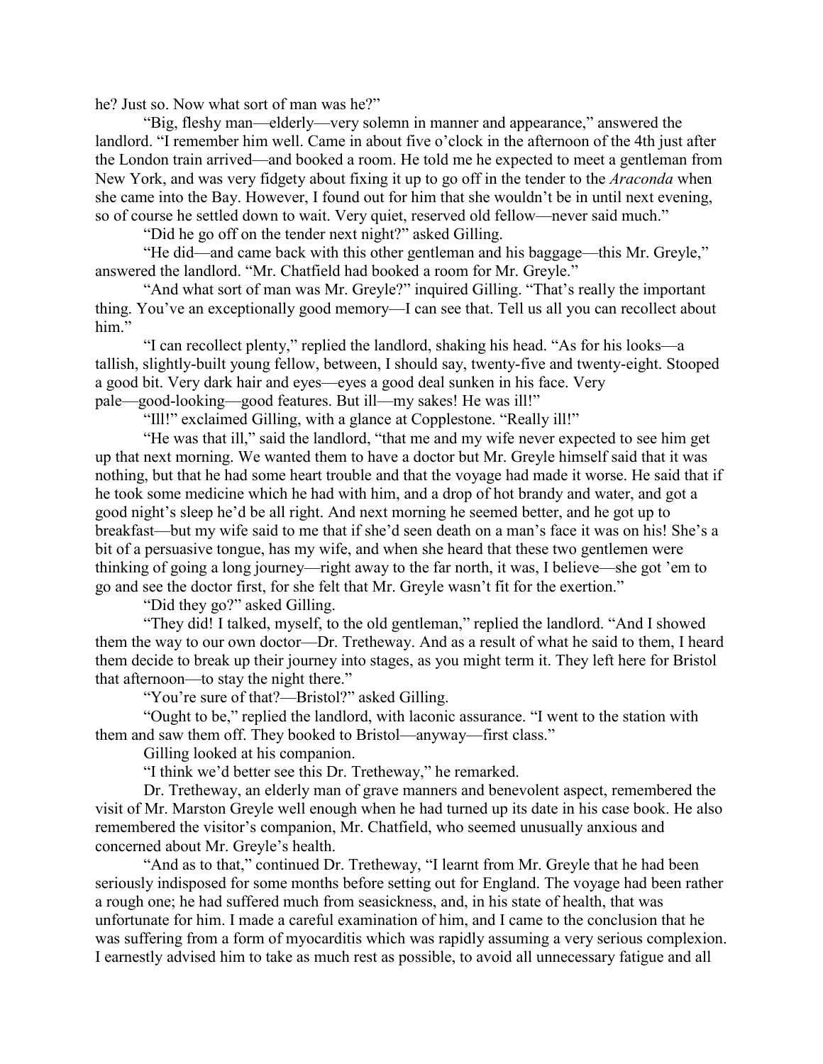he? Just so. Now what sort of man was he?"

"Big, fleshy man—elderly—very solemn in manner and appearance," answered the landlord. "I remember him well. Came in about five o'clock in the afternoon of the 4th just after the London train arrived—and booked a room. He told me he expected to meet a gentleman from New York, and was very fidgety about fixing it up to go off in the tender to the *Araconda* when she came into the Bay. However, I found out for him that she wouldn't be in until next evening, so of course he settled down to wait. Very quiet, reserved old fellow—never said much."

"Did he go off on the tender next night?" asked Gilling.

"He did—and came back with this other gentleman and his baggage—this Mr. Greyle," answered the landlord. "Mr. Chatfield had booked a room for Mr. Greyle."

"And what sort of man was Mr. Greyle?" inquired Gilling. "That's really the important thing. You've an exceptionally good memory—I can see that. Tell us all you can recollect about him."

"I can recollect plenty," replied the landlord, shaking his head. "As for his looks—a tallish, slightly-built young fellow, between, I should say, twenty-five and twenty-eight. Stooped a good bit. Very dark hair and eyes—eyes a good deal sunken in his face. Very pale—good-looking—good features. But ill—my sakes! He was ill!"

"Ill!" exclaimed Gilling, with a glance at Copplestone. "Really ill!"

"He was that ill," said the landlord, "that me and my wife never expected to see him get up that next morning. We wanted them to have a doctor but Mr. Greyle himself said that it was nothing, but that he had some heart trouble and that the voyage had made it worse. He said that if he took some medicine which he had with him, and a drop of hot brandy and water, and got a good night's sleep he'd be all right. And next morning he seemed better, and he got up to breakfast—but my wife said to me that if she'd seen death on a man's face it was on his! She's a bit of a persuasive tongue, has my wife, and when she heard that these two gentlemen were thinking of going a long journey—right away to the far north, it was, I believe—she got 'em to go and see the doctor first, for she felt that Mr. Greyle wasn't fit for the exertion."

"Did they go?" asked Gilling.

"They did! I talked, myself, to the old gentleman," replied the landlord. "And I showed them the way to our own doctor—Dr. Tretheway. And as a result of what he said to them, I heard them decide to break up their journey into stages, as you might term it. They left here for Bristol that afternoon—to stay the night there."

"You're sure of that?—Bristol?" asked Gilling.

"Ought to be," replied the landlord, with laconic assurance. "I went to the station with them and saw them off. They booked to Bristol—anyway—first class."

Gilling looked at his companion.

"I think we'd better see this Dr. Tretheway," he remarked.

Dr. Tretheway, an elderly man of grave manners and benevolent aspect, remembered the visit of Mr. Marston Greyle well enough when he had turned up its date in his case book. He also remembered the visitor's companion, Mr. Chatfield, who seemed unusually anxious and concerned about Mr. Greyle's health.

"And as to that," continued Dr. Tretheway, "I learnt from Mr. Greyle that he had been seriously indisposed for some months before setting out for England. The voyage had been rather a rough one; he had suffered much from seasickness, and, in his state of health, that was unfortunate for him. I made a careful examination of him, and I came to the conclusion that he was suffering from a form of myocarditis which was rapidly assuming a very serious complexion. I earnestly advised him to take as much rest as possible, to avoid all unnecessary fatigue and all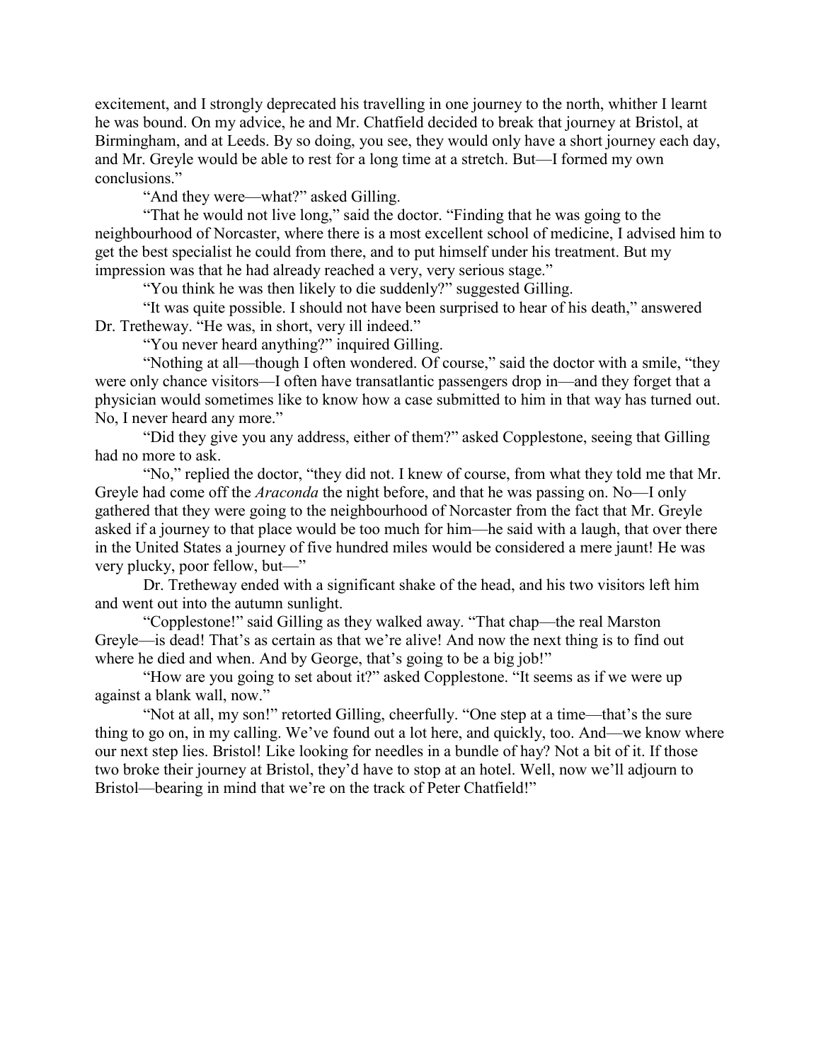excitement, and I strongly deprecated his travelling in one journey to the north, whither I learnt he was bound. On my advice, he and Mr. Chatfield decided to break that journey at Bristol, at Birmingham, and at Leeds. By so doing, you see, they would only have a short journey each day, and Mr. Greyle would be able to rest for a long time at a stretch. But—I formed my own conclusions."

"And they were—what?" asked Gilling.

"That he would not live long," said the doctor. "Finding that he was going to the neighbourhood of Norcaster, where there is a most excellent school of medicine, I advised him to get the best specialist he could from there, and to put himself under his treatment. But my impression was that he had already reached a very, very serious stage."

"You think he was then likely to die suddenly?" suggested Gilling.

"It was quite possible. I should not have been surprised to hear of his death," answered Dr. Tretheway. "He was, in short, very ill indeed."

"You never heard anything?" inquired Gilling.

"Nothing at all—though I often wondered. Of course," said the doctor with a smile, "they were only chance visitors—I often have transatlantic passengers drop in—and they forget that a physician would sometimes like to know how a case submitted to him in that way has turned out. No, I never heard any more."

"Did they give you any address, either of them?" asked Copplestone, seeing that Gilling had no more to ask.

"No," replied the doctor, "they did not. I knew of course, from what they told me that Mr. Greyle had come off the *Araconda* the night before, and that he was passing on. No—I only gathered that they were going to the neighbourhood of Norcaster from the fact that Mr. Greyle asked if a journey to that place would be too much for him—he said with a laugh, that over there in the United States a journey of five hundred miles would be considered a mere jaunt! He was very plucky, poor fellow, but—"

Dr. Tretheway ended with a significant shake of the head, and his two visitors left him and went out into the autumn sunlight.

"Copplestone!" said Gilling as they walked away. "That chap—the real Marston Greyle—is dead! That's as certain as that we're alive! And now the next thing is to find out where he died and when. And by George, that's going to be a big job!"

"How are you going to set about it?" asked Copplestone. "It seems as if we were up against a blank wall, now."

"Not at all, my son!" retorted Gilling, cheerfully. "One step at a time—that's the sure thing to go on, in my calling. We've found out a lot here, and quickly, too. And—we know where our next step lies. Bristol! Like looking for needles in a bundle of hay? Not a bit of it. If those two broke their journey at Bristol, they'd have to stop at an hotel. Well, now we'll adjourn to Bristol—bearing in mind that we're on the track of Peter Chatfield!"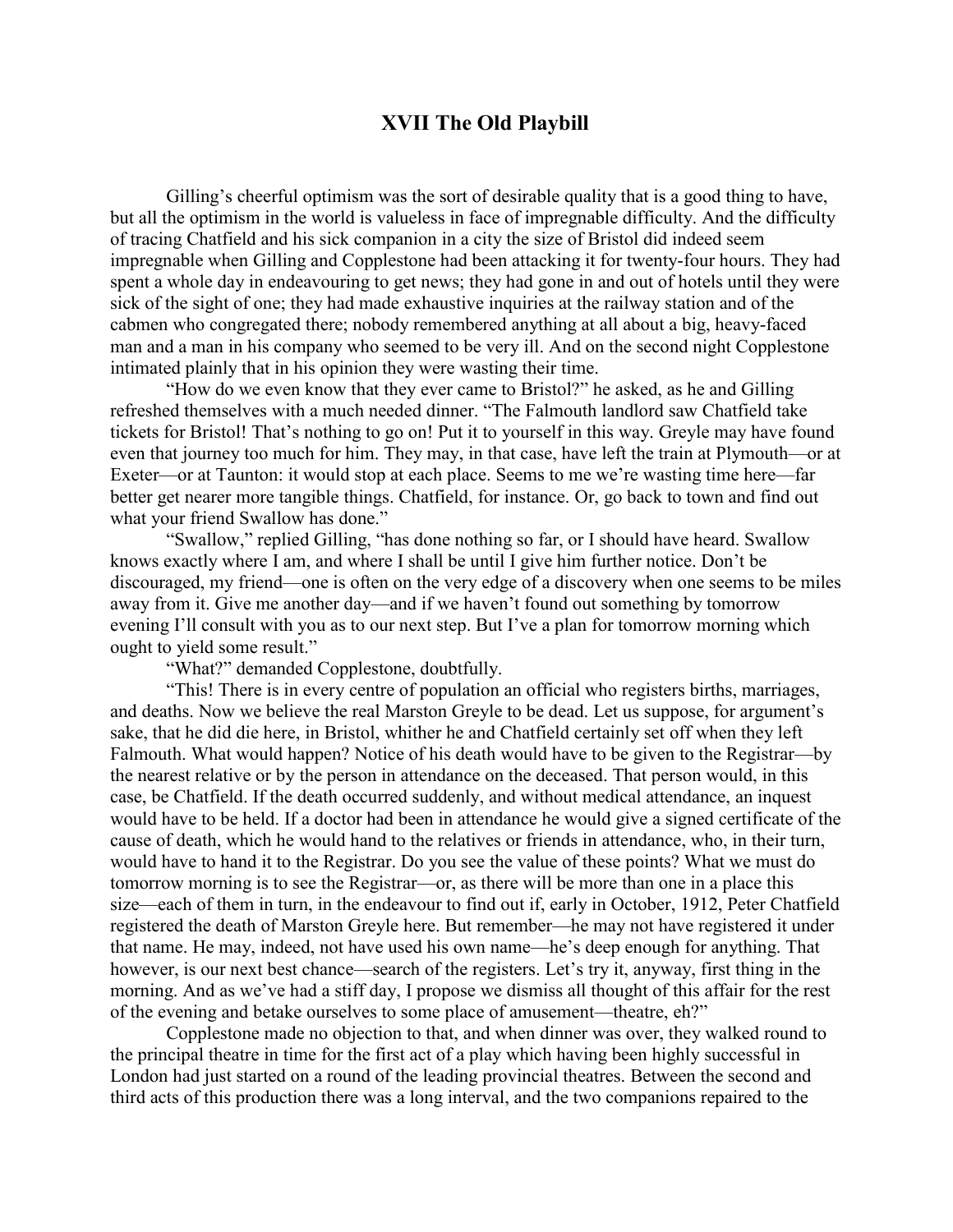## XVII The Old Playbill

Gilling's cheerful optimism was the sort of desirable quality that is a good thing to have, but all the optimism in the world is valueless in face of impregnable difficulty. And the difficulty of tracing Chatfield and his sick companion in a city the size of Bristol did indeed seem impregnable when Gilling and Copplestone had been attacking it for twenty-four hours. They had spent a whole day in endeavouring to get news; they had gone in and out of hotels until they were sick of the sight of one; they had made exhaustive inquiries at the railway station and of the cabmen who congregated there; nobody remembered anything at all about a big, heavy-faced man and a man in his company who seemed to be very ill. And on the second night Copplestone intimated plainly that in his opinion they were wasting their time.

"How do we even know that they ever came to Bristol?" he asked, as he and Gilling refreshed themselves with a much needed dinner. "The Falmouth landlord saw Chatfield take tickets for Bristol! That's nothing to go on! Put it to yourself in this way. Greyle may have found even that journey too much for him. They may, in that case, have left the train at Plymouth—or at Exeter—or at Taunton: it would stop at each place. Seems to me we're wasting time here—far better get nearer more tangible things. Chatfield, for instance. Or, go back to town and find out what your friend Swallow has done."

"Swallow," replied Gilling, "has done nothing so far, or I should have heard. Swallow knows exactly where I am, and where I shall be until I give him further notice. Don't be discouraged, my friend—one is often on the very edge of a discovery when one seems to be miles away from it. Give me another day—and if we haven't found out something by tomorrow evening I'll consult with you as to our next step. But I've a plan for tomorrow morning which ought to yield some result."

"What?" demanded Copplestone, doubtfully.

"This! There is in every centre of population an official who registers births, marriages, and deaths. Now we believe the real Marston Greyle to be dead. Let us suppose, for argument's sake, that he did die here, in Bristol, whither he and Chatfield certainly set off when they left Falmouth. What would happen? Notice of his death would have to be given to the Registrar—by the nearest relative or by the person in attendance on the deceased. That person would, in this case, be Chatfield. If the death occurred suddenly, and without medical attendance, an inquest would have to be held. If a doctor had been in attendance he would give a signed certificate of the cause of death, which he would hand to the relatives or friends in attendance, who, in their turn, would have to hand it to the Registrar. Do you see the value of these points? What we must do tomorrow morning is to see the Registrar—or, as there will be more than one in a place this size—each of them in turn, in the endeavour to find out if, early in October, 1912, Peter Chatfield registered the death of Marston Greyle here. But remember—he may not have registered it under that name. He may, indeed, not have used his own name—he's deep enough for anything. That however, is our next best chance—search of the registers. Let's try it, anyway, first thing in the morning. And as we've had a stiff day, I propose we dismiss all thought of this affair for the rest of the evening and betake ourselves to some place of amusement—theatre, eh?"

Copplestone made no objection to that, and when dinner was over, they walked round to the principal theatre in time for the first act of a play which having been highly successful in London had just started on a round of the leading provincial theatres. Between the second and third acts of this production there was a long interval, and the two companions repaired to the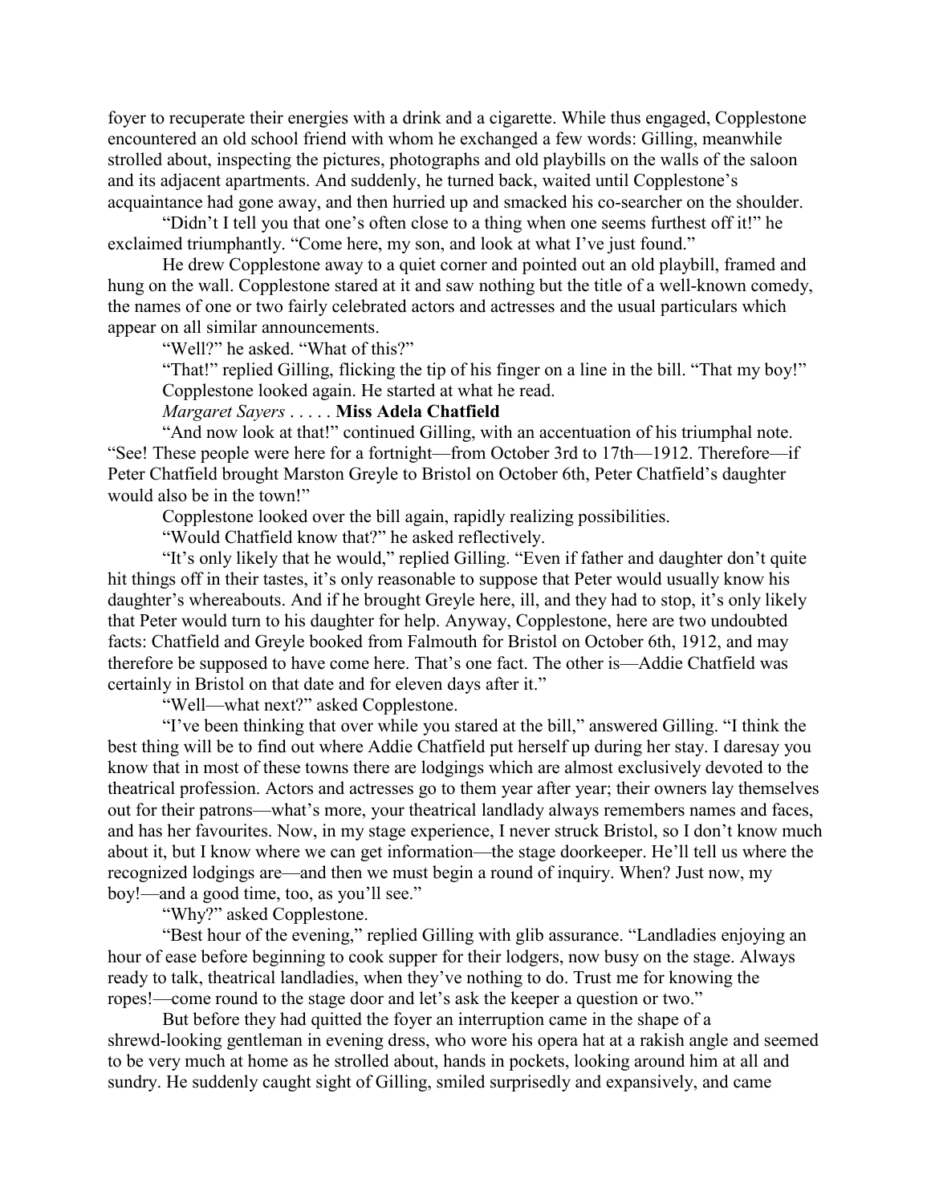foyer to recuperate their energies with a drink and a cigarette. While thus engaged, Copplestone encountered an old school friend with whom he exchanged a few words: Gilling, meanwhile strolled about, inspecting the pictures, photographs and old playbills on the walls of the saloon and its adjacent apartments. And suddenly, he turned back, waited until Copplestone's acquaintance had gone away, and then hurried up and smacked his co-searcher on the shoulder.

"Didn't I tell you that one's often close to a thing when one seems furthest off it!" he exclaimed triumphantly. "Come here, my son, and look at what I've just found."

He drew Copplestone away to a quiet corner and pointed out an old playbill, framed and hung on the wall. Copplestone stared at it and saw nothing but the title of a well-known comedy, the names of one or two fairly celebrated actors and actresses and the usual particulars which appear on all similar announcements.

"Well?" he asked. "What of this?"

"That!" replied Gilling, flicking the tip of his finger on a line in the bill. "That my boy!"

Copplestone looked again. He started at what he read.

*Margaret Sayers* . . . . . **Miss Adela Chatfield**

"And now look at that!" continued Gilling, with an accentuation of his triumphal note. "See! These people were here for a fortnight—from October 3rd to 17th—1912. Therefore—if Peter Chatfield brought Marston Greyle to Bristol on October 6th, Peter Chatfield's daughter would also be in the town!"

Copplestone looked over the bill again, rapidly realizing possibilities.

"Would Chatfield know that?" he asked reflectively.

"It's only likely that he would," replied Gilling. "Even if father and daughter don't quite hit things off in their tastes, it's only reasonable to suppose that Peter would usually know his daughter's whereabouts. And if he brought Greyle here, ill, and they had to stop, it's only likely that Peter would turn to his daughter for help. Anyway, Copplestone, here are two undoubted facts: Chatfield and Greyle booked from Falmouth for Bristol on October 6th, 1912, and may therefore be supposed to have come here. That's one fact. The other is—Addie Chatfield was certainly in Bristol on that date and for eleven days after it."

"Well—what next?" asked Copplestone.

"I've been thinking that over while you stared at the bill," answered Gilling. "I think the best thing will be to find out where Addie Chatfield put herself up during her stay. I daresay you know that in most of these towns there are lodgings which are almost exclusively devoted to the theatrical profession. Actors and actresses go to them year after year; their owners lay themselves out for their patrons—what's more, your theatrical landlady always remembers names and faces, and has her favourites. Now, in my stage experience, I never struck Bristol, so I don't know much about it, but I know where we can get information—the stage doorkeeper. He'll tell us where the recognized lodgings are—and then we must begin a round of inquiry. When? Just now, my boy!—and a good time, too, as you'll see."

"Why?" asked Copplestone.

"Best hour of the evening," replied Gilling with glib assurance. "Landladies enjoying an hour of ease before beginning to cook supper for their lodgers, now busy on the stage. Always ready to talk, theatrical landladies, when they've nothing to do. Trust me for knowing the ropes!—come round to the stage door and let's ask the keeper a question or two."

But before they had quitted the foyer an interruption came in the shape of a shrewd-looking gentleman in evening dress, who wore his opera hat at a rakish angle and seemed to be very much at home as he strolled about, hands in pockets, looking around him at all and sundry. He suddenly caught sight of Gilling, smiled surprisedly and expansively, and came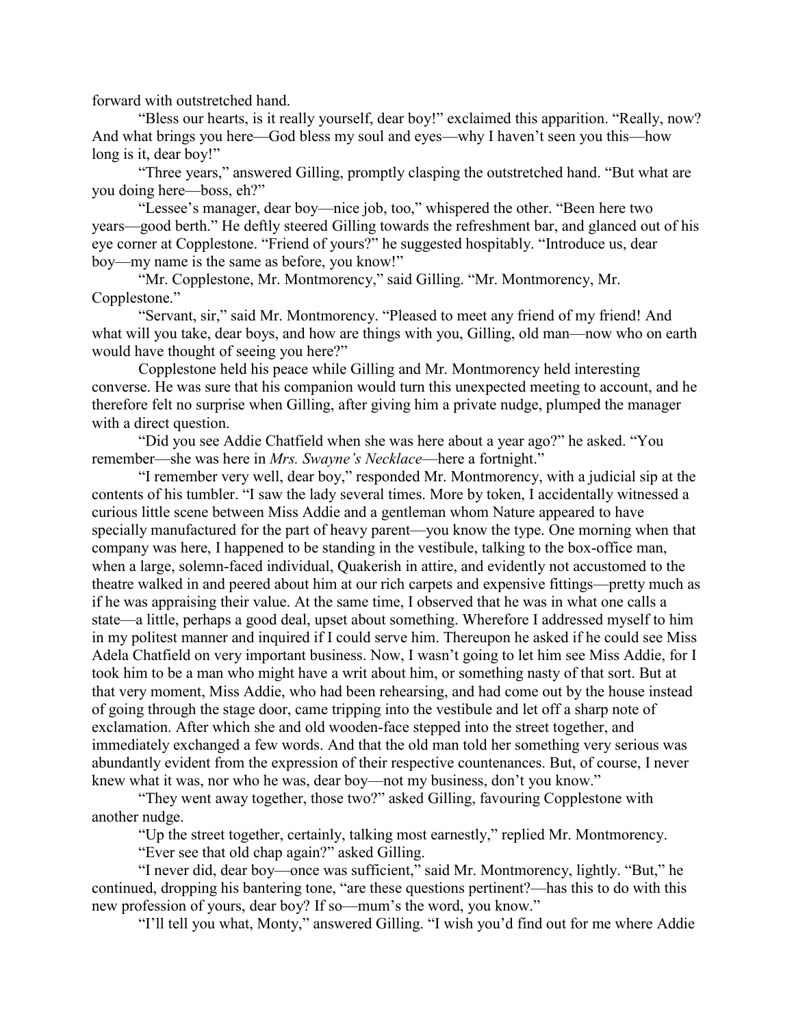forward with outstretched hand.

"Bless our hearts, is it really yourself, dear boy!" exclaimed this apparition. "Really, now? And what brings you here—God bless my soul and eyes—why I haven't seen you this—how long is it, dear boy!"

"Three years," answered Gilling, promptly clasping the outstretched hand. "But what are you doing here—boss, eh?"

"Lessee's manager, dear boy—nice job, too," whispered the other. "Been here two years—good berth." He deftly steered Gilling towards the refreshment bar, and glanced out of his eye corner at Copplestone. "Friend of yours?" he suggested hospitably. "Introduce us, dear boy—my name is the same as before, you know!"

"Mr. Copplestone, Mr. Montmorency," said Gilling. "Mr. Montmorency, Mr. Copplestone."

"Servant, sir," said Mr. Montmorency. "Pleased to meet any friend of my friend! And what will you take, dear boys, and how are things with you, Gilling, old man—now who on earth would have thought of seeing you here?"

Copplestone held his peace while Gilling and Mr. Montmorency held interesting converse. He was sure that his companion would turn this unexpected meeting to account, and he therefore felt no surprise when Gilling, after giving him a private nudge, plumped the manager with a direct question.

"Did you see Addie Chatfield when she was here about a year ago?" he asked. "You remember—she was here in *Mrs. Swayne's Necklace*—here a fortnight."

"I remember very well, dear boy," responded Mr. Montmorency, with a judicial sip at the contents of his tumbler. "I saw the lady several times. More by token, I accidentally witnessed a curious little scene between Miss Addie and a gentleman whom Nature appeared to have specially manufactured for the part of heavy parent—you know the type. One morning when that company was here, I happened to be standing in the vestibule, talking to the box-office man, when a large, solemn-faced individual, Quakerish in attire, and evidently not accustomed to the theatre walked in and peered about him at our rich carpets and expensive fittings—pretty much as if he was appraising their value. At the same time, I observed that he was in what one calls a state—a little, perhaps a good deal, upset about something. Wherefore I addressed myself to him in my politest manner and inquired if I could serve him. Thereupon he asked if he could see Miss Adela Chatfield on very important business. Now, I wasn't going to let him see Miss Addie, for I took him to be a man who might have a writ about him, or something nasty of that sort. But at that very moment, Miss Addie, who had been rehearsing, and had come out by the house instead of going through the stage door, came tripping into the vestibule and let off a sharp note of exclamation. After which she and old wooden-face stepped into the street together, and immediately exchanged a few words. And that the old man told her something very serious was abundantly evident from the expression of their respective countenances. But, of course, I never knew what it was, nor who he was, dear boy—not my business, don't you know."

"They went away together, those two?" asked Gilling, favouring Copplestone with another nudge.

"Up the street together, certainly, talking most earnestly," replied Mr. Montmorency.

"Ever see that old chap again?" asked Gilling.

"I never did, dear boy—once was sufficient," said Mr. Montmorency, lightly. "But," he continued, dropping his bantering tone, "are these questions pertinent?—has this to do with this new profession of yours, dear boy? If so—mum's the word, you know."

"I'll tell you what, Monty," answered Gilling. "I wish you'd find out for me where Addie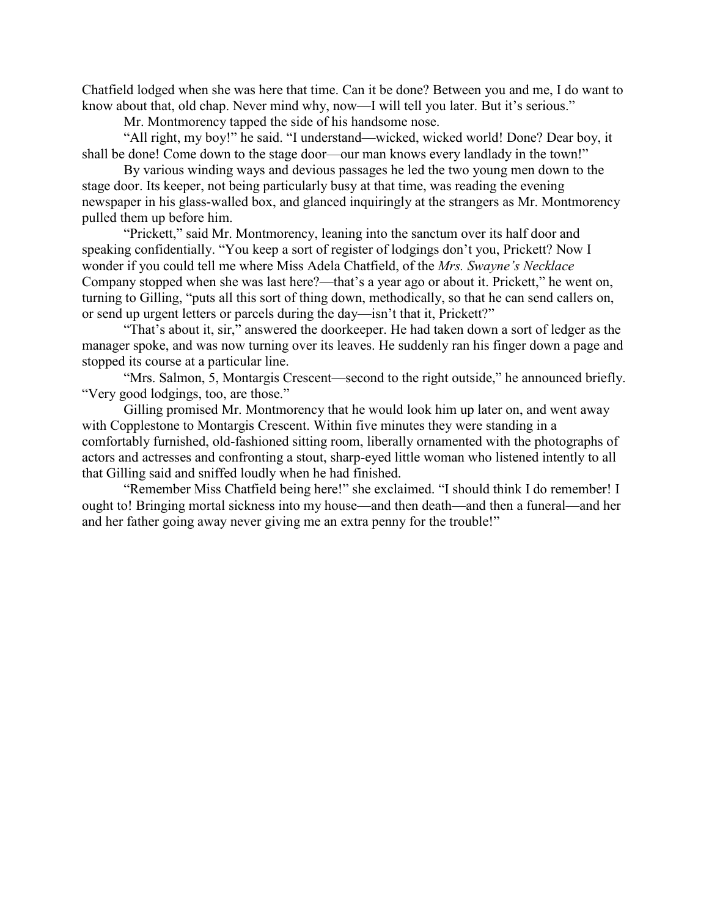Chatfield lodged when she was here that time. Can it be done? Between you and me, I do want to know about that, old chap. Never mind why, now—I will tell you later. But it's serious."

Mr. Montmorency tapped the side of his handsome nose.

"All right, my boy!" he said. "I understand—wicked, wicked world! Done? Dear boy, it shall be done! Come down to the stage door—our man knows every landlady in the town!"

By various winding ways and devious passages he led the two young men down to the stage door. Its keeper, not being particularly busy at that time, was reading the evening newspaper in his glass-walled box, and glanced inquiringly at the strangers as Mr. Montmorency pulled them up before him.

"Prickett," said Mr. Montmorency, leaning into the sanctum over its half door and speaking confidentially. "You keep a sort of register of lodgings don't you, Prickett? Now I wonder if you could tell me where Miss Adela Chatfield, of the *Mrs. Swayne's Necklace* Company stopped when she was last here?—that's a year ago or about it. Prickett," he went on, turning to Gilling, "puts all this sort of thing down, methodically, so that he can send callers on, or send up urgent letters or parcels during the day—isn't that it, Prickett?"

"That's about it, sir," answered the doorkeeper. He had taken down a sort of ledger as the manager spoke, and was now turning over its leaves. He suddenly ran his finger down a page and stopped its course at a particular line.

"Mrs. Salmon, 5, Montargis Crescent—second to the right outside," he announced briefly. "Very good lodgings, too, are those."

Gilling promised Mr. Montmorency that he would look him up later on, and went away with Copplestone to Montargis Crescent. Within five minutes they were standing in a comfortably furnished, old-fashioned sitting room, liberally ornamented with the photographs of actors and actresses and confronting a stout, sharp-eyed little woman who listened intently to all that Gilling said and sniffed loudly when he had finished.

"Remember Miss Chatfield being here!" she exclaimed. "I should think I do remember! I ought to! Bringing mortal sickness into my house—and then death—and then a funeral—and her and her father going away never giving me an extra penny for the trouble!"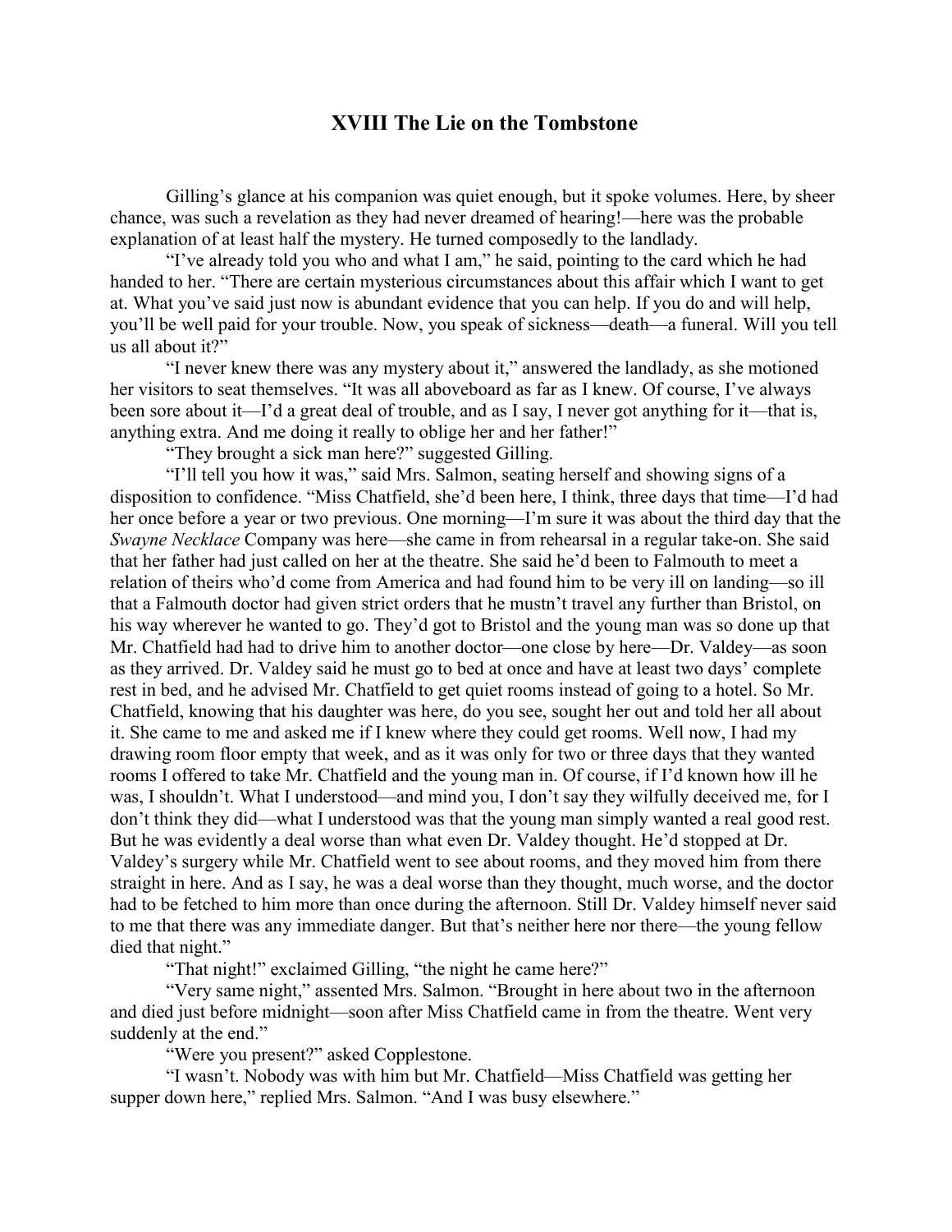# XVIII The Lie on the Tombstone

Gilling's glance at his companion was quiet enough, but it spoke volumes. Here, by sheer chance, was such a revelation as they had never dreamed of hearing!—here was the probable explanation of at least half the mystery. He turned composedly to the landlady.

"I've already told you who and what I am," he said, pointing to the card which he had handed to her. "There are certain mysterious circumstances about this affair which I want to get at. What you've said just now is abundant evidence that you can help. If you do and will help, you'll be well paid for your trouble. Now, you speak of sickness—death—a funeral. Will you tell us all about it?"

"I never knew there was any mystery about it," answered the landlady, as she motioned her visitors to seat themselves. "It was all aboveboard as far as I knew. Of course, I've always been sore about it—I'd a great deal of trouble, and as I say, I never got anything for it—that is, anything extra. And me doing it really to oblige her and her father!"

"They brought a sick man here?" suggested Gilling.

"I'll tell you how it was," said Mrs. Salmon, seating herself and showing signs of a disposition to confidence. "Miss Chatfield, she'd been here, I think, three days that time—I'd had her once before a year or two previous. One morning—I'm sure it was about the third day that the *Swayne Necklace* Company was here—she came in from rehearsal in a regular take-on. She said that her father had just called on her at the theatre. She said he'd been to Falmouth to meet a relation of theirs who'd come from America and had found him to be very ill on landing—so ill that a Falmouth doctor had given strict orders that he mustn't travel any further than Bristol, on his way wherever he wanted to go. They'd got to Bristol and the young man was so done up that Mr. Chatfield had had to drive him to another doctor—one close by here—Dr. Valdey—as soon as they arrived. Dr. Valdey said he must go to bed at once and have at least two days' complete rest in bed, and he advised Mr. Chatfield to get quiet rooms instead of going to a hotel. So Mr. Chatfield, knowing that his daughter was here, do you see, sought her out and told her all about it. She came to me and asked me if I knew where they could get rooms. Well now, I had my drawing room floor empty that week, and as it was only for two or three days that they wanted rooms I offered to take Mr. Chatfield and the young man in. Of course, if I'd known how ill he was, I shouldn't. What I understood—and mind you, I don't say they wilfully deceived me, for I don't think they did—what I understood was that the young man simply wanted a real good rest. But he was evidently a deal worse than what even Dr. Valdey thought. He'd stopped at Dr. Valdey's surgery while Mr. Chatfield went to see about rooms, and they moved him from there straight in here. And as I say, he was a deal worse than they thought, much worse, and the doctor had to be fetched to him more than once during the afternoon. Still Dr. Valdey himself never said to me that there was any immediate danger. But that's neither here nor there—the young fellow died that night."

"That night!" exclaimed Gilling, "the night he came here?"

"Very same night," assented Mrs. Salmon. "Brought in here about two in the afternoon and died just before midnight—soon after Miss Chatfield came in from the theatre. Went very suddenly at the end."

"Were you present?" asked Copplestone.

"I wasn't. Nobody was with him but Mr. Chatfield—Miss Chatfield was getting her supper down here," replied Mrs. Salmon. "And I was busy elsewhere."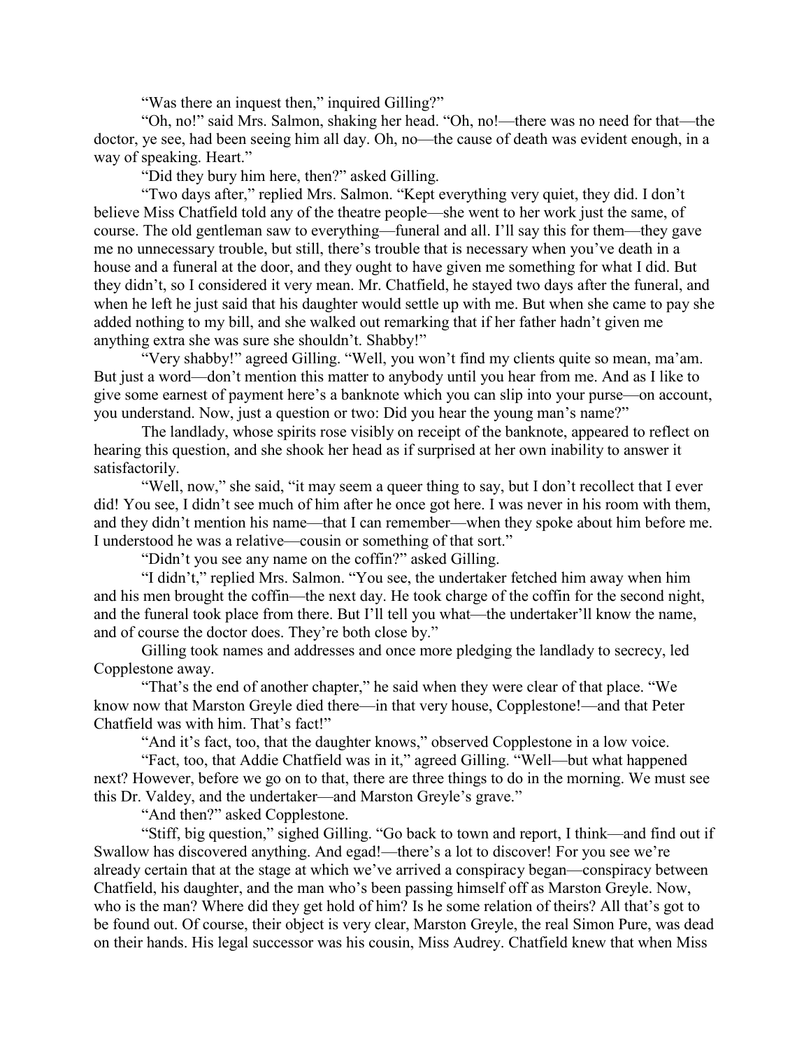"Was there an inquest then," inquired Gilling?"

"Oh, no!" said Mrs. Salmon, shaking her head. "Oh, no!—there was no need for that—the doctor, ye see, had been seeing him all day. Oh, no—the cause of death was evident enough, in a way of speaking. Heart."

"Did they bury him here, then?" asked Gilling.

"Two days after," replied Mrs. Salmon. "Kept everything very quiet, they did. I don't believe Miss Chatfield told any of the theatre people—she went to her work just the same, of course. The old gentleman saw to everything—funeral and all. I'll say this for them—they gave me no unnecessary trouble, but still, there's trouble that is necessary when you've death in a house and a funeral at the door, and they ought to have given me something for what I did. But they didn't, so I considered it very mean. Mr. Chatfield, he stayed two days after the funeral, and when he left he just said that his daughter would settle up with me. But when she came to pay she added nothing to my bill, and she walked out remarking that if her father hadn't given me anything extra she was sure she shouldn't. Shabby!"

"Very shabby!" agreed Gilling. "Well, you won't find my clients quite so mean, ma'am. But just a word—don't mention this matter to anybody until you hear from me. And as I like to give some earnest of payment here's a banknote which you can slip into your purse—on account, you understand. Now, just a question or two: Did you hear the young man's name?"

The landlady, whose spirits rose visibly on receipt of the banknote, appeared to reflect on hearing this question, and she shook her head as if surprised at her own inability to answer it satisfactorily.

"Well, now," she said, "it may seem a queer thing to say, but I don't recollect that I ever did! You see, I didn't see much of him after he once got here. I was never in his room with them, and they didn't mention his name—that I can remember—when they spoke about him before me. I understood he was a relative—cousin or something of that sort."

"Didn't you see any name on the coffin?" asked Gilling.

"I didn't," replied Mrs. Salmon. "You see, the undertaker fetched him away when him and his men brought the coffin—the next day. He took charge of the coffin for the second night, and the funeral took place from there. But I'll tell you what—the undertaker'll know the name, and of course the doctor does. They're both close by."

Gilling took names and addresses and once more pledging the landlady to secrecy, led Copplestone away.

"That's the end of another chapter," he said when they were clear of that place. "We know now that Marston Greyle died there—in that very house, Copplestone!—and that Peter Chatfield was with him. That's fact!"

"And it's fact, too, that the daughter knows," observed Copplestone in a low voice.

"Fact, too, that Addie Chatfield was in it," agreed Gilling. "Well—but what happened next? However, before we go on to that, there are three things to do in the morning. We must see this Dr. Valdey, and the undertaker—and Marston Greyle's grave."

"And then?" asked Copplestone.

"Stiff, big question," sighed Gilling. "Go back to town and report, I think—and find out if Swallow has discovered anything. And egad!—there's a lot to discover! For you see we're already certain that at the stage at which we've arrived a conspiracy began—conspiracy between Chatfield, his daughter, and the man who's been passing himself off as Marston Greyle. Now, who is the man? Where did they get hold of him? Is he some relation of theirs? All that's got to be found out. Of course, their object is very clear, Marston Greyle, the real Simon Pure, was dead on their hands. His legal successor was his cousin, Miss Audrey. Chatfield knew that when Miss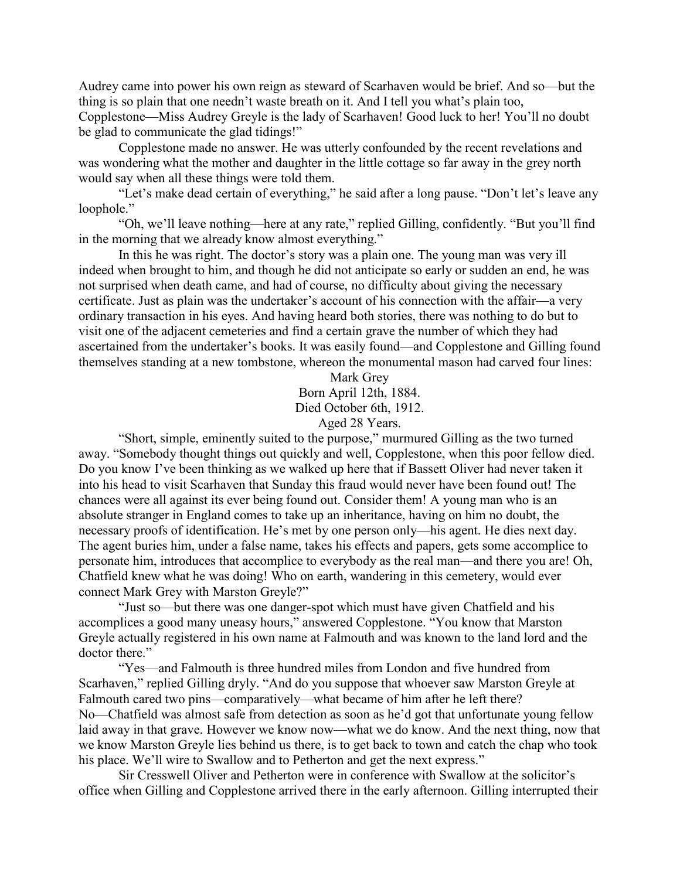Audrey came into power his own reign as steward of Scarhaven would be brief. And so—but the thing is so plain that one needn't waste breath on it. And I tell you what's plain too, Copplestone—Miss Audrey Greyle is the lady of Scarhaven! Good luck to her! You'll no doubt be glad to communicate the glad tidings!"

Copplestone made no answer. He was utterly confounded by the recent revelations and was wondering what the mother and daughter in the little cottage so far away in the grey north would say when all these things were told them.

"Let's make dead certain of everything," he said after a long pause. "Don't let's leave any loophole."

"Oh, we'll leave nothing—here at any rate," replied Gilling, confidently. "But you'll find in the morning that we already know almost everything."

In this he was right. The doctor's story was a plain one. The young man was very ill indeed when brought to him, and though he did not anticipate so early or sudden an end, he was not surprised when death came, and had of course, no difficulty about giving the necessary certificate. Just as plain was the undertaker's account of his connection with the affair—a very ordinary transaction in his eyes. And having heard both stories, there was nothing to do but to visit one of the adjacent cemeteries and find a certain grave the number of which they had ascertained from the undertaker's books. It was easily found—and Copplestone and Gilling found themselves standing at a new tombstone, whereon the monumental mason had carved four lines:

Mark Grey  
Born April 12th, 1884.  
Died October 6th, 1912.  
Aged 28 Years.

"Short, simple, eminently suited to the purpose," murmured Gilling as the two turned away. "Somebody thought things out quickly and well, Copplestone, when this poor fellow died. Do you know I've been thinking as we walked up here that if Bassett Oliver had never taken it into his head to visit Scarhaven that Sunday this fraud would never have been found out! The chances were all against its ever being found out. Consider them! A young man who is an absolute stranger in England comes to take up an inheritance, having on him no doubt, the necessary proofs of identification. He's met by one person only—his agent. He dies next day. The agent buries him, under a false name, takes his effects and papers, gets some accomplice to personate him, introduces that accomplice to everybody as the real man—and there you are! Oh, Chatfield knew what he was doing! Who on earth, wandering in this cemetery, would ever connect Mark Grey with Marston Greyle?"

"Just so—but there was one danger-spot which must have given Chatfield and his accomplices a good many uneasy hours," answered Copplestone. "You know that Marston Greyle actually registered in his own name at Falmouth and was known to the land lord and the doctor there."

"Yes—and Falmouth is three hundred miles from London and five hundred from Scarhaven," replied Gilling dryly. "And do you suppose that whoever saw Marston Greyle at Falmouth cared two pins—comparatively—what became of him after he left there? No—Chatfield was almost safe from detection as soon as he'd got that unfortunate young fellow laid away in that grave. However we know now—what we do know. And the next thing, now that we know Marston Greyle lies behind us there, is to get back to town and catch the chap who took his place. We'll wire to Swallow and to Petherton and get the next express."

Sir Cresswell Oliver and Petherton were in conference with Swallow at the solicitor's office when Gilling and Copplestone arrived there in the early afternoon. Gilling interrupted their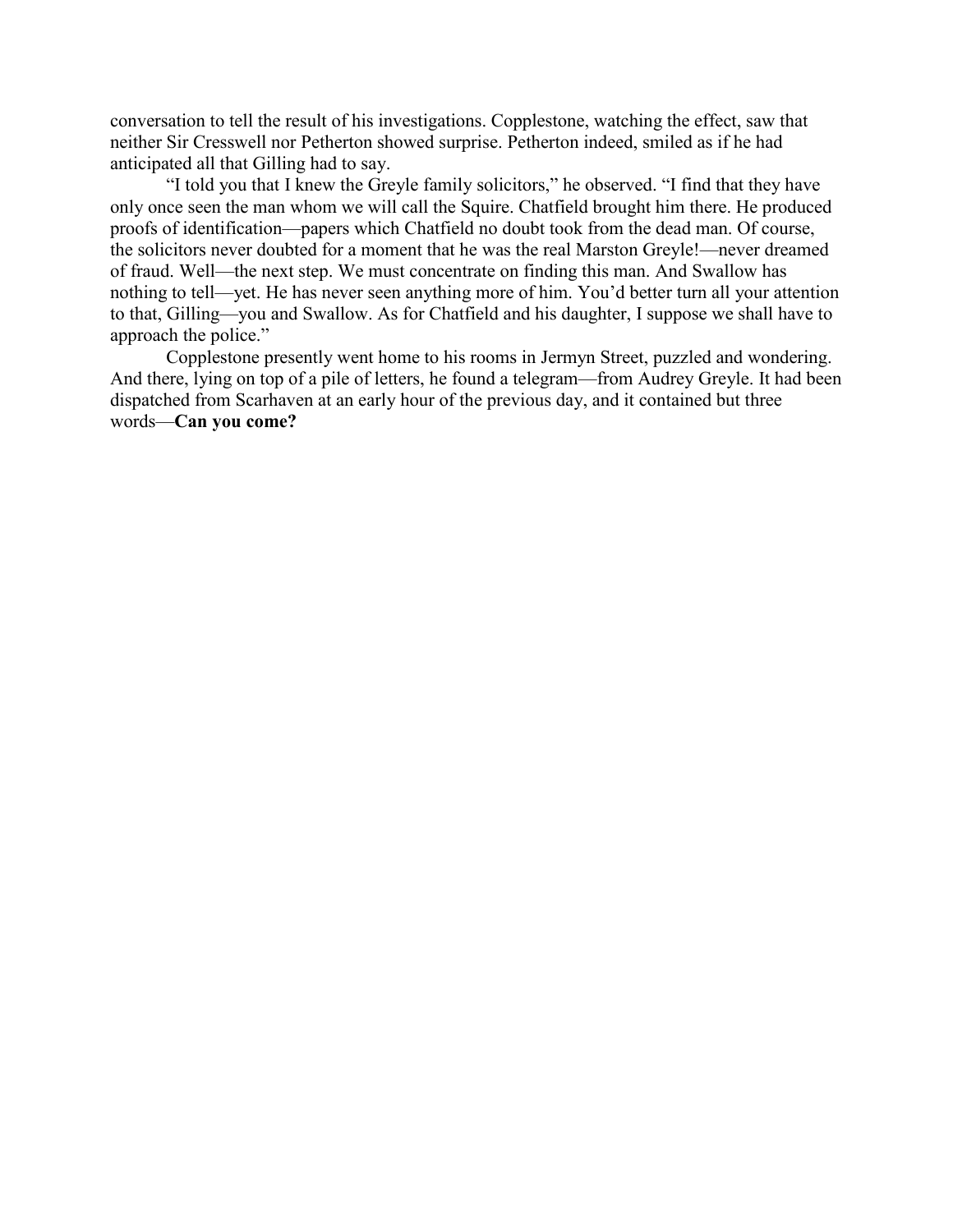conversation to tell the result of his investigations. Copplestone, watching the effect, saw that neither Sir Cresswell nor Petherton showed surprise. Petherton indeed, smiled as if he had anticipated all that Gilling had to say.

"I told you that I knew the Greyle family solicitors," he observed. "I find that they have only once seen the man whom we will call the Squire. Chatfield brought him there. He produced proofs of identification—papers which Chatfield no doubt took from the dead man. Of course, the solicitors never doubted for a moment that he was the real Marston Greyle!—never dreamed of fraud. Well—the next step. We must concentrate on finding this man. And Swallow has nothing to tell—yet. He has never seen anything more of him. You'd better turn all your attention to that, Gilling—you and Swallow. As for Chatfield and his daughter, I suppose we shall have to approach the police."

Copplestone presently went home to his rooms in Jermyn Street, puzzled and wondering. And there, lying on top of a pile of letters, he found a telegram—from Audrey Greyle. It had been dispatched from Scarhaven at an early hour of the previous day, and it contained but three words—**Can you come?**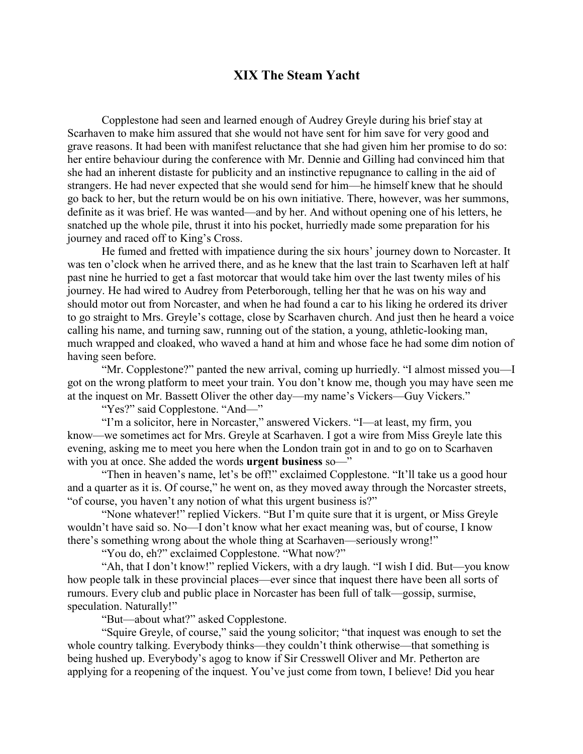# XIX The Steam Yacht

Copplestone had seen and learned enough of Audrey Greyle during his brief stay at Scarhaven to make him assured that she would not have sent for him save for very good and grave reasons. It had been with manifest reluctance that she had given him her promise to do so: her entire behaviour during the conference with Mr. Dennie and Gilling had convinced him that she had an inherent distaste for publicity and an instinctive repugnance to calling in the aid of strangers. He had never expected that she would send for him—he himself knew that he should go back to her, but the return would be on his own initiative. There, however, was her summons, definite as it was brief. He was wanted—and by her. And without opening one of his letters, he snatched up the whole pile, thrust it into his pocket, hurriedly made some preparation for his journey and raced off to King's Cross.

He fumed and fretted with impatience during the six hours' journey down to Norcaster. It was ten o'clock when he arrived there, and as he knew that the last train to Scarhaven left at half past nine he hurried to get a fast motorcar that would take him over the last twenty miles of his journey. He had wired to Audrey from Peterborough, telling her that he was on his way and should motor out from Norcaster, and when he had found a car to his liking he ordered its driver to go straight to Mrs. Greyle's cottage, close by Scarhaven church. And just then he heard a voice calling his name, and turning saw, running out of the station, a young, athletic-looking man, much wrapped and cloaked, who waved a hand at him and whose face he had some dim notion of having seen before.

"Mr. Copplestone?" panted the new arrival, coming up hurriedly. "I almost missed you—I got on the wrong platform to meet your train. You don't know me, though you may have seen me at the inquest on Mr. Bassett Oliver the other day—my name's Vickers—Guy Vickers."

"Yes?" said Copplestone. "And—"

"I'm a solicitor, here in Norcaster," answered Vickers. "I—at least, my firm, you know—we sometimes act for Mrs. Greyle at Scarhaven. I got a wire from Miss Greyle late this evening, asking me to meet you here when the London train got in and to go on to Scarhaven with you at once. She added the words **urgent business** so—"

"Then in heaven's name, let's be off!" exclaimed Copplestone. "It'll take us a good hour and a quarter as it is. Of course," he went on, as they moved away through the Norcaster streets, "of course, you haven't any notion of what this urgent business is?"

"None whatever!" replied Vickers. "But I'm quite sure that it is urgent, or Miss Greyle wouldn't have said so. No—I don't know what her exact meaning was, but of course, I know there's something wrong about the whole thing at Scarhaven—seriously wrong!"

"You do, eh?" exclaimed Copplestone. "What now?"

"Ah, that I don't know!" replied Vickers, with a dry laugh. "I wish I did. But—you know how people talk in these provincial places—ever since that inquest there have been all sorts of rumours. Every club and public place in Norcaster has been full of talk—gossip, surmise, speculation. Naturally!"

"But—about what?" asked Copplestone.

"Squire Greyle, of course," said the young solicitor; "that inquest was enough to set the whole country talking. Everybody thinks—they couldn't think otherwise—that something is being hushed up. Everybody's agog to know if Sir Cresswell Oliver and Mr. Petherton are applying for a reopening of the inquest. You've just come from town, I believe! Did you hear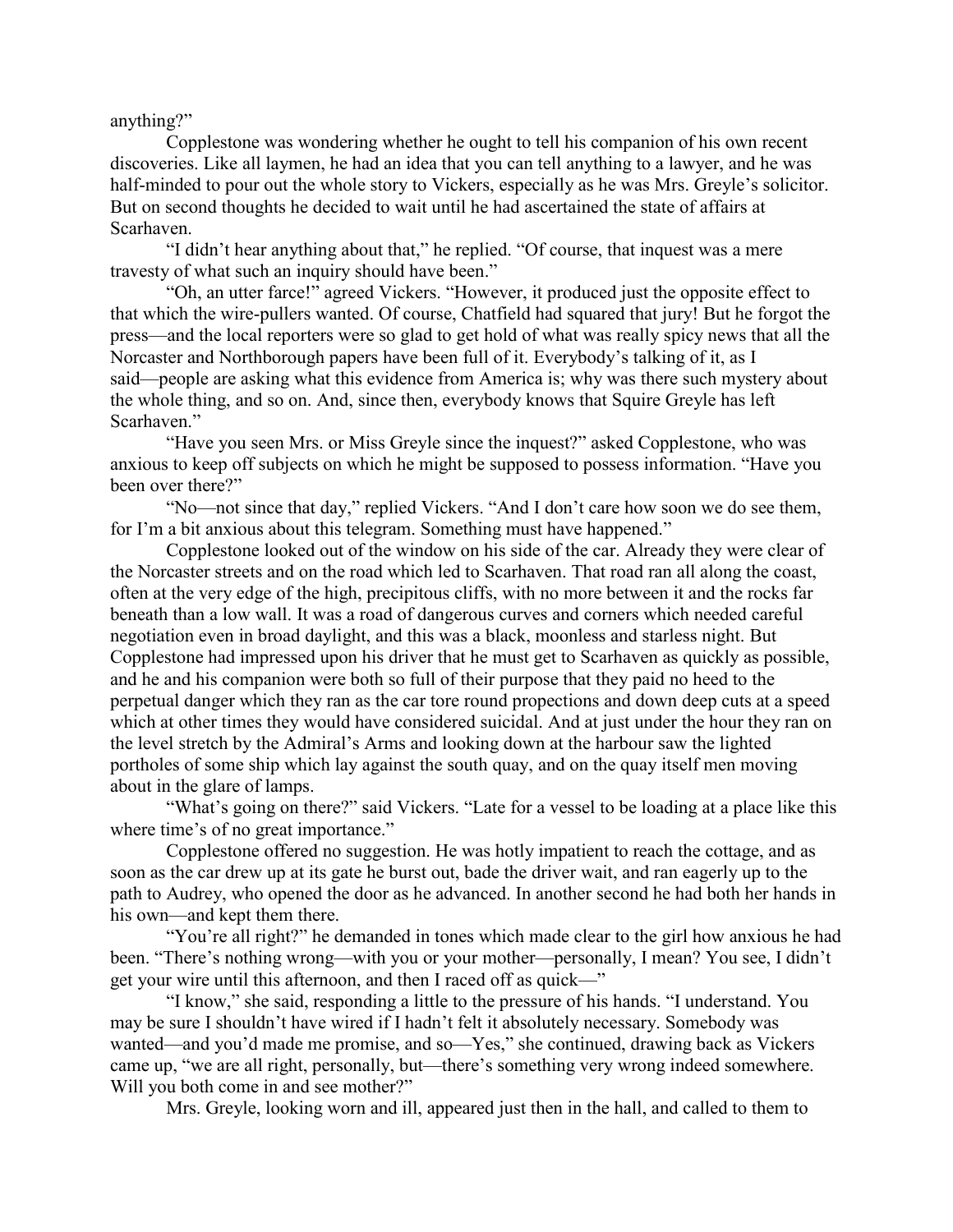anything?"

Copplestone was wondering whether he ought to tell his companion of his own recent discoveries. Like all laymen, he had an idea that you can tell anything to a lawyer, and he was half-minded to pour out the whole story to Vickers, especially as he was Mrs. Greyle's solicitor. But on second thoughts he decided to wait until he had ascertained the state of affairs at Scarhaven.

"I didn't hear anything about that," he replied. "Of course, that inquest was a mere travesty of what such an inquiry should have been."

"Oh, an utter farce!" agreed Vickers. "However, it produced just the opposite effect to that which the wire-pullers wanted. Of course, Chatfield had squared that jury! But he forgot the press—and the local reporters were so glad to get hold of what was really spicy news that all the Norcaster and Northborough papers have been full of it. Everybody's talking of it, as I said—people are asking what this evidence from America is; why was there such mystery about the whole thing, and so on. And, since then, everybody knows that Squire Greyle has left Scarhaven."

"Have you seen Mrs. or Miss Greyle since the inquest?" asked Copplestone, who was anxious to keep off subjects on which he might be supposed to possess information. "Have you been over there?"

"No—not since that day," replied Vickers. "And I don't care how soon we do see them, for I'm a bit anxious about this telegram. Something must have happened."

Copplestone looked out of the window on his side of the car. Already they were clear of the Norcaster streets and on the road which led to Scarhaven. That road ran all along the coast, often at the very edge of the high, precipitous cliffs, with no more between it and the rocks far beneath than a low wall. It was a road of dangerous curves and corners which needed careful negotiation even in broad daylight, and this was a black, moonless and starless night. But Copplestone had impressed upon his driver that he must get to Scarhaven as quickly as possible, and he and his companion were both so full of their purpose that they paid no heed to the perpetual danger which they ran as the car tore round propections and down deep cuts at a speed which at other times they would have considered suicidal. And at just under the hour they ran on the level stretch by the Admiral's Arms and looking down at the harbour saw the lighted portholes of some ship which lay against the south quay, and on the quay itself men moving about in the glare of lamps.

"What's going on there?" said Vickers. "Late for a vessel to be loading at a place like this where time's of no great importance."

Copplestone offered no suggestion. He was hotly impatient to reach the cottage, and as soon as the car drew up at its gate he burst out, bade the driver wait, and ran eagerly up to the path to Audrey, who opened the door as he advanced. In another second he had both her hands in his own—and kept them there.

"You're all right?" he demanded in tones which made clear to the girl how anxious he had been. "There's nothing wrong—with you or your mother—personally, I mean? You see, I didn't get your wire until this afternoon, and then I raced off as quick—"

"I know," she said, responding a little to the pressure of his hands. "I understand. You may be sure I shouldn't have wired if I hadn't felt it absolutely necessary. Somebody was wanted—and you'd made me promise, and so—Yes," she continued, drawing back as Vickers came up, "we are all right, personally, but—there's something very wrong indeed somewhere. Will you both come in and see mother?"

Mrs. Greyle, looking worn and ill, appeared just then in the hall, and called to them to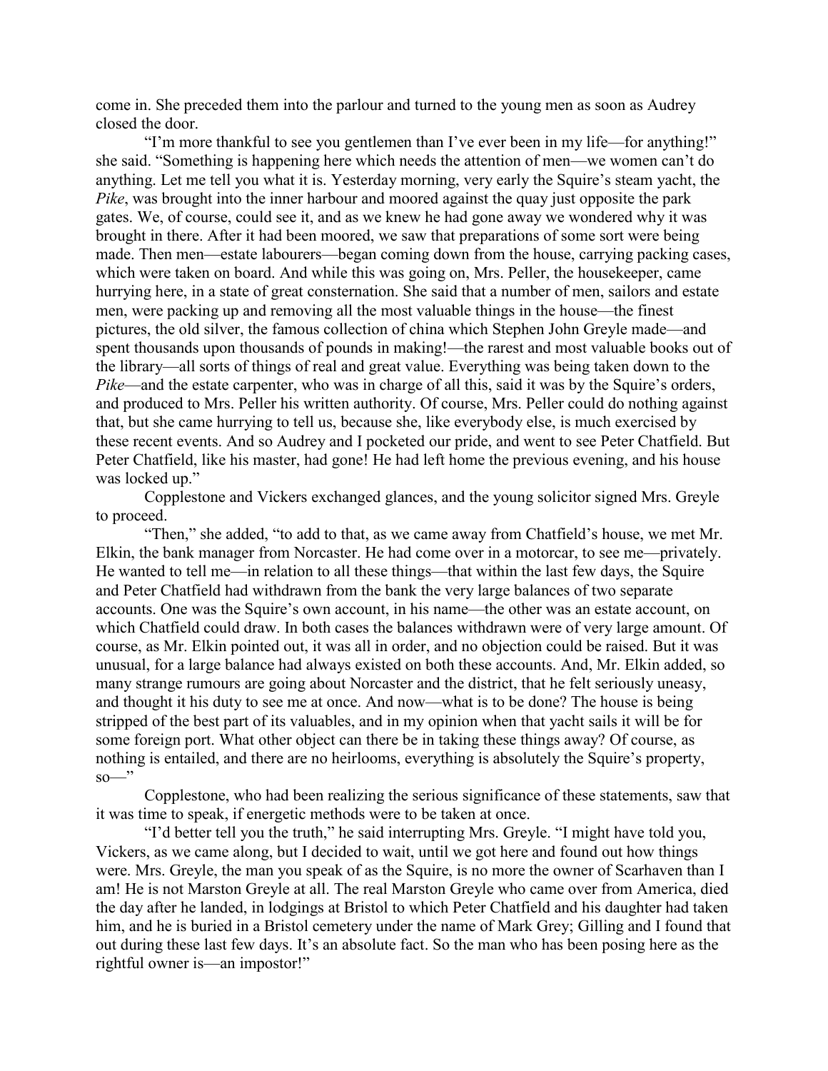come in. She preceded them into the parlour and turned to the young men as soon as Audrey closed the door.

"I'm more thankful to see you gentlemen than I've ever been in my life—for anything!" she said. "Something is happening here which needs the attention of men—we women can't do anything. Let me tell you what it is. Yesterday morning, very early the Squire's steam yacht, the *Pike*, was brought into the inner harbour and moored against the quay just opposite the park gates. We, of course, could see it, and as we knew he had gone away we wondered why it was brought in there. After it had been moored, we saw that preparations of some sort were being made. Then men—estate labourers—began coming down from the house, carrying packing cases, which were taken on board. And while this was going on, Mrs. Peller, the housekeeper, came hurrying here, in a state of great consternation. She said that a number of men, sailors and estate men, were packing up and removing all the most valuable things in the house—the finest pictures, the old silver, the famous collection of china which Stephen John Greyle made—and spent thousands upon thousands of pounds in making!—the rarest and most valuable books out of the library—all sorts of things of real and great value. Everything was being taken down to the *Pike*—and the estate carpenter, who was in charge of all this, said it was by the Squire's orders, and produced to Mrs. Peller his written authority. Of course, Mrs. Peller could do nothing against that, but she came hurrying to tell us, because she, like everybody else, is much exercised by these recent events. And so Audrey and I pocketed our pride, and went to see Peter Chatfield. But Peter Chatfield, like his master, had gone! He had left home the previous evening, and his house was locked up."

Copplestone and Vickers exchanged glances, and the young solicitor signed Mrs. Greyle to proceed.

"Then," she added, "to add to that, as we came away from Chatfield's house, we met Mr. Elkin, the bank manager from Norcaster. He had come over in a motorcar, to see me—privately. He wanted to tell me—in relation to all these things—that within the last few days, the Squire and Peter Chatfield had withdrawn from the bank the very large balances of two separate accounts. One was the Squire's own account, in his name—the other was an estate account, on which Chatfield could draw. In both cases the balances withdrawn were of very large amount. Of course, as Mr. Elkin pointed out, it was all in order, and no objection could be raised. But it was unusual, for a large balance had always existed on both these accounts. And, Mr. Elkin added, so many strange rumours are going about Norcaster and the district, that he felt seriously uneasy, and thought it his duty to see me at once. And now—what is to be done? The house is being stripped of the best part of its valuables, and in my opinion when that yacht sails it will be for some foreign port. What other object can there be in taking these things away? Of course, as nothing is entailed, and there are no heirlooms, everything is absolutely the Squire's property, so—"

Copplestone, who had been realizing the serious significance of these statements, saw that it was time to speak, if energetic methods were to be taken at once.

"I'd better tell you the truth," he said interrupting Mrs. Greyle. "I might have told you, Vickers, as we came along, but I decided to wait, until we got here and found out how things were. Mrs. Greyle, the man you speak of as the Squire, is no more the owner of Scarhaven than I am! He is not Marston Greyle at all. The real Marston Greyle who came over from America, died the day after he landed, in lodgings at Bristol to which Peter Chatfield and his daughter had taken him, and he is buried in a Bristol cemetery under the name of Mark Grey; Gilling and I found that out during these last few days. It's an absolute fact. So the man who has been posing here as the rightful owner is—an impostor!"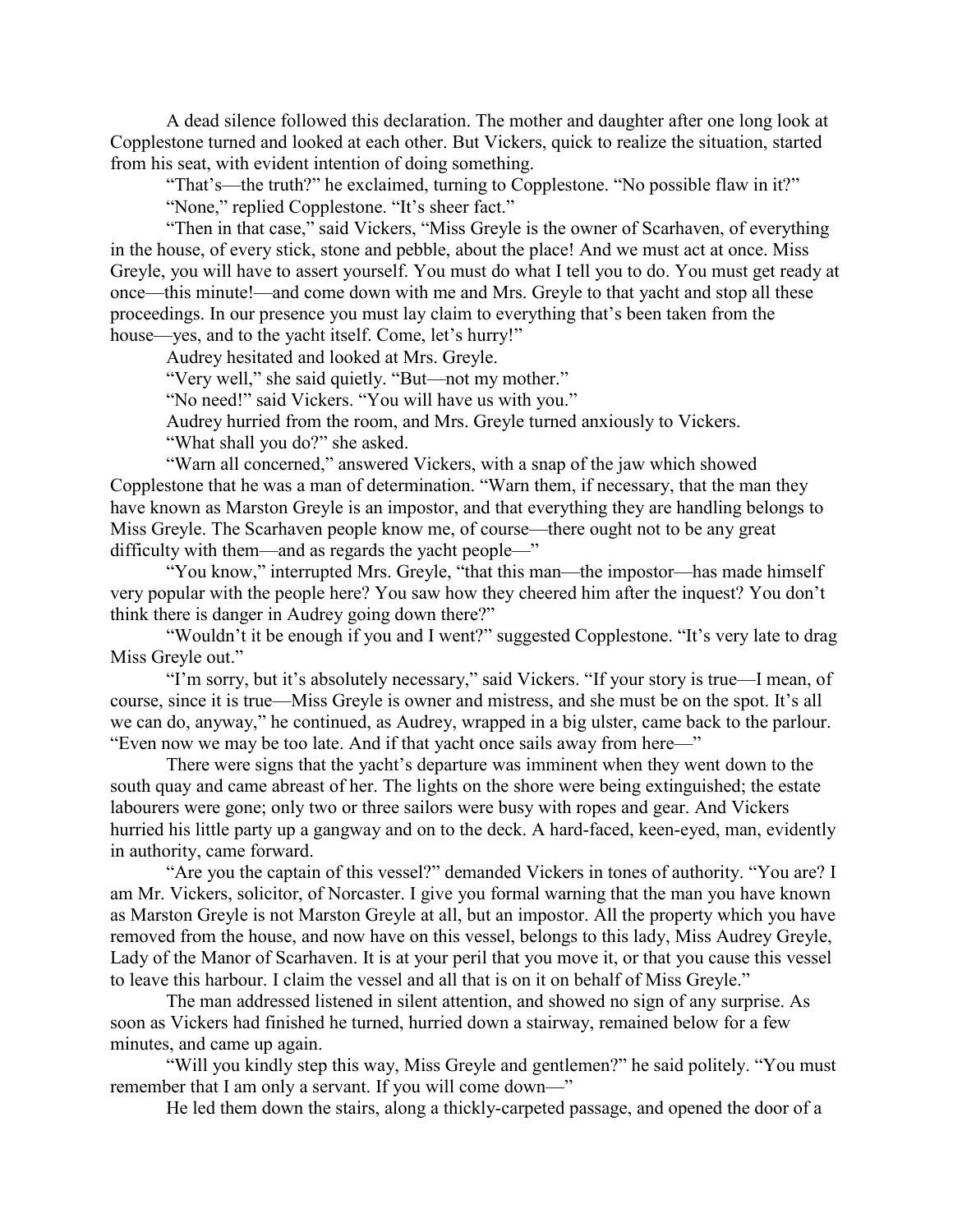A dead silence followed this declaration. The mother and daughter after one long look at Copplestone turned and looked at each other. But Vickers, quick to realize the situation, started from his seat, with evident intention of doing something.

"That's—the truth?" he exclaimed, turning to Copplestone. "No possible flaw in it?"

"None," replied Copplestone. "It's sheer fact."

"Then in that case," said Vickers, "Miss Greyle is the owner of Scarhaven, of everything in the house, of every stick, stone and pebble, about the place! And we must act at once. Miss Greyle, you will have to assert yourself. You must do what I tell you to do. You must get ready at once—this minute!—and come down with me and Mrs. Greyle to that yacht and stop all these proceedings. In our presence you must lay claim to everything that's been taken from the house—yes, and to the yacht itself. Come, let's hurry!"

Audrey hesitated and looked at Mrs. Greyle.

"Very well," she said quietly. "But—not my mother."

"No need!" said Vickers. "You will have us with you."

Audrey hurried from the room, and Mrs. Greyle turned anxiously to Vickers.

"What shall you do?" she asked.

"Warn all concerned," answered Vickers, with a snap of the jaw which showed Copplestone that he was a man of determination. "Warn them, if necessary, that the man they have known as Marston Greyle is an impostor, and that everything they are handling belongs to Miss Greyle. The Scarhaven people know me, of course—there ought not to be any great difficulty with them—and as regards the yacht people—"

"You know," interrupted Mrs. Greyle, "that this man—the impostor—has made himself very popular with the people here? You saw how they cheered him after the inquest? You don't think there is danger in Audrey going down there?"

"Wouldn't it be enough if you and I went?" suggested Copplestone. "It's very late to drag Miss Greyle out."

"I'm sorry, but it's absolutely necessary," said Vickers. "If your story is true—I mean, of course, since it is true—Miss Greyle is owner and mistress, and she must be on the spot. It's all we can do, anyway," he continued, as Audrey, wrapped in a big ulster, came back to the parlour. "Even now we may be too late. And if that yacht once sails away from here—"

There were signs that the yacht's departure was imminent when they went down to the south quay and came abreast of her. The lights on the shore were being extinguished; the estate labourers were gone; only two or three sailors were busy with ropes and gear. And Vickers hurried his little party up a gangway and on to the deck. A hard-faced, keen-eyed, man, evidently in authority, came forward.

"Are you the captain of this vessel?" demanded Vickers in tones of authority. "You are? I am Mr. Vickers, solicitor, of Norcaster. I give you formal warning that the man you have known as Marston Greyle is not Marston Greyle at all, but an impostor. All the property which you have removed from the house, and now have on this vessel, belongs to this lady, Miss Audrey Greyle, Lady of the Manor of Scarhaven. It is at your peril that you move it, or that you cause this vessel to leave this harbour. I claim the vessel and all that is on it on behalf of Miss Greyle."

The man addressed listened in silent attention, and showed no sign of any surprise. As soon as Vickers had finished he turned, hurried down a stairway, remained below for a few minutes, and came up again.

"Will you kindly step this way, Miss Greyle and gentlemen?" he said politely. "You must remember that I am only a servant. If you will come down—"

He led them down the stairs, along a thickly-carpeted passage, and opened the door of a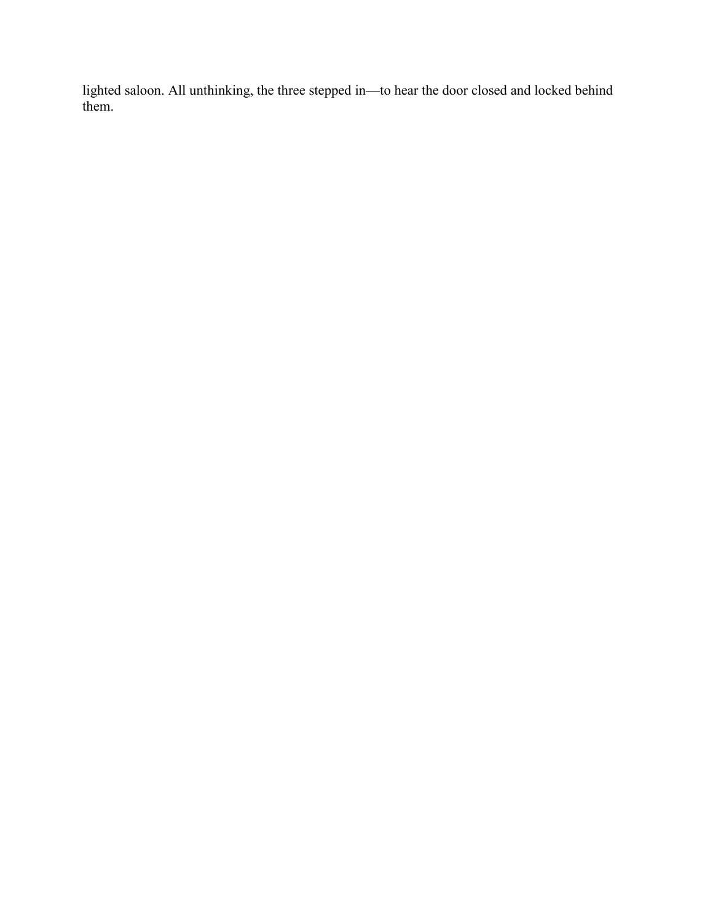lighted saloon. All unthinking, the three stepped in—to hear the door closed and locked behind them.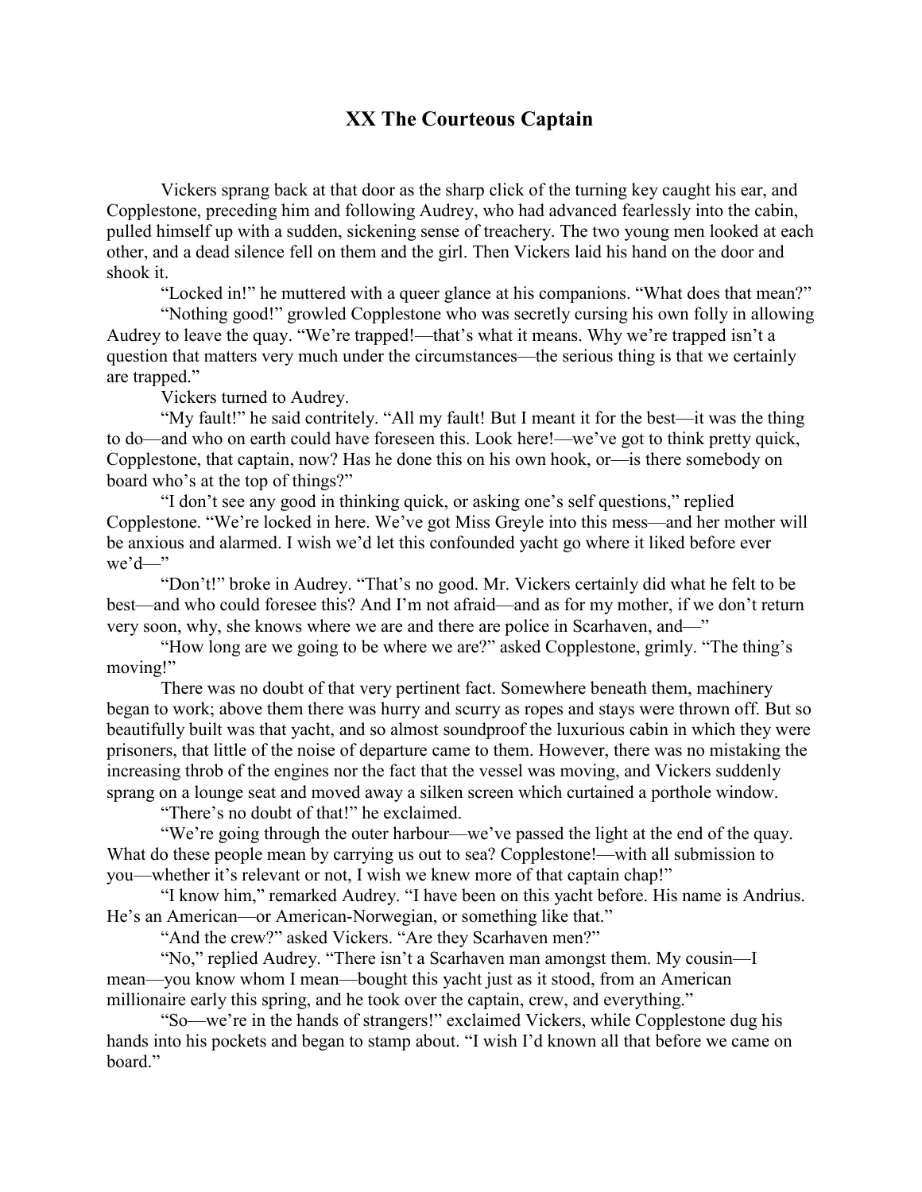## XX The Courteous Captain

Vickers sprang back at that door as the sharp click of the turning key caught his ear, and Copplestone, preceding him and following Audrey, who had advanced fearlessly into the cabin, pulled himself up with a sudden, sickening sense of treachery. The two young men looked at each other, and a dead silence fell on them and the girl. Then Vickers laid his hand on the door and shook it.

"Locked in!" he muttered with a queer glance at his companions. "What does that mean?"

"Nothing good!" growled Copplestone who was secretly cursing his own folly in allowing Audrey to leave the quay. "We're trapped!—that's what it means. Why we're trapped isn't a question that matters very much under the circumstances—the serious thing is that we certainly are trapped."

Vickers turned to Audrey.

"My fault!" he said contritely. "All my fault! But I meant it for the best—it was the thing to do—and who on earth could have foreseen this. Look here!—we've got to think pretty quick, Copplestone, that captain, now? Has he done this on his own hook, or—is there somebody on board who's at the top of things?"

"I don't see any good in thinking quick, or asking one's self questions," replied Copplestone. "We're locked in here. We've got Miss Greyle into this mess—and her mother will be anxious and alarmed. I wish we'd let this confounded yacht go where it liked before ever we'd—"

"Don't!" broke in Audrey. "That's no good. Mr. Vickers certainly did what he felt to be best—and who could foresee this? And I'm not afraid—and as for my mother, if we don't return very soon, why, she knows where we are and there are police in Scarhaven, and—"

"How long are we going to be where we are?" asked Copplestone, grimly. "The thing's moving!"

There was no doubt of that very pertinent fact. Somewhere beneath them, machinery began to work; above them there was hurry and scurry as ropes and stays were thrown off. But so beautifully built was that yacht, and so almost soundproof the luxurious cabin in which they were prisoners, that little of the noise of departure came to them. However, there was no mistaking the increasing throb of the engines nor the fact that the vessel was moving, and Vickers suddenly sprang on a lounge seat and moved away a silken screen which curtained a porthole window.

"There's no doubt of that!" he exclaimed.

"We're going through the outer harbour—we've passed the light at the end of the quay. What do these people mean by carrying us out to sea? Copplestone!—with all submission to you—whether it's relevant or not, I wish we knew more of that captain chap!"

"I know him," remarked Audrey. "I have been on this yacht before. His name is Andrius. He's an American—or American-Norwegian, or something like that."

"And the crew?" asked Vickers. "Are they Scarhaven men?"

"No," replied Audrey. "There isn't a Scarhaven man amongst them. My cousin—I mean—you know whom I mean—bought this yacht just as it stood, from an American millionaire early this spring, and he took over the captain, crew, and everything."

"So—we're in the hands of strangers!" exclaimed Vickers, while Copplestone dug his hands into his pockets and began to stamp about. "I wish I'd known all that before we came on board."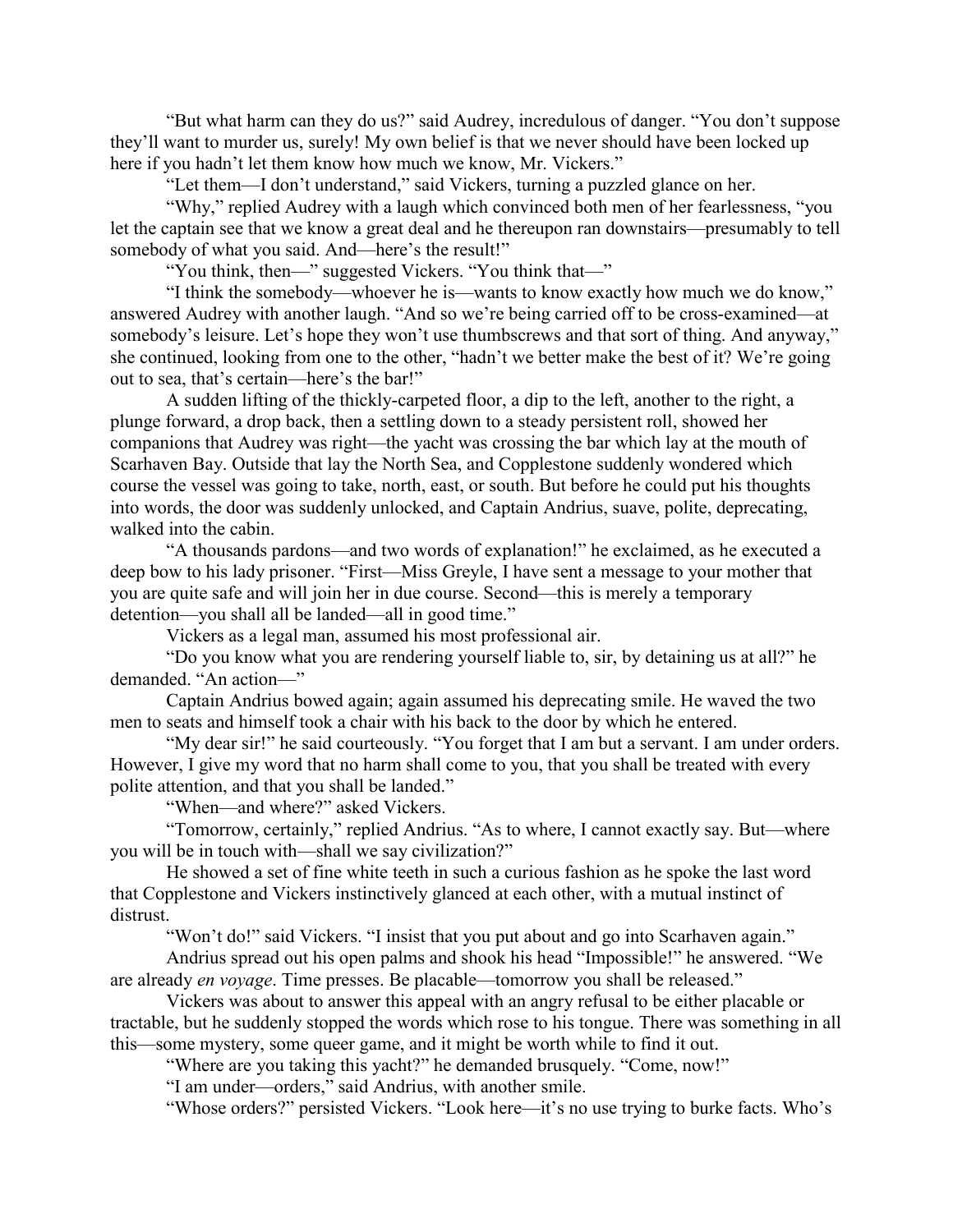"But what harm can they do us?" said Audrey, incredulous of danger. "You don't suppose they'll want to murder us, surely! My own belief is that we never should have been locked up here if you hadn't let them know how much we know, Mr. Vickers."

"Let them—I don't understand," said Vickers, turning a puzzled glance on her.

"Why," replied Audrey with a laugh which convinced both men of her fearlessness, "you let the captain see that we know a great deal and he thereupon ran downstairs—presumably to tell somebody of what you said. And—here's the result!"

"You think, then—" suggested Vickers. "You think that—"

"I think the somebody—whoever he is—wants to know exactly how much we do know," answered Audrey with another laugh. "And so we're being carried off to be cross-examined—at somebody's leisure. Let's hope they won't use thumbscrews and that sort of thing. And anyway," she continued, looking from one to the other, "hadn't we better make the best of it? We're going out to sea, that's certain—here's the bar!"

A sudden lifting of the thickly-carpeted floor, a dip to the left, another to the right, a plunge forward, a drop back, then a settling down to a steady persistent roll, showed her companions that Audrey was right—the yacht was crossing the bar which lay at the mouth of Scarhaven Bay. Outside that lay the North Sea, and Copplestone suddenly wondered which course the vessel was going to take, north, east, or south. But before he could put his thoughts into words, the door was suddenly unlocked, and Captain Andrius, suave, polite, deprecating, walked into the cabin.

"A thousands pardons—and two words of explanation!" he exclaimed, as he executed a deep bow to his lady prisoner. "First—Miss Greyle, I have sent a message to your mother that you are quite safe and will join her in due course. Second—this is merely a temporary detention—you shall all be landed—all in good time."

Vickers as a legal man, assumed his most professional air.

"Do you know what you are rendering yourself liable to, sir, by detaining us at all?" he demanded. "An action—"

Captain Andrius bowed again; again assumed his deprecating smile. He waved the two men to seats and himself took a chair with his back to the door by which he entered.

"My dear sir!" he said courteously. "You forget that I am but a servant. I am under orders. However, I give my word that no harm shall come to you, that you shall be treated with every polite attention, and that you shall be landed."

"When—and where?" asked Vickers.

"Tomorrow, certainly," replied Andrius. "As to where, I cannot exactly say. But—where you will be in touch with—shall we say civilization?"

He showed a set of fine white teeth in such a curious fashion as he spoke the last word that Copplestone and Vickers instinctively glanced at each other, with a mutual instinct of distrust.

"Won't do!" said Vickers. "I insist that you put about and go into Scarhaven again."

Andrius spread out his open palms and shook his head "Impossible!" he answered. "We are already *en voyage*. Time presses. Be placable—tomorrow you shall be released."

Vickers was about to answer this appeal with an angry refusal to be either placable or tractable, but he suddenly stopped the words which rose to his tongue. There was something in all this—some mystery, some queer game, and it might be worth while to find it out.

"Where are you taking this yacht?" he demanded brusquely. "Come, now!"

"I am under—orders," said Andrius, with another smile.

"Whose orders?" persisted Vickers. "Look here—it's no use trying to burke facts. Who's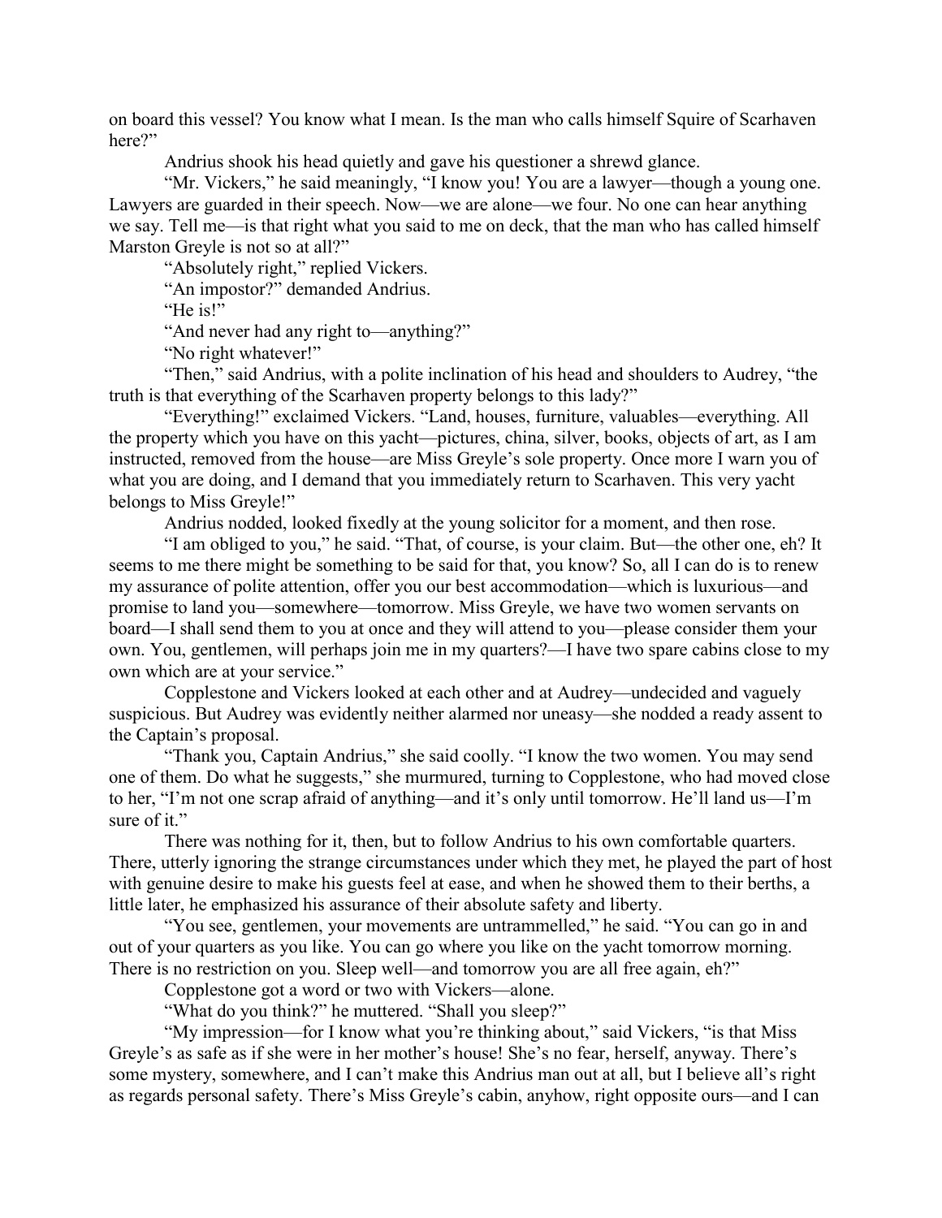on board this vessel? You know what I mean. Is the man who calls himself Squire of Scarhaven here?"

Andrius shook his head quietly and gave his questioner a shrewd glance.

"Mr. Vickers," he said meaningly, "I know you! You are a lawyer—though a young one. Lawyers are guarded in their speech. Now—we are alone—we four. No one can hear anything we say. Tell me—is that right what you said to me on deck, that the man who has called himself Marston Greyle is not so at all?"

"Absolutely right," replied Vickers.

"An impostor?" demanded Andrius.

"He is!"

"And never had any right to—anything?"

"No right whatever!"

"Then," said Andrius, with a polite inclination of his head and shoulders to Audrey, "the truth is that everything of the Scarhaven property belongs to this lady?"

"Everything!" exclaimed Vickers. "Land, houses, furniture, valuables—everything. All the property which you have on this yacht—pictures, china, silver, books, objects of art, as I am instructed, removed from the house—are Miss Greyle's sole property. Once more I warn you of what you are doing, and I demand that you immediately return to Scarhaven. This very yacht belongs to Miss Greyle!"

Andrius nodded, looked fixedly at the young solicitor for a moment, and then rose.

"I am obliged to you," he said. "That, of course, is your claim. But—the other one, eh? It seems to me there might be something to be said for that, you know? So, all I can do is to renew my assurance of polite attention, offer you our best accommodation—which is luxurious—and promise to land you—somewhere—tomorrow. Miss Greyle, we have two women servants on board—I shall send them to you at once and they will attend to you—please consider them your own. You, gentlemen, will perhaps join me in my quarters?—I have two spare cabins close to my own which are at your service."

Copplestone and Vickers looked at each other and at Audrey—undecided and vaguely suspicious. But Audrey was evidently neither alarmed nor uneasy—she nodded a ready assent to the Captain's proposal.

"Thank you, Captain Andrius," she said coolly. "I know the two women. You may send one of them. Do what he suggests," she murmured, turning to Copplestone, who had moved close to her, "I'm not one scrap afraid of anything—and it's only until tomorrow. He'll land us—I'm sure of it."

There was nothing for it, then, but to follow Andrius to his own comfortable quarters. There, utterly ignoring the strange circumstances under which they met, he played the part of host with genuine desire to make his guests feel at ease, and when he showed them to their berths, a little later, he emphasized his assurance of their absolute safety and liberty.

"You see, gentlemen, your movements are untrammelled," he said. "You can go in and out of your quarters as you like. You can go where you like on the yacht tomorrow morning. There is no restriction on you. Sleep well—and tomorrow you are all free again, eh?"

Copplestone got a word or two with Vickers—alone.

"What do you think?" he muttered. "Shall you sleep?"

"My impression—for I know what you're thinking about," said Vickers, "is that Miss Greyle's as safe as if she were in her mother's house! She's no fear, herself, anyway. There's some mystery, somewhere, and I can't make this Andrius man out at all, but I believe all's right as regards personal safety. There's Miss Greyle's cabin, anyhow, right opposite ours—and I can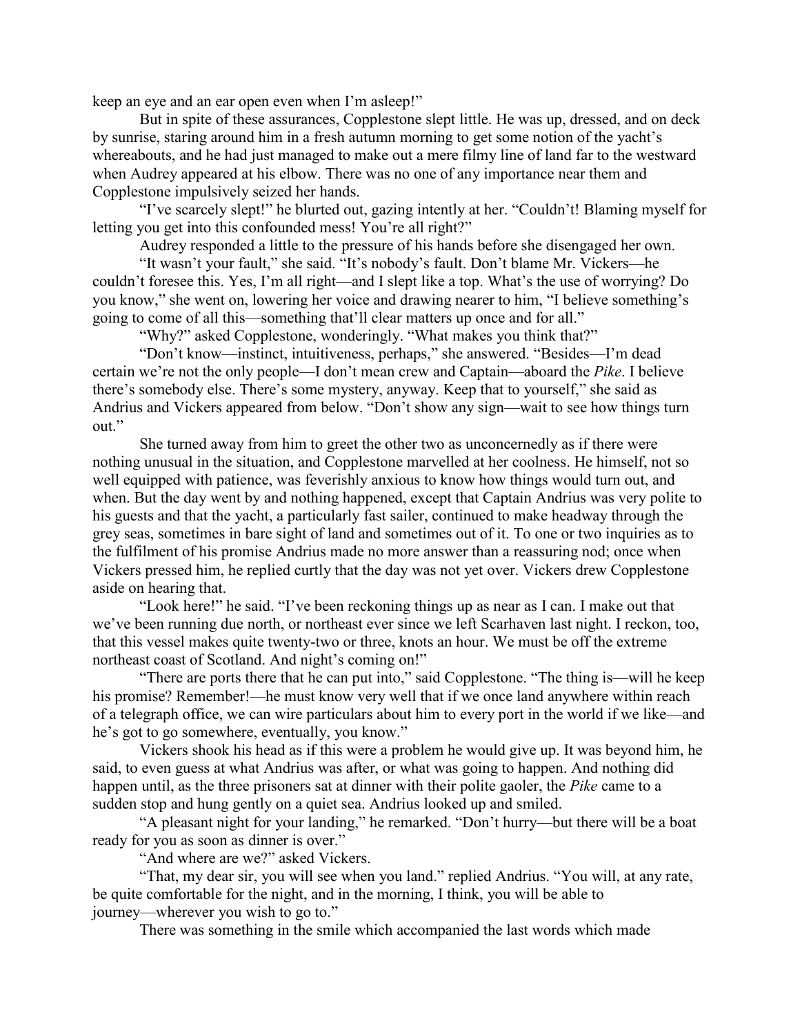keep an eye and an ear open even when I'm asleep!"

But in spite of these assurances, Copplestone slept little. He was up, dressed, and on deck by sunrise, staring around him in a fresh autumn morning to get some notion of the yacht's whereabouts, and he had just managed to make out a mere filmy line of land far to the westward when Audrey appeared at his elbow. There was no one of any importance near them and Copplestone impulsively seized her hands.

"I've scarcely slept!" he blurted out, gazing intently at her. "Couldn't! Blaming myself for letting you get into this confounded mess! You're all right?"

Audrey responded a little to the pressure of his hands before she disengaged her own.

"It wasn't your fault," she said. "It's nobody's fault. Don't blame Mr. Vickers—he couldn't foresee this. Yes, I'm all right—and I slept like a top. What's the use of worrying? Do you know," she went on, lowering her voice and drawing nearer to him, "I believe something's going to come of all this—something that'll clear matters up once and for all."

"Why?" asked Copplestone, wonderingly. "What makes you think that?"

"Don't know—instinct, intuitiveness, perhaps," she answered. "Besides—I'm dead certain we're not the only people—I don't mean crew and Captain—aboard the *Pike*. I believe there's somebody else. There's some mystery, anyway. Keep that to yourself," she said as Andrius and Vickers appeared from below. "Don't show any sign—wait to see how things turn out."

She turned away from him to greet the other two as unconcernedly as if there were nothing unusual in the situation, and Copplestone marvelled at her coolness. He himself, not so well equipped with patience, was feverishly anxious to know how things would turn out, and when. But the day went by and nothing happened, except that Captain Andrius was very polite to his guests and that the yacht, a particularly fast sailer, continued to make headway through the grey seas, sometimes in bare sight of land and sometimes out of it. To one or two inquiries as to the fulfilment of his promise Andrius made no more answer than a reassuring nod; once when Vickers pressed him, he replied curtly that the day was not yet over. Vickers drew Copplestone aside on hearing that.

"Look here!" he said. "I've been reckoning things up as near as I can. I make out that we've been running due north, or northeast ever since we left Scarhaven last night. I reckon, too, that this vessel makes quite twenty-two or three, knots an hour. We must be off the extreme northeast coast of Scotland. And night's coming on!"

"There are ports there that he can put into," said Copplestone. "The thing is—will he keep his promise? Remember!—he must know very well that if we once land anywhere within reach of a telegraph office, we can wire particulars about him to every port in the world if we like—and he's got to go somewhere, eventually, you know."

Vickers shook his head as if this were a problem he would give up. It was beyond him, he said, to even guess at what Andrius was after, or what was going to happen. And nothing did happen until, as the three prisoners sat at dinner with their polite gaoler, the *Pike* came to a sudden stop and hung gently on a quiet sea. Andrius looked up and smiled.

"A pleasant night for your landing," he remarked. "Don't hurry—but there will be a boat ready for you as soon as dinner is over."

"And where are we?" asked Vickers.

"That, my dear sir, you will see when you land." replied Andrius. "You will, at any rate, be quite comfortable for the night, and in the morning, I think, you will be able to journey—wherever you wish to go to."

There was something in the smile which accompanied the last words which made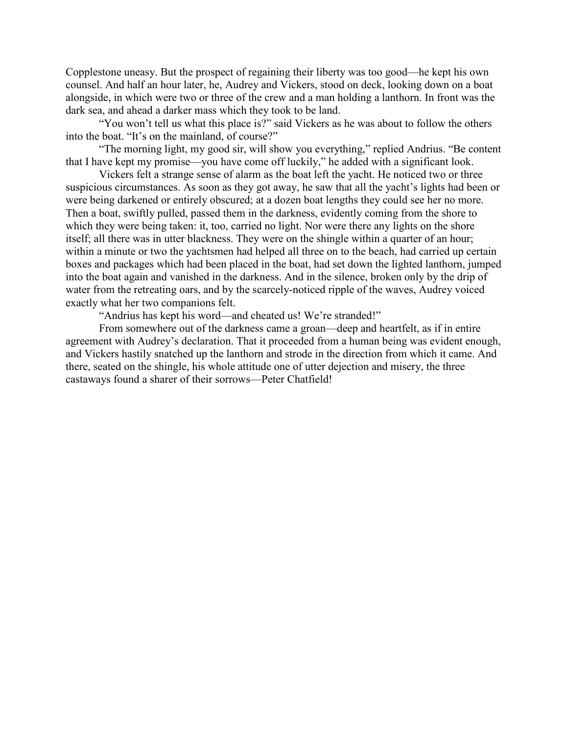Copplestone uneasy. But the prospect of regaining their liberty was too good—he kept his own counsel. And half an hour later, he, Audrey and Vickers, stood on deck, looking down on a boat alongside, in which were two or three of the crew and a man holding a lanthorn. In front was the dark sea, and ahead a darker mass which they took to be land.

"You won't tell us what this place is?" said Vickers as he was about to follow the others into the boat. "It's on the mainland, of course?"

"The morning light, my good sir, will show you everything," replied Andrius. "Be content that I have kept my promise—you have come off luckily," he added with a significant look.

Vickers felt a strange sense of alarm as the boat left the yacht. He noticed two or three suspicious circumstances. As soon as they got away, he saw that all the yacht's lights had been or were being darkened or entirely obscured; at a dozen boat lengths they could see her no more. Then a boat, swiftly pulled, passed them in the darkness, evidently coming from the shore to which they were being taken: it, too, carried no light. Nor were there any lights on the shore itself; all there was in utter blackness. They were on the shingle within a quarter of an hour; within a minute or two the yachtsmen had helped all three on to the beach, had carried up certain boxes and packages which had been placed in the boat, had set down the lighted lanthorn, jumped into the boat again and vanished in the darkness. And in the silence, broken only by the drip of water from the retreating oars, and by the scarcely-noticed ripple of the waves, Audrey voiced exactly what her two companions felt.

"Andrius has kept his word—and cheated us! We're stranded!"

From somewhere out of the darkness came a groan—deep and heartfelt, as if in entire agreement with Audrey's declaration. That it proceeded from a human being was evident enough, and Vickers hastily snatched up the lanthorn and strode in the direction from which it came. And there, seated on the shingle, his whole attitude one of utter dejection and misery, the three castaways found a sharer of their sorrows—Peter Chatfield!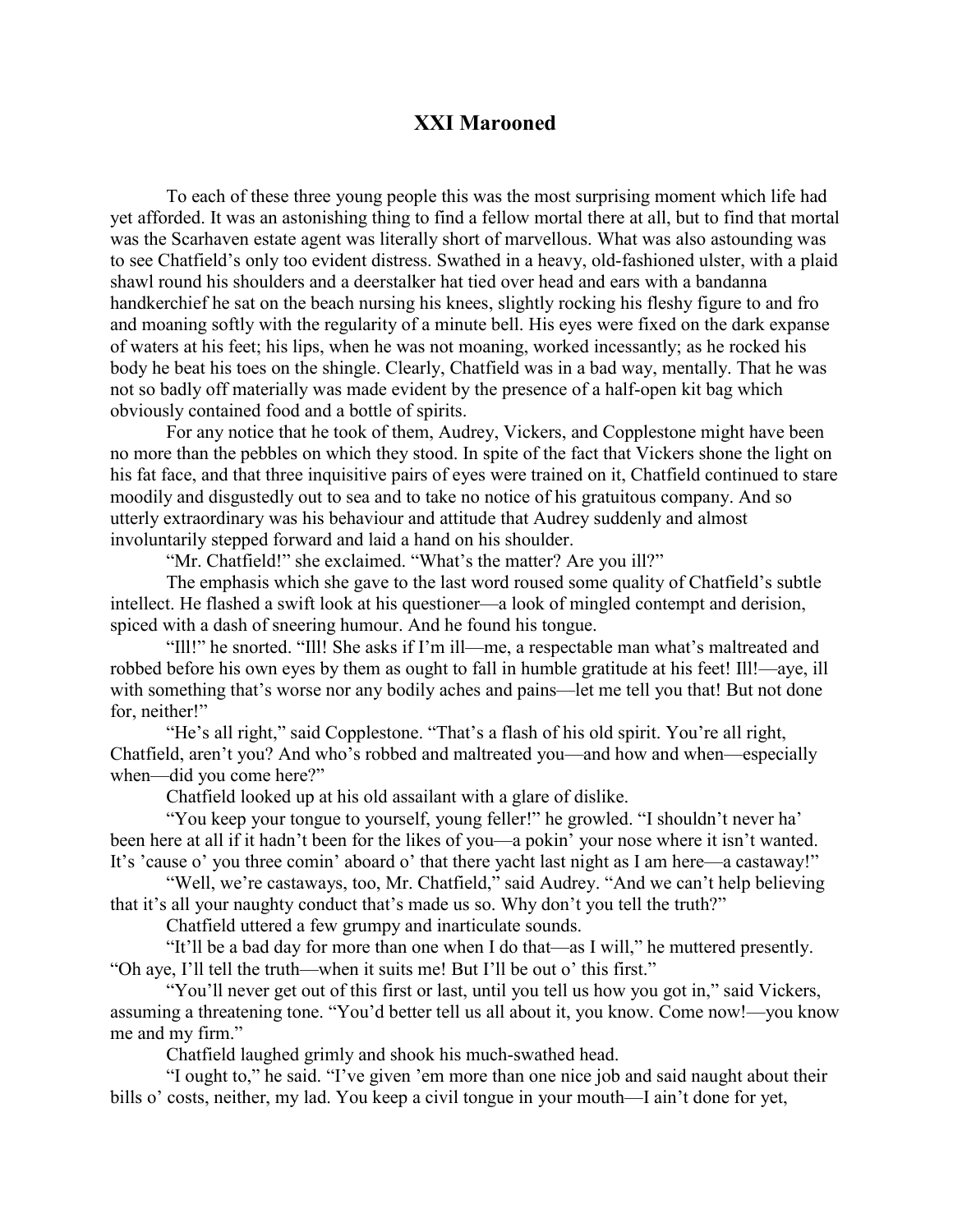# XXI Marooned

To each of these three young people this was the most surprising moment which life had yet afforded. It was an astonishing thing to find a fellow mortal there at all, but to find that mortal was the Scarhaven estate agent was literally short of marvellous. What was also astounding was to see Chatfield's only too evident distress. Swathed in a heavy, old-fashioned ulster, with a plaid shawl round his shoulders and a deerstalker hat tied over head and ears with a bandanna handkerchief he sat on the beach nursing his knees, slightly rocking his fleshy figure to and fro and moaning softly with the regularity of a minute bell. His eyes were fixed on the dark expanse of waters at his feet; his lips, when he was not moaning, worked incessantly; as he rocked his body he beat his toes on the shingle. Clearly, Chatfield was in a bad way, mentally. That he was not so badly off materially was made evident by the presence of a half-open kit bag which obviously contained food and a bottle of spirits.

For any notice that he took of them, Audrey, Vickers, and Copplestone might have been no more than the pebbles on which they stood. In spite of the fact that Vickers shone the light on his fat face, and that three inquisitive pairs of eyes were trained on it, Chatfield continued to stare moodily and disgustedly out to sea and to take no notice of his gratuitous company. And so utterly extraordinary was his behaviour and attitude that Audrey suddenly and almost involuntarily stepped forward and laid a hand on his shoulder.

"Mr. Chatfield!" she exclaimed. "What's the matter? Are you ill?"

The emphasis which she gave to the last word roused some quality of Chatfield's subtle intellect. He flashed a swift look at his questioner—a look of mingled contempt and derision, spiced with a dash of sneering humour. And he found his tongue.

"Ill!" he snorted. "Ill! She asks if I'm ill—me, a respectable man what's maltreated and robbed before his own eyes by them as ought to fall in humble gratitude at his feet! Ill!—aye, ill with something that's worse nor any bodily aches and pains—let me tell you that! But not done for, neither!"

"He's all right," said Copplestone. "That's a flash of his old spirit. You're all right, Chatfield, aren't you? And who's robbed and maltreated you—and how and when—especially when—did you come here?"

Chatfield looked up at his old assailant with a glare of dislike.

"You keep your tongue to yourself, young feller!" he growled. "I shouldn't never ha' been here at all if it hadn't been for the likes of you—a pokin' your nose where it isn't wanted. It's 'cause o' you three comin' aboard o' that there yacht last night as I am here—a castaway!"

"Well, we're castaways, too, Mr. Chatfield," said Audrey. "And we can't help believing that it's all your naughty conduct that's made us so. Why don't you tell the truth?"

Chatfield uttered a few grumpy and inarticulate sounds.

"It'll be a bad day for more than one when I do that—as I will," he muttered presently. "Oh aye, I'll tell the truth—when it suits me! But I'll be out o' this first."

"You'll never get out of this first or last, until you tell us how you got in," said Vickers, assuming a threatening tone. "You'd better tell us all about it, you know. Come now!—you know me and my firm."

Chatfield laughed grimly and shook his much-swathed head.

"I ought to," he said. "I've given 'em more than one nice job and said naught about their bills o' costs, neither, my lad. You keep a civil tongue in your mouth—I ain't done for yet,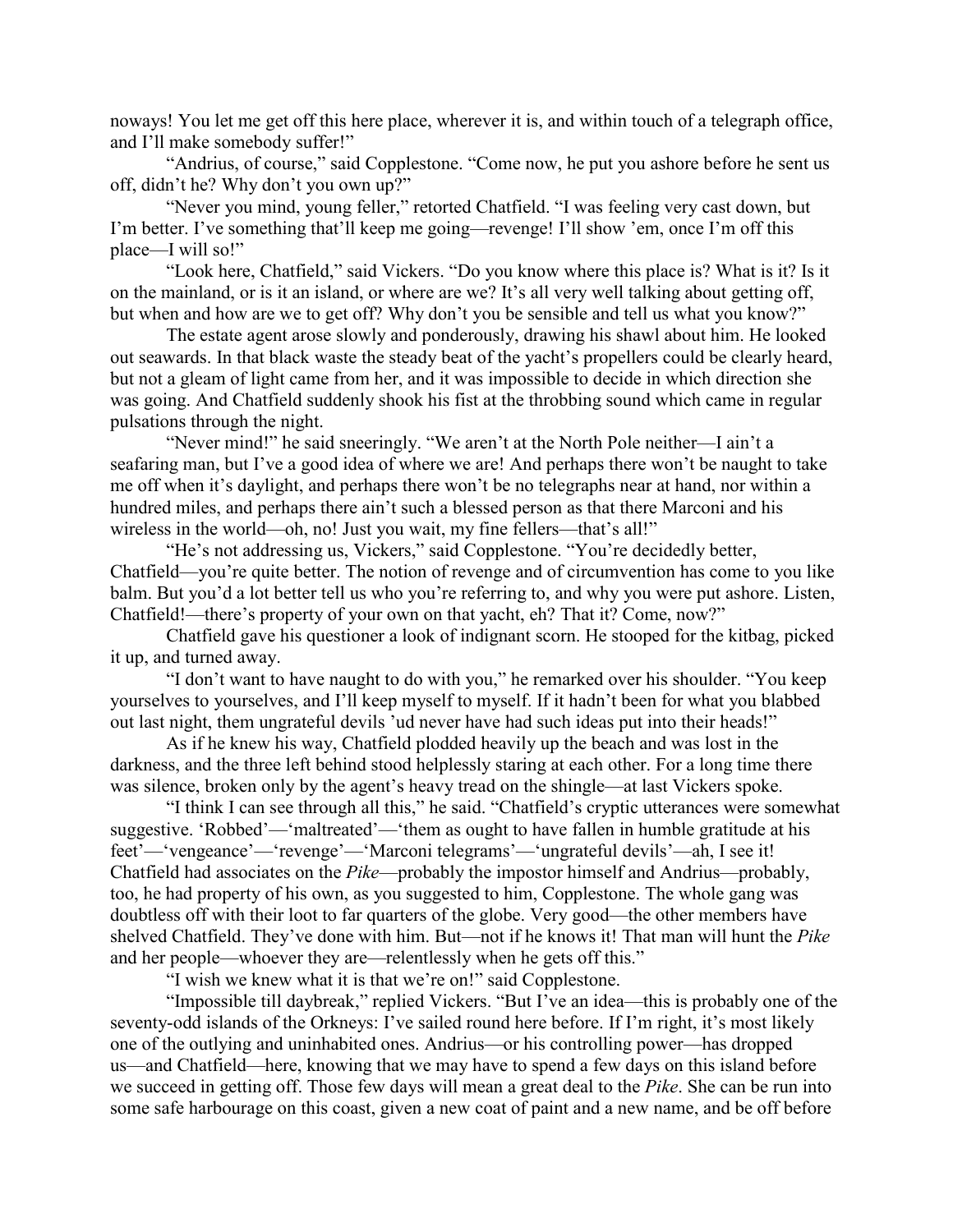noways! You let me get off this here place, wherever it is, and within touch of a telegraph office, and I'll make somebody suffer!"

"Andrius, of course," said Copplestone. "Come now, he put you ashore before he sent us off, didn't he? Why don't you own up?"

"Never you mind, young feller," retorted Chatfield. "I was feeling very cast down, but I'm better. I've something that'll keep me going—revenge! I'll show 'em, once I'm off this place—I will so!"

"Look here, Chatfield," said Vickers. "Do you know where this place is? What is it? Is it on the mainland, or is it an island, or where are we? It's all very well talking about getting off, but when and how are we to get off? Why don't you be sensible and tell us what you know?"

The estate agent arose slowly and ponderously, drawing his shawl about him. He looked out seawards. In that black waste the steady beat of the yacht's propellers could be clearly heard, but not a gleam of light came from her, and it was impossible to decide in which direction she was going. And Chatfield suddenly shook his fist at the throbbing sound which came in regular pulsations through the night.

"Never mind!" he said sneeringly. "We aren't at the North Pole neither—I ain't a seafaring man, but I've a good idea of where we are! And perhaps there won't be naught to take me off when it's daylight, and perhaps there won't be no telegraphs near at hand, nor within a hundred miles, and perhaps there ain't such a blessed person as that there Marconi and his wireless in the world—oh, no! Just you wait, my fine fellers—that's all!"

"He's not addressing us, Vickers," said Copplestone. "You're decidedly better, Chatfield—you're quite better. The notion of revenge and of circumvention has come to you like balm. But you'd a lot better tell us who you're referring to, and why you were put ashore. Listen, Chatfield!—there's property of your own on that yacht, eh? That it? Come, now?"

Chatfield gave his questioner a look of indignant scorn. He stooped for the kitbag, picked it up, and turned away.

"I don't want to have naught to do with you," he remarked over his shoulder. "You keep yourselves to yourselves, and I'll keep myself to myself. If it hadn't been for what you blabbed out last night, them ungrateful devils 'ud never have had such ideas put into their heads!"

As if he knew his way, Chatfield plodded heavily up the beach and was lost in the darkness, and the three left behind stood helplessly staring at each other. For a long time there was silence, broken only by the agent's heavy tread on the shingle—at last Vickers spoke.

"I think I can see through all this," he said. "Chatfield's cryptic utterances were somewhat suggestive. 'Robbed'—'maltreated'—'them as ought to have fallen in humble gratitude at his feet'—'vengeance'—'revenge'—'Marconi telegrams'—'ungrateful devils'—ah, I see it! Chatfield had associates on the *Pike*—probably the impostor himself and Andrius—probably, too, he had property of his own, as you suggested to him, Copplestone. The whole gang was doubtless off with their loot to far quarters of the globe. Very good—the other members have shelved Chatfield. They've done with him. But—not if he knows it! That man will hunt the *Pike* and her people—whoever they are—relentlessly when he gets off this."

"I wish we knew what it is that we're on!" said Copplestone.

"Impossible till daybreak," replied Vickers. "But I've an idea—this is probably one of the seventy-odd islands of the Orkneys: I've sailed round here before. If I'm right, it's most likely one of the outlying and uninhabited ones. Andrius—or his controlling power—has dropped us—and Chatfield—here, knowing that we may have to spend a few days on this island before we succeed in getting off. Those few days will mean a great deal to the *Pike*. She can be run into some safe harbourage on this coast, given a new coat of paint and a new name, and be off before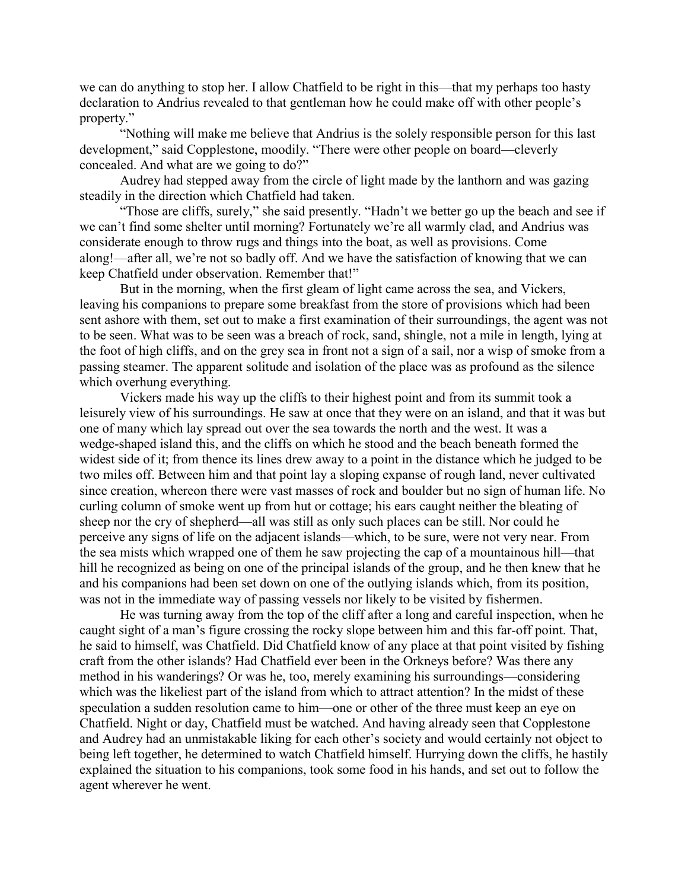we can do anything to stop her. I allow Chatfield to be right in this—that my perhaps too hasty declaration to Andrius revealed to that gentleman how he could make off with other people's property."

"Nothing will make me believe that Andrius is the solely responsible person for this last development," said Copplestone, moodily. "There were other people on board—cleverly concealed. And what are we going to do?"

Audrey had stepped away from the circle of light made by the lanthorn and was gazing steadily in the direction which Chatfield had taken.

"Those are cliffs, surely," she said presently. "Hadn't we better go up the beach and see if we can't find some shelter until morning? Fortunately we're all warmly clad, and Andrius was considerate enough to throw rugs and things into the boat, as well as provisions. Come along!—after all, we're not so badly off. And we have the satisfaction of knowing that we can keep Chatfield under observation. Remember that!"

But in the morning, when the first gleam of light came across the sea, and Vickers, leaving his companions to prepare some breakfast from the store of provisions which had been sent ashore with them, set out to make a first examination of their surroundings, the agent was not to be seen. What was to be seen was a breach of rock, sand, shingle, not a mile in length, lying at the foot of high cliffs, and on the grey sea in front not a sign of a sail, nor a wisp of smoke from a passing steamer. The apparent solitude and isolation of the place was as profound as the silence which overhung everything.

Vickers made his way up the cliffs to their highest point and from its summit took a leisurely view of his surroundings. He saw at once that they were on an island, and that it was but one of many which lay spread out over the sea towards the north and the west. It was a wedge-shaped island this, and the cliffs on which he stood and the beach beneath formed the widest side of it; from thence its lines drew away to a point in the distance which he judged to be two miles off. Between him and that point lay a sloping expanse of rough land, never cultivated since creation, whereon there were vast masses of rock and boulder but no sign of human life. No curling column of smoke went up from hut or cottage; his ears caught neither the bleating of sheep nor the cry of shepherd—all was still as only such places can be still. Nor could he perceive any signs of life on the adjacent islands—which, to be sure, were not very near. From the sea mists which wrapped one of them he saw projecting the cap of a mountainous hill—that hill he recognized as being on one of the principal islands of the group, and he then knew that he and his companions had been set down on one of the outlying islands which, from its position, was not in the immediate way of passing vessels nor likely to be visited by fishermen.

He was turning away from the top of the cliff after a long and careful inspection, when he caught sight of a man's figure crossing the rocky slope between him and this far-off point. That, he said to himself, was Chatfield. Did Chatfield know of any place at that point visited by fishing craft from the other islands? Had Chatfield ever been in the Orkneys before? Was there any method in his wanderings? Or was he, too, merely examining his surroundings—considering which was the likeliest part of the island from which to attract attention? In the midst of these speculation a sudden resolution came to him—one or other of the three must keep an eye on Chatfield. Night or day, Chatfield must be watched. And having already seen that Copplestone and Audrey had an unmistakable liking for each other's society and would certainly not object to being left together, he determined to watch Chatfield himself. Hurrying down the cliffs, he hastily explained the situation to his companions, took some food in his hands, and set out to follow the agent wherever he went.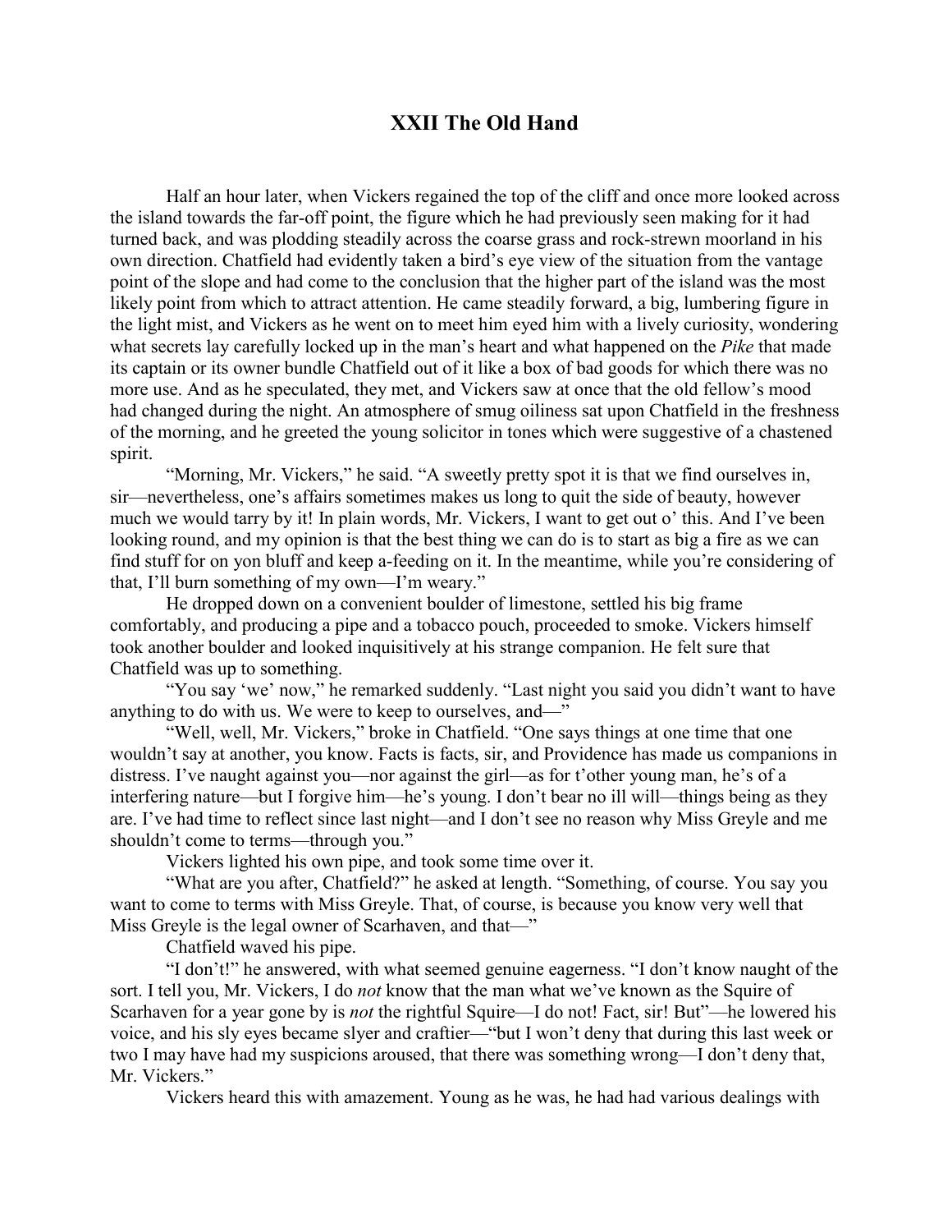# XXII The Old Hand

Half an hour later, when Vickers regained the top of the cliff and once more looked across the island towards the far-off point, the figure which he had previously seen making for it had turned back, and was plodding steadily across the coarse grass and rock-strewn moorland in his own direction. Chatfield had evidently taken a bird's eye view of the situation from the vantage point of the slope and had come to the conclusion that the higher part of the island was the most likely point from which to attract attention. He came steadily forward, a big, lumbering figure in the light mist, and Vickers as he went on to meet him eyed him with a lively curiosity, wondering what secrets lay carefully locked up in the man's heart and what happened on the *Pike* that made its captain or its owner bundle Chatfield out of it like a box of bad goods for which there was no more use. And as he speculated, they met, and Vickers saw at once that the old fellow's mood had changed during the night. An atmosphere of smug oiliness sat upon Chatfield in the freshness of the morning, and he greeted the young solicitor in tones which were suggestive of a chastened spirit.

"Morning, Mr. Vickers," he said. "A sweetly pretty spot it is that we find ourselves in, sir—nevertheless, one's affairs sometimes makes us long to quit the side of beauty, however much we would tarry by it! In plain words, Mr. Vickers, I want to get out o' this. And I've been looking round, and my opinion is that the best thing we can do is to start as big a fire as we can find stuff for on yon bluff and keep a-feeding on it. In the meantime, while you're considering of that, I'll burn something of my own—I'm weary."

He dropped down on a convenient boulder of limestone, settled his big frame comfortably, and producing a pipe and a tobacco pouch, proceeded to smoke. Vickers himself took another boulder and looked inquisitively at his strange companion. He felt sure that Chatfield was up to something.

"You say 'we' now," he remarked suddenly. "Last night you said you didn't want to have anything to do with us. We were to keep to ourselves, and—"

"Well, well, Mr. Vickers," broke in Chatfield. "One says things at one time that one wouldn't say at another, you know. Facts is facts, sir, and Providence has made us companions in distress. I've naught against you—nor against the girl—as for t'other young man, he's of a interfering nature—but I forgive him—he's young. I don't bear no ill will—things being as they are. I've had time to reflect since last night—and I don't see no reason why Miss Greyle and me shouldn't come to terms—through you."

Vickers lighted his own pipe, and took some time over it.

"What are you after, Chatfield?" he asked at length. "Something, of course. You say you want to come to terms with Miss Greyle. That, of course, is because you know very well that Miss Greyle is the legal owner of Scarhaven, and that—"

Chatfield waved his pipe.

"I don't!" he answered, with what seemed genuine eagerness. "I don't know naught of the sort. I tell you, Mr. Vickers, I do *not* know that the man what we've known as the Squire of Scarhaven for a year gone by is *not* the rightful Squire—I do not! Fact, sir! But"—he lowered his voice, and his sly eyes became slyer and craftier—"but I won't deny that during this last week or two I may have had my suspicions aroused, that there was something wrong—I don't deny that, Mr. Vickers."

Vickers heard this with amazement. Young as he was, he had had various dealings with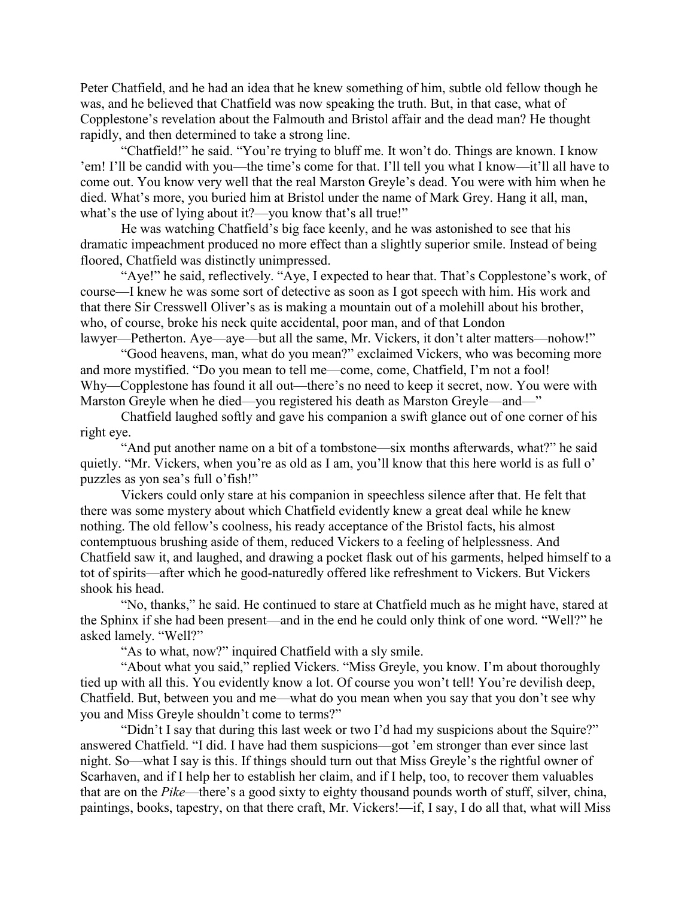Peter Chatfield, and he had an idea that he knew something of him, subtle old fellow though he was, and he believed that Chatfield was now speaking the truth. But, in that case, what of Copplestone's revelation about the Falmouth and Bristol affair and the dead man? He thought rapidly, and then determined to take a strong line.

"Chatfield!" he said. "You're trying to bluff me. It won't do. Things are known. I know 'em! I'll be candid with you—the time's come for that. I'll tell you what I know—it'll all have to come out. You know very well that the real Marston Greyle's dead. You were with him when he died. What's more, you buried him at Bristol under the name of Mark Grey. Hang it all, man, what's the use of lying about it?—you know that's all true!"

He was watching Chatfield's big face keenly, and he was astonished to see that his dramatic impeachment produced no more effect than a slightly superior smile. Instead of being floored, Chatfield was distinctly unimpressed.

"Aye!" he said, reflectively. "Aye, I expected to hear that. That's Copplestone's work, of course—I knew he was some sort of detective as soon as I got speech with him. His work and that there Sir Cresswell Oliver's as is making a mountain out of a molehill about his brother, who, of course, broke his neck quite accidental, poor man, and of that London lawyer—Petherton. Aye—aye—but all the same, Mr. Vickers, it don't alter matters—nohow!"

"Good heavens, man, what do you mean?" exclaimed Vickers, who was becoming more and more mystified. "Do you mean to tell me—come, come, Chatfield, I'm not a fool! Why—Copplestone has found it all out—there's no need to keep it secret, now. You were with Marston Greyle when he died—you registered his death as Marston Greyle—and—"

Chatfield laughed softly and gave his companion a swift glance out of one corner of his right eye.

"And put another name on a bit of a tombstone—six months afterwards, what?" he said quietly. "Mr. Vickers, when you're as old as I am, you'll know that this here world is as full o' puzzles as yon sea's full o'fish!"

Vickers could only stare at his companion in speechless silence after that. He felt that there was some mystery about which Chatfield evidently knew a great deal while he knew nothing. The old fellow's coolness, his ready acceptance of the Bristol facts, his almost contemptuous brushing aside of them, reduced Vickers to a feeling of helplessness. And Chatfield saw it, and laughed, and drawing a pocket flask out of his garments, helped himself to a tot of spirits—after which he good-naturedly offered like refreshment to Vickers. But Vickers shook his head.

"No, thanks," he said. He continued to stare at Chatfield much as he might have, stared at the Sphinx if she had been present—and in the end he could only think of one word. "Well?" he asked lamely. "Well?"

"As to what, now?" inquired Chatfield with a sly smile.

"About what you said," replied Vickers. "Miss Greyle, you know. I'm about thoroughly tied up with all this. You evidently know a lot. Of course you won't tell! You're devilish deep, Chatfield. But, between you and me—what do you mean when you say that you don't see why you and Miss Greyle shouldn't come to terms?"

"Didn't I say that during this last week or two I'd had my suspicions about the Squire?" answered Chatfield. "I did. I have had them suspicions—got 'em stronger than ever since last night. So—what I say is this. If things should turn out that Miss Greyle's the rightful owner of Scarhaven, and if I help her to establish her claim, and if I help, too, to recover them valuables that are on the *Pike*—there's a good sixty to eighty thousand pounds worth of stuff, silver, china, paintings, books, tapestry, on that there craft, Mr. Vickers!—if, I say, I do all that, what will Miss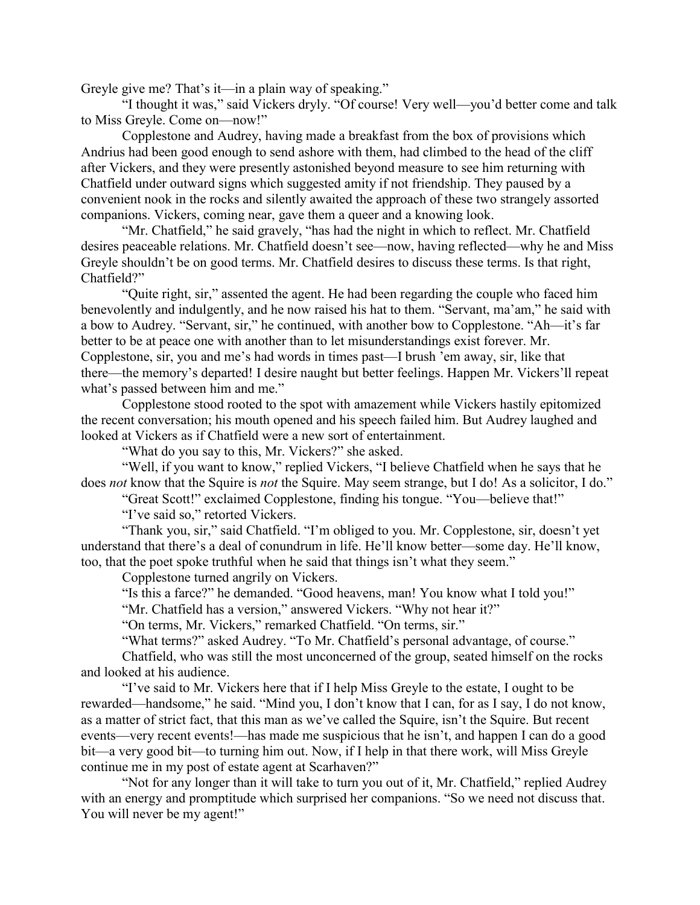Greyle give me? That's it—in a plain way of speaking."

"I thought it was," said Vickers dryly. "Of course! Very well—you'd better come and talk to Miss Greyle. Come on—now!"

Copplestone and Audrey, having made a breakfast from the box of provisions which Andrius had been good enough to send ashore with them, had climbed to the head of the cliff after Vickers, and they were presently astonished beyond measure to see him returning with Chatfield under outward signs which suggested amity if not friendship. They paused by a convenient nook in the rocks and silently awaited the approach of these two strangely assorted companions. Vickers, coming near, gave them a queer and a knowing look.

"Mr. Chatfield," he said gravely, "has had the night in which to reflect. Mr. Chatfield desires peaceable relations. Mr. Chatfield doesn't see—now, having reflected—why he and Miss Greyle shouldn't be on good terms. Mr. Chatfield desires to discuss these terms. Is that right, Chatfield?"

"Quite right, sir," assented the agent. He had been regarding the couple who faced him benevolently and indulgently, and he now raised his hat to them. "Servant, ma'am," he said with a bow to Audrey. "Servant, sir," he continued, with another bow to Copplestone. "Ah—it's far better to be at peace one with another than to let misunderstandings exist forever. Mr. Copplestone, sir, you and me's had words in times past—I brush 'em away, sir, like that there—the memory's departed! I desire naught but better feelings. Happen Mr. Vickers'll repeat what's passed between him and me."

Copplestone stood rooted to the spot with amazement while Vickers hastily epitomized the recent conversation; his mouth opened and his speech failed him. But Audrey laughed and looked at Vickers as if Chatfield were a new sort of entertainment.

"What do you say to this, Mr. Vickers?" she asked.

"Well, if you want to know," replied Vickers, "I believe Chatfield when he says that he does *not* know that the Squire is *not* the Squire. May seem strange, but I do! As a solicitor, I do."

"Great Scott!" exclaimed Copplestone, finding his tongue. "You—believe that!"

"I've said so," retorted Vickers.

"Thank you, sir," said Chatfield. "I'm obliged to you. Mr. Copplestone, sir, doesn't yet understand that there's a deal of conundrum in life. He'll know better—some day. He'll know, too, that the poet spoke truthful when he said that things isn't what they seem."

Copplestone turned angrily on Vickers.

"Is this a farce?" he demanded. "Good heavens, man! You know what I told you!"

"Mr. Chatfield has a version," answered Vickers. "Why not hear it?"

"On terms, Mr. Vickers," remarked Chatfield. "On terms, sir."

"What terms?" asked Audrey. "To Mr. Chatfield's personal advantage, of course."

Chatfield, who was still the most unconcerned of the group, seated himself on the rocks and looked at his audience.

"I've said to Mr. Vickers here that if I help Miss Greyle to the estate, I ought to be rewarded—handsome," he said. "Mind you, I don't know that I can, for as I say, I do not know, as a matter of strict fact, that this man as we've called the Squire, isn't the Squire. But recent events—very recent events!—has made me suspicious that he isn't, and happen I can do a good bit—a very good bit—to turning him out. Now, if I help in that there work, will Miss Greyle continue me in my post of estate agent at Scarhaven?"

"Not for any longer than it will take to turn you out of it, Mr. Chatfield," replied Audrey with an energy and promptitude which surprised her companions. "So we need not discuss that. You will never be my agent!"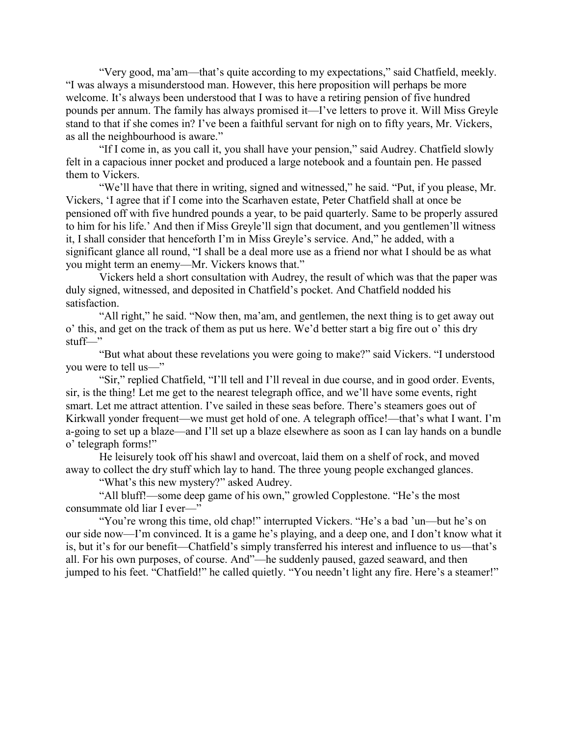"Very good, ma'am—that's quite according to my expectations," said Chatfield, meekly. "I was always a misunderstood man. However, this here proposition will perhaps be more welcome. It's always been understood that I was to have a retiring pension of five hundred pounds per annum. The family has always promised it—I've letters to prove it. Will Miss Greyle stand to that if she comes in? I've been a faithful servant for nigh on to fifty years, Mr. Vickers, as all the neighbourhood is aware."

"If I come in, as you call it, you shall have your pension," said Audrey. Chatfield slowly felt in a capacious inner pocket and produced a large notebook and a fountain pen. He passed them to Vickers.

"We'll have that there in writing, signed and witnessed," he said. "Put, if you please, Mr. Vickers, 'I agree that if I come into the Scarhaven estate, Peter Chatfield shall at once be pensioned off with five hundred pounds a year, to be paid quarterly. Same to be properly assured to him for his life.' And then if Miss Greyle'll sign that document, and you gentlemen'll witness it, I shall consider that henceforth I'm in Miss Greyle's service. And," he added, with a significant glance all round, "I shall be a deal more use as a friend nor what I should be as what you might term an enemy—Mr. Vickers knows that."

Vickers held a short consultation with Audrey, the result of which was that the paper was duly signed, witnessed, and deposited in Chatfield's pocket. And Chatfield nodded his satisfaction.

"All right," he said. "Now then, ma'am, and gentlemen, the next thing is to get away out o' this, and get on the track of them as put us here. We'd better start a big fire out o' this dry stuff—"

"But what about these revelations you were going to make?" said Vickers. "I understood you were to tell us—"

"Sir," replied Chatfield, "I'll tell and I'll reveal in due course, and in good order. Events, sir, is the thing! Let me get to the nearest telegraph office, and we'll have some events, right smart. Let me attract attention. I've sailed in these seas before. There's steamers goes out of Kirkwall yonder frequent—we must get hold of one. A telegraph office!—that's what I want. I'm a-going to set up a blaze—and I'll set up a blaze elsewhere as soon as I can lay hands on a bundle o' telegraph forms!"

He leisurely took off his shawl and overcoat, laid them on a shelf of rock, and moved away to collect the dry stuff which lay to hand. The three young people exchanged glances.

"What's this new mystery?" asked Audrey.

"All bluff!—some deep game of his own," growled Copplestone. "He's the most consummate old liar I ever—"

"You're wrong this time, old chap!" interrupted Vickers. "He's a bad 'un—but he's on our side now—I'm convinced. It is a game he's playing, and a deep one, and I don't know what it is, but it's for our benefit—Chatfield's simply transferred his interest and influence to us—that's all. For his own purposes, of course. And"—he suddenly paused, gazed seaward, and then jumped to his feet. "Chatfield!" he called quietly. "You needn't light any fire. Here's a steamer!"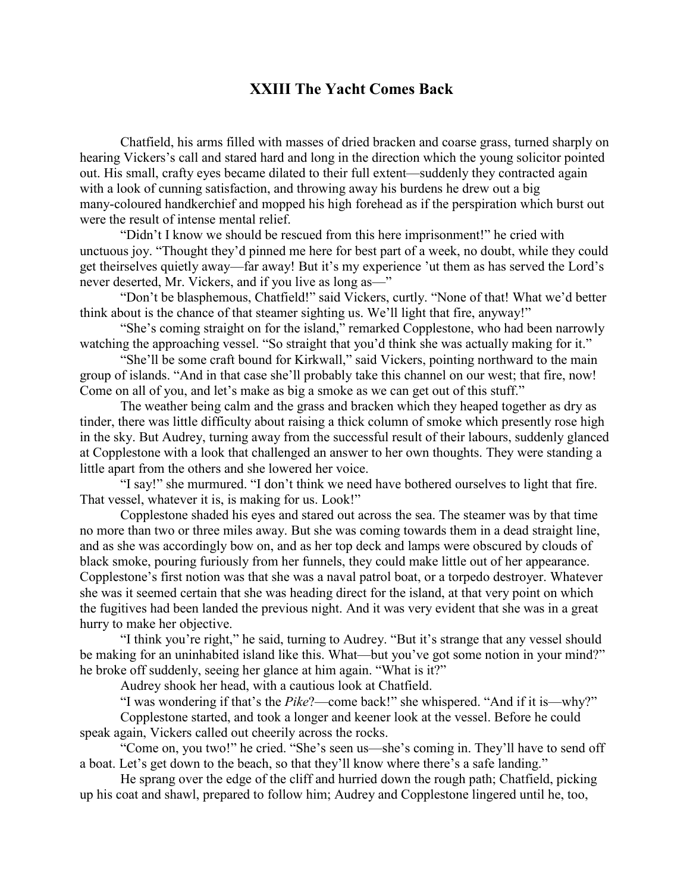## XXIII The Yacht Comes Back

Chatfield, his arms filled with masses of dried bracken and coarse grass, turned sharply on hearing Vickers's call and stared hard and long in the direction which the young solicitor pointed out. His small, crafty eyes became dilated to their full extent—suddenly they contracted again with a look of cunning satisfaction, and throwing away his burdens he drew out a big many-coloured handkerchief and mopped his high forehead as if the perspiration which burst out were the result of intense mental relief.

"Didn't I know we should be rescued from this here imprisonment!" he cried with unctuous joy. "Thought they'd pinned me here for best part of a week, no doubt, while they could get theirselves quietly away—far away! But it's my experience 'ut them as has served the Lord's never deserted, Mr. Vickers, and if you live as long as—"

"Don't be blasphemous, Chatfield!" said Vickers, curtly. "None of that! What we'd better think about is the chance of that steamer sighting us. We'll light that fire, anyway!"

"She's coming straight on for the island," remarked Copplestone, who had been narrowly watching the approaching vessel. "So straight that you'd think she was actually making for it."

"She'll be some craft bound for Kirkwall," said Vickers, pointing northward to the main group of islands. "And in that case she'll probably take this channel on our west; that fire, now! Come on all of you, and let's make as big a smoke as we can get out of this stuff."

The weather being calm and the grass and bracken which they heaped together as dry as tinder, there was little difficulty about raising a thick column of smoke which presently rose high in the sky. But Audrey, turning away from the successful result of their labours, suddenly glanced at Copplestone with a look that challenged an answer to her own thoughts. They were standing a little apart from the others and she lowered her voice.

"I say!" she murmured. "I don't think we need have bothered ourselves to light that fire. That vessel, whatever it is, is making for us. Look!"

Copplestone shaded his eyes and stared out across the sea. The steamer was by that time no more than two or three miles away. But she was coming towards them in a dead straight line, and as she was accordingly bow on, and as her top deck and lamps were obscured by clouds of black smoke, pouring furiously from her funnels, they could make little out of her appearance. Copplestone's first notion was that she was a naval patrol boat, or a torpedo destroyer. Whatever she was it seemed certain that she was heading direct for the island, at that very point on which the fugitives had been landed the previous night. And it was very evident that she was in a great hurry to make her objective.

"I think you're right," he said, turning to Audrey. "But it's strange that any vessel should be making for an uninhabited island like this. What—but you've got some notion in your mind?" he broke off suddenly, seeing her glance at him again. "What is it?"

Audrey shook her head, with a cautious look at Chatfield.

"I was wondering if that's the *Pike*?—come back!" she whispered. "And if it is—why?"

Copplestone started, and took a longer and keener look at the vessel. Before he could speak again, Vickers called out cheerily across the rocks.

"Come on, you two!" he cried. "She's seen us—she's coming in. They'll have to send off a boat. Let's get down to the beach, so that they'll know where there's a safe landing."

He sprang over the edge of the cliff and hurried down the rough path; Chatfield, picking up his coat and shawl, prepared to follow him; Audrey and Copplestone lingered until he, too,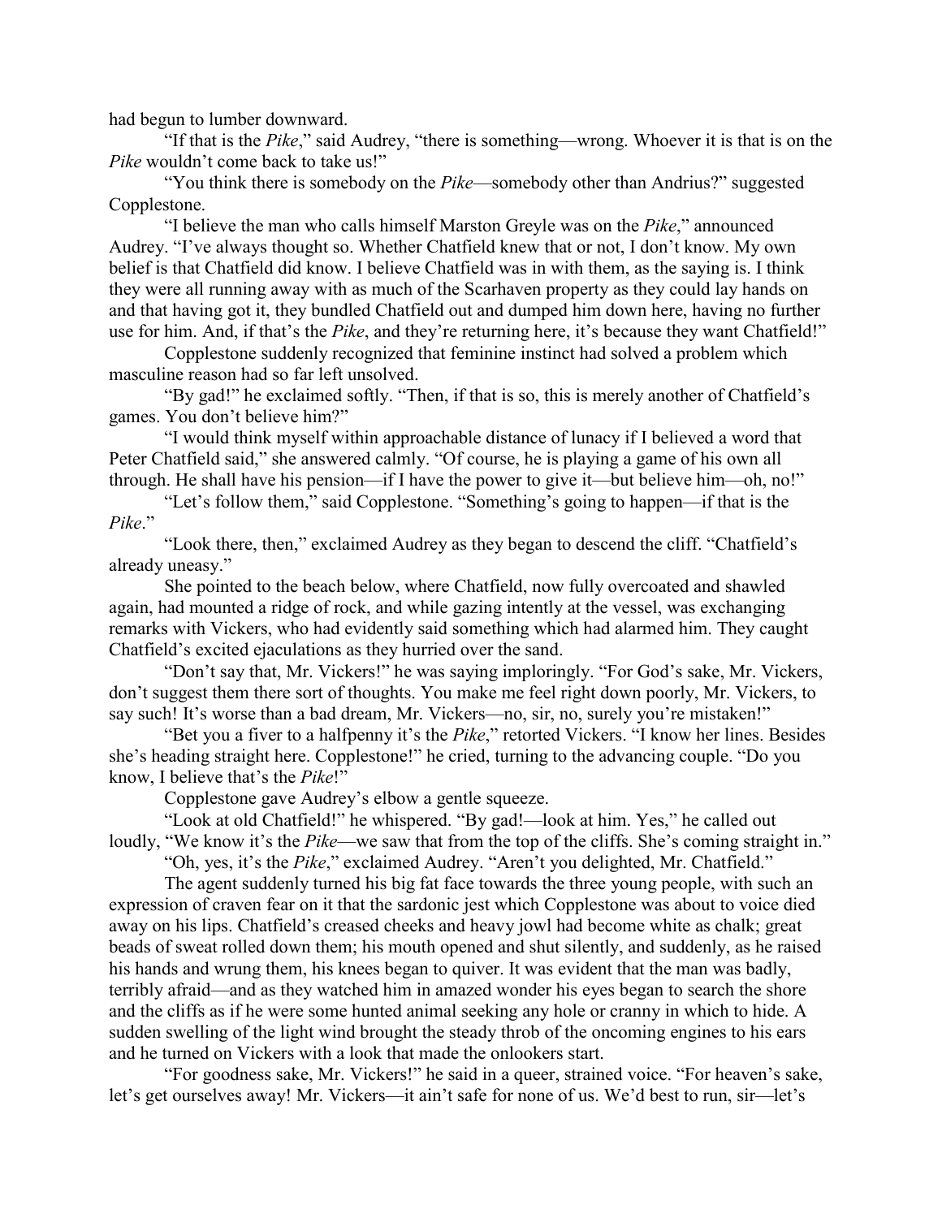had begun to lumber downward.

"If that is the *Pike*," said Audrey, "there is something—wrong. Whoever it is that is on the *Pike* wouldn't come back to take us!"

"You think there is somebody on the *Pike*—somebody other than Andrius?" suggested Copplestone.

"I believe the man who calls himself Marston Greyle was on the *Pike*," announced Audrey. "I've always thought so. Whether Chatfield knew that or not, I don't know. My own belief is that Chatfield did know. I believe Chatfield was in with them, as the saying is. I think they were all running away with as much of the Scarhaven property as they could lay hands on and that having got it, they bundled Chatfield out and dumped him down here, having no further use for him. And, if that's the *Pike*, and they're returning here, it's because they want Chatfield!"

Copplestone suddenly recognized that feminine instinct had solved a problem which masculine reason had so far left unsolved.

"By gad!" he exclaimed softly. "Then, if that is so, this is merely another of Chatfield's games. You don't believe him?"

"I would think myself within approachable distance of lunacy if I believed a word that Peter Chatfield said," she answered calmly. "Of course, he is playing a game of his own all through. He shall have his pension—if I have the power to give it—but believe him—oh, no!"

"Let's follow them," said Copplestone. "Something's going to happen—if that is the *Pike*."

"Look there, then," exclaimed Audrey as they began to descend the cliff. "Chatfield's already uneasy."

She pointed to the beach below, where Chatfield, now fully overcoated and shawled again, had mounted a ridge of rock, and while gazing intently at the vessel, was exchanging remarks with Vickers, who had evidently said something which had alarmed him. They caught Chatfield's excited ejaculations as they hurried over the sand.

"Don't say that, Mr. Vickers!" he was saying imploringly. "For God's sake, Mr. Vickers, don't suggest them there sort of thoughts. You make me feel right down poorly, Mr. Vickers, to say such! It's worse than a bad dream, Mr. Vickers—no, sir, no, surely you're mistaken!"

"Bet you a fiver to a halfpenny it's the *Pike*," retorted Vickers. "I know her lines. Besides she's heading straight here. Copplestone!" he cried, turning to the advancing couple. "Do you know, I believe that's the *Pike*!"

Copplestone gave Audrey's elbow a gentle squeeze.

"Look at old Chatfield!" he whispered. "By gad!—look at him. Yes," he called out loudly, "We know it's the *Pike*—we saw that from the top of the cliffs. She's coming straight in."

"Oh, yes, it's the *Pike*," exclaimed Audrey. "Aren't you delighted, Mr. Chatfield."

The agent suddenly turned his big fat face towards the three young people, with such an expression of craven fear on it that the sardonic jest which Copplestone was about to voice died away on his lips. Chatfield's creased cheeks and heavy jowl had become white as chalk; great beads of sweat rolled down them; his mouth opened and shut silently, and suddenly, as he raised his hands and wrung them, his knees began to quiver. It was evident that the man was badly, terribly afraid—and as they watched him in amazed wonder his eyes began to search the shore and the cliffs as if he were some hunted animal seeking any hole or cranny in which to hide. A sudden swelling of the light wind brought the steady throb of the oncoming engines to his ears and he turned on Vickers with a look that made the onlookers start.

"For goodness sake, Mr. Vickers!" he said in a queer, strained voice. "For heaven's sake, let's get ourselves away! Mr. Vickers—it ain't safe for none of us. We'd best to run, sir—let's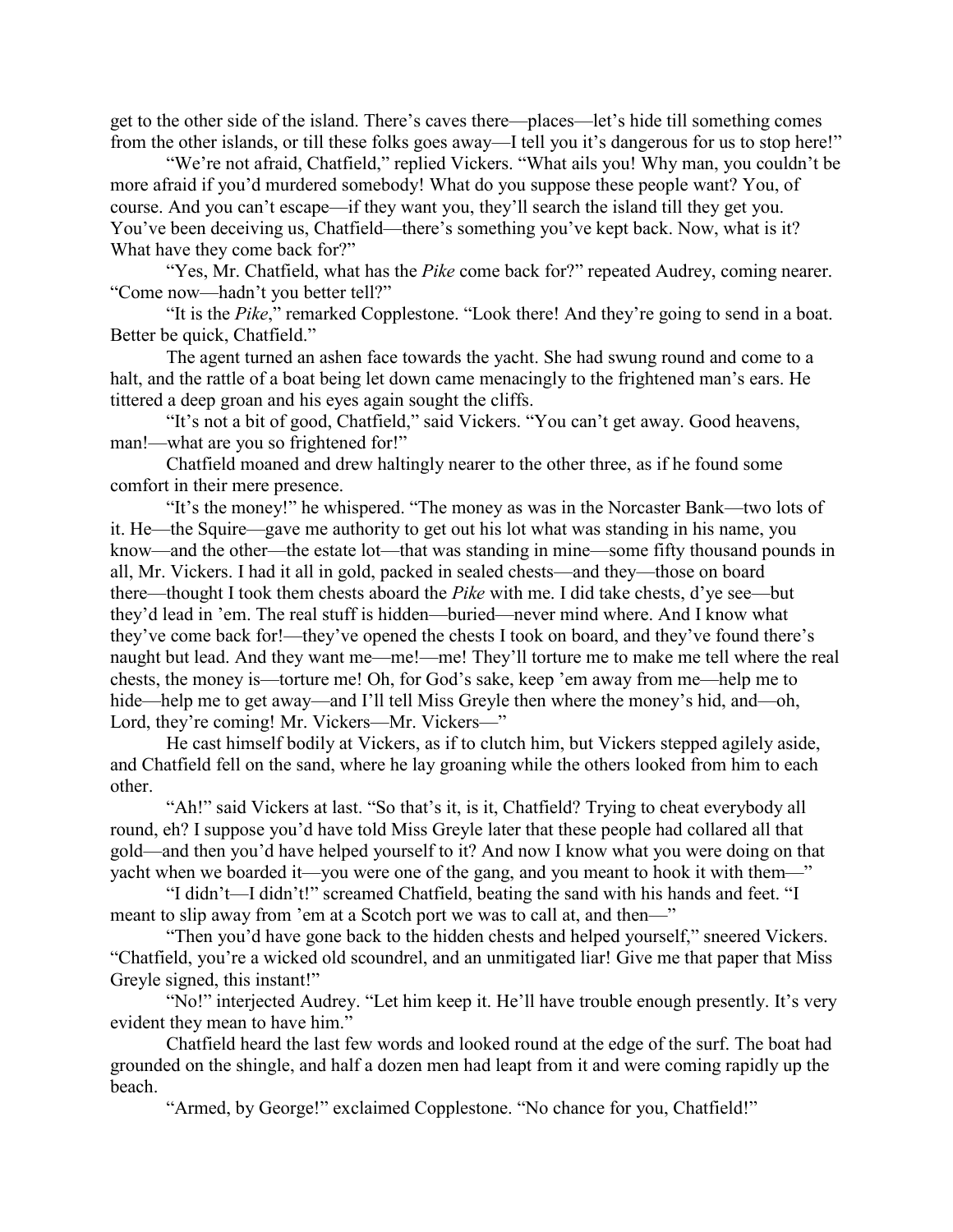get to the other side of the island. There's caves there—places—let's hide till something comes from the other islands, or till these folks goes away—I tell you it's dangerous for us to stop here!"

"We're not afraid, Chatfield," replied Vickers. "What ails you! Why man, you couldn't be more afraid if you'd murdered somebody! What do you suppose these people want? You, of course. And you can't escape—if they want you, they'll search the island till they get you. You've been deceiving us, Chatfield—there's something you've kept back. Now, what is it? What have they come back for?"

"Yes, Mr. Chatfield, what has the *Pike* come back for?" repeated Audrey, coming nearer. "Come now—hadn't you better tell?"

"It is the *Pike*," remarked Copplestone. "Look there! And they're going to send in a boat. Better be quick, Chatfield."

The agent turned an ashen face towards the yacht. She had swung round and come to a halt, and the rattle of a boat being let down came menacingly to the frightened man's ears. He tittered a deep groan and his eyes again sought the cliffs.

"It's not a bit of good, Chatfield," said Vickers. "You can't get away. Good heavens, man!—what are you so frightened for!"

Chatfield moaned and drew haltingly nearer to the other three, as if he found some comfort in their mere presence.

"It's the money!" he whispered. "The money as was in the Norcaster Bank—two lots of it. He—the Squire—gave me authority to get out his lot what was standing in his name, you know—and the other—the estate lot—that was standing in mine—some fifty thousand pounds in all, Mr. Vickers. I had it all in gold, packed in sealed chests—and they—those on board there—thought I took them chests aboard the *Pike* with me. I did take chests, d'ye see—but they'd lead in 'em. The real stuff is hidden—buried—never mind where. And I know what they've come back for!—they've opened the chests I took on board, and they've found there's naught but lead. And they want me—me!—me! They'll torture me to make me tell where the real chests, the money is—torture me! Oh, for God's sake, keep 'em away from me—help me to hide—help me to get away—and I'll tell Miss Greyle then where the money's hid, and—oh, Lord, they're coming! Mr. Vickers—Mr. Vickers—"

He cast himself bodily at Vickers, as if to clutch him, but Vickers stepped agilely aside, and Chatfield fell on the sand, where he lay groaning while the others looked from him to each other.

"Ah!" said Vickers at last. "So that's it, is it, Chatfield? Trying to cheat everybody all round, eh? I suppose you'd have told Miss Greyle later that these people had collared all that gold—and then you'd have helped yourself to it? And now I know what you were doing on that yacht when we boarded it—you were one of the gang, and you meant to hook it with them—"

"I didn't—I didn't!" screamed Chatfield, beating the sand with his hands and feet. "I meant to slip away from 'em at a Scotch port we was to call at, and then—"

"Then you'd have gone back to the hidden chests and helped yourself," sneered Vickers. "Chatfield, you're a wicked old scoundrel, and an unmitigated liar! Give me that paper that Miss Greyle signed, this instant!"

"No!" interjected Audrey. "Let him keep it. He'll have trouble enough presently. It's very evident they mean to have him."

Chatfield heard the last few words and looked round at the edge of the surf. The boat had grounded on the shingle, and half a dozen men had leapt from it and were coming rapidly up the beach.

"Armed, by George!" exclaimed Copplestone. "No chance for you, Chatfield!"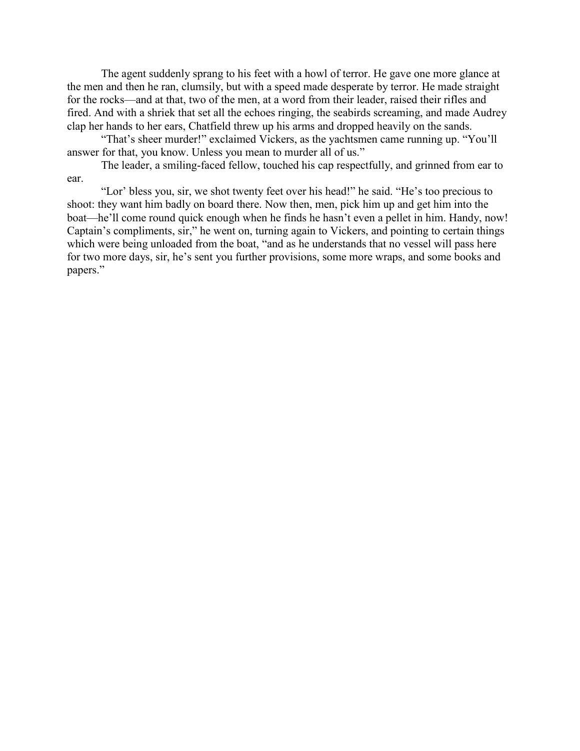The agent suddenly sprang to his feet with a howl of terror. He gave one more glance at the men and then he ran, clumsily, but with a speed made desperate by terror. He made straight for the rocks—and at that, two of the men, at a word from their leader, raised their rifles and fired. And with a shriek that set all the echoes ringing, the seabirds screaming, and made Audrey clap her hands to her ears, Chatfield threw up his arms and dropped heavily on the sands.

“That’s sheer murder!” exclaimed Vickers, as the yachtsmen came running up. “You’ll answer for that, you know. Unless you mean to murder all of us.”

The leader, a smiling-faced fellow, touched his cap respectfully, and grinned from ear to ear.

“Lor’ bless you, sir, we shot twenty feet over his head!” he said. “He’s too precious to shoot: they want him badly on board there. Now then, men, pick him up and get him into the boat—he’ll come round quick enough when he finds he hasn’t even a pellet in him. Handy, now! Captain’s compliments, sir,” he went on, turning again to Vickers, and pointing to certain things which were being unloaded from the boat, “and as he understands that no vessel will pass here for two more days, sir, he’s sent you further provisions, some more wraps, and some books and papers.”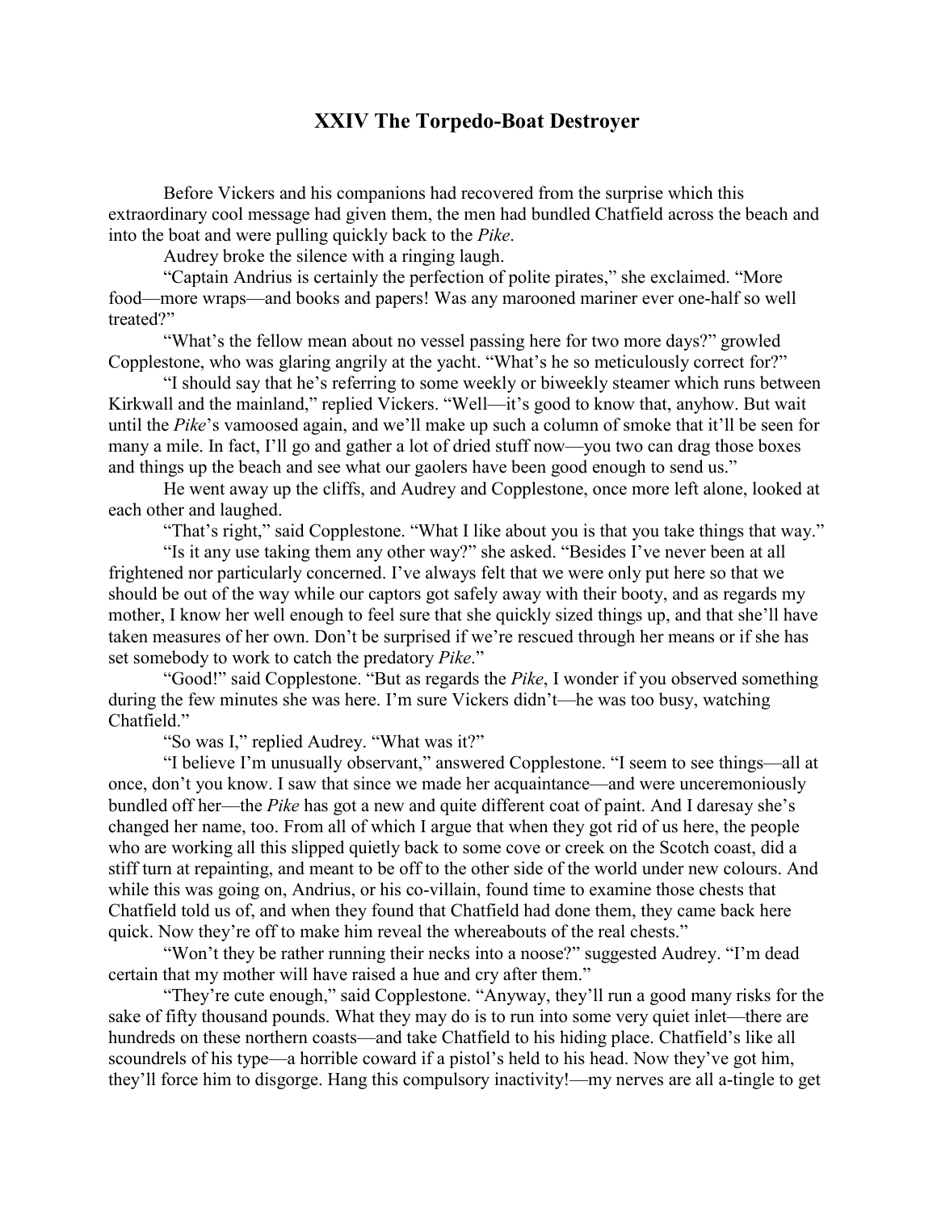## XXIV The Torpedo-Boat Destroyer

Before Vickers and his companions had recovered from the surprise which this extraordinary cool message had given them, the men had bundled Chatfield across the beach and into the boat and were pulling quickly back to the *Pike*.

Audrey broke the silence with a ringing laugh.

"Captain Andrius is certainly the perfection of polite pirates," she exclaimed. "More food—more wraps—and books and papers! Was any marooned mariner ever one-half so well treated?"

"What's the fellow mean about no vessel passing here for two more days?" growled Copplestone, who was glaring angrily at the yacht. "What's he so meticulously correct for?"

"I should say that he's referring to some weekly or biweekly steamer which runs between Kirkwall and the mainland," replied Vickers. "Well—it's good to know that, anyhow. But wait until the *Pike*'s vamoosed again, and we'll make up such a column of smoke that it'll be seen for many a mile. In fact, I'll go and gather a lot of dried stuff now—you two can drag those boxes and things up the beach and see what our gaolers have been good enough to send us."

He went away up the cliffs, and Audrey and Copplestone, once more left alone, looked at each other and laughed.

"That's right," said Copplestone. "What I like about you is that you take things that way."

"Is it any use taking them any other way?" she asked. "Besides I've never been at all frightened nor particularly concerned. I've always felt that we were only put here so that we should be out of the way while our captors got safely away with their booty, and as regards my mother, I know her well enough to feel sure that she quickly sized things up, and that she'll have taken measures of her own. Don't be surprised if we're rescued through her means or if she has set somebody to work to catch the predatory *Pike*."

"Good!" said Copplestone. "But as regards the *Pike*, I wonder if you observed something during the few minutes she was here. I'm sure Vickers didn't—he was too busy, watching Chatfield."

"So was I," replied Audrey. "What was it?"

"I believe I'm unusually observant," answered Copplestone. "I seem to see things—all at once, don't you know. I saw that since we made her acquaintance—and were unceremoniously bundled off her—the *Pike* has got a new and quite different coat of paint. And I daresay she's changed her name, too. From all of which I argue that when they got rid of us here, the people who are working all this slipped quietly back to some cove or creek on the Scotch coast, did a stiff turn at repainting, and meant to be off to the other side of the world under new colours. And while this was going on, Andrius, or his co-villain, found time to examine those chests that Chatfield told us of, and when they found that Chatfield had done them, they came back here quick. Now they're off to make him reveal the whereabouts of the real chests."

"Won't they be rather running their necks into a noose?" suggested Audrey. "I'm dead certain that my mother will have raised a hue and cry after them."

"They're cute enough," said Copplestone. "Anyway, they'll run a good many risks for the sake of fifty thousand pounds. What they may do is to run into some very quiet inlet—there are hundreds on these northern coasts—and take Chatfield to his hiding place. Chatfield's like all scoundrels of his type—a horrible coward if a pistol's held to his head. Now they've got him, they'll force him to disgorge. Hang this compulsory inactivity!—my nerves are all a-tingle to get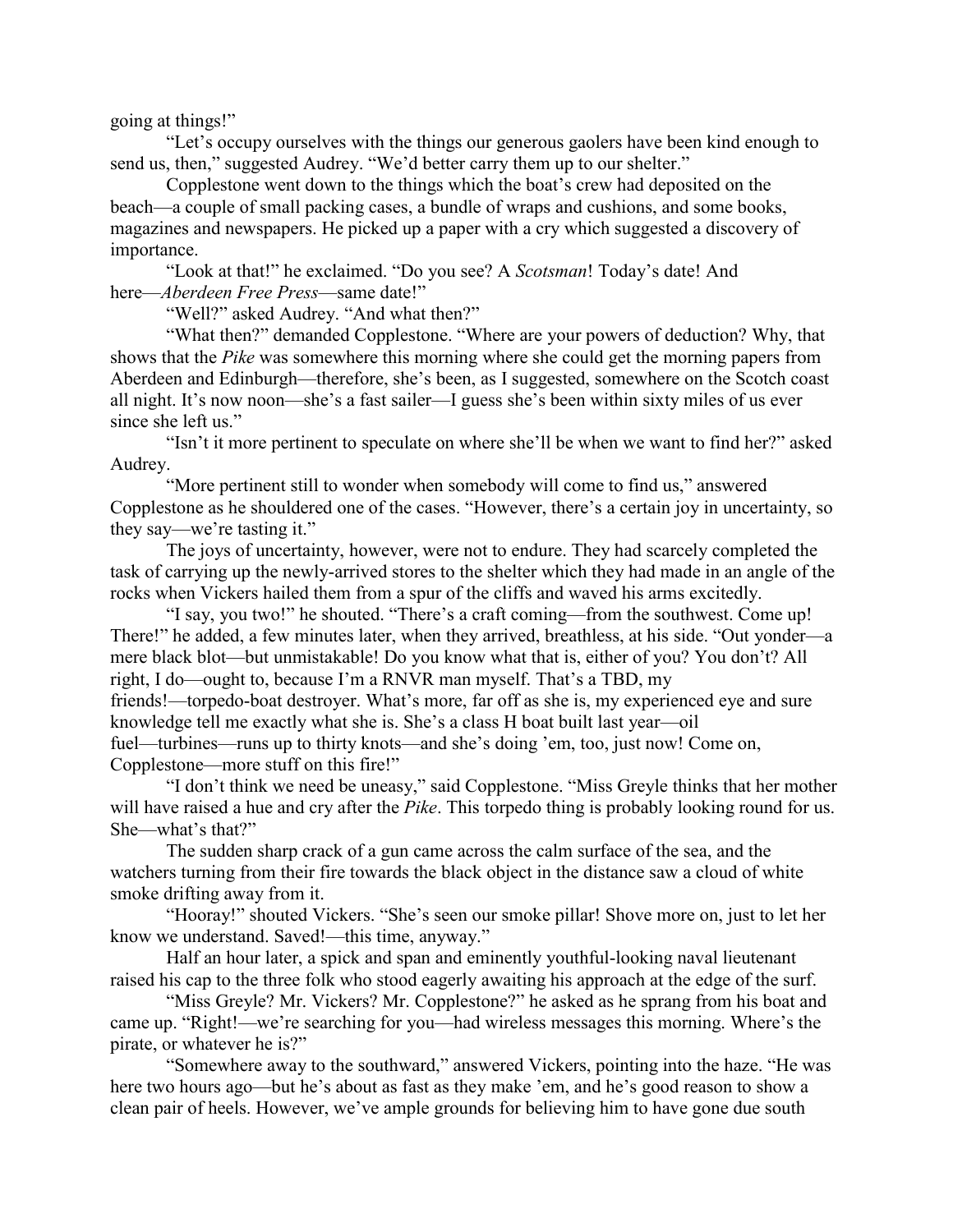going at things!"

"Let's occupy ourselves with the things our generous gaolers have been kind enough to send us, then," suggested Audrey. "We'd better carry them up to our shelter."

Copplestone went down to the things which the boat's crew had deposited on the beach—a couple of small packing cases, a bundle of wraps and cushions, and some books, magazines and newspapers. He picked up a paper with a cry which suggested a discovery of importance.

"Look at that!" he exclaimed. "Do you see? A *Scotsman*! Today's date! And here—*Aberdeen Free Press*—same date!"

"Well?" asked Audrey. "And what then?"

"What then?" demanded Copplestone. "Where are your powers of deduction? Why, that shows that the *Pike* was somewhere this morning where she could get the morning papers from Aberdeen and Edinburgh—therefore, she's been, as I suggested, somewhere on the Scotch coast all night. It's now noon—she's a fast sailer—I guess she's been within sixty miles of us ever since she left us."

"Isn't it more pertinent to speculate on where she'll be when we want to find her?" asked Audrey.

"More pertinent still to wonder when somebody will come to find us," answered Copplestone as he shouldered one of the cases. "However, there's a certain joy in uncertainty, so they say—we're tasting it."

The joys of uncertainty, however, were not to endure. They had scarcely completed the task of carrying up the newly-arrived stores to the shelter which they had made in an angle of the rocks when Vickers hailed them from a spur of the cliffs and waved his arms excitedly.

"I say, you two!" he shouted. "There's a craft coming—from the southwest. Come up! There!" he added, a few minutes later, when they arrived, breathless, at his side. "Out yonder—a mere black blot—but unmistakable! Do you know what that is, either of you? You don't? All right, I do—ought to, because I'm a RNVR man myself. That's a TBD, my friends!—torpedo-boat destroyer. What's more, far off as she is, my experienced eye and sure knowledge tell me exactly what she is. She's a class H boat built last year—oil fuel—turbines—runs up to thirty knots—and she's doing 'em, too, just now! Come on, Copplestone—more stuff on this fire!"

"I don't think we need be uneasy," said Copplestone. "Miss Greyle thinks that her mother will have raised a hue and cry after the *Pike*. This torpedo thing is probably looking round for us. She—what's that?"

The sudden sharp crack of a gun came across the calm surface of the sea, and the watchers turning from their fire towards the black object in the distance saw a cloud of white smoke drifting away from it.

"Hooray!" shouted Vickers. "She's seen our smoke pillar! Shove more on, just to let her know we understand. Saved!—this time, anyway."

Half an hour later, a spick and span and eminently youthful-looking naval lieutenant raised his cap to the three folk who stood eagerly awaiting his approach at the edge of the surf.

"Miss Greyle? Mr. Vickers? Mr. Copplestone?" he asked as he sprang from his boat and came up. "Right!—we're searching for you—had wireless messages this morning. Where's the pirate, or whatever he is?"

"Somewhere away to the southward," answered Vickers, pointing into the haze. "He was here two hours ago—but he's about as fast as they make 'em, and he's good reason to show a clean pair of heels. However, we've ample grounds for believing him to have gone due south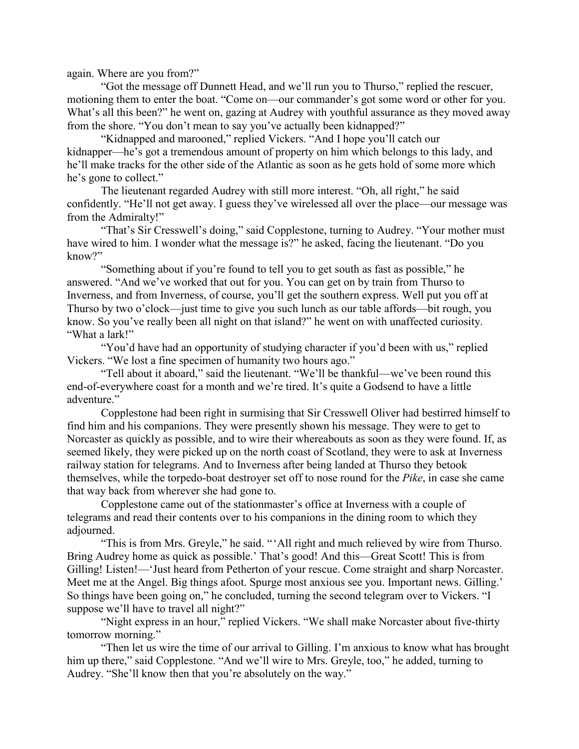again. Where are you from?"

"Got the message off Dunnett Head, and we'll run you to Thurso," replied the rescuer, motioning them to enter the boat. "Come on—our commander's got some word or other for you. What's all this been?" he went on, gazing at Audrey with youthful assurance as they moved away from the shore. "You don't mean to say you've actually been kidnapped?"

"Kidnapped and marooned," replied Vickers. "And I hope you'll catch our kidnapper—he's got a tremendous amount of property on him which belongs to this lady, and he'll make tracks for the other side of the Atlantic as soon as he gets hold of some more which he's gone to collect."

The lieutenant regarded Audrey with still more interest. "Oh, all right," he said confidently. "He'll not get away. I guess they've wirelessed all over the place—our message was from the Admiralty!"

"That's Sir Cresswell's doing," said Copplestone, turning to Audrey. "Your mother must have wired to him. I wonder what the message is?" he asked, facing the lieutenant. "Do you know?"

"Something about if you're found to tell you to get south as fast as possible," he answered. "And we've worked that out for you. You can get on by train from Thurso to Inverness, and from Inverness, of course, you'll get the southern express. Well put you off at Thurso by two o'clock—just time to give you such lunch as our table affords—bit rough, you know. So you've really been all night on that island?" he went on with unaffected curiosity. "What a lark!"

"You'd have had an opportunity of studying character if you'd been with us," replied Vickers. "We lost a fine specimen of humanity two hours ago."

"Tell about it aboard," said the lieutenant. "We'll be thankful—we've been round this end-of-everywhere coast for a month and we're tired. It's quite a Godsend to have a little adventure."

Copplestone had been right in surmising that Sir Cresswell Oliver had bestirred himself to find him and his companions. They were presently shown his message. They were to get to Norcaster as quickly as possible, and to wire their whereabouts as soon as they were found. If, as seemed likely, they were picked up on the north coast of Scotland, they were to ask at Inverness railway station for telegrams. And to Inverness after being landed at Thurso they betook themselves, while the torpedo-boat destroyer set off to nose round for the *Pike*, in case she came that way back from wherever she had gone to.

Copplestone came out of the stationmaster's office at Inverness with a couple of telegrams and read their contents over to his companions in the dining room to which they adjourned.

"This is from Mrs. Greyle," he said. "'All right and much relieved by wire from Thurso. Bring Audrey home as quick as possible.' That's good! And this—Great Scott! This is from Gilling! Listen!—'Just heard from Petherton of your rescue. Come straight and sharp Norcaster. Meet me at the Angel. Big things afoot. Spurge most anxious see you. Important news. Gilling.' So things have been going on," he concluded, turning the second telegram over to Vickers. "I suppose we'll have to travel all night?"

"Night express in an hour," replied Vickers. "We shall make Norcaster about five-thirty tomorrow morning."

"Then let us wire the time of our arrival to Gilling. I'm anxious to know what has brought him up there," said Copplestone. "And we'll wire to Mrs. Greyle, too," he added, turning to Audrey. "She'll know then that you're absolutely on the way."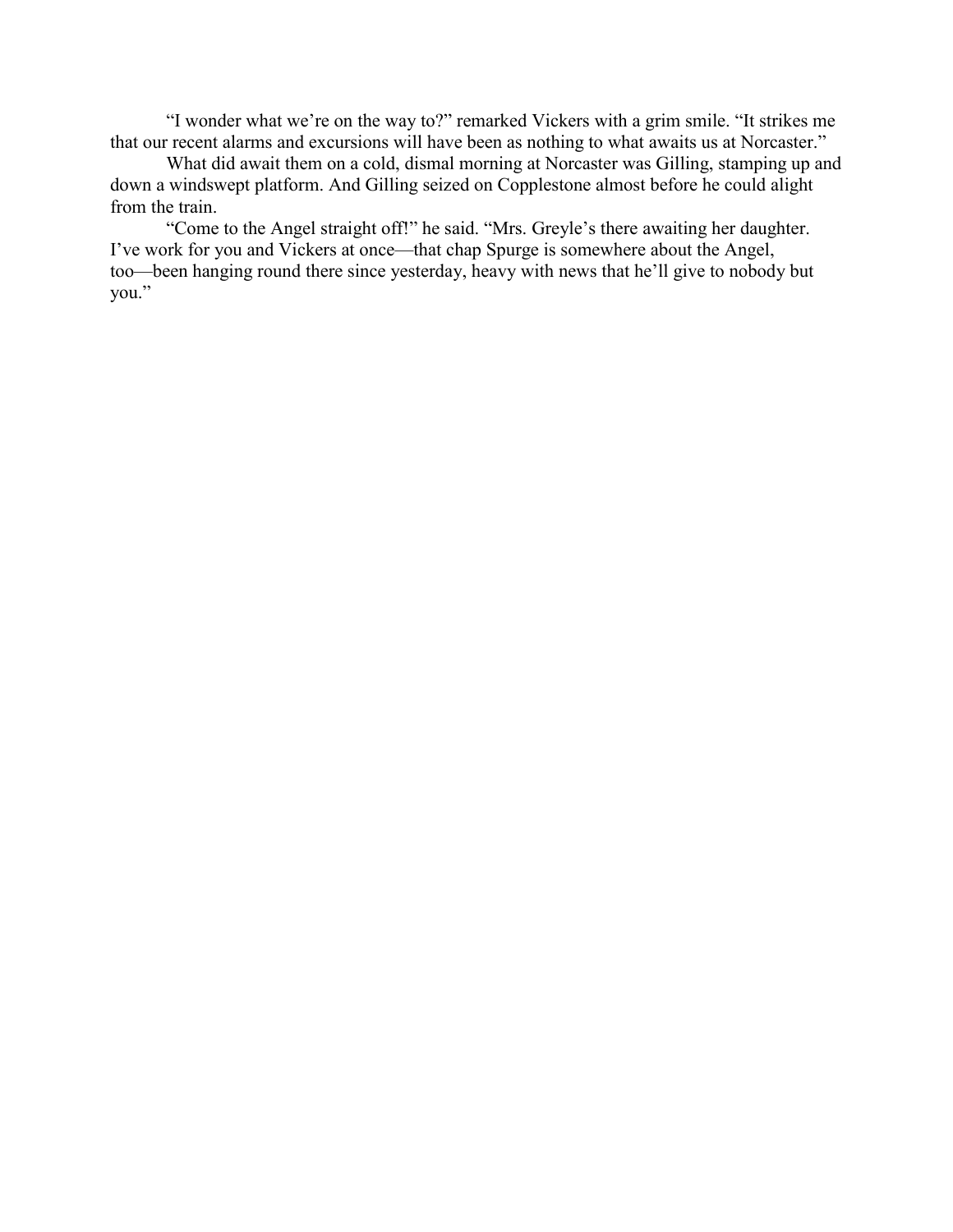"I wonder what we're on the way to?" remarked Vickers with a grim smile. "It strikes me that our recent alarms and excursions will have been as nothing to what awaits us at Norcaster."

What did await them on a cold, dismal morning at Norcaster was Gilling, stamping up and down a windswept platform. And Gilling seized on Copplestone almost before he could alight from the train.

"Come to the Angel straight off!" he said. "Mrs. Greyle's there awaiting her daughter. I've work for you and Vickers at once—that chap Spurge is somewhere about the Angel, too—been hanging round there since yesterday, heavy with news that he'll give to nobody but you."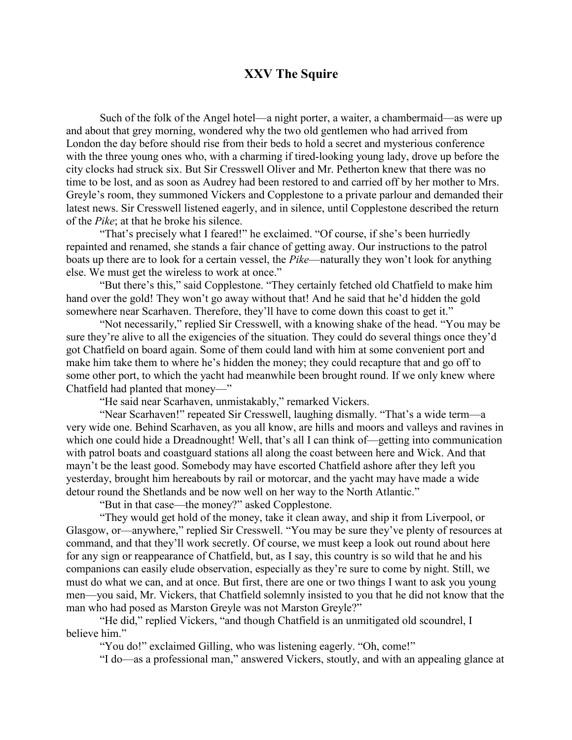## XXV The Squire

Such of the folk of the Angel hotel—a night porter, a waiter, a chambermaid—as were up and about that grey morning, wondered why the two old gentlemen who had arrived from London the day before should rise from their beds to hold a secret and mysterious conference with the three young ones who, with a charming if tired-looking young lady, drove up before the city clocks had struck six. But Sir Cresswell Oliver and Mr. Petherton knew that there was no time to be lost, and as soon as Audrey had been restored to and carried off by her mother to Mrs. Greyle's room, they summoned Vickers and Copplestone to a private parlour and demanded their latest news. Sir Cresswell listened eagerly, and in silence, until Copplestone described the return of the *Pike*; at that he broke his silence.

"That's precisely what I feared!" he exclaimed. "Of course, if she's been hurriedly repainted and renamed, she stands a fair chance of getting away. Our instructions to the patrol boats up there are to look for a certain vessel, the *Pike*—naturally they won't look for anything else. We must get the wireless to work at once."

"But there's this," said Copplestone. "They certainly fetched old Chatfield to make him hand over the gold! They won't go away without that! And he said that he'd hidden the gold somewhere near Scarhaven. Therefore, they'll have to come down this coast to get it."

"Not necessarily," replied Sir Cresswell, with a knowing shake of the head. "You may be sure they're alive to all the exigencies of the situation. They could do several things once they'd got Chatfield on board again. Some of them could land with him at some convenient port and make him take them to where he's hidden the money; they could recapture that and go off to some other port, to which the yacht had meanwhile been brought round. If we only knew where Chatfield had planted that money—"

"He said near Scarhaven, unmistakably," remarked Vickers.

"Near Scarhaven!" repeated Sir Cresswell, laughing dismally. "That's a wide term—a very wide one. Behind Scarhaven, as you all know, are hills and moors and valleys and ravines in which one could hide a Dreadnought! Well, that's all I can think of—getting into communication with patrol boats and coastguard stations all along the coast between here and Wick. And that mayn't be the least good. Somebody may have escorted Chatfield ashore after they left you yesterday, brought him hereabouts by rail or motorcar, and the yacht may have made a wide detour round the Shetlands and be now well on her way to the North Atlantic."

"But in that case—the money?" asked Copplestone.

"They would get hold of the money, take it clean away, and ship it from Liverpool, or Glasgow, or—anywhere," replied Sir Cresswell. "You may be sure they've plenty of resources at command, and that they'll work secretly. Of course, we must keep a look out round about here for any sign or reappearance of Chatfield, but, as I say, this country is so wild that he and his companions can easily elude observation, especially as they're sure to come by night. Still, we must do what we can, and at once. But first, there are one or two things I want to ask you young men—you said, Mr. Vickers, that Chatfield solemnly insisted to you that he did not know that the man who had posed as Marston Greyle was not Marston Greyle?"

"He did," replied Vickers, "and though Chatfield is an unmitigated old scoundrel, I believe him."

"You do!" exclaimed Gilling, who was listening eagerly. "Oh, come!"

"I do—as a professional man," answered Vickers, stoutly, and with an appealing glance at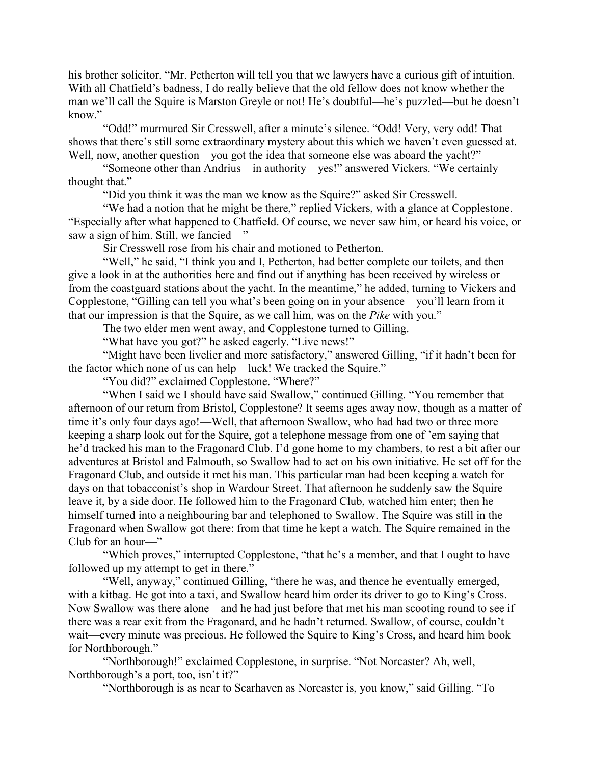his brother solicitor. "Mr. Petherton will tell you that we lawyers have a curious gift of intuition. With all Chatfield's badness, I do really believe that the old fellow does not know whether the man we'll call the Squire is Marston Greyle or not! He's doubtful—he's puzzled—but he doesn't know."

"Odd!" murmured Sir Cresswell, after a minute's silence. "Odd! Very, very odd! That shows that there's still some extraordinary mystery about this which we haven't even guessed at. Well, now, another question—you got the idea that someone else was aboard the yacht?"

"Someone other than Andrius—in authority—yes!" answered Vickers. "We certainly thought that."

"Did you think it was the man we know as the Squire?" asked Sir Cresswell.

"We had a notion that he might be there," replied Vickers, with a glance at Copplestone. "Especially after what happened to Chatfield. Of course, we never saw him, or heard his voice, or saw a sign of him. Still, we fancied—"

Sir Cresswell rose from his chair and motioned to Petherton.

"Well," he said, "I think you and I, Petherton, had better complete our toilets, and then give a look in at the authorities here and find out if anything has been received by wireless or from the coastguard stations about the yacht. In the meantime," he added, turning to Vickers and Copplestone, "Gilling can tell you what's been going on in your absence—you'll learn from it that our impression is that the Squire, as we call him, was on the *Pike* with you."

The two elder men went away, and Copplestone turned to Gilling.

"What have you got?" he asked eagerly. "Live news!"

"Might have been livelier and more satisfactory," answered Gilling, "if it hadn't been for the factor which none of us can help—luck! We tracked the Squire."

"You did?" exclaimed Copplestone. "Where?"

"When I said we I should have said Swallow," continued Gilling. "You remember that afternoon of our return from Bristol, Copplestone? It seems ages away now, though as a matter of time it's only four days ago!—Well, that afternoon Swallow, who had had two or three more keeping a sharp look out for the Squire, got a telephone message from one of 'em saying that he'd tracked his man to the Fragonard Club. I'd gone home to my chambers, to rest a bit after our adventures at Bristol and Falmouth, so Swallow had to act on his own initiative. He set off for the Fragonard Club, and outside it met his man. This particular man had been keeping a watch for days on that tobacconist's shop in Wardour Street. That afternoon he suddenly saw the Squire leave it, by a side door. He followed him to the Fragonard Club, watched him enter; then he himself turned into a neighbouring bar and telephoned to Swallow. The Squire was still in the Fragonard when Swallow got there: from that time he kept a watch. The Squire remained in the Club for an hour—"

"Which proves," interrupted Copplestone, "that he's a member, and that I ought to have followed up my attempt to get in there."

"Well, anyway," continued Gilling, "there he was, and thence he eventually emerged, with a kitbag. He got into a taxi, and Swallow heard him order its driver to go to King's Cross. Now Swallow was there alone—and he had just before that met his man scooting round to see if there was a rear exit from the Fragonard, and he hadn't returned. Swallow, of course, couldn't wait—every minute was precious. He followed the Squire to King's Cross, and heard him book for Northborough."

"Northborough!" exclaimed Copplestone, in surprise. "Not Norcaster? Ah, well, Northborough's a port, too, isn't it?"

"Northborough is as near to Scarhaven as Norcaster is, you know," said Gilling. "To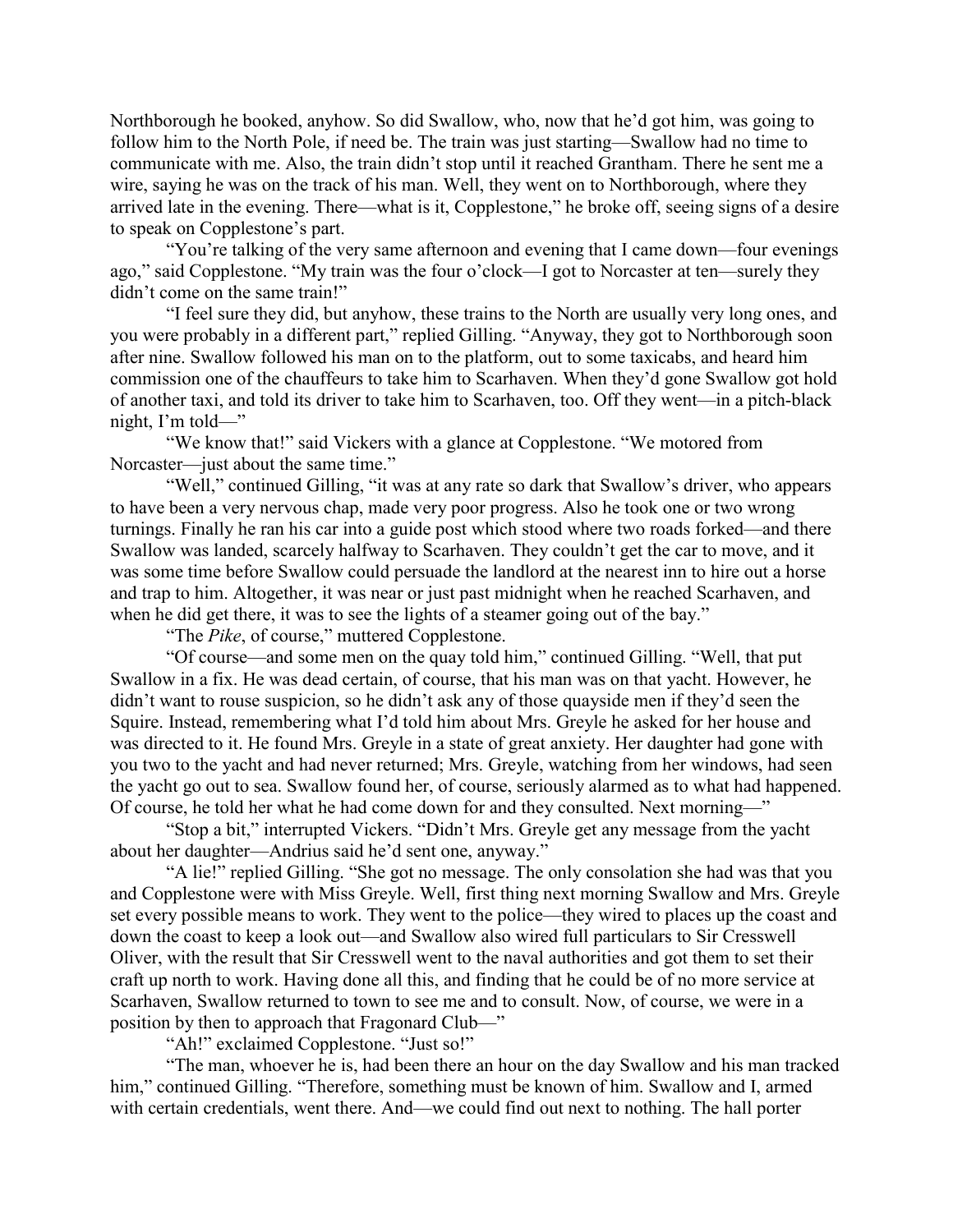Northborough he booked, anyhow. So did Swallow, who, now that he'd got him, was going to follow him to the North Pole, if need be. The train was just starting—Swallow had no time to communicate with me. Also, the train didn't stop until it reached Grantham. There he sent me a wire, saying he was on the track of his man. Well, they went on to Northborough, where they arrived late in the evening. There—what is it, Copplestone," he broke off, seeing signs of a desire to speak on Copplestone's part.

"You're talking of the very same afternoon and evening that I came down—four evenings ago," said Copplestone. "My train was the four o'clock—I got to Norcaster at ten—surely they didn't come on the same train!"

"I feel sure they did, but anyhow, these trains to the North are usually very long ones, and you were probably in a different part," replied Gilling. "Anyway, they got to Northborough soon after nine. Swallow followed his man on to the platform, out to some taxicabs, and heard him commission one of the chauffeurs to take him to Scarhaven. When they'd gone Swallow got hold of another taxi, and told its driver to take him to Scarhaven, too. Off they went—in a pitch-black night, I'm told—"

"We know that!" said Vickers with a glance at Copplestone. "We motored from Norcaster—just about the same time."

"Well," continued Gilling, "it was at any rate so dark that Swallow's driver, who appears to have been a very nervous chap, made very poor progress. Also he took one or two wrong turnings. Finally he ran his car into a guide post which stood where two roads forked—and there Swallow was landed, scarcely halfway to Scarhaven. They couldn't get the car to move, and it was some time before Swallow could persuade the landlord at the nearest inn to hire out a horse and trap to him. Altogether, it was near or just past midnight when he reached Scarhaven, and when he did get there, it was to see the lights of a steamer going out of the bay."

"The *Pike*, of course," muttered Copplestone.

"Of course—and some men on the quay told him," continued Gilling. "Well, that put Swallow in a fix. He was dead certain, of course, that his man was on that yacht. However, he didn't want to rouse suspicion, so he didn't ask any of those quayside men if they'd seen the Squire. Instead, remembering what I'd told him about Mrs. Greyle he asked for her house and was directed to it. He found Mrs. Greyle in a state of great anxiety. Her daughter had gone with you two to the yacht and had never returned; Mrs. Greyle, watching from her windows, had seen the yacht go out to sea. Swallow found her, of course, seriously alarmed as to what had happened. Of course, he told her what he had come down for and they consulted. Next morning—"

"Stop a bit," interrupted Vickers. "Didn't Mrs. Greyle get any message from the yacht about her daughter—Andrius said he'd sent one, anyway."

"A lie!" replied Gilling. "She got no message. The only consolation she had was that you and Copplestone were with Miss Greyle. Well, first thing next morning Swallow and Mrs. Greyle set every possible means to work. They went to the police—they wired to places up the coast and down the coast to keep a look out—and Swallow also wired full particulars to Sir Cresswell Oliver, with the result that Sir Cresswell went to the naval authorities and got them to set their craft up north to work. Having done all this, and finding that he could be of no more service at Scarhaven, Swallow returned to town to see me and to consult. Now, of course, we were in a position by then to approach that Fragonard Club—"

"Ah!" exclaimed Copplestone. "Just so!"

"The man, whoever he is, had been there an hour on the day Swallow and his man tracked him," continued Gilling. "Therefore, something must be known of him. Swallow and I, armed with certain credentials, went there. And—we could find out next to nothing. The hall porter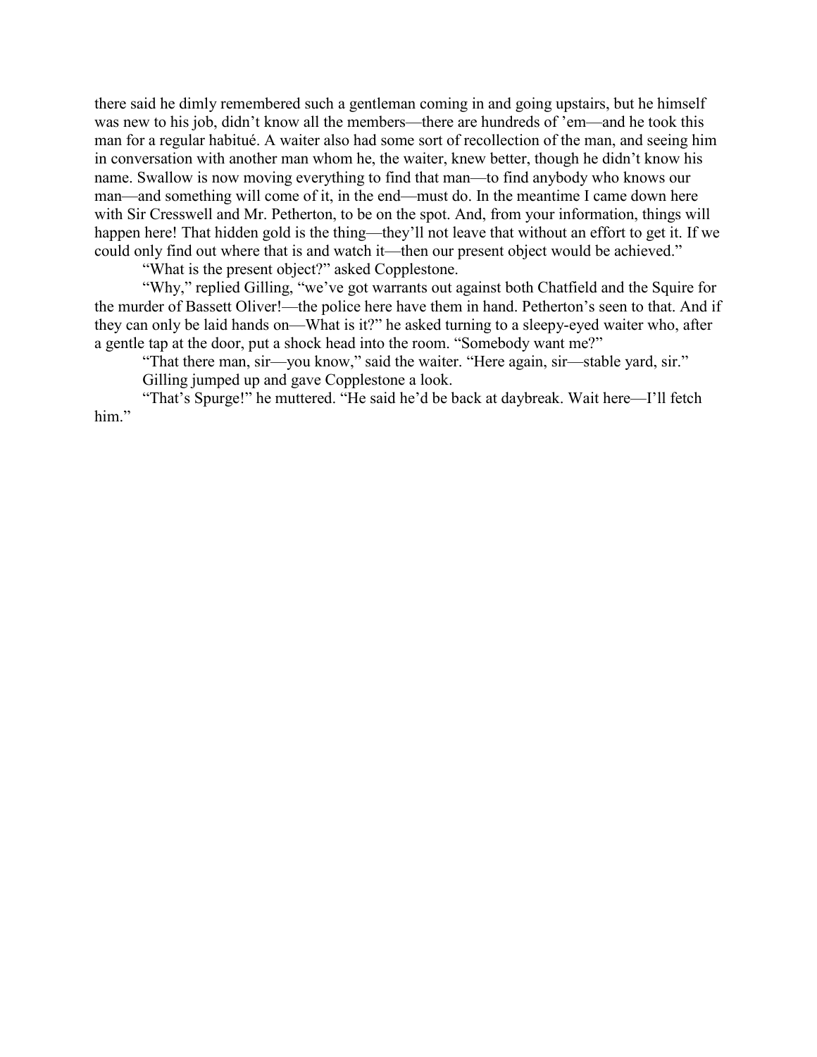there said he dimly remembered such a gentleman coming in and going upstairs, but he himself was new to his job, didn't know all the members—there are hundreds of 'em—and he took this man for a regular habitué. A waiter also had some sort of recollection of the man, and seeing him in conversation with another man whom he, the waiter, knew better, though he didn't know his name. Swallow is now moving everything to find that man—to find anybody who knows our man—and something will come of it, in the end—must do. In the meantime I came down here with Sir Cresswell and Mr. Petherton, to be on the spot. And, from your information, things will happen here! That hidden gold is the thing—they'll not leave that without an effort to get it. If we could only find out where that is and watch it—then our present object would be achieved."

"What is the present object?" asked Copplestone.

"Why," replied Gilling, "we've got warrants out against both Chatfield and the Squire for the murder of Bassett Oliver!—the police here have them in hand. Petherton's seen to that. And if they can only be laid hands on—What is it?" he asked turning to a sleepy-eyed waiter who, after a gentle tap at the door, put a shock head into the room. "Somebody want me?"

"That there man, sir—you know," said the waiter. "Here again, sir—stable yard, sir."

Gilling jumped up and gave Copplestone a look.

"That's Spurge!" he muttered. "He said he'd be back at daybreak. Wait here—I'll fetch him."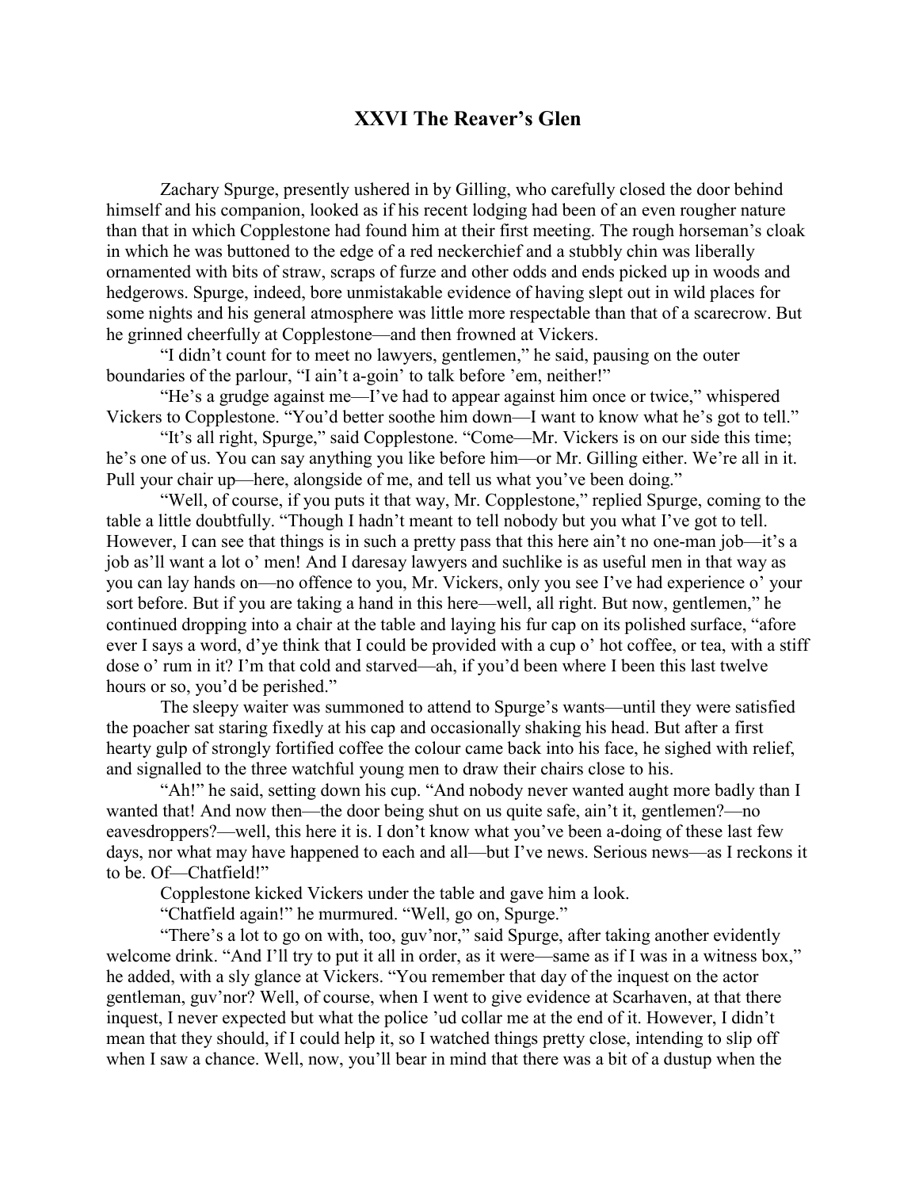## XXVI The Reaver's Glen

Zachary Spurge, presently ushered in by Gilling, who carefully closed the door behind himself and his companion, looked as if his recent lodging had been of an even rougher nature than that in which Copplestone had found him at their first meeting. The rough horseman's cloak in which he was buttoned to the edge of a red neckerchief and a stubbly chin was liberally ornamented with bits of straw, scraps of furze and other odds and ends picked up in woods and hedgerows. Spurge, indeed, bore unmistakable evidence of having slept out in wild places for some nights and his general atmosphere was little more respectable than that of a scarecrow. But he grinned cheerfully at Copplestone—and then frowned at Vickers.

"I didn't count for to meet no lawyers, gentlemen," he said, pausing on the outer boundaries of the parlour, "I ain't a-goin' to talk before 'em, neither!"

"He's a grudge against me—I've had to appear against him once or twice," whispered Vickers to Copplestone. "You'd better soothe him down—I want to know what he's got to tell."

"It's all right, Spurge," said Copplestone. "Come—Mr. Vickers is on our side this time; he's one of us. You can say anything you like before him—or Mr. Gilling either. We're all in it. Pull your chair up—here, alongside of me, and tell us what you've been doing."

"Well, of course, if you puts it that way, Mr. Copplestone," replied Spurge, coming to the table a little doubtfully. "Though I hadn't meant to tell nobody but you what I've got to tell. However, I can see that things is in such a pretty pass that this here ain't no one-man job—it's a job as'll want a lot o' men! And I daresay lawyers and suchlike is as useful men in that way as you can lay hands on—no offence to you, Mr. Vickers, only you see I've had experience o' your sort before. But if you are taking a hand in this here—well, all right. But now, gentlemen," he continued dropping into a chair at the table and laying his fur cap on its polished surface, "afore ever I says a word, d'ye think that I could be provided with a cup o' hot coffee, or tea, with a stiff dose o' rum in it? I'm that cold and starved—ah, if you'd been where I been this last twelve hours or so, you'd be perished."

The sleepy waiter was summoned to attend to Spurge's wants—until they were satisfied the poacher sat staring fixedly at his cap and occasionally shaking his head. But after a first hearty gulp of strongly fortified coffee the colour came back into his face, he sighed with relief, and signalled to the three watchful young men to draw their chairs close to his.

"Ah!" he said, setting down his cup. "And nobody never wanted aught more badly than I wanted that! And now then—the door being shut on us quite safe, ain't it, gentlemen?—no eavesdroppers?—well, this here it is. I don't know what you've been a-doing of these last few days, nor what may have happened to each and all—but I've news. Serious news—as I reckons it to be. Of—Chatfield!"

Copplestone kicked Vickers under the table and gave him a look.

"Chatfield again!" he murmured. "Well, go on, Spurge."

"There's a lot to go on with, too, guv'nor," said Spurge, after taking another evidently welcome drink. "And I'll try to put it all in order, as it were—same as if I was in a witness box," he added, with a sly glance at Vickers. "You remember that day of the inquest on the actor gentleman, guv'nor? Well, of course, when I went to give evidence at Scarhaven, at that there inquest, I never expected but what the police 'ud collar me at the end of it. However, I didn't mean that they should, if I could help it, so I watched things pretty close, intending to slip off when I saw a chance. Well, now, you'll bear in mind that there was a bit of a dustup when the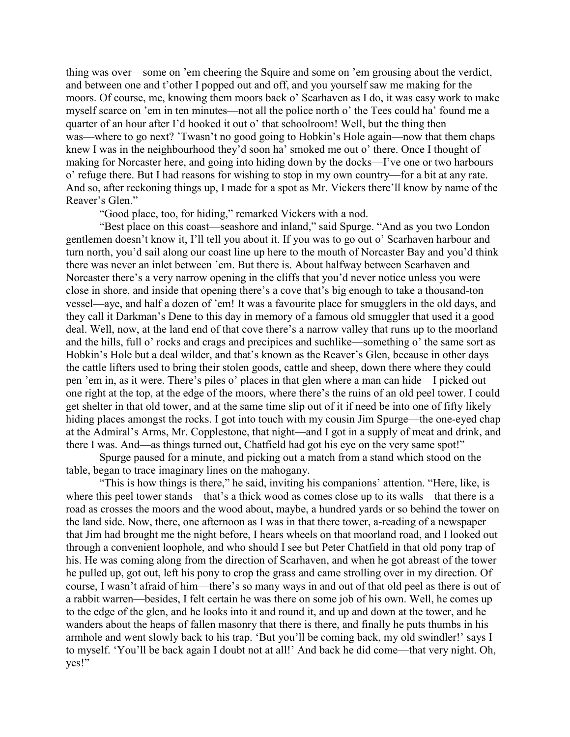thing was over—some on 'em cheering the Squire and some on 'em grousing about the verdict, and between one and t'other I popped out and off, and you yourself saw me making for the moors. Of course, me, knowing them moors back o' Scarhaven as I do, it was easy work to make myself scarce on 'em in ten minutes—not all the police north o' the Tees could ha' found me a quarter of an hour after I'd hooked it out o' that schoolroom! Well, but the thing then was—where to go next? 'Twasn't no good going to Hobkin's Hole again—now that them chaps knew I was in the neighbourhood they'd soon ha' smoked me out o' there. Once I thought of making for Norcaster here, and going into hiding down by the docks—I've one or two harbours o' refuge there. But I had reasons for wishing to stop in my own country—for a bit at any rate. And so, after reckoning things up, I made for a spot as Mr. Vickers there'll know by name of the Reaver's Glen."

"Good place, too, for hiding," remarked Vickers with a nod.

"Best place on this coast—seashore and inland," said Spurge. "And as you two London gentlemen doesn't know it, I'll tell you about it. If you was to go out o' Scarhaven harbour and turn north, you'd sail along our coast line up here to the mouth of Norcaster Bay and you'd think there was never an inlet between 'em. But there is. About halfway between Scarhaven and Norcaster there's a very narrow opening in the cliffs that you'd never notice unless you were close in shore, and inside that opening there's a cove that's big enough to take a thousand-ton vessel—aye, and half a dozen of 'em! It was a favourite place for smugglers in the old days, and they call it Darkman's Dene to this day in memory of a famous old smuggler that used it a good deal. Well, now, at the land end of that cove there's a narrow valley that runs up to the moorland and the hills, full o' rocks and crags and precipices and suchlike—something o' the same sort as Hobkin's Hole but a deal wilder, and that's known as the Reaver's Glen, because in other days the cattle lifters used to bring their stolen goods, cattle and sheep, down there where they could pen 'em in, as it were. There's piles o' places in that glen where a man can hide—I picked out one right at the top, at the edge of the moors, where there's the ruins of an old peel tower. I could get shelter in that old tower, and at the same time slip out of it if need be into one of fifty likely hiding places amongst the rocks. I got into touch with my cousin Jim Spurge—the one-eyed chap at the Admiral's Arms, Mr. Copplestone, that night—and I got in a supply of meat and drink, and there I was. And—as things turned out, Chatfield had got his eye on the very same spot!"

Spurge paused for a minute, and picking out a match from a stand which stood on the table, began to trace imaginary lines on the mahogany.

"This is how things is there," he said, inviting his companions' attention. "Here, like, is where this peel tower stands—that's a thick wood as comes close up to its walls—that there is a road as crosses the moors and the wood about, maybe, a hundred yards or so behind the tower on the land side. Now, there, one afternoon as I was in that there tower, a-reading of a newspaper that Jim had brought me the night before, I hears wheels on that moorland road, and I looked out through a convenient loophole, and who should I see but Peter Chatfield in that old pony trap of his. He was coming along from the direction of Scarhaven, and when he got abreast of the tower he pulled up, got out, left his pony to crop the grass and came strolling over in my direction. Of course, I wasn't afraid of him—there's so many ways in and out of that old peel as there is out of a rabbit warren—besides, I felt certain he was there on some job of his own. Well, he comes up to the edge of the glen, and he looks into it and round it, and up and down at the tower, and he wanders about the heaps of fallen masonry that there is there, and finally he puts thumbs in his armhole and went slowly back to his trap. 'But you'll be coming back, my old swindler!' says I to myself. 'You'll be back again I doubt not at all!' And back he did come—that very night. Oh, yes!"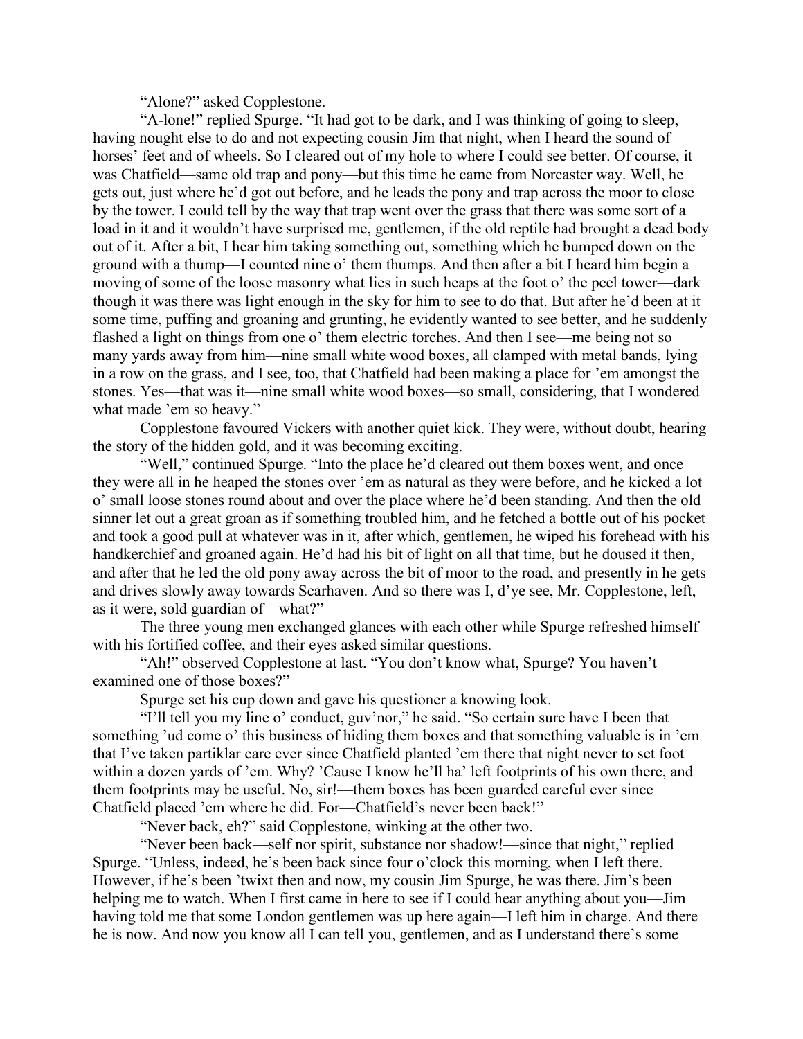"Alone?" asked Copplestone.

"A-lone!" replied Spurge. "It had got to be dark, and I was thinking of going to sleep, having nought else to do and not expecting cousin Jim that night, when I heard the sound of horses' feet and of wheels. So I cleared out of my hole to where I could see better. Of course, it was Chatfield—same old trap and pony—but this time he came from Norcaster way. Well, he gets out, just where he'd got out before, and he leads the pony and trap across the moor to close by the tower. I could tell by the way that trap went over the grass that there was some sort of a load in it and it wouldn't have surprised me, gentlemen, if the old reptile had brought a dead body out of it. After a bit, I hear him taking something out, something which he bumped down on the ground with a thump—I counted nine o' them thumps. And then after a bit I heard him begin a moving of some of the loose masonry what lies in such heaps at the foot o' the peel tower—dark though it was there was light enough in the sky for him to see to do that. But after he'd been at it some time, puffing and groaning and grunting, he evidently wanted to see better, and he suddenly flashed a light on things from one o' them electric torches. And then I see—me being not so many yards away from him—nine small white wood boxes, all clamped with metal bands, lying in a row on the grass, and I see, too, that Chatfield had been making a place for 'em amongst the stones. Yes—that was it—nine small white wood boxes—so small, considering, that I wondered what made 'em so heavy."

Copplestone favoured Vickers with another quiet kick. They were, without doubt, hearing the story of the hidden gold, and it was becoming exciting.

"Well," continued Spurge. "Into the place he'd cleared out them boxes went, and once they were all in he heaped the stones over 'em as natural as they were before, and he kicked a lot o' small loose stones round about and over the place where he'd been standing. And then the old sinner let out a great groan as if something troubled him, and he fetched a bottle out of his pocket and took a good pull at whatever was in it, after which, gentlemen, he wiped his forehead with his handkerchief and groaned again. He'd had his bit of light on all that time, but he doused it then, and after that he led the old pony away across the bit of moor to the road, and presently in he gets and drives slowly away towards Scarhaven. And so there was I, d'ye see, Mr. Copplestone, left, as it were, sold guardian of—what?"

The three young men exchanged glances with each other while Spurge refreshed himself with his fortified coffee, and their eyes asked similar questions.

"Ah!" observed Copplestone at last. "You don't know what, Spurge? You haven't examined one of those boxes?"

Spurge set his cup down and gave his questioner a knowing look.

"I'll tell you my line o' conduct, guv'nor," he said. "So certain sure have I been that something 'ud come o' this business of hiding them boxes and that something valuable is in 'em that I've taken partiklar care ever since Chatfield planted 'em there that night never to set foot within a dozen yards of 'em. Why? 'Cause I know he'll ha' left footprints of his own there, and them footprints may be useful. No, sir!—them boxes has been guarded careful ever since Chatfield placed 'em where he did. For—Chatfield's never been back!"

"Never back, eh?" said Copplestone, winking at the other two.

"Never been back—self nor spirit, substance nor shadow!—since that night," replied Spurge. "Unless, indeed, he's been back since four o'clock this morning, when I left there. However, if he's been 'twixt then and now, my cousin Jim Spurge, he was there. Jim's been helping me to watch. When I first came in here to see if I could hear anything about you—Jim having told me that some London gentlemen was up here again—I left him in charge. And there he is now. And now you know all I can tell you, gentlemen, and as I understand there's some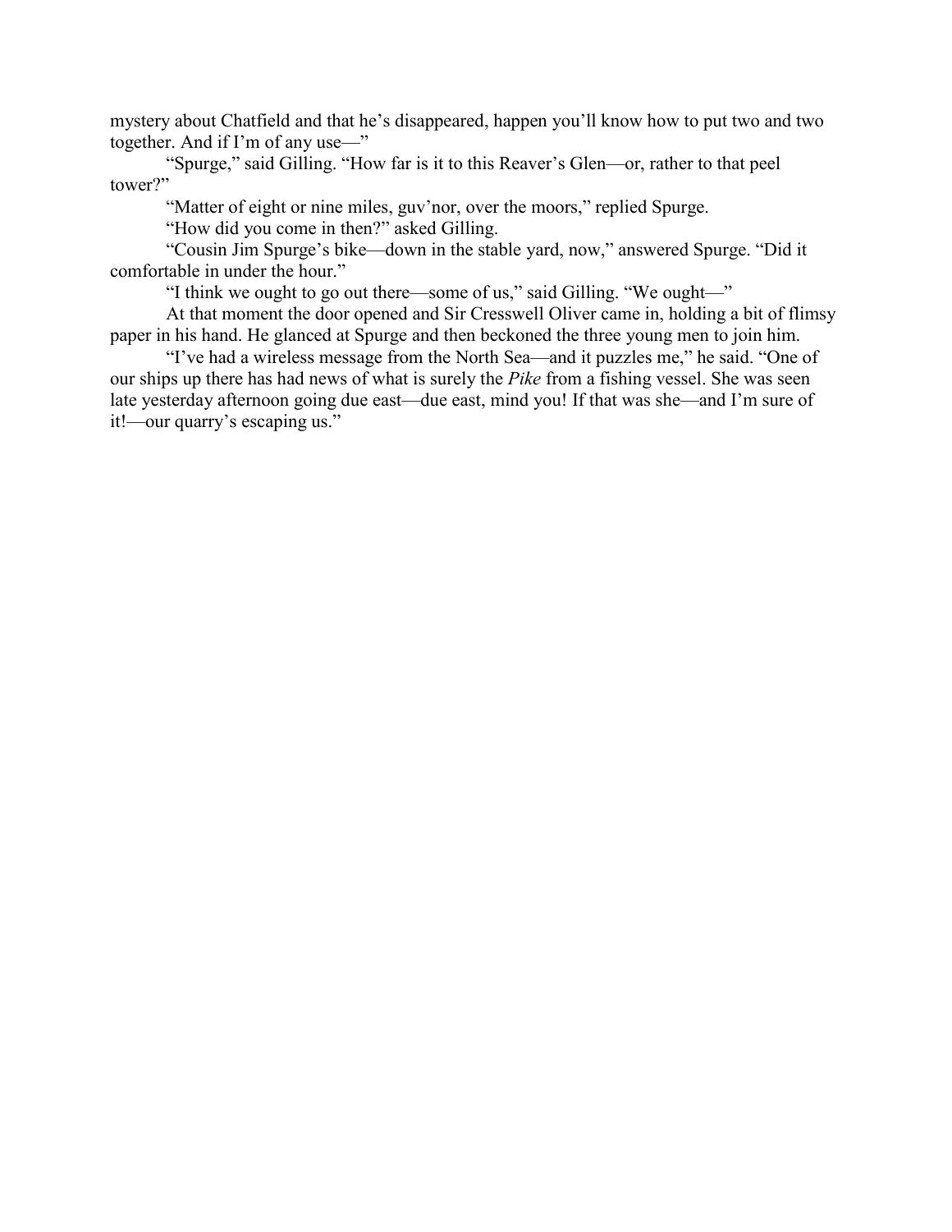mystery about Chatfield and that he's disappeared, happen you'll know how to put two and two together. And if I'm of any use—"

"Spurge," said Gilling. "How far is it to this Reaver's Glen—or, rather to that peel tower?"

"Matter of eight or nine miles, guv'nor, over the moors," replied Spurge.

"How did you come in then?" asked Gilling.

"Cousin Jim Spurge's bike—down in the stable yard, now," answered Spurge. "Did it comfortable in under the hour."

"I think we ought to go out there—some of us," said Gilling. "We ought—"

At that moment the door opened and Sir Cresswell Oliver came in, holding a bit of flimsy paper in his hand. He glanced at Spurge and then beckoned the three young men to join him.

"I've had a wireless message from the North Sea—and it puzzles me," he said. "One of our ships up there has had news of what is surely the *Pike* from a fishing vessel. She was seen late yesterday afternoon going due east—due east, mind you! If that was she—and I'm sure of it!—our quarry's escaping us."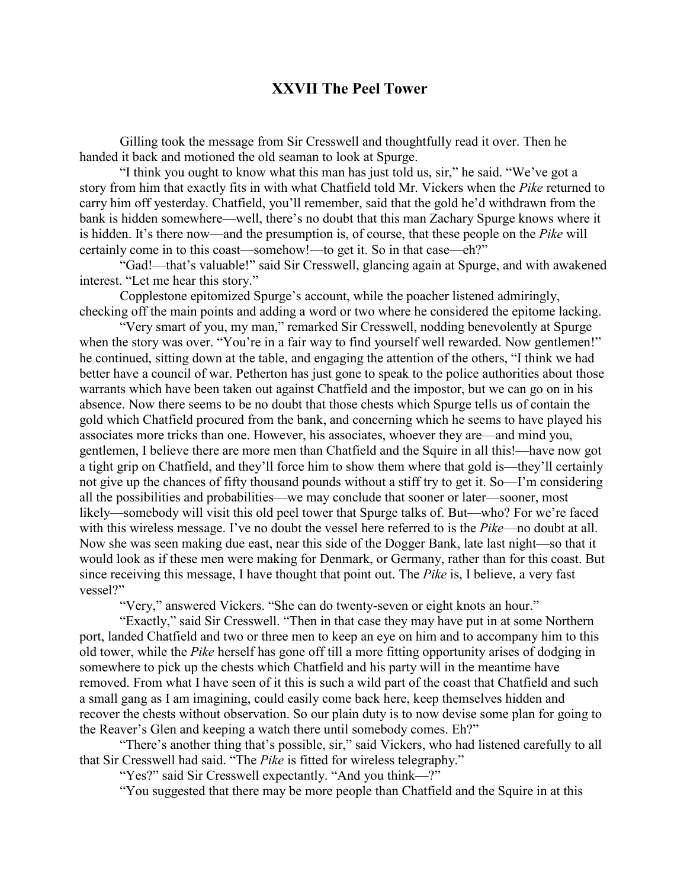## XXVII The Peel Tower

Gilling took the message from Sir Cresswell and thoughtfully read it over. Then he handed it back and motioned the old seaman to look at Spurge.

"I think you ought to know what this man has just told us, sir," he said. "We've got a story from him that exactly fits in with what Chatfield told Mr. Vickers when the *Pike* returned to carry him off yesterday. Chatfield, you'll remember, said that the gold he'd withdrawn from the bank is hidden somewhere—well, there's no doubt that this man Zachary Spurge knows where it is hidden. It's there now—and the presumption is, of course, that these people on the *Pike* will certainly come in to this coast—somehow!—to get it. So in that case—eh?"

"Gad!—that's valuable!" said Sir Cresswell, glancing again at Spurge, and with awakened interest. "Let me hear this story."

Copplestone epitomized Spurge's account, while the poacher listened admiringly, checking off the main points and adding a word or two where he considered the epitome lacking.

"Very smart of you, my man," remarked Sir Cresswell, nodding benevolently at Spurge when the story was over. "You're in a fair way to find yourself well rewarded. Now gentlemen!" he continued, sitting down at the table, and engaging the attention of the others, "I think we had better have a council of war. Petherton has just gone to speak to the police authorities about those warrants which have been taken out against Chatfield and the impostor, but we can go on in his absence. Now there seems to be no doubt that those chests which Spurge tells us of contain the gold which Chatfield procured from the bank, and concerning which he seems to have played his associates more tricks than one. However, his associates, whoever they are—and mind you, gentlemen, I believe there are more men than Chatfield and the Squire in all this!—have now got a tight grip on Chatfield, and they'll force him to show them where that gold is—they'll certainly not give up the chances of fifty thousand pounds without a stiff try to get it. So—I'm considering all the possibilities and probabilities—we may conclude that sooner or later—sooner, most likely—somebody will visit this old peel tower that Spurge talks of. But—who? For we're faced with this wireless message. I've no doubt the vessel here referred to is the *Pike*—no doubt at all. Now she was seen making due east, near this side of the Dogger Bank, late last night—so that it would look as if these men were making for Denmark, or Germany, rather than for this coast. But since receiving this message, I have thought that point out. The *Pike* is, I believe, a very fast vessel?"

"Very," answered Vickers. "She can do twenty-seven or eight knots an hour."

"Exactly," said Sir Cresswell. "Then in that case they may have put in at some Northern port, landed Chatfield and two or three men to keep an eye on him and to accompany him to this old tower, while the *Pike* herself has gone off till a more fitting opportunity arises of dodging in somewhere to pick up the chests which Chatfield and his party will in the meantime have removed. From what I have seen of it this is such a wild part of the coast that Chatfield and such a small gang as I am imagining, could easily come back here, keep themselves hidden and recover the chests without observation. So our plain duty is to now devise some plan for going to the Reaver's Glen and keeping a watch there until somebody comes. Eh?"

"There's another thing that's possible, sir," said Vickers, who had listened carefully to all that Sir Cresswell had said. "The *Pike* is fitted for wireless telegraphy."

"Yes?" said Sir Cresswell expectantly. "And you think—?"

"You suggested that there may be more people than Chatfield and the Squire in at this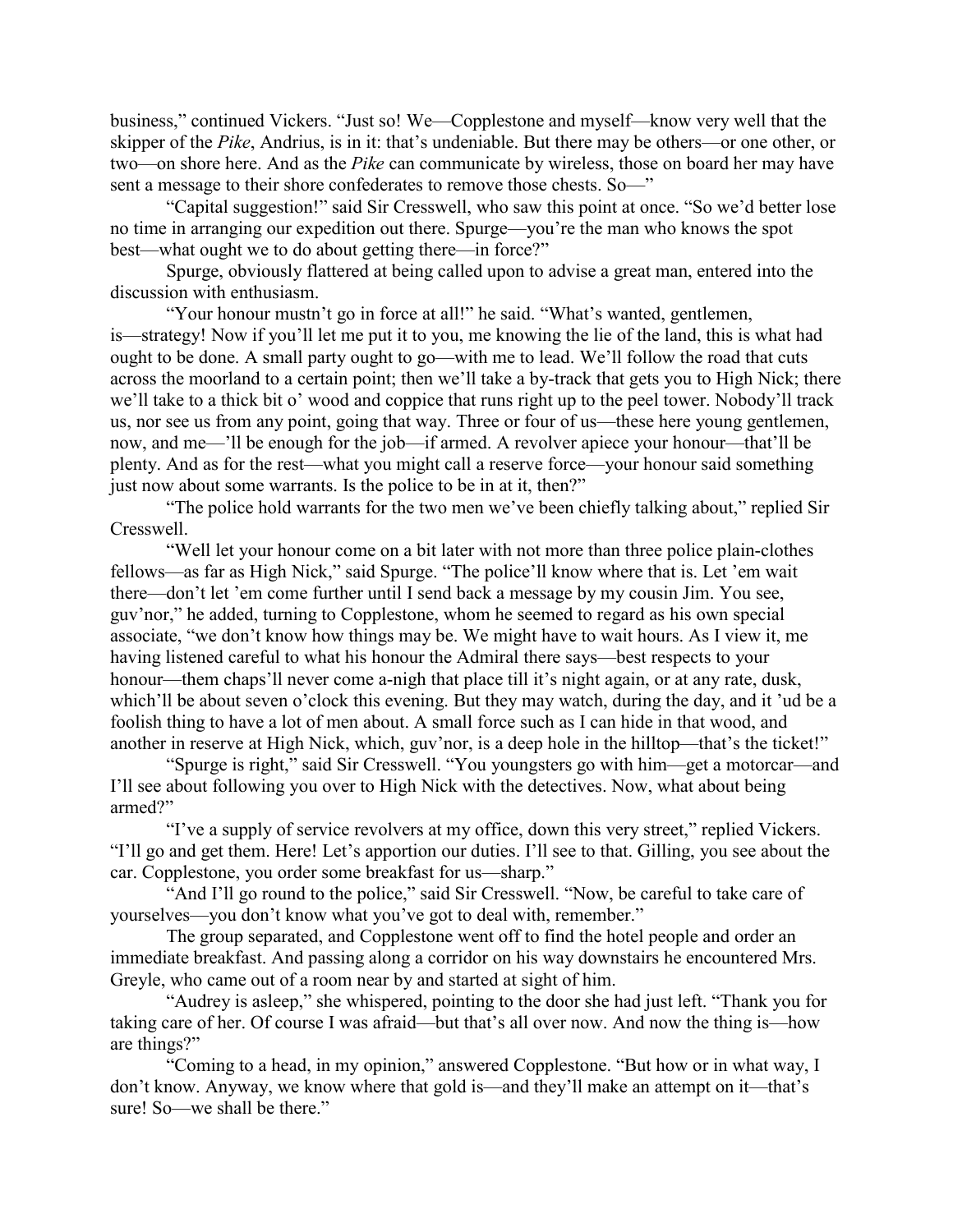business," continued Vickers. "Just so! We—Copplestone and myself—know very well that the skipper of the *Pike*, Andrius, is in it: that's undeniable. But there may be others—or one other, or two—on shore here. And as the *Pike* can communicate by wireless, those on board her may have sent a message to their shore confederates to remove those chests. So—"

"Capital suggestion!" said Sir Cresswell, who saw this point at once. "So we'd better lose no time in arranging our expedition out there. Spurge—you're the man who knows the spot best—what ought we to do about getting there—in force?"

Spurge, obviously flattered at being called upon to advise a great man, entered into the discussion with enthusiasm.

"Your honour mustn't go in force at all!" he said. "What's wanted, gentlemen, is—strategy! Now if you'll let me put it to you, me knowing the lie of the land, this is what had ought to be done. A small party ought to go—with me to lead. We'll follow the road that cuts across the moorland to a certain point; then we'll take a by-track that gets you to High Nick; there we'll take to a thick bit o' wood and coppice that runs right up to the peel tower. Nobody'll track us, nor see us from any point, going that way. Three or four of us—these here young gentlemen, now, and me—'ll be enough for the job—if armed. A revolver apiece your honour—that'll be plenty. And as for the rest—what you might call a reserve force—your honour said something just now about some warrants. Is the police to be in at it, then?"

"The police hold warrants for the two men we've been chiefly talking about," replied Sir Cresswell.

"Well let your honour come on a bit later with not more than three police plain-clothes fellows—as far as High Nick," said Spurge. "The police'll know where that is. Let 'em wait there—don't let 'em come further until I send back a message by my cousin Jim. You see, guv'nor," he added, turning to Copplestone, whom he seemed to regard as his own special associate, "we don't know how things may be. We might have to wait hours. As I view it, me having listened careful to what his honour the Admiral there says—best respects to your honour—them chaps'll never come a-nigh that place till it's night again, or at any rate, dusk, which'll be about seven o'clock this evening. But they may watch, during the day, and it 'ud be a foolish thing to have a lot of men about. A small force such as I can hide in that wood, and another in reserve at High Nick, which, guv'nor, is a deep hole in the hilltop—that's the ticket!"

"Spurge is right," said Sir Cresswell. "You youngsters go with him—get a motorcar—and I'll see about following you over to High Nick with the detectives. Now, what about being armed?"

"I've a supply of service revolvers at my office, down this very street," replied Vickers. "I'll go and get them. Here! Let's apportion our duties. I'll see to that. Gilling, you see about the car. Copplestone, you order some breakfast for us—sharp."

"And I'll go round to the police," said Sir Cresswell. "Now, be careful to take care of yourselves—you don't know what you've got to deal with, remember."

The group separated, and Copplestone went off to find the hotel people and order an immediate breakfast. And passing along a corridor on his way downstairs he encountered Mrs. Greyle, who came out of a room near by and started at sight of him.

"Audrey is asleep," she whispered, pointing to the door she had just left. "Thank you for taking care of her. Of course I was afraid—but that's all over now. And now the thing is—how are things?"

"Coming to a head, in my opinion," answered Copplestone. "But how or in what way, I don't know. Anyway, we know where that gold is—and they'll make an attempt on it—that's sure! So—we shall be there."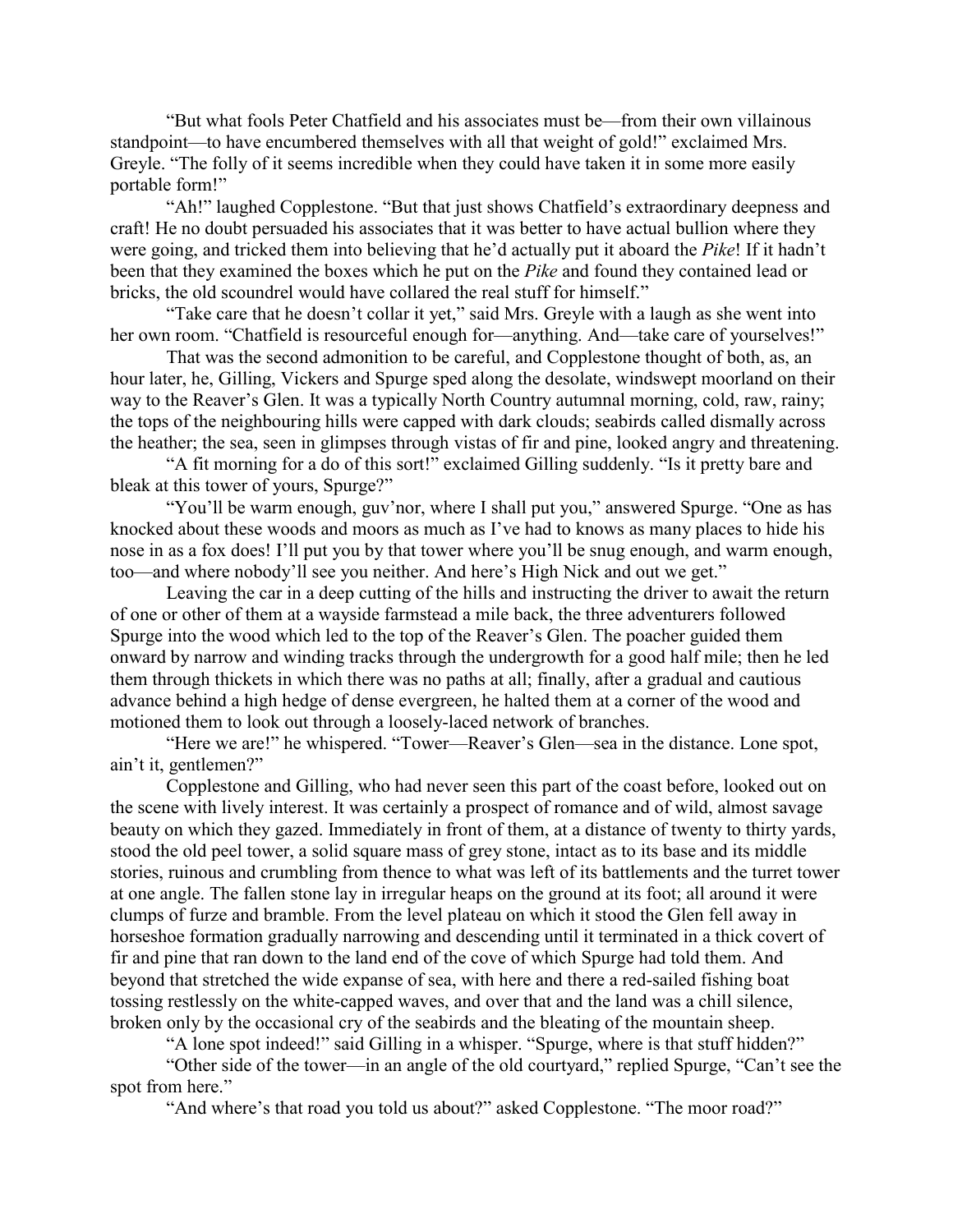"But what fools Peter Chatfield and his associates must be—from their own villainous standpoint—to have encumbered themselves with all that weight of gold!" exclaimed Mrs. Greyle. "The folly of it seems incredible when they could have taken it in some more easily portable form!"

"Ah!" laughed Copplestone. "But that just shows Chatfield's extraordinary deepness and craft! He no doubt persuaded his associates that it was better to have actual bullion where they were going, and tricked them into believing that he'd actually put it aboard the *Pike*! If it hadn't been that they examined the boxes which he put on the *Pike* and found they contained lead or bricks, the old scoundrel would have collared the real stuff for himself."

"Take care that he doesn't collar it yet," said Mrs. Greyle with a laugh as she went into her own room. "Chatfield is resourceful enough for—anything. And—take care of yourselves!"

That was the second admonition to be careful, and Copplestone thought of both, as, an hour later, he, Gilling, Vickers and Spurge sped along the desolate, windswept moorland on their way to the Reaver's Glen. It was a typically North Country autumnal morning, cold, raw, rainy; the tops of the neighbouring hills were capped with dark clouds; seabirds called dismally across the heather; the sea, seen in glimpses through vistas of fir and pine, looked angry and threatening.

"A fit morning for a do of this sort!" exclaimed Gilling suddenly. "Is it pretty bare and bleak at this tower of yours, Spurge?"

"You'll be warm enough, guv'nor, where I shall put you," answered Spurge. "One as has knocked about these woods and moors as much as I've had to knows as many places to hide his nose in as a fox does! I'll put you by that tower where you'll be snug enough, and warm enough, too—and where nobody'll see you neither. And here's High Nick and out we get."

Leaving the car in a deep cutting of the hills and instructing the driver to await the return of one or other of them at a wayside farmstead a mile back, the three adventurers followed Spurge into the wood which led to the top of the Reaver's Glen. The poacher guided them onward by narrow and winding tracks through the undergrowth for a good half mile; then he led them through thickets in which there was no paths at all; finally, after a gradual and cautious advance behind a high hedge of dense evergreen, he halted them at a corner of the wood and motioned them to look out through a loosely-laced network of branches.

"Here we are!" he whispered. "Tower—Reaver's Glen—sea in the distance. Lone spot, ain't it, gentlemen?"

Copplestone and Gilling, who had never seen this part of the coast before, looked out on the scene with lively interest. It was certainly a prospect of romance and of wild, almost savage beauty on which they gazed. Immediately in front of them, at a distance of twenty to thirty yards, stood the old peel tower, a solid square mass of grey stone, intact as to its base and its middle stories, ruinous and crumbling from thence to what was left of its battlements and the turret tower at one angle. The fallen stone lay in irregular heaps on the ground at its foot; all around it were clumps of furze and bramble. From the level plateau on which it stood the Glen fell away in horseshoe formation gradually narrowing and descending until it terminated in a thick covert of fir and pine that ran down to the land end of the cove of which Spurge had told them. And beyond that stretched the wide expanse of sea, with here and there a red-sailed fishing boat tossing restlessly on the white-capped waves, and over that and the land was a chill silence, broken only by the occasional cry of the seabirds and the bleating of the mountain sheep.

"A lone spot indeed!" said Gilling in a whisper. "Spurge, where is that stuff hidden?"

"Other side of the tower—in an angle of the old courtyard," replied Spurge, "Can't see the spot from here."

"And where's that road you told us about?" asked Copplestone. "The moor road?"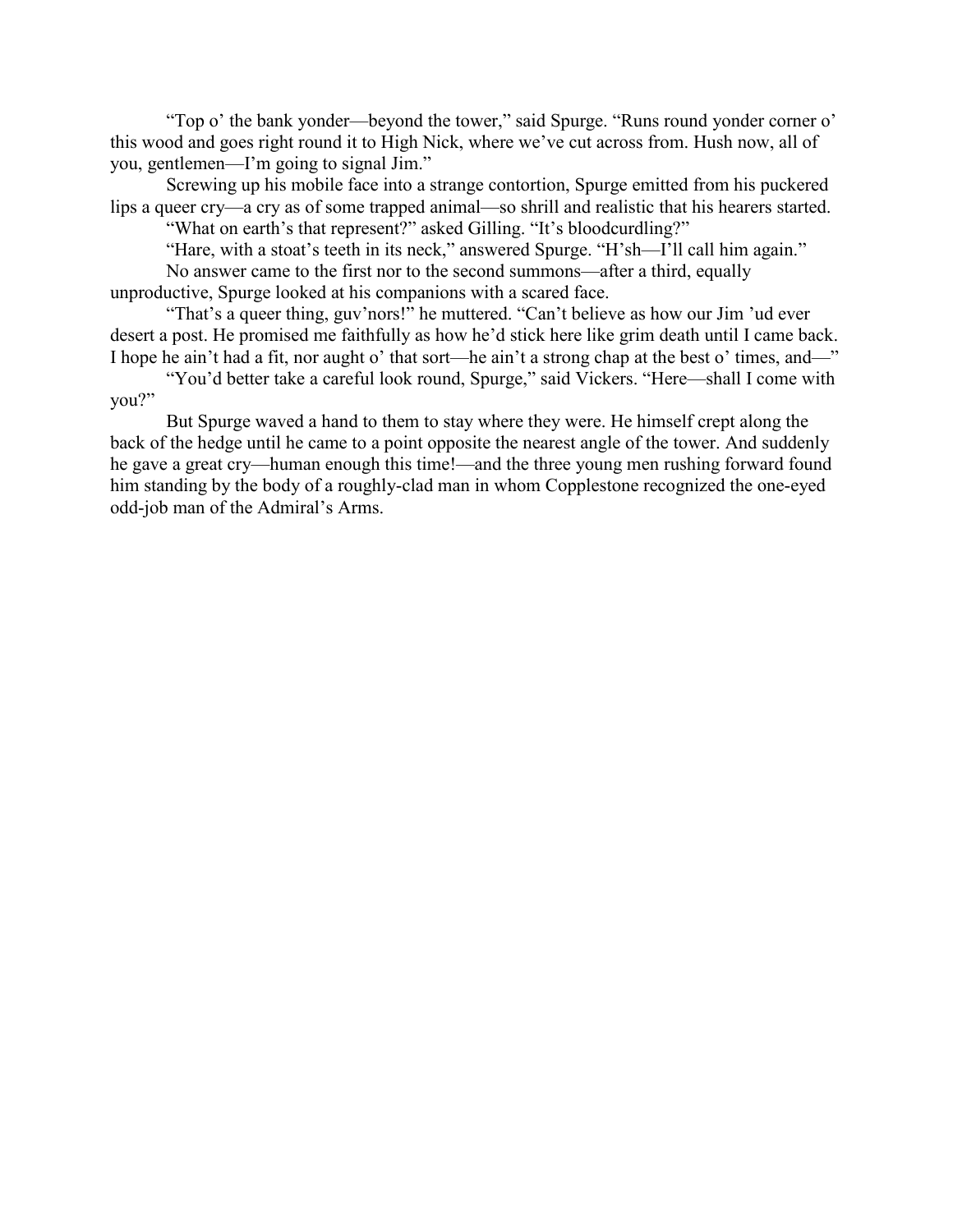"Top o' the bank yonder—beyond the tower," said Spurge. "Runs round yonder corner o' this wood and goes right round it to High Nick, where we've cut across from. Hush now, all of you, gentlemen—I'm going to signal Jim."

Screwing up his mobile face into a strange contortion, Spurge emitted from his puckered lips a queer cry—a cry as of some trapped animal—so shrill and realistic that his hearers started.

"What on earth's that represent?" asked Gilling. "It's bloodcurdling?"

"Hare, with a stoat's teeth in its neck," answered Spurge. "H'sh—I'll call him again."

No answer came to the first nor to the second summons—after a third, equally unproductive, Spurge looked at his companions with a scared face.

"That's a queer thing, guv'nors!" he muttered. "Can't believe as how our Jim 'ud ever desert a post. He promised me faithfully as how he'd stick here like grim death until I came back. I hope he ain't had a fit, nor aught o' that sort—he ain't a strong chap at the best o' times, and—"

"You'd better take a careful look round, Spurge," said Vickers. "Here—shall I come with you?"

But Spurge waved a hand to them to stay where they were. He himself crept along the back of the hedge until he came to a point opposite the nearest angle of the tower. And suddenly he gave a great cry—human enough this time!—and the three young men rushing forward found him standing by the body of a roughly-clad man in whom Copplestone recognized the one-eyed odd-job man of the Admiral's Arms.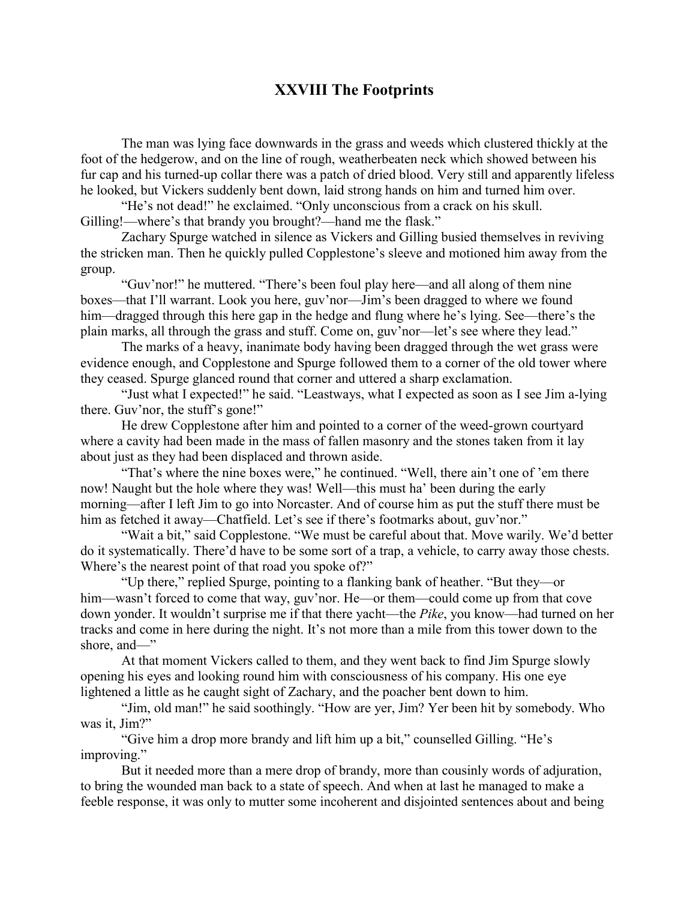# XXVIII The Footprints

The man was lying face downwards in the grass and weeds which clustered thickly at the foot of the hedgerow, and on the line of rough, weatherbeaten neck which showed between his fur cap and his turned-up collar there was a patch of dried blood. Very still and apparently lifeless he looked, but Vickers suddenly bent down, laid strong hands on him and turned him over.

"He's not dead!" he exclaimed. "Only unconscious from a crack on his skull. Gilling!—where's that brandy you brought?—hand me the flask."

Zachary Spurge watched in silence as Vickers and Gilling busied themselves in reviving the stricken man. Then he quickly pulled Copplestone's sleeve and motioned him away from the group.

"Guv'nor!" he muttered. "There's been foul play here—and all along of them nine boxes—that I'll warrant. Look you here, guv'nor—Jim's been dragged to where we found him—dragged through this here gap in the hedge and flung where he's lying. See—there's the plain marks, all through the grass and stuff. Come on, guv'nor—let's see where they lead."

The marks of a heavy, inanimate body having been dragged through the wet grass were evidence enough, and Copplestone and Spurge followed them to a corner of the old tower where they ceased. Spurge glanced round that corner and uttered a sharp exclamation.

"Just what I expected!" he said. "Leastways, what I expected as soon as I see Jim a-lying there. Guv'nor, the stuff's gone!"

He drew Copplestone after him and pointed to a corner of the weed-grown courtyard where a cavity had been made in the mass of fallen masonry and the stones taken from it lay about just as they had been displaced and thrown aside.

"That's where the nine boxes were," he continued. "Well, there ain't one of 'em there now! Naught but the hole where they was! Well—this must ha' been during the early morning—after I left Jim to go into Norcaster. And of course him as put the stuff there must be him as fetched it away—Chatfield. Let's see if there's footmarks about, guv'nor."

"Wait a bit," said Copplestone. "We must be careful about that. Move warily. We'd better do it systematically. There'd have to be some sort of a trap, a vehicle, to carry away those chests. Where's the nearest point of that road you spoke of?"

"Up there," replied Spurge, pointing to a flanking bank of heather. "But they—or him—wasn't forced to come that way, guv'nor. He—or them—could come up from that cove down yonder. It wouldn't surprise me if that there yacht—the *Pike*, you know—had turned on her tracks and come in here during the night. It's not more than a mile from this tower down to the shore, and—"

At that moment Vickers called to them, and they went back to find Jim Spurge slowly opening his eyes and looking round him with consciousness of his company. His one eye lightened a little as he caught sight of Zachary, and the poacher bent down to him.

"Jim, old man!" he said soothingly. "How are yer, Jim? Yer been hit by somebody. Who was it, Jim?"

"Give him a drop more brandy and lift him up a bit," counselled Gilling. "He's improving."

But it needed more than a mere drop of brandy, more than cousinly words of adjuration, to bring the wounded man back to a state of speech. And when at last he managed to make a feeble response, it was only to mutter some incoherent and disjointed sentences about and being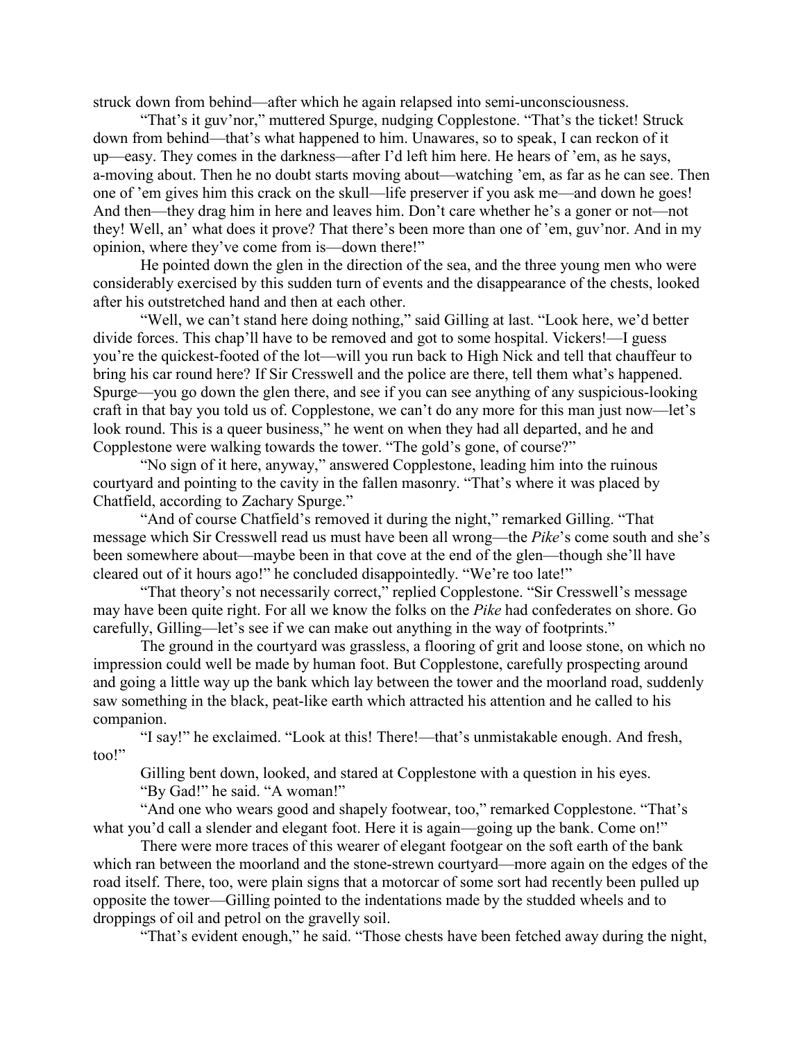struck down from behind—after which he again relapsed into semi-unconsciousness.

"That's it guv'nor," muttered Spurge, nudging Copplestone. "That's the ticket! Struck down from behind—that's what happened to him. Unawares, so to speak, I can reckon of it up—easy. They comes in the darkness—after I'd left him here. He hears of 'em, as he says, a-moving about. Then he no doubt starts moving about—watching 'em, as far as he can see. Then one of 'em gives him this crack on the skull—life preserver if you ask me—and down he goes! And then—they drag him in here and leaves him. Don't care whether he's a goner or not—not they! Well, an' what does it prove? That there's been more than one of 'em, guv'nor. And in my opinion, where they've come from is—down there!"

He pointed down the glen in the direction of the sea, and the three young men who were considerably exercised by this sudden turn of events and the disappearance of the chests, looked after his outstretched hand and then at each other.

"Well, we can't stand here doing nothing," said Gilling at last. "Look here, we'd better divide forces. This chap'll have to be removed and got to some hospital. Vickers!—I guess you're the quickest-footed of the lot—will you run back to High Nick and tell that chauffeur to bring his car round here? If Sir Cresswell and the police are there, tell them what's happened. Spurge—you go down the glen there, and see if you can see anything of any suspicious-looking craft in that bay you told us of. Copplestone, we can't do any more for this man just now—let's look round. This is a queer business," he went on when they had all departed, and he and Copplestone were walking towards the tower. "The gold's gone, of course?"

"No sign of it here, anyway," answered Copplestone, leading him into the ruinous courtyard and pointing to the cavity in the fallen masonry. "That's where it was placed by Chatfield, according to Zachary Spurge."

"And of course Chatfield's removed it during the night," remarked Gilling. "That message which Sir Cresswell read us must have been all wrong—the *Pike*'s come south and she's been somewhere about—maybe been in that cove at the end of the glen—though she'll have cleared out of it hours ago!" he concluded disappointedly. "We're too late!"

"That theory's not necessarily correct," replied Copplestone. "Sir Cresswell's message may have been quite right. For all we know the folks on the *Pike* had confederates on shore. Go carefully, Gilling—let's see if we can make out anything in the way of footprints."

The ground in the courtyard was grassless, a flooring of grit and loose stone, on which no impression could well be made by human foot. But Copplestone, carefully prospecting around and going a little way up the bank which lay between the tower and the moorland road, suddenly saw something in the black, peat-like earth which attracted his attention and he called to his companion.

"I say!" he exclaimed. "Look at this! There!—that's unmistakable enough. And fresh, too!"

Gilling bent down, looked, and stared at Copplestone with a question in his eyes.

"By Gad!" he said. "A woman!"

"And one who wears good and shapely footwear, too," remarked Copplestone. "That's what you'd call a slender and elegant foot. Here it is again—going up the bank. Come on!"

There were more traces of this wearer of elegant footgear on the soft earth of the bank which ran between the moorland and the stone-strewn courtyard—more again on the edges of the road itself. There, too, were plain signs that a motorcar of some sort had recently been pulled up opposite the tower—Gilling pointed to the indentations made by the studded wheels and to droppings of oil and petrol on the gravelly soil.

"That's evident enough," he said. "Those chests have been fetched away during the night,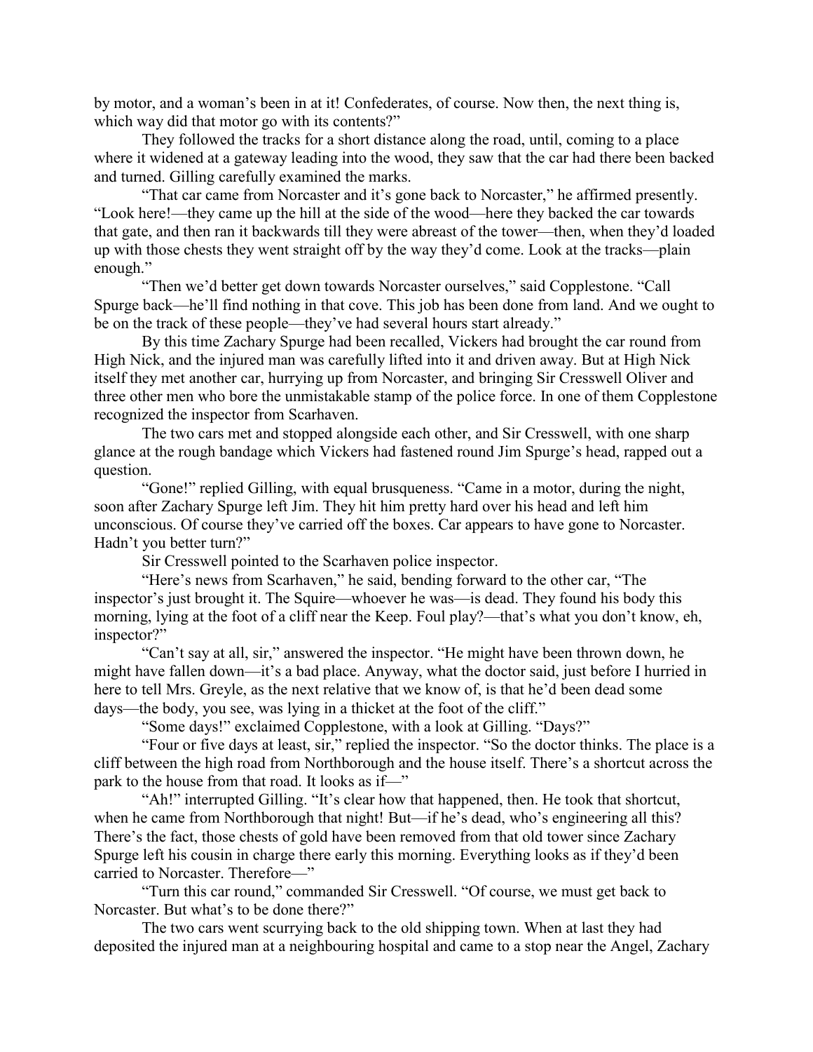by motor, and a woman's been in at it! Confederates, of course. Now then, the next thing is, which way did that motor go with its contents?"

They followed the tracks for a short distance along the road, until, coming to a place where it widened at a gateway leading into the wood, they saw that the car had there been backed and turned. Gilling carefully examined the marks.

"That car came from Norcaster and it's gone back to Norcaster," he affirmed presently. "Look here!—they came up the hill at the side of the wood—here they backed the car towards that gate, and then ran it backwards till they were abreast of the tower—then, when they'd loaded up with those chests they went straight off by the way they'd come. Look at the tracks—plain enough."

"Then we'd better get down towards Norcaster ourselves," said Copplestone. "Call Spurge back—he'll find nothing in that cove. This job has been done from land. And we ought to be on the track of these people—they've had several hours start already."

By this time Zachary Spurge had been recalled, Vickers had brought the car round from High Nick, and the injured man was carefully lifted into it and driven away. But at High Nick itself they met another car, hurrying up from Norcaster, and bringing Sir Cresswell Oliver and three other men who bore the unmistakable stamp of the police force. In one of them Copplestone recognized the inspector from Scarhaven.

The two cars met and stopped alongside each other, and Sir Cresswell, with one sharp glance at the rough bandage which Vickers had fastened round Jim Spurge's head, rapped out a question.

"Gone!" replied Gilling, with equal brusqueness. "Came in a motor, during the night, soon after Zachary Spurge left Jim. They hit him pretty hard over his head and left him unconscious. Of course they've carried off the boxes. Car appears to have gone to Norcaster. Hadn't you better turn?"

Sir Cresswell pointed to the Scarhaven police inspector.

"Here's news from Scarhaven," he said, bending forward to the other car, "The inspector's just brought it. The Squire—whoever he was—is dead. They found his body this morning, lying at the foot of a cliff near the Keep. Foul play?—that's what you don't know, eh, inspector?"

"Can't say at all, sir," answered the inspector. "He might have been thrown down, he might have fallen down—it's a bad place. Anyway, what the doctor said, just before I hurried in here to tell Mrs. Greyle, as the next relative that we know of, is that he'd been dead some days—the body, you see, was lying in a thicket at the foot of the cliff."

"Some days!" exclaimed Copplestone, with a look at Gilling. "Days?"

"Four or five days at least, sir," replied the inspector. "So the doctor thinks. The place is a cliff between the high road from Northborough and the house itself. There's a shortcut across the park to the house from that road. It looks as if—"

"Ah!" interrupted Gilling. "It's clear how that happened, then. He took that shortcut, when he came from Northborough that night! But—if he's dead, who's engineering all this? There's the fact, those chests of gold have been removed from that old tower since Zachary Spurge left his cousin in charge there early this morning. Everything looks as if they'd been carried to Norcaster. Therefore—"

"Turn this car round," commanded Sir Cresswell. "Of course, we must get back to Norcaster. But what's to be done there?"

The two cars went scurrying back to the old shipping town. When at last they had deposited the injured man at a neighbouring hospital and came to a stop near the Angel, Zachary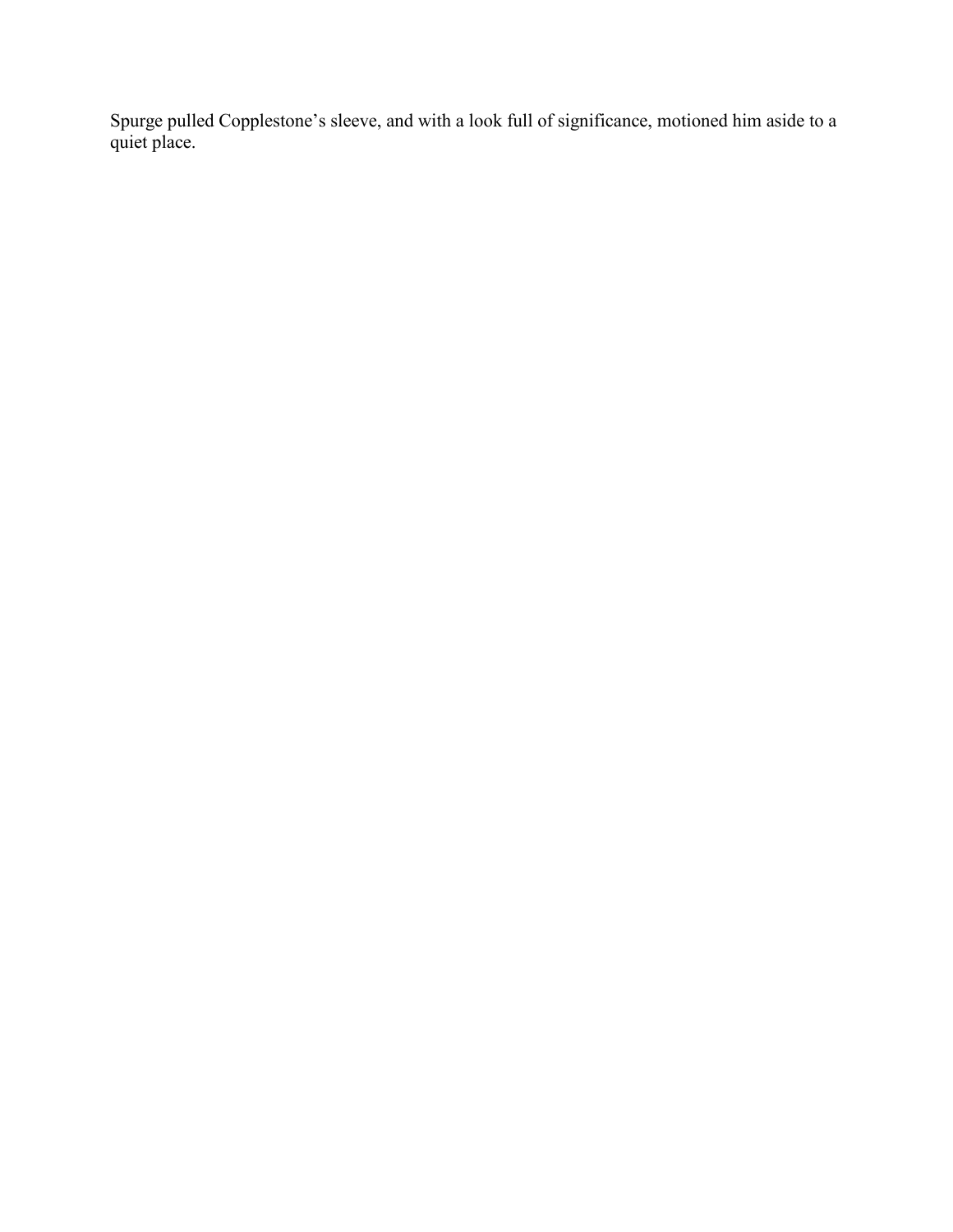Spurge pulled Copplestone’s sleeve, and with a look full of significance, motioned him aside to a quiet place.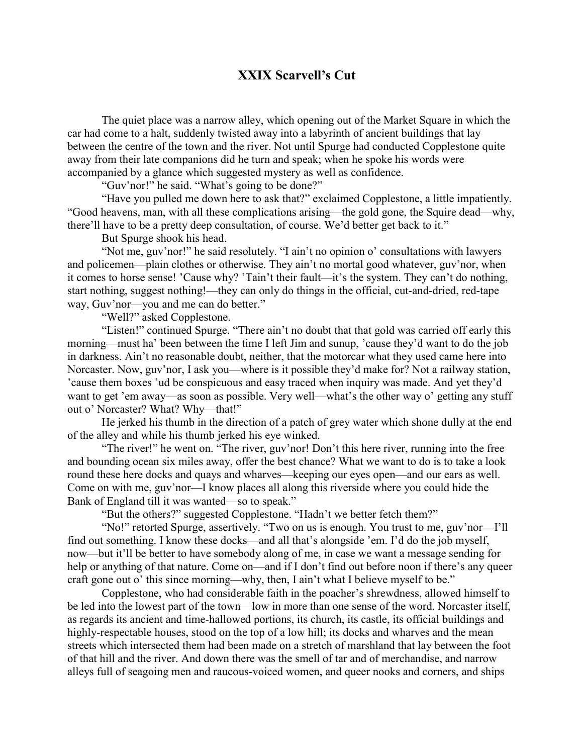# XXIX Scarvell's Cut

The quiet place was a narrow alley, which opening out of the Market Square in which the car had come to a halt, suddenly twisted away into a labyrinth of ancient buildings that lay between the centre of the town and the river. Not until Spurge had conducted Copplestone quite away from their late companions did he turn and speak; when he spoke his words were accompanied by a glance which suggested mystery as well as confidence.

"Guv'nor!" he said. "What's going to be done?"

"Have you pulled me down here to ask that?" exclaimed Copplestone, a little impatiently. "Good heavens, man, with all these complications arising—the gold gone, the Squire dead—why, there'll have to be a pretty deep consultation, of course. We'd better get back to it."

But Spurge shook his head.

"Not me, guv'nor!" he said resolutely. "I ain't no opinion o' consultations with lawyers and policemen—plain clothes or otherwise. They ain't no mortal good whatever, guv'nor, when it comes to horse sense! 'Cause why? 'Tain't their fault—it's the system. They can't do nothing, start nothing, suggest nothing!—they can only do things in the official, cut-and-dried, red-tape way, Guv'nor—you and me can do better."

"Well?" asked Copplestone.

"Listen!" continued Spurge. "There ain't no doubt that that gold was carried off early this morning—must ha' been between the time I left Jim and sunup, 'cause they'd want to do the job in darkness. Ain't no reasonable doubt, neither, that the motorcar what they used came here into Norcaster. Now, guv'nor, I ask you—where is it possible they'd make for? Not a railway station, 'cause them boxes 'ud be conspicuous and easy traced when inquiry was made. And yet they'd want to get 'em away—as soon as possible. Very well—what's the other way o' getting any stuff out o' Norcaster? What? Why—that!"

He jerked his thumb in the direction of a patch of grey water which shone dully at the end of the alley and while his thumb jerked his eye winked.

"The river!" he went on. "The river, guv'nor! Don't this here river, running into the free and bounding ocean six miles away, offer the best chance? What we want to do is to take a look round these here docks and quays and wharves—keeping our eyes open—and our ears as well. Come on with me, guv'nor—I know places all along this riverside where you could hide the Bank of England till it was wanted—so to speak."

"But the others?" suggested Copplestone. "Hadn't we better fetch them?"

"No!" retorted Spurge, assertively. "Two on us is enough. You trust to me, guv'nor—I'll find out something. I know these docks—and all that's alongside 'em. I'd do the job myself, now—but it'll be better to have somebody along of me, in case we want a message sending for help or anything of that nature. Come on—and if I don't find out before noon if there's any queer craft gone out o' this since morning—why, then, I ain't what I believe myself to be."

Copplestone, who had considerable faith in the poacher's shrewdness, allowed himself to be led into the lowest part of the town—low in more than one sense of the word. Norcaster itself, as regards its ancient and time-hallowed portions, its church, its castle, its official buildings and highly-respectable houses, stood on the top of a low hill; its docks and wharves and the mean streets which intersected them had been made on a stretch of marshland that lay between the foot of that hill and the river. And down there was the smell of tar and of merchandise, and narrow alleys full of seagoing men and raucous-voiced women, and queer nooks and corners, and ships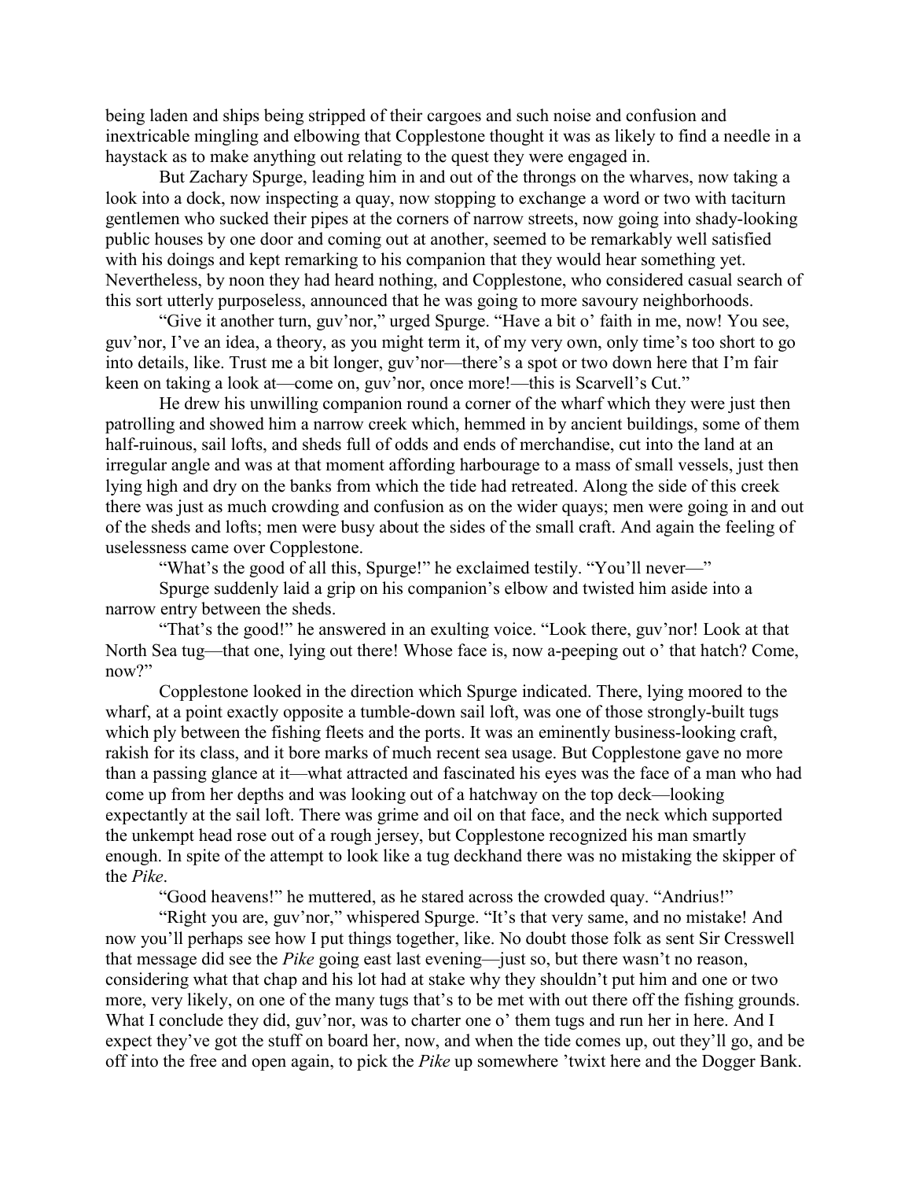being laden and ships being stripped of their cargoes and such noise and confusion and inextricable mingling and elbowing that Copplestone thought it was as likely to find a needle in a haystack as to make anything out relating to the quest they were engaged in.

But Zachary Spurge, leading him in and out of the throngs on the wharves, now taking a look into a dock, now inspecting a quay, now stopping to exchange a word or two with taciturn gentlemen who sucked their pipes at the corners of narrow streets, now going into shady-looking public houses by one door and coming out at another, seemed to be remarkably well satisfied with his doings and kept remarking to his companion that they would hear something yet. Nevertheless, by noon they had heard nothing, and Copplestone, who considered casual search of this sort utterly purposeless, announced that he was going to more savoury neighborhoods.

"Give it another turn, guv'nor," urged Spurge. "Have a bit o' faith in me, now! You see, guv'nor, I've an idea, a theory, as you might term it, of my very own, only time's too short to go into details, like. Trust me a bit longer, guv'nor—there's a spot or two down here that I'm fair keen on taking a look at—come on, guv'nor, once more!—this is Scarvell's Cut."

He drew his unwilling companion round a corner of the wharf which they were just then patrolling and showed him a narrow creek which, hemmed in by ancient buildings, some of them half-ruinous, sail lofts, and sheds full of odds and ends of merchandise, cut into the land at an irregular angle and was at that moment affording harbourage to a mass of small vessels, just then lying high and dry on the banks from which the tide had retreated. Along the side of this creek there was just as much crowding and confusion as on the wider quays; men were going in and out of the sheds and lofts; men were busy about the sides of the small craft. And again the feeling of uselessness came over Copplestone.

"What's the good of all this, Spurge!" he exclaimed testily. "You'll never—"

Spurge suddenly laid a grip on his companion's elbow and twisted him aside into a narrow entry between the sheds.

"That's the good!" he answered in an exulting voice. "Look there, guv'nor! Look at that North Sea tug—that one, lying out there! Whose face is, now a-peeping out o' that hatch? Come, now?"

Copplestone looked in the direction which Spurge indicated. There, lying moored to the wharf, at a point exactly opposite a tumble-down sail loft, was one of those strongly-built tugs which ply between the fishing fleets and the ports. It was an eminently business-looking craft, rakish for its class, and it bore marks of much recent sea usage. But Copplestone gave no more than a passing glance at it—what attracted and fascinated his eyes was the face of a man who had come up from her depths and was looking out of a hatchway on the top deck—looking expectantly at the sail loft. There was grime and oil on that face, and the neck which supported the unkempt head rose out of a rough jersey, but Copplestone recognized his man smartly enough. In spite of the attempt to look like a tug deckhand there was no mistaking the skipper of the *Pike*.

"Good heavens!" he muttered, as he stared across the crowded quay. "Andrius!"

"Right you are, guv'nor," whispered Spurge. "It's that very same, and no mistake! And now you'll perhaps see how I put things together, like. No doubt those folk as sent Sir Cresswell that message did see the *Pike* going east last evening—just so, but there wasn't no reason, considering what that chap and his lot had at stake why they shouldn't put him and one or two more, very likely, on one of the many tugs that's to be met with out there off the fishing grounds. What I conclude they did, guv'nor, was to charter one o' them tugs and run her in here. And I expect they've got the stuff on board her, now, and when the tide comes up, out they'll go, and be off into the free and open again, to pick the *Pike* up somewhere 'twixt here and the Dogger Bank.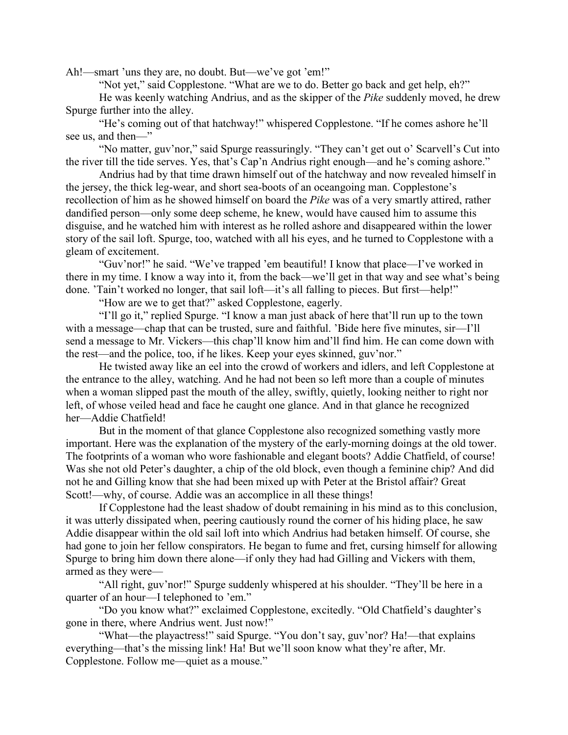Ah!—smart 'uns they are, no doubt. But—we've got 'em!"

"Not yet," said Copplestone. "What are we to do. Better go back and get help, eh?"

He was keenly watching Andrius, and as the skipper of the *Pike* suddenly moved, he drew Spurge further into the alley.

"He's coming out of that hatchway!" whispered Copplestone. "If he comes ashore he'll see us, and then—"

"No matter, guv'nor," said Spurge reassuringly. "They can't get out o' Scarvell's Cut into the river till the tide serves. Yes, that's Cap'n Andrius right enough—and he's coming ashore."

Andrius had by that time drawn himself out of the hatchway and now revealed himself in the jersey, the thick leg-wear, and short sea-boots of an oceangoing man. Copplestone's recollection of him as he showed himself on board the *Pike* was of a very smartly attired, rather dandified person—only some deep scheme, he knew, would have caused him to assume this disguise, and he watched him with interest as he rolled ashore and disappeared within the lower story of the sail loft. Spurge, too, watched with all his eyes, and he turned to Copplestone with a gleam of excitement.

"Guv'nor!" he said. "We've trapped 'em beautiful! I know that place—I've worked in there in my time. I know a way into it, from the back—we'll get in that way and see what's being done. 'Tain't worked no longer, that sail loft—it's all falling to pieces. But first—help!"

"How are we to get that?" asked Copplestone, eagerly.

"I'll go it," replied Spurge. "I know a man just aback of here that'll run up to the town with a message—chap that can be trusted, sure and faithful. 'Bide here five minutes, sir—I'll send a message to Mr. Vickers—this chap'll know him and'll find him. He can come down with the rest—and the police, too, if he likes. Keep your eyes skinned, guv'nor."

He twisted away like an eel into the crowd of workers and idlers, and left Copplestone at the entrance to the alley, watching. And he had not been so left more than a couple of minutes when a woman slipped past the mouth of the alley, swiftly, quietly, looking neither to right nor left, of whose veiled head and face he caught one glance. And in that glance he recognized her—Addie Chatfield!

But in the moment of that glance Copplestone also recognized something vastly more important. Here was the explanation of the mystery of the early-morning doings at the old tower. The footprints of a woman who wore fashionable and elegant boots? Addie Chatfield, of course! Was she not old Peter's daughter, a chip of the old block, even though a feminine chip? And did not he and Gilling know that she had been mixed up with Peter at the Bristol affair? Great Scott!—why, of course. Addie was an accomplice in all these things!

If Copplestone had the least shadow of doubt remaining in his mind as to this conclusion, it was utterly dissipated when, peering cautiously round the corner of his hiding place, he saw Addie disappear within the old sail loft into which Andrius had betaken himself. Of course, she had gone to join her fellow conspirators. He began to fume and fret, cursing himself for allowing Spurge to bring him down there alone—if only they had had Gilling and Vickers with them, armed as they were—

"All right, guv'nor!" Spurge suddenly whispered at his shoulder. "They'll be here in a quarter of an hour—I telephoned to 'em."

"Do you know what?" exclaimed Copplestone, excitedly. "Old Chatfield's daughter's gone in there, where Andrius went. Just now!"

"What—the playactress!" said Spurge. "You don't say, guv'nor? Ha!—that explains everything—that's the missing link! Ha! But we'll soon know what they're after, Mr. Copplestone. Follow me—quiet as a mouse."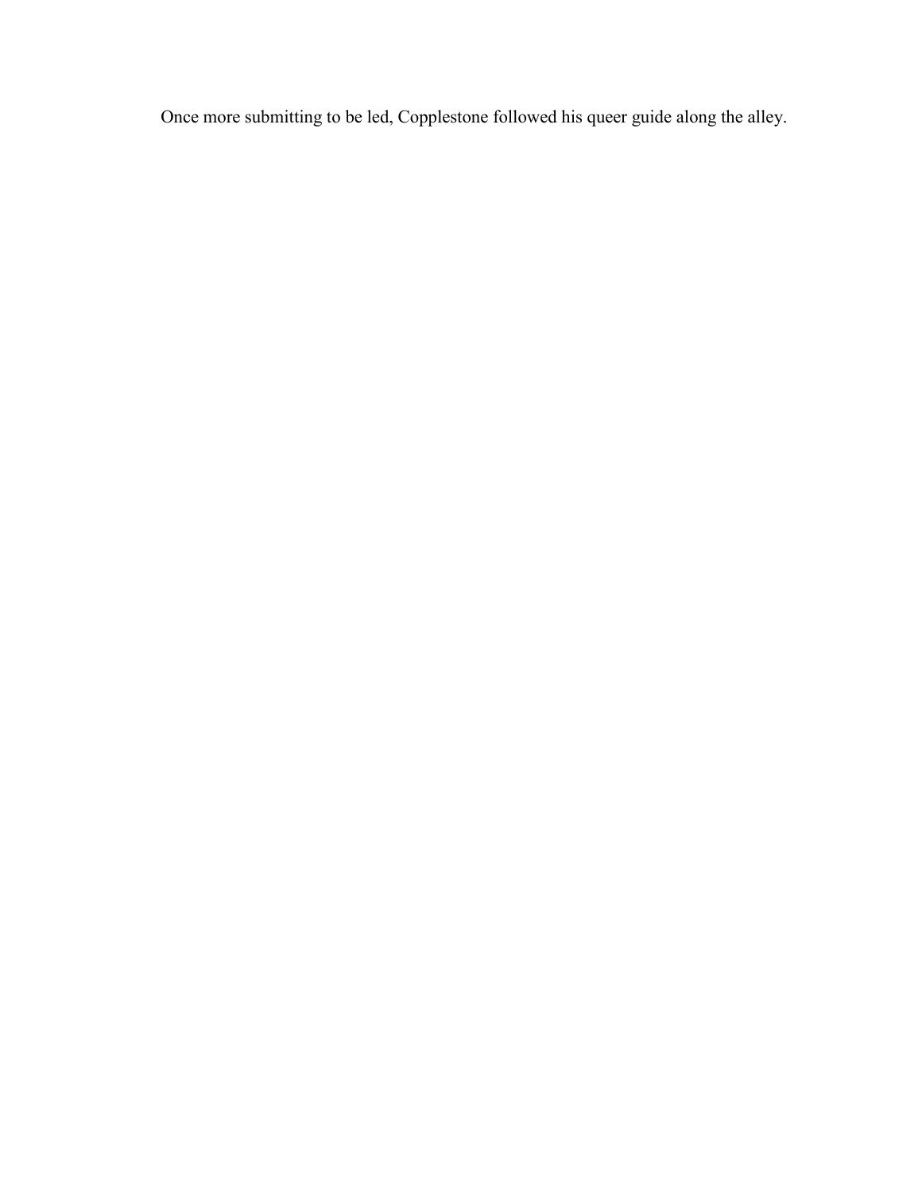Once more submitting to be led, Copplestone followed his queer guide along the alley.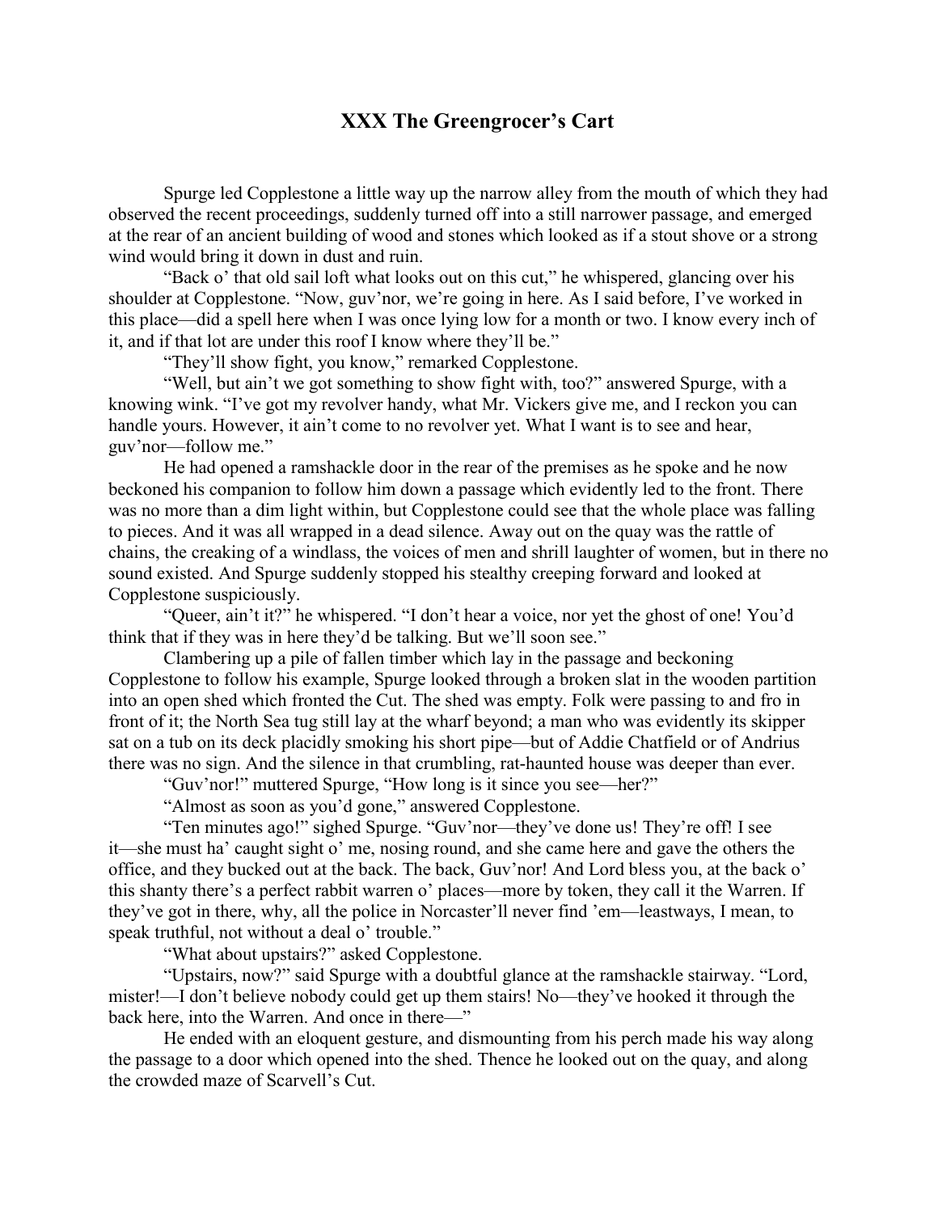## XXX The Greengrocer's Cart

Spurge led Copplestone a little way up the narrow alley from the mouth of which they had observed the recent proceedings, suddenly turned off into a still narrower passage, and emerged at the rear of an ancient building of wood and stones which looked as if a stout shove or a strong wind would bring it down in dust and ruin.

"Back o' that old sail loft what looks out on this cut," he whispered, glancing over his shoulder at Copplestone. "Now, guv'nor, we're going in here. As I said before, I've worked in this place—did a spell here when I was once lying low for a month or two. I know every inch of it, and if that lot are under this roof I know where they'll be."

"They'll show fight, you know," remarked Copplestone.

"Well, but ain't we got something to show fight with, too?" answered Spurge, with a knowing wink. "I've got my revolver handy, what Mr. Vickers give me, and I reckon you can handle yours. However, it ain't come to no revolver yet. What I want is to see and hear, guv'nor—follow me."

He had opened a ramshackle door in the rear of the premises as he spoke and he now beckoned his companion to follow him down a passage which evidently led to the front. There was no more than a dim light within, but Copplestone could see that the whole place was falling to pieces. And it was all wrapped in a dead silence. Away out on the quay was the rattle of chains, the creaking of a windlass, the voices of men and shrill laughter of women, but in there no sound existed. And Spurge suddenly stopped his stealthy creeping forward and looked at Copplestone suspiciously.

"Queer, ain't it?" he whispered. "I don't hear a voice, nor yet the ghost of one! You'd think that if they was in here they'd be talking. But we'll soon see."

Clambering up a pile of fallen timber which lay in the passage and beckoning Copplestone to follow his example, Spurge looked through a broken slat in the wooden partition into an open shed which fronted the Cut. The shed was empty. Folk were passing to and fro in front of it; the North Sea tug still lay at the wharf beyond; a man who was evidently its skipper sat on a tub on its deck placidly smoking his short pipe—but of Addie Chatfield or of Andrius there was no sign. And the silence in that crumbling, rat-haunted house was deeper than ever.

"Guv'nor!" muttered Spurge, "How long is it since you see—her?"

"Almost as soon as you'd gone," answered Copplestone.

"Ten minutes ago!" sighed Spurge. "Guv'nor—they've done us! They're off! I see it—she must ha' caught sight o' me, nosing round, and she came here and gave the others the office, and they bucked out at the back. The back, Guv'nor! And Lord bless you, at the back o' this shanty there's a perfect rabbit warren o' places—more by token, they call it the Warren. If they've got in there, why, all the police in Norcaster'll never find 'em—leastways, I mean, to speak truthful, not without a deal o' trouble."

"What about upstairs?" asked Copplestone.

"Upstairs, now?" said Spurge with a doubtful glance at the ramshackle stairway. "Lord, mister!—I don't believe nobody could get up them stairs! No—they've hooked it through the back here, into the Warren. And once in there—"

He ended with an eloquent gesture, and dismounting from his perch made his way along the passage to a door which opened into the shed. Thence he looked out on the quay, and along the crowded maze of Scarvell's Cut.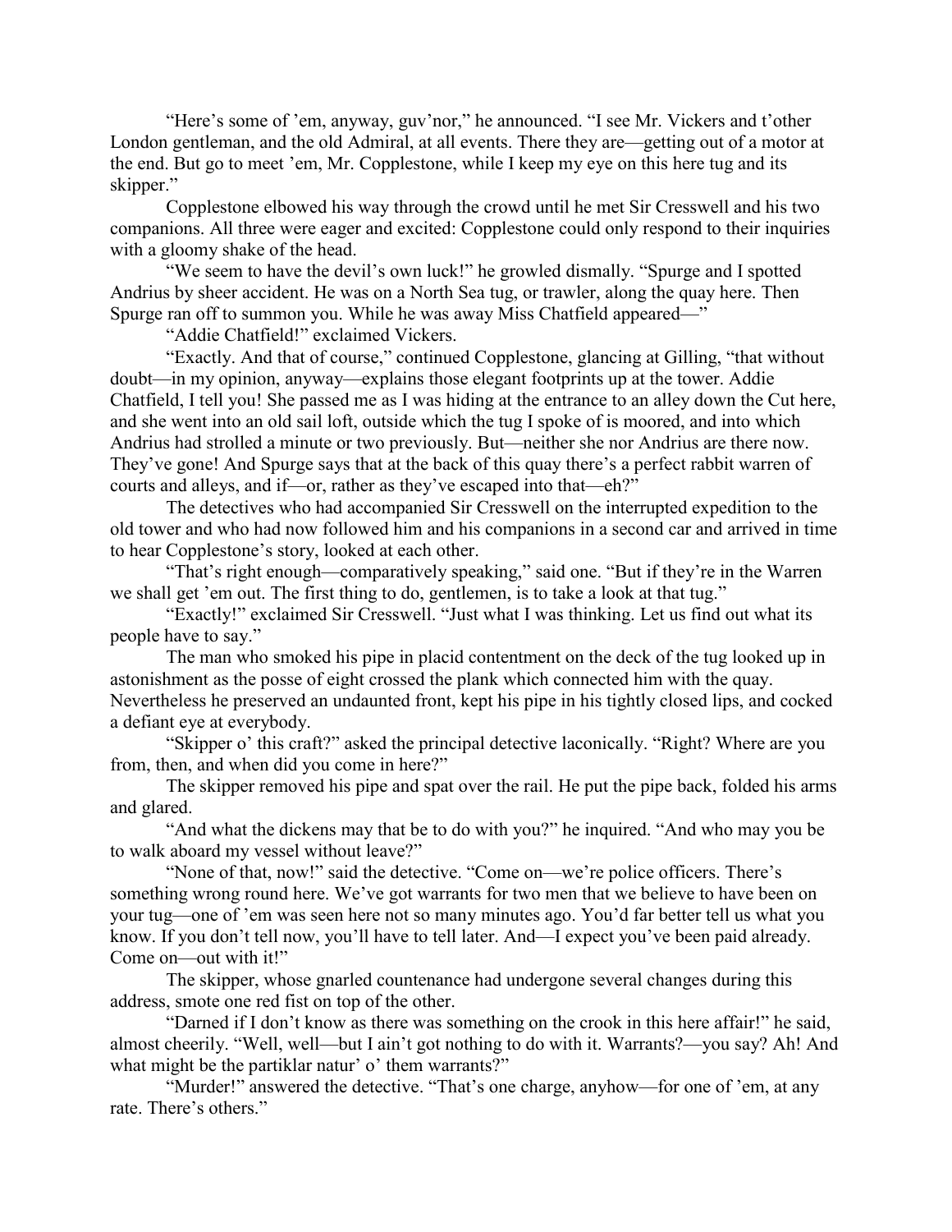"Here's some of 'em, anyway, guv'nor," he announced. "I see Mr. Vickers and t'other London gentleman, and the old Admiral, at all events. There they are—getting out of a motor at the end. But go to meet 'em, Mr. Copplestone, while I keep my eye on this here tug and its skipper."

Copplestone elbowed his way through the crowd until he met Sir Cresswell and his two companions. All three were eager and excited: Copplestone could only respond to their inquiries with a gloomy shake of the head.

"We seem to have the devil's own luck!" he growled dismally. "Spurge and I spotted Andrius by sheer accident. He was on a North Sea tug, or trawler, along the quay here. Then Spurge ran off to summon you. While he was away Miss Chatfield appeared—"

"Addie Chatfield!" exclaimed Vickers.

"Exactly. And that of course," continued Copplestone, glancing at Gilling, "that without doubt—in my opinion, anyway—explains those elegant footprints up at the tower. Addie Chatfield, I tell you! She passed me as I was hiding at the entrance to an alley down the Cut here, and she went into an old sail loft, outside which the tug I spoke of is moored, and into which Andrius had strolled a minute or two previously. But—neither she nor Andrius are there now. They've gone! And Spurge says that at the back of this quay there's a perfect rabbit warren of courts and alleys, and if—or, rather as they've escaped into that—eh?"

The detectives who had accompanied Sir Cresswell on the interrupted expedition to the old tower and who had now followed him and his companions in a second car and arrived in time to hear Copplestone's story, looked at each other.

"That's right enough—comparatively speaking," said one. "But if they're in the Warren we shall get 'em out. The first thing to do, gentlemen, is to take a look at that tug."

"Exactly!" exclaimed Sir Cresswell. "Just what I was thinking. Let us find out what its people have to say."

The man who smoked his pipe in placid contentment on the deck of the tug looked up in astonishment as the posse of eight crossed the plank which connected him with the quay. Nevertheless he preserved an undaunted front, kept his pipe in his tightly closed lips, and cocked a defiant eye at everybody.

"Skipper o' this craft?" asked the principal detective laconically. "Right? Where are you from, then, and when did you come in here?"

The skipper removed his pipe and spat over the rail. He put the pipe back, folded his arms and glared.

"And what the dickens may that be to do with you?" he inquired. "And who may you be to walk aboard my vessel without leave?"

"None of that, now!" said the detective. "Come on—we're police officers. There's something wrong round here. We've got warrants for two men that we believe to have been on your tug—one of 'em was seen here not so many minutes ago. You'd far better tell us what you know. If you don't tell now, you'll have to tell later. And—I expect you've been paid already. Come on—out with it!"

The skipper, whose gnarled countenance had undergone several changes during this address, smote one red fist on top of the other.

"Darned if I don't know as there was something on the crook in this here affair!" he said, almost cheerily. "Well, well—but I ain't got nothing to do with it. Warrants?—you say? Ah! And what might be the partiklar natur' o' them warrants?"

"Murder!" answered the detective. "That's one charge, anyhow—for one of 'em, at any rate. There's others."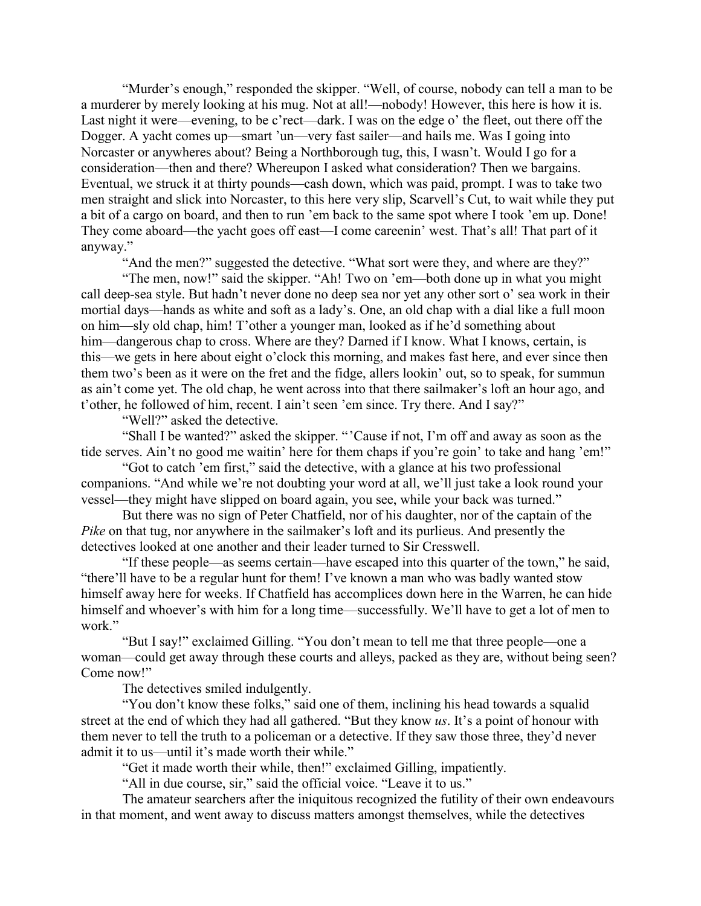"Murder's enough," responded the skipper. "Well, of course, nobody can tell a man to be a murderer by merely looking at his mug. Not at all!—nobody! However, this here is how it is. Last night it were—evening, to be c'rect—dark. I was on the edge o' the fleet, out there off the Dogger. A yacht comes up—smart 'un—very fast sailer—and hails me. Was I going into Norcaster or anywheres about? Being a Northborough tug, this, I wasn't. Would I go for a consideration—then and there? Whereupon I asked what consideration? Then we bargains. Eventual, we struck it at thirty pounds—cash down, which was paid, prompt. I was to take two men straight and slick into Norcaster, to this here very slip, Scarvell's Cut, to wait while they put a bit of a cargo on board, and then to run 'em back to the same spot where I took 'em up. Done! They come aboard—the yacht goes off east—I come careenin' west. That's all! That part of it anyway."

"And the men?" suggested the detective. "What sort were they, and where are they?"

"The men, now!" said the skipper. "Ah! Two on 'em—both done up in what you might call deep-sea style. But hadn't never done no deep sea nor yet any other sort o' sea work in their mortial days—hands as white and soft as a lady's. One, an old chap with a dial like a full moon on him—sly old chap, him! T'other a younger man, looked as if he'd something about him—dangerous chap to cross. Where are they? Darned if I know. What I knows, certain, is this—we gets in here about eight o'clock this morning, and makes fast here, and ever since then them two's been as it were on the fret and the fidge, allers lookin' out, so to speak, for summun as ain't come yet. The old chap, he went across into that there sailmaker's loft an hour ago, and t'other, he followed of him, recent. I ain't seen 'em since. Try there. And I say?"

"Well?" asked the detective.

"Shall I be wanted?" asked the skipper. "'Cause if not, I'm off and away as soon as the tide serves. Ain't no good me waitin' here for them chaps if you're goin' to take and hang 'em!"

"Got to catch 'em first," said the detective, with a glance at his two professional companions. "And while we're not doubting your word at all, we'll just take a look round your vessel—they might have slipped on board again, you see, while your back was turned."

But there was no sign of Peter Chatfield, nor of his daughter, nor of the captain of the *Pike* on that tug, nor anywhere in the sailmaker's loft and its purlieus. And presently the detectives looked at one another and their leader turned to Sir Cresswell.

"If these people—as seems certain—have escaped into this quarter of the town," he said, "there'll have to be a regular hunt for them! I've known a man who was badly wanted stow himself away here for weeks. If Chatfield has accomplices down here in the Warren, he can hide himself and whoever's with him for a long time—successfully. We'll have to get a lot of men to work."

"But I say!" exclaimed Gilling. "You don't mean to tell me that three people—one a woman—could get away through these courts and alleys, packed as they are, without being seen? Come now!"

The detectives smiled indulgently.

"You don't know these folks," said one of them, inclining his head towards a squalid street at the end of which they had all gathered. "But they know *us*. It's a point of honour with them never to tell the truth to a policeman or a detective. If they saw those three, they'd never admit it to us—until it's made worth their while."

"Get it made worth their while, then!" exclaimed Gilling, impatiently.

"All in due course, sir," said the official voice. "Leave it to us."

The amateur searchers after the iniquitous recognized the futility of their own endeavours in that moment, and went away to discuss matters amongst themselves, while the detectives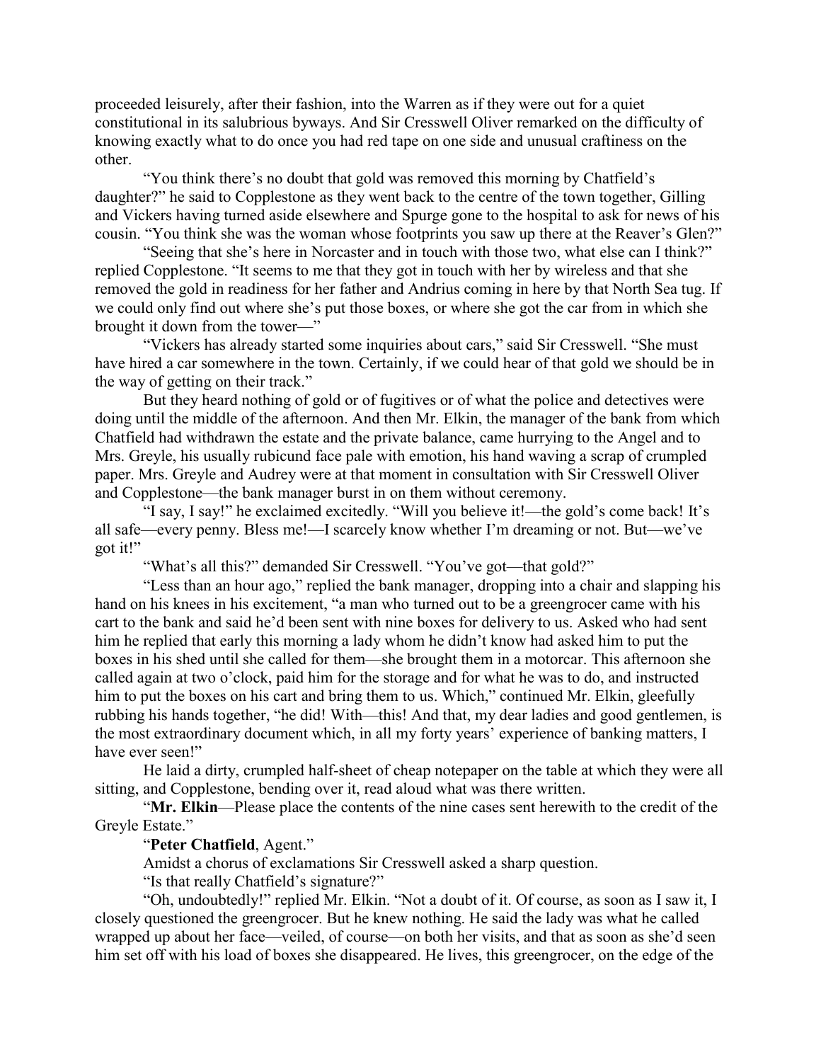proceeded leisurely, after their fashion, into the Warren as if they were out for a quiet constitutional in its salubrious byways. And Sir Cresswell Oliver remarked on the difficulty of knowing exactly what to do once you had red tape on one side and unusual craftiness on the other.

"You think there's no doubt that gold was removed this morning by Chatfield's daughter?" he said to Copplestone as they went back to the centre of the town together, Gilling and Vickers having turned aside elsewhere and Spurge gone to the hospital to ask for news of his cousin. "You think she was the woman whose footprints you saw up there at the Reaver's Glen?"

"Seeing that she's here in Norcaster and in touch with those two, what else can I think?" replied Copplestone. "It seems to me that they got in touch with her by wireless and that she removed the gold in readiness for her father and Andrius coming in here by that North Sea tug. If we could only find out where she's put those boxes, or where she got the car from in which she brought it down from the tower—"

"Vickers has already started some inquiries about cars," said Sir Cresswell. "She must have hired a car somewhere in the town. Certainly, if we could hear of that gold we should be in the way of getting on their track."

But they heard nothing of gold or of fugitives or of what the police and detectives were doing until the middle of the afternoon. And then Mr. Elkin, the manager of the bank from which Chatfield had withdrawn the estate and the private balance, came hurrying to the Angel and to Mrs. Greyle, his usually rubicund face pale with emotion, his hand waving a scrap of crumpled paper. Mrs. Greyle and Audrey were at that moment in consultation with Sir Cresswell Oliver and Copplestone—the bank manager burst in on them without ceremony.

"I say, I say!" he exclaimed excitedly. "Will you believe it!—the gold's come back! It's all safe—every penny. Bless me!—I scarcely know whether I'm dreaming or not. But—we've got it!"

"What's all this?" demanded Sir Cresswell. "You've got—that gold?"

"Less than an hour ago," replied the bank manager, dropping into a chair and slapping his hand on his knees in his excitement, "a man who turned out to be a greengrocer came with his cart to the bank and said he'd been sent with nine boxes for delivery to us. Asked who had sent him he replied that early this morning a lady whom he didn't know had asked him to put the boxes in his shed until she called for them—she brought them in a motorcar. This afternoon she called again at two o'clock, paid him for the storage and for what he was to do, and instructed him to put the boxes on his cart and bring them to us. Which," continued Mr. Elkin, gleefully rubbing his hands together, "he did! With—this! And that, my dear ladies and good gentlemen, is the most extraordinary document which, in all my forty years' experience of banking matters, I have ever seen!"

He laid a dirty, crumpled half-sheet of cheap notepaper on the table at which they were all sitting, and Copplestone, bending over it, read aloud what was there written.

"**Mr. Elkin**—Please place the contents of the nine cases sent herewith to the credit of the Greyle Estate."

"**Peter Chatfield**, Agent."

Amidst a chorus of exclamations Sir Cresswell asked a sharp question.

"Is that really Chatfield's signature?"

"Oh, undoubtedly!" replied Mr. Elkin. "Not a doubt of it. Of course, as soon as I saw it, I closely questioned the greengrocer. But he knew nothing. He said the lady was what he called wrapped up about her face—veiled, of course—on both her visits, and that as soon as she'd seen him set off with his load of boxes she disappeared. He lives, this greengrocer, on the edge of the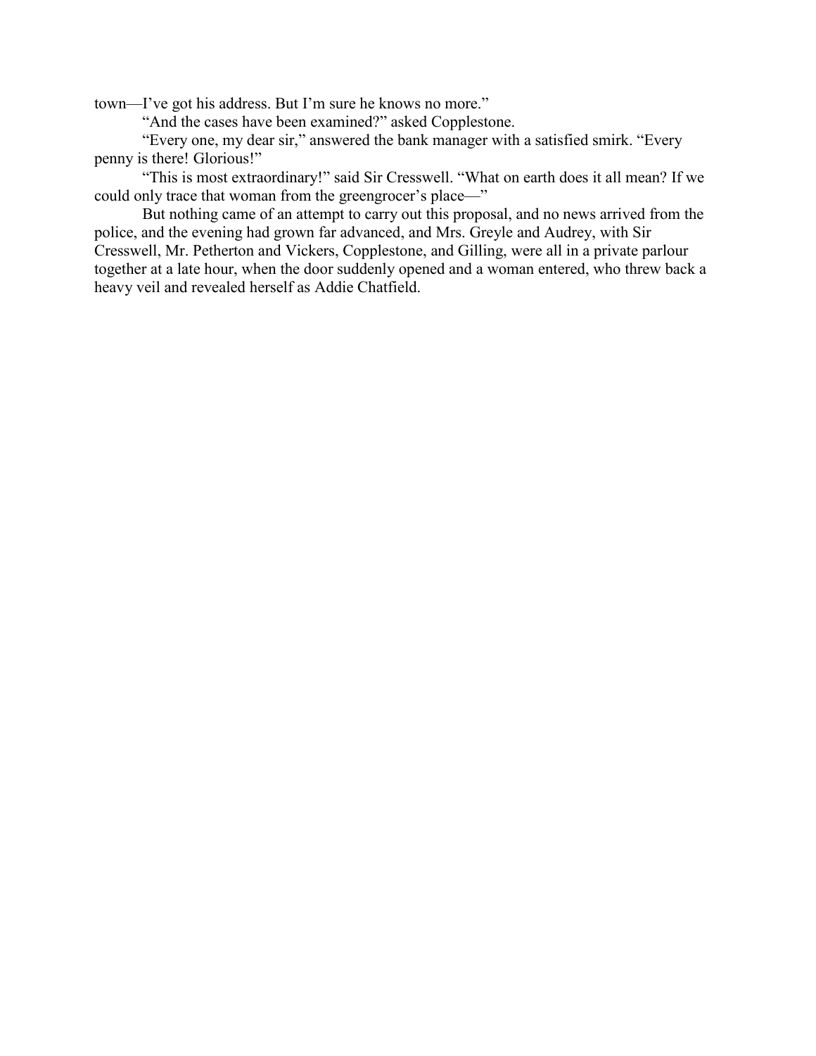town—I've got his address. But I'm sure he knows no more."

"And the cases have been examined?" asked Copplestone.

"Every one, my dear sir," answered the bank manager with a satisfied smirk. "Every penny is there! Glorious!"

"This is most extraordinary!" said Sir Cresswell. "What on earth does it all mean? If we could only trace that woman from the greengrocer's place—"

But nothing came of an attempt to carry out this proposal, and no news arrived from the police, and the evening had grown far advanced, and Mrs. Greyle and Audrey, with Sir Cresswell, Mr. Petherton and Vickers, Copplestone, and Gilling, were all in a private parlour together at a late hour, when the door suddenly opened and a woman entered, who threw back a heavy veil and revealed herself as Addie Chatfield.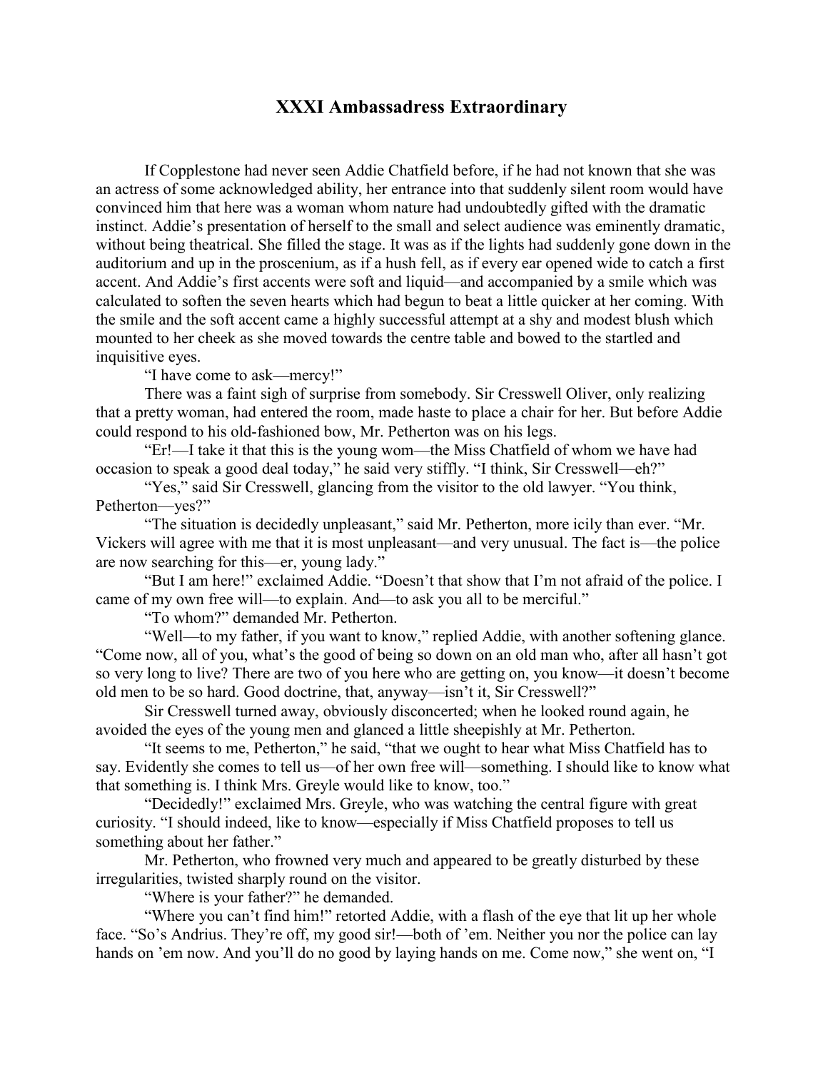# XXXI Ambassadress Extraordinary

If Copplestone had never seen Addie Chatfield before, if he had not known that she was an actress of some acknowledged ability, her entrance into that suddenly silent room would have convinced him that here was a woman whom nature had undoubtedly gifted with the dramatic instinct. Addie's presentation of herself to the small and select audience was eminently dramatic, without being theatrical. She filled the stage. It was as if the lights had suddenly gone down in the auditorium and up in the proscenium, as if a hush fell, as if every ear opened wide to catch a first accent. And Addie's first accents were soft and liquid—and accompanied by a smile which was calculated to soften the seven hearts which had begun to beat a little quicker at her coming. With the smile and the soft accent came a highly successful attempt at a shy and modest blush which mounted to her cheek as she moved towards the centre table and bowed to the startled and inquisitive eyes.

"I have come to ask—mercy!"

There was a faint sigh of surprise from somebody. Sir Cresswell Oliver, only realizing that a pretty woman, had entered the room, made haste to place a chair for her. But before Addie could respond to his old-fashioned bow, Mr. Petherton was on his legs.

"Er!—I take it that this is the young wom—the Miss Chatfield of whom we have had occasion to speak a good deal today," he said very stiffly. "I think, Sir Cresswell—eh?"

"Yes," said Sir Cresswell, glancing from the visitor to the old lawyer. "You think, Petherton—yes?"

"The situation is decidedly unpleasant," said Mr. Petherton, more icily than ever. "Mr. Vickers will agree with me that it is most unpleasant—and very unusual. The fact is—the police are now searching for this—er, young lady."

"But I am here!" exclaimed Addie. "Doesn't that show that I'm not afraid of the police. I came of my own free will—to explain. And—to ask you all to be merciful."

"To whom?" demanded Mr. Petherton.

"Well—to my father, if you want to know," replied Addie, with another softening glance. "Come now, all of you, what's the good of being so down on an old man who, after all hasn't got so very long to live? There are two of you here who are getting on, you know—it doesn't become old men to be so hard. Good doctrine, that, anyway—isn't it, Sir Cresswell?"

Sir Cresswell turned away, obviously disconcerted; when he looked round again, he avoided the eyes of the young men and glanced a little sheepishly at Mr. Petherton.

"It seems to me, Petherton," he said, "that we ought to hear what Miss Chatfield has to say. Evidently she comes to tell us—of her own free will—something. I should like to know what that something is. I think Mrs. Greyle would like to know, too."

"Decidedly!" exclaimed Mrs. Greyle, who was watching the central figure with great curiosity. "I should indeed, like to know—especially if Miss Chatfield proposes to tell us something about her father."

Mr. Petherton, who frowned very much and appeared to be greatly disturbed by these irregularities, twisted sharply round on the visitor.

"Where is your father?" he demanded.

"Where you can't find him!" retorted Addie, with a flash of the eye that lit up her whole face. "So's Andrius. They're off, my good sir!—both of 'em. Neither you nor the police can lay hands on 'em now. And you'll do no good by laying hands on me. Come now," she went on, "I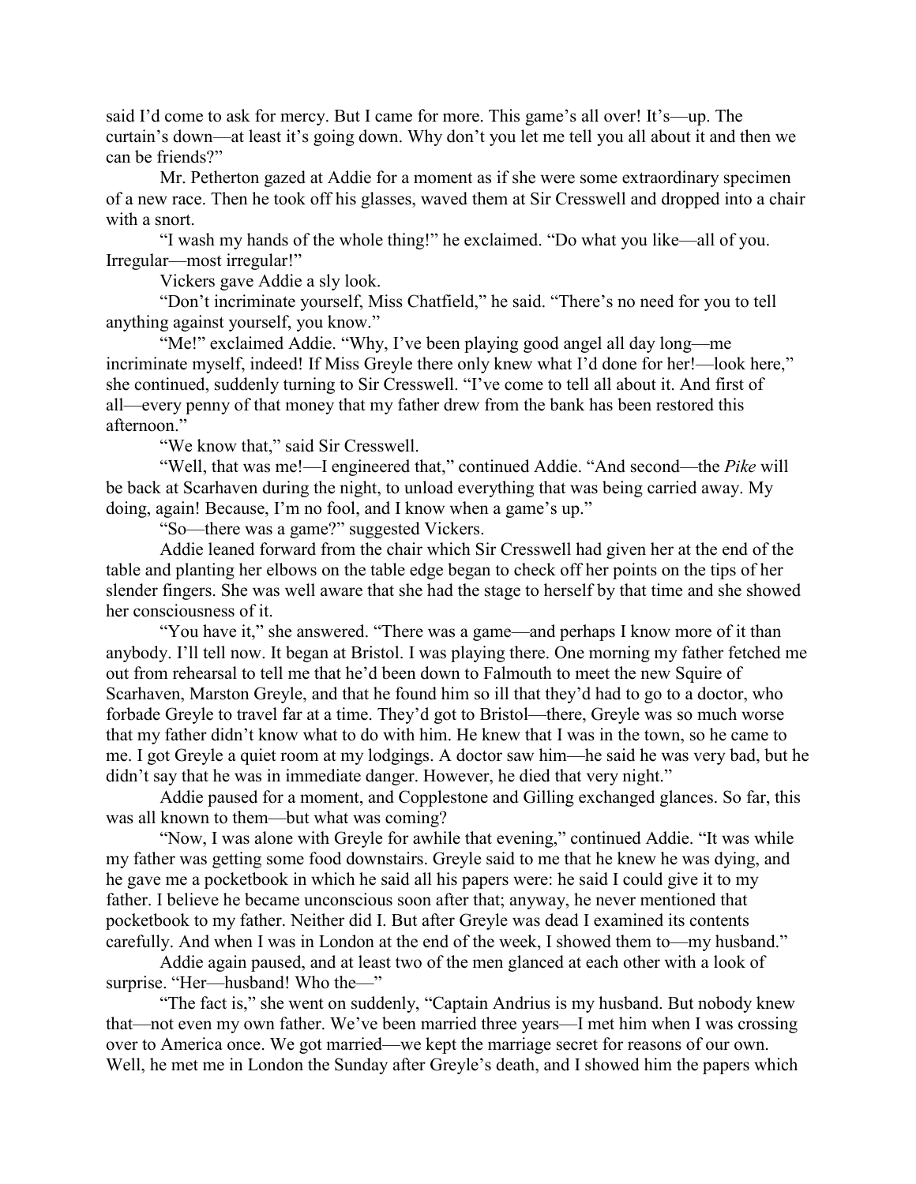said I'd come to ask for mercy. But I came for more. This game's all over! It's—up. The curtain's down—at least it's going down. Why don't you let me tell you all about it and then we can be friends?"

Mr. Petherton gazed at Addie for a moment as if she were some extraordinary specimen of a new race. Then he took off his glasses, waved them at Sir Cresswell and dropped into a chair with a snort.

"I wash my hands of the whole thing!" he exclaimed. "Do what you like—all of you. Irregular—most irregular!"

Vickers gave Addie a sly look.

"Don't incriminate yourself, Miss Chatfield," he said. "There's no need for you to tell anything against yourself, you know."

"Me!" exclaimed Addie. "Why, I've been playing good angel all day long—me incriminate myself, indeed! If Miss Greyle there only knew what I'd done for her!—look here," she continued, suddenly turning to Sir Cresswell. "I've come to tell all about it. And first of all—every penny of that money that my father drew from the bank has been restored this afternoon."

"We know that," said Sir Cresswell.

"Well, that was me!—I engineered that," continued Addie. "And second—the *Pike* will be back at Scarhaven during the night, to unload everything that was being carried away. My doing, again! Because, I'm no fool, and I know when a game's up."

"So—there was a game?" suggested Vickers.

Addie leaned forward from the chair which Sir Cresswell had given her at the end of the table and planting her elbows on the table edge began to check off her points on the tips of her slender fingers. She was well aware that she had the stage to herself by that time and she showed her consciousness of it.

"You have it," she answered. "There was a game—and perhaps I know more of it than anybody. I'll tell now. It began at Bristol. I was playing there. One morning my father fetched me out from rehearsal to tell me that he'd been down to Falmouth to meet the new Squire of Scarhaven, Marston Greyle, and that he found him so ill that they'd had to go to a doctor, who forbade Greyle to travel far at a time. They'd got to Bristol—there, Greyle was so much worse that my father didn't know what to do with him. He knew that I was in the town, so he came to me. I got Greyle a quiet room at my lodgings. A doctor saw him—he said he was very bad, but he didn't say that he was in immediate danger. However, he died that very night."

Addie paused for a moment, and Copplestone and Gilling exchanged glances. So far, this was all known to them—but what was coming?

"Now, I was alone with Greyle for awhile that evening," continued Addie. "It was while my father was getting some food downstairs. Greyle said to me that he knew he was dying, and he gave me a pocketbook in which he said all his papers were: he said I could give it to my father. I believe he became unconscious soon after that; anyway, he never mentioned that pocketbook to my father. Neither did I. But after Greyle was dead I examined its contents carefully. And when I was in London at the end of the week, I showed them to—my husband."

Addie again paused, and at least two of the men glanced at each other with a look of surprise. "Her—husband! Who the—"

"The fact is," she went on suddenly, "Captain Andrius is my husband. But nobody knew that—not even my own father. We've been married three years—I met him when I was crossing over to America once. We got married—we kept the marriage secret for reasons of our own. Well, he met me in London the Sunday after Greyle's death, and I showed him the papers which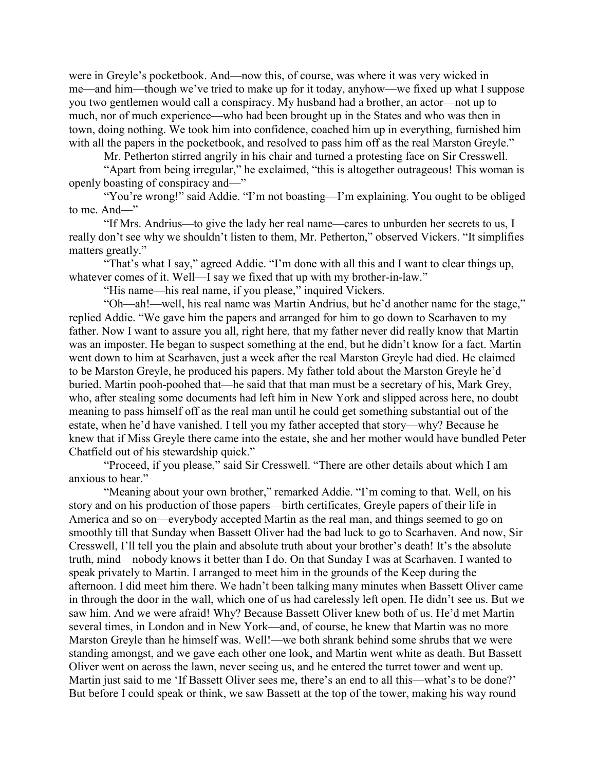were in Greyle's pocketbook. And—now this, of course, was where it was very wicked in me—and him—though we've tried to make up for it today, anyhow—we fixed up what I suppose you two gentlemen would call a conspiracy. My husband had a brother, an actor—not up to much, nor of much experience—who had been brought up in the States and who was then in town, doing nothing. We took him into confidence, coached him up in everything, furnished him with all the papers in the pocketbook, and resolved to pass him off as the real Marston Greyle."

Mr. Petherton stirred angrily in his chair and turned a protesting face on Sir Cresswell.

"Apart from being irregular," he exclaimed, "this is altogether outrageous! This woman is openly boasting of conspiracy and—"

"You're wrong!" said Addie. "I'm not boasting—I'm explaining. You ought to be obliged to me. And—"

"If Mrs. Andrius—to give the lady her real name—cares to unburden her secrets to us, I really don't see why we shouldn't listen to them, Mr. Petherton," observed Vickers. "It simplifies matters greatly."

"That's what I say," agreed Addie. "I'm done with all this and I want to clear things up, whatever comes of it. Well—I say we fixed that up with my brother-in-law."

"His name—his real name, if you please," inquired Vickers.

"Oh—ah!—well, his real name was Martin Andrius, but he'd another name for the stage," replied Addie. "We gave him the papers and arranged for him to go down to Scarhaven to my father. Now I want to assure you all, right here, that my father never did really know that Martin was an imposter. He began to suspect something at the end, but he didn't know for a fact. Martin went down to him at Scarhaven, just a week after the real Marston Greyle had died. He claimed to be Marston Greyle, he produced his papers. My father told about the Marston Greyle he'd buried. Martin pooh-poohed that—he said that that man must be a secretary of his, Mark Grey, who, after stealing some documents had left him in New York and slipped across here, no doubt meaning to pass himself off as the real man until he could get something substantial out of the estate, when he'd have vanished. I tell you my father accepted that story—why? Because he knew that if Miss Greyle there came into the estate, she and her mother would have bundled Peter Chatfield out of his stewardship quick."

"Proceed, if you please," said Sir Cresswell. "There are other details about which I am anxious to hear."

"Meaning about your own brother," remarked Addie. "I'm coming to that. Well, on his story and on his production of those papers—birth certificates, Greyle papers of their life in America and so on—everybody accepted Martin as the real man, and things seemed to go on smoothly till that Sunday when Bassett Oliver had the bad luck to go to Scarhaven. And now, Sir Cresswell, I'll tell you the plain and absolute truth about your brother's death! It's the absolute truth, mind—nobody knows it better than I do. On that Sunday I was at Scarhaven. I wanted to speak privately to Martin. I arranged to meet him in the grounds of the Keep during the afternoon. I did meet him there. We hadn't been talking many minutes when Bassett Oliver came in through the door in the wall, which one of us had carelessly left open. He didn't see us. But we saw him. And we were afraid! Why? Because Bassett Oliver knew both of us. He'd met Martin several times, in London and in New York—and, of course, he knew that Martin was no more Marston Greyle than he himself was. Well!—we both shrank behind some shrubs that we were standing amongst, and we gave each other one look, and Martin went white as death. But Bassett Oliver went on across the lawn, never seeing us, and he entered the turret tower and went up. Martin just said to me 'If Bassett Oliver sees me, there's an end to all this—what's to be done?' But before I could speak or think, we saw Bassett at the top of the tower, making his way round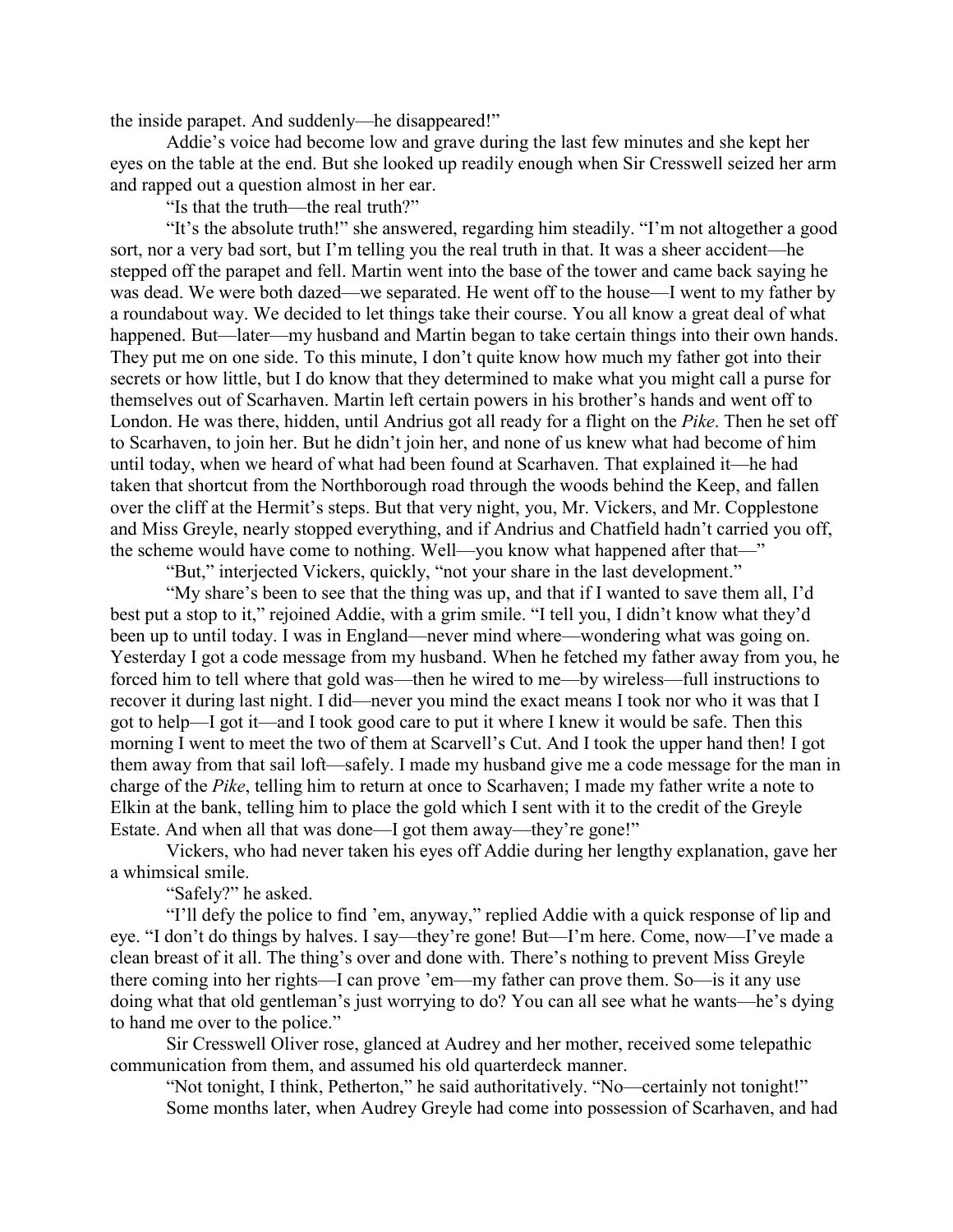the inside parapet. And suddenly—he disappeared!"

Addie's voice had become low and grave during the last few minutes and she kept her eyes on the table at the end. But she looked up readily enough when Sir Cresswell seized her arm and rapped out a question almost in her ear.

"Is that the truth—the real truth?"

"It's the absolute truth!" she answered, regarding him steadily. "I'm not altogether a good sort, nor a very bad sort, but I'm telling you the real truth in that. It was a sheer accident—he stepped off the parapet and fell. Martin went into the base of the tower and came back saying he was dead. We were both dazed—we separated. He went off to the house—I went to my father by a roundabout way. We decided to let things take their course. You all know a great deal of what happened. But—later—my husband and Martin began to take certain things into their own hands. They put me on one side. To this minute, I don't quite know how much my father got into their secrets or how little, but I do know that they determined to make what you might call a purse for themselves out of Scarhaven. Martin left certain powers in his brother's hands and went off to London. He was there, hidden, until Andrius got all ready for a flight on the *Pike*. Then he set off to Scarhaven, to join her. But he didn't join her, and none of us knew what had become of him until today, when we heard of what had been found at Scarhaven. That explained it—he had taken that shortcut from the Northborough road through the woods behind the Keep, and fallen over the cliff at the Hermit's steps. But that very night, you, Mr. Vickers, and Mr. Copplestone and Miss Greyle, nearly stopped everything, and if Andrius and Chatfield hadn't carried you off, the scheme would have come to nothing. Well—you know what happened after that—"

"But," interjected Vickers, quickly, "not your share in the last development."

"My share's been to see that the thing was up, and that if I wanted to save them all, I'd best put a stop to it," rejoined Addie, with a grim smile. "I tell you, I didn't know what they'd been up to until today. I was in England—never mind where—wondering what was going on. Yesterday I got a code message from my husband. When he fetched my father away from you, he forced him to tell where that gold was—then he wired to me—by wireless—full instructions to recover it during last night. I did—never you mind the exact means I took nor who it was that I got to help—I got it—and I took good care to put it where I knew it would be safe. Then this morning I went to meet the two of them at Scarvell's Cut. And I took the upper hand then! I got them away from that sail loft—safely. I made my husband give me a code message for the man in charge of the *Pike*, telling him to return at once to Scarhaven; I made my father write a note to Elkin at the bank, telling him to place the gold which I sent with it to the credit of the Greyle Estate. And when all that was done—I got them away—they're gone!"

Vickers, who had never taken his eyes off Addie during her lengthy explanation, gave her a whimsical smile.

"Safely?" he asked.

"I'll defy the police to find 'em, anyway," replied Addie with a quick response of lip and eye. "I don't do things by halves. I say—they're gone! But—I'm here. Come, now—I've made a clean breast of it all. The thing's over and done with. There's nothing to prevent Miss Greyle there coming into her rights—I can prove 'em—my father can prove them. So—is it any use doing what that old gentleman's just worrying to do? You can all see what he wants—he's dying to hand me over to the police."

Sir Cresswell Oliver rose, glanced at Audrey and her mother, received some telepathic communication from them, and assumed his old quarterdeck manner.

"Not tonight, I think, Petherton," he said authoritatively. "No—certainly not tonight!"

Some months later, when Audrey Greyle had come into possession of Scarhaven, and had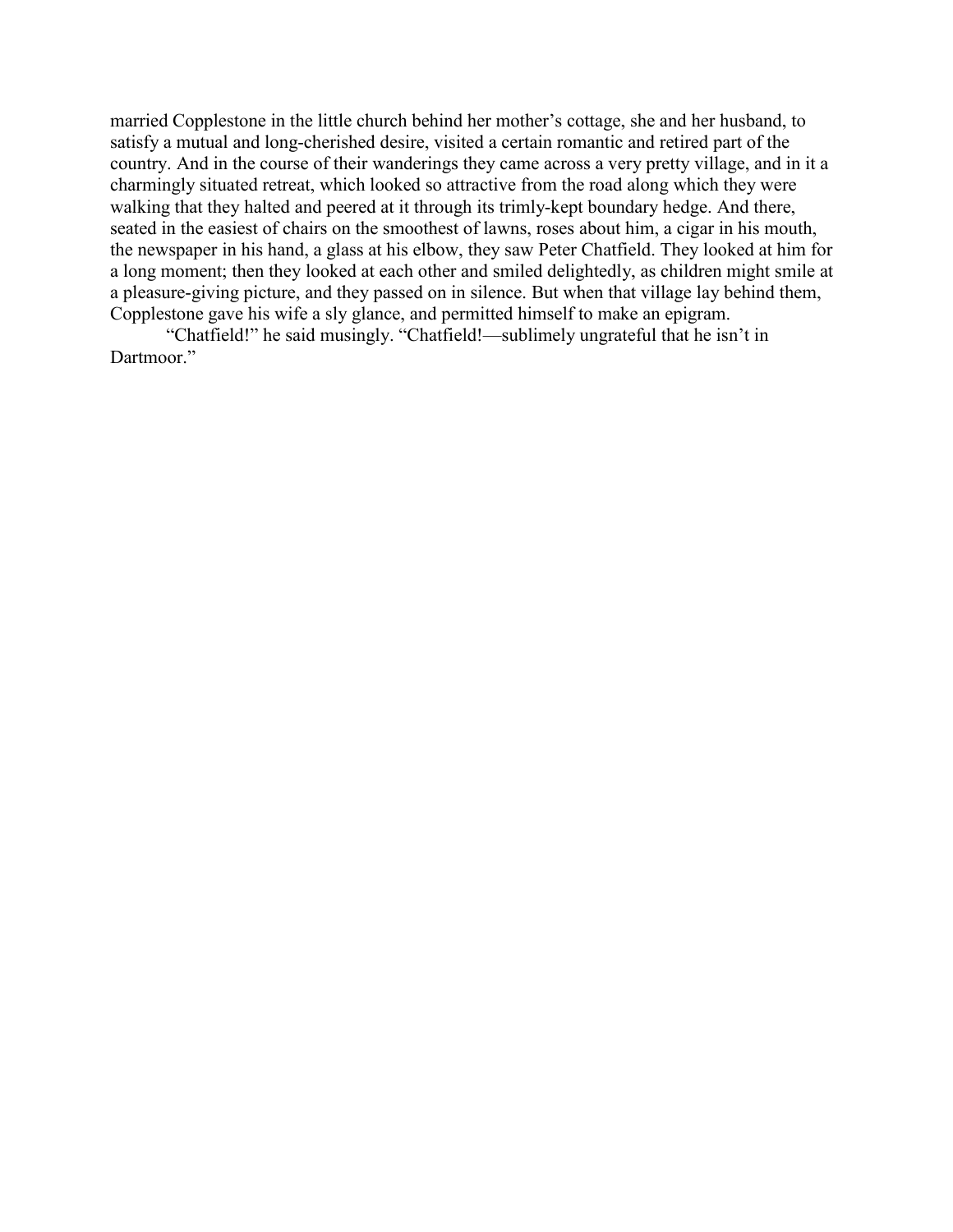married Copplestone in the little church behind her mother's cottage, she and her husband, to satisfy a mutual and long-cherished desire, visited a certain romantic and retired part of the country. And in the course of their wanderings they came across a very pretty village, and in it a charmingly situated retreat, which looked so attractive from the road along which they were walking that they halted and peered at it through its trimly-kept boundary hedge. And there, seated in the easiest of chairs on the smoothest of lawns, roses about him, a cigar in his mouth, the newspaper in his hand, a glass at his elbow, they saw Peter Chatfield. They looked at him for a long moment; then they looked at each other and smiled delightedly, as children might smile at a pleasure-giving picture, and they passed on in silence. But when that village lay behind them, Copplestone gave his wife a sly glance, and permitted himself to make an epigram.

"Chatfield!" he said musingly. "Chatfield!—sublimely ungrateful that he isn't in Dartmoor."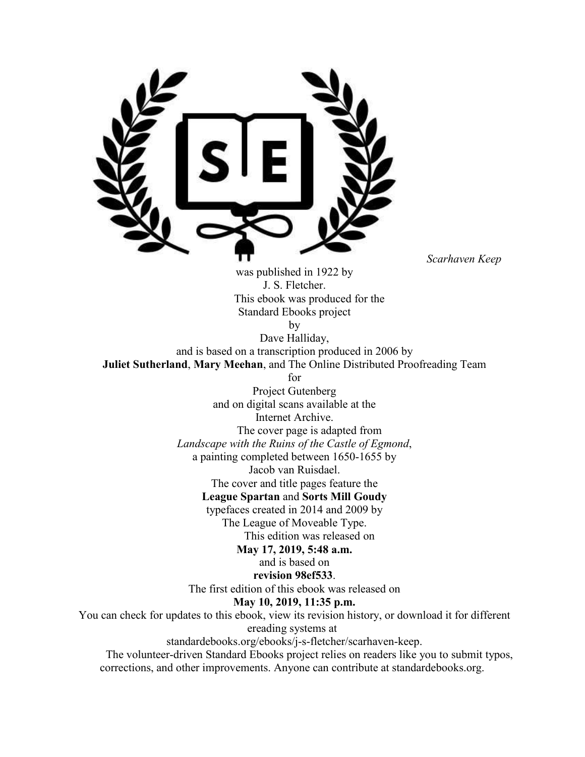*Scarhaven Keep*
was published in 1922 by
J. S. Fletcher.

This ebook was produced for the
Standard Ebooks project
by
Dave Halliday,
and is based on a transcription produced in 2006 by
**Juliet Sutherland**, **Mary Meehan**, and The Online Distributed Proofreading Team
for
Project Gutenberg
and on digital scans available at the
Internet Archive.

The cover page is adapted from
*Landscape with the Ruins of the Castle of Egmond*,
a painting completed between 1650-1655 by
Jacob van Ruisdael.
The cover and title pages feature the
**League Spartan** and **Sorts Mill Goudy**
typefaces created in 2014 and 2009 by
The League of Moveable Type.

This edition was released on
**May 17, 2019, 5:48 a.m.**
and is based on
**revision 98ef533**.
The first edition of this ebook was released on
**May 10, 2019, 11:35 p.m.**
You can check for updates to this ebook, view its revision history, or download it for different ereading systems at
standardebooks.org/ebooks/j-s-fletcher/scarhaven-keep.

The volunteer-driven Standard Ebooks project relies on readers like you to submit typos, corrections, and other improvements. Anyone can contribute at standardebooks.org.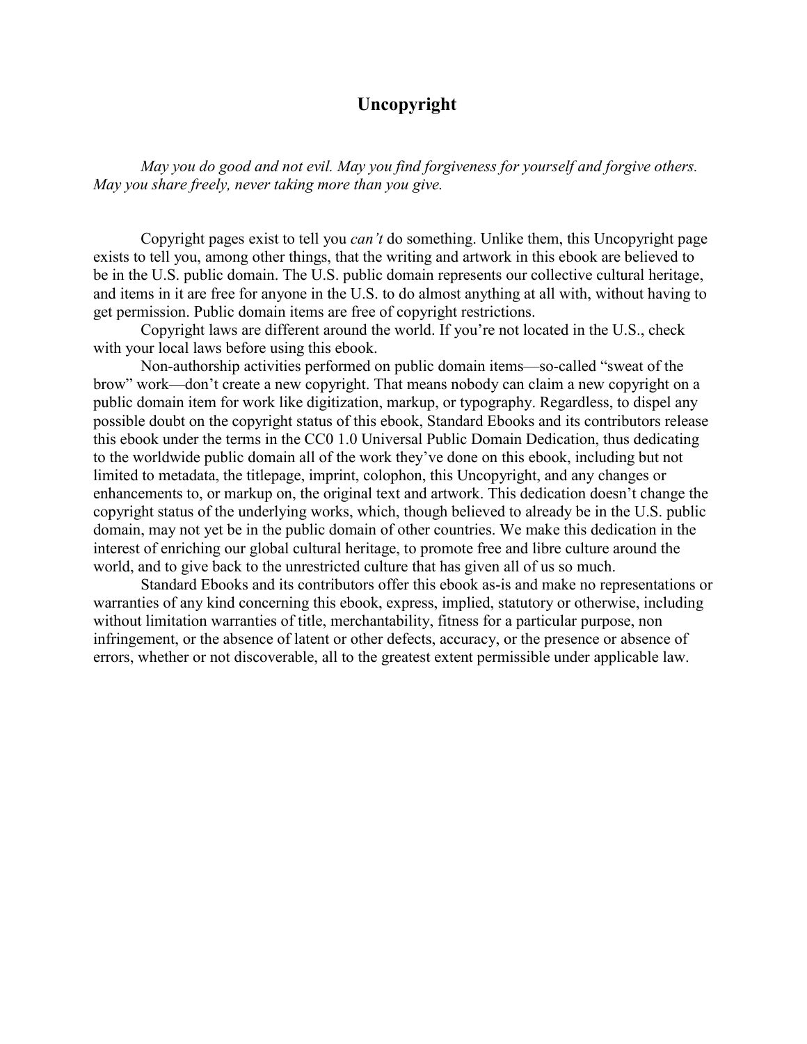## Uncopyright

*May you do good and not evil. May you find forgiveness for yourself and forgive others. May you share freely, never taking more than you give.*

Copyright pages exist to tell you *can't* do something. Unlike them, this Uncopyright page exists to tell you, among other things, that the writing and artwork in this ebook are believed to be in the U.S. public domain. The U.S. public domain represents our collective cultural heritage, and items in it are free for anyone in the U.S. to do almost anything at all with, without having to get permission. Public domain items are free of copyright restrictions.

Copyright laws are different around the world. If you're not located in the U.S., check with your local laws before using this ebook.

Non-authorship activities performed on public domain items—so-called "sweat of the brow" work—don't create a new copyright. That means nobody can claim a new copyright on a public domain item for work like digitization, markup, or typography. Regardless, to dispel any possible doubt on the copyright status of this ebook, Standard Ebooks and its contributors release this ebook under the terms in the CC0 1.0 Universal Public Domain Dedication, thus dedicating to the worldwide public domain all of the work they've done on this ebook, including but not limited to metadata, the titlepage, imprint, colophon, this Uncopyright, and any changes or enhancements to, or markup on, the original text and artwork. This dedication doesn't change the copyright status of the underlying works, which, though believed to already be in the U.S. public domain, may not yet be in the public domain of other countries. We make this dedication in the interest of enriching our global cultural heritage, to promote free and libre culture around the world, and to give back to the unrestricted culture that has given all of us so much.

Standard Ebooks and its contributors offer this ebook as-is and make no representations or warranties of any kind concerning this ebook, express, implied, statutory or otherwise, including without limitation warranties of title, merchantability, fitness for a particular purpose, non infringement, or the absence of latent or other defects, accuracy, or the presence or absence of errors, whether or not discoverable, all to the greatest extent permissible under applicable law.